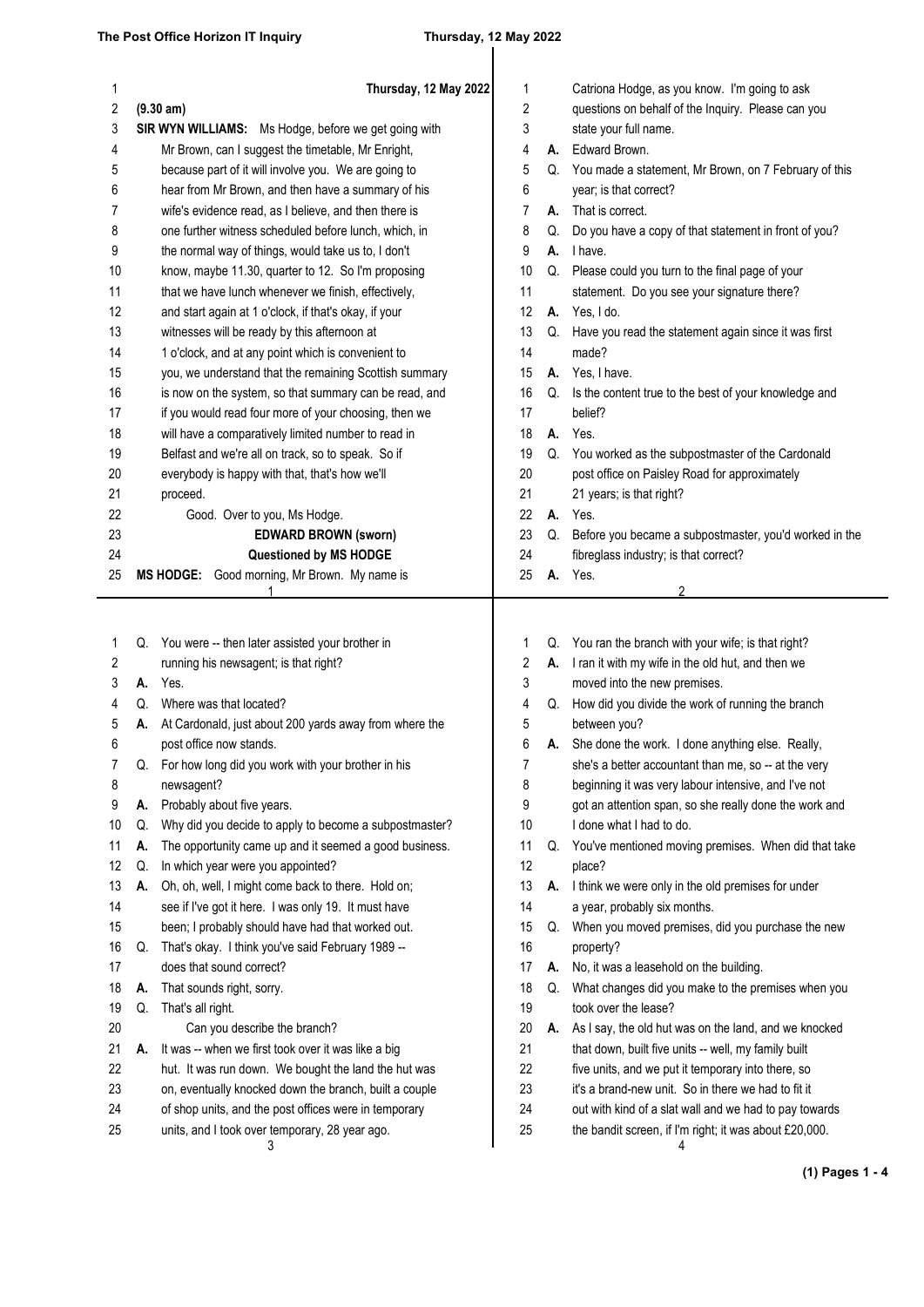Thursday, 12 May 2022

(9.30 am)

**SIR WYN WILLIAMS:** Ms Hodge, before we get going with Mr Brown, can I suggest the timetable, Mr Enright, because part of it will involve you. We are going to hear from Mr Brown, and then have a summary of his wife's evidence read, as I believe, and then there is one further witness scheduled before lunch, which, in the normal way of things, would take us to, I don't know, maybe 11.30, quarter to 12. So I'm proposing that we have lunch whenever we finish, effectively, and start again at 1 o'clock, if that's okay, if your witnesses will be ready by this afternoon at 1 o'clock, and at any point which is convenient to you, we understand that the remaining Scottish summary is now on the system, so that summary can be read, and if you would read four more of your choosing, then we will have a comparatively limited number to read in Belfast and we're all on track, so to speak. So if everybody is happy with that, that's how we'll proceed.

Good. Over to you, Ms Hodge.

**EDWARD BROWN (sworn)**

**Questioned by MS HODGE**

**MS HODGE:** Good morning, Mr Brown. My name is Catriona Hodge, as you know. I'm going to ask questions on behalf of the Inquiry. Please can you state your full name.

**A.** Edward Brown.

**Q.** You made a statement, Mr Brown, on 7 February of this year; is that correct?

**A.** That is correct.

**Q.** Do you have a copy of that statement in front of you?

**A.** I have.

**Q.** Please could you turn to the final page of your statement. Do you see your signature there?

**A.** Yes, I do.

**Q.** Have you read the statement again since it was first made?

**A.** Yes, I have.

**Q.** Is the content true to the best of your knowledge and belief?

**A.** Yes.

**Q.** You worked as the subpostmaster of the Cardonald post office on Paisley Road for approximately 21 years; is that right?

**A.** Yes.

**Q.** Before you became a subpostmaster, you'd worked in the fibreglass industry; is that correct?

**A.** Yes.

**Q.** You were -- then later assisted your brother in running his newsagent; is that right?

**A.** Yes.

**Q.** Where was that located?

**A.** At Cardonald, just about 200 yards away from where the post office now stands.

**Q.** For how long did you work with your brother in his newsagent?

**A.** Probably about five years.

**Q.** Why did you decide to apply to become a subpostmaster?

**A.** The opportunity came up and it seemed a good business.

**Q.** In which year were you appointed?

**A.** Oh, oh, well, I might come back to there. Hold on; see if I've got it here. I was only 19. It must have been; I probably should have had that worked out.

**Q.** That's okay. I think you've said February 1989 -- does that sound correct?

**A.** That sounds right, sorry.

**Q.** That's all right.

Can you describe the branch?

**A.** It was -- when we first took over it was like a big hut. It was run down. We bought the land the hut was on, eventually knocked down the branch, built a couple of shop units, and the post offices were in temporary units, and I took over temporary, 28 year ago.

**Q.** You ran the branch with your wife; is that right?

**A.** I ran it with my wife in the old hut, and then we moved into the new premises.

**Q.** How did you divide the work of running the branch between you?

**A.** She done the work. I done anything else. Really, she's a better accountant than me, so -- at the very beginning it was very labour intensive, and I've not got an attention span, so she really done the work and I done what I had to do.

**Q.** You've mentioned moving premises. When did that take place?

**A.** I think we were only in the old premises for under a year, probably six months.

**Q.** When you moved premises, did you purchase the new property?

**A.** No, it was a leasehold on the building.

**Q.** What changes did you make to the premises when you took over the lease?

**A.** As I say, the old hut was on the land, and we knocked that down, built five units -- well, my family built five units, and we put it temporary into there, so it's a brand-new unit. So in there we had to fit it out with kind of a slat wall and we had to pay towards the bandit screen, if I'm right; it was about £20,000.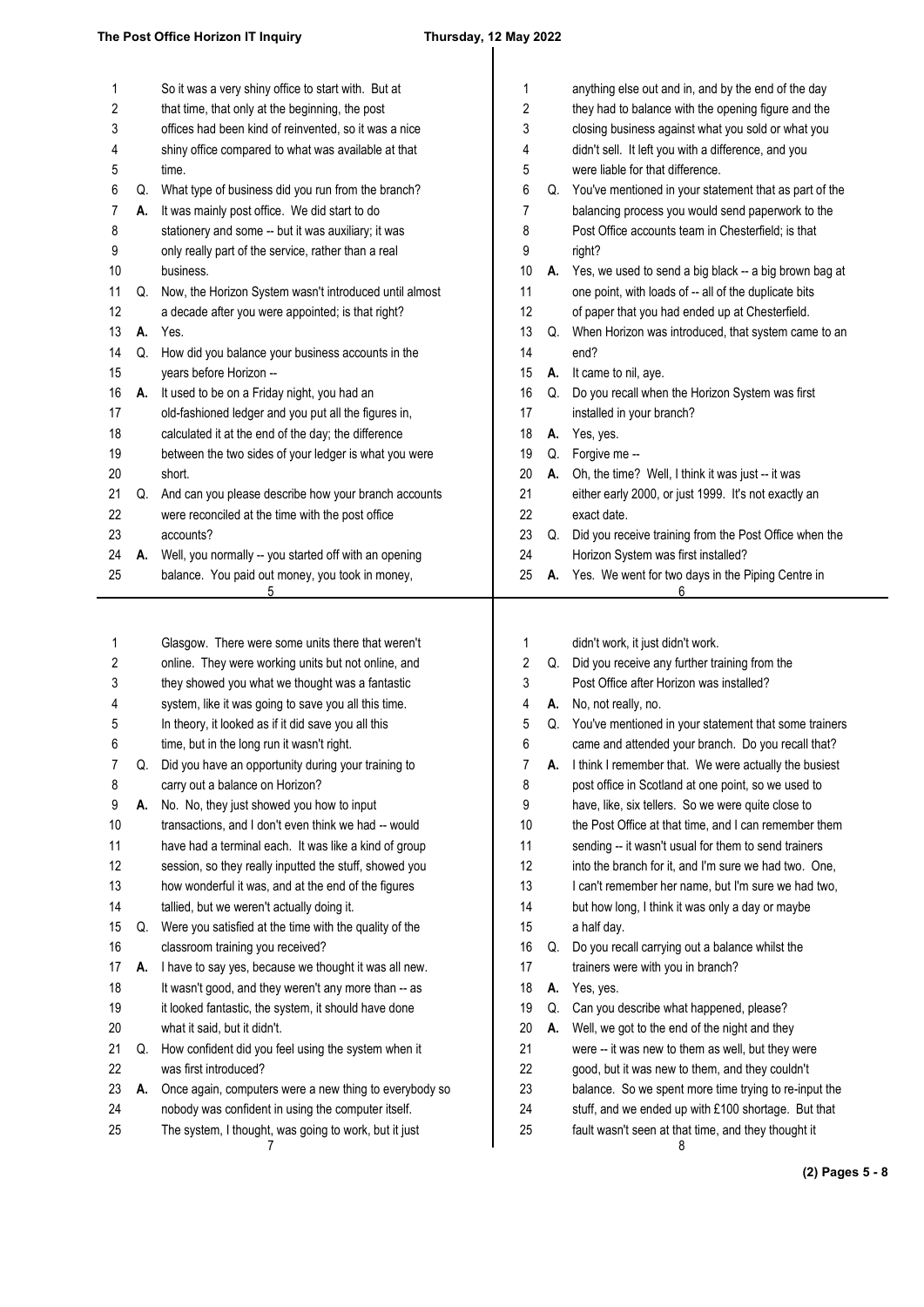So it was a very shiny office to start with. But at that time, that only at the beginning, the post offices had been kind of reinvented, so it was a nice shiny office compared to what was available at that time.

**Q.** What type of business did you run from the branch?

**A.** It was mainly post office. We did start to do stationery and some -- but it was auxiliary; it was only really part of the service, rather than a real business.

**Q.** Now, the Horizon System wasn't introduced until almost a decade after you were appointed; is that right?

**A.** Yes.

**Q.** How did you balance your business accounts in the years before Horizon --

**A.** It used to be on a Friday night, you had an old-fashioned ledger and you put all the figures in, calculated it at the end of the day; the difference between the two sides of your ledger is what you were short.

**Q.** And can you please describe how your branch accounts were reconciled at the time with the post office accounts?

**A.** Well, you normally -- you started off with an opening balance. You paid out money, you took in money, anything else out and in, and by the end of the day they had to balance with the opening figure and the closing business against what you sold or what you didn't sell. It left you with a difference, and you were liable for that difference.

**Q.** You've mentioned in your statement that as part of the balancing process you would send paperwork to the Post Office accounts team in Chesterfield; is that right?

**A.** Yes, we used to send a big black -- a big brown bag at one point, with loads of -- all of the duplicate bits of paper that you had ended up at Chesterfield.

**Q.** When Horizon was introduced, that system came to an end?

**A.** It came to nil, aye.

**Q.** Do you recall when the Horizon System was first installed in your branch?

**A.** Yes, yes.

**Q.** Forgive me --

**A.** Oh, the time? Well, I think it was just -- it was either early 2000, or just 1999. It's not exactly an exact date.

**Q.** Did you receive training from the Post Office when the Horizon System was first installed?

**A.** Yes. We went for two days in the Piping Centre in Glasgow. There were some units there that weren't online. They were working units but not online, and they showed you what we thought was a fantastic system, like it was going to save you all this time. In theory, it looked as if it did save you all this time, but in the long run it wasn't right.

**Q.** Did you have an opportunity during your training to carry out a balance on Horizon?

**A.** No. No, they just showed you how to input transactions, and I don't even think we had -- would have had a terminal each. It was like a kind of group session, so they really inputted the stuff, showed you how wonderful it was, and at the end of the figures tallied, but we weren't actually doing it.

**Q.** Were you satisfied at the time with the quality of the classroom training you received?

**A.** I have to say yes, because we thought it was all new. It wasn't good, and they weren't any more than -- as it looked fantastic, the system, it should have done what it said, but it didn't.

**Q.** How confident did you feel using the system when it was first introduced?

**A.** Once again, computers were a new thing to everybody so nobody was confident in using the computer itself. The system, I thought, was going to work, but it just didn't work, it just didn't work.

**Q.** Did you receive any further training from the Post Office after Horizon was installed?

**A.** No, not really, no.

**Q.** You've mentioned in your statement that some trainers came and attended your branch. Do you recall that?

**A.** I think I remember that. We were actually the busiest post office in Scotland at one point, so we used to have, like, six tellers. So we were quite close to the Post Office at that time, and I can remember them sending -- it wasn't usual for them to send trainers into the branch for it, and I'm sure we had two. One, I can't remember her name, but I'm sure we had two, but how long, I think it was only a day or maybe a half day.

**Q.** Do you recall carrying out a balance whilst the trainers were with you in branch?

**A.** Yes, yes.

**Q.** Can you describe what happened, please?

**A.** Well, we got to the end of the night and they were -- it was new to them as well, but they were good, but it was new to them, and they couldn't balance. So we spent more time trying to re-input the stuff, and we ended up with £100 shortage. But that fault wasn't seen at that time, and they thought it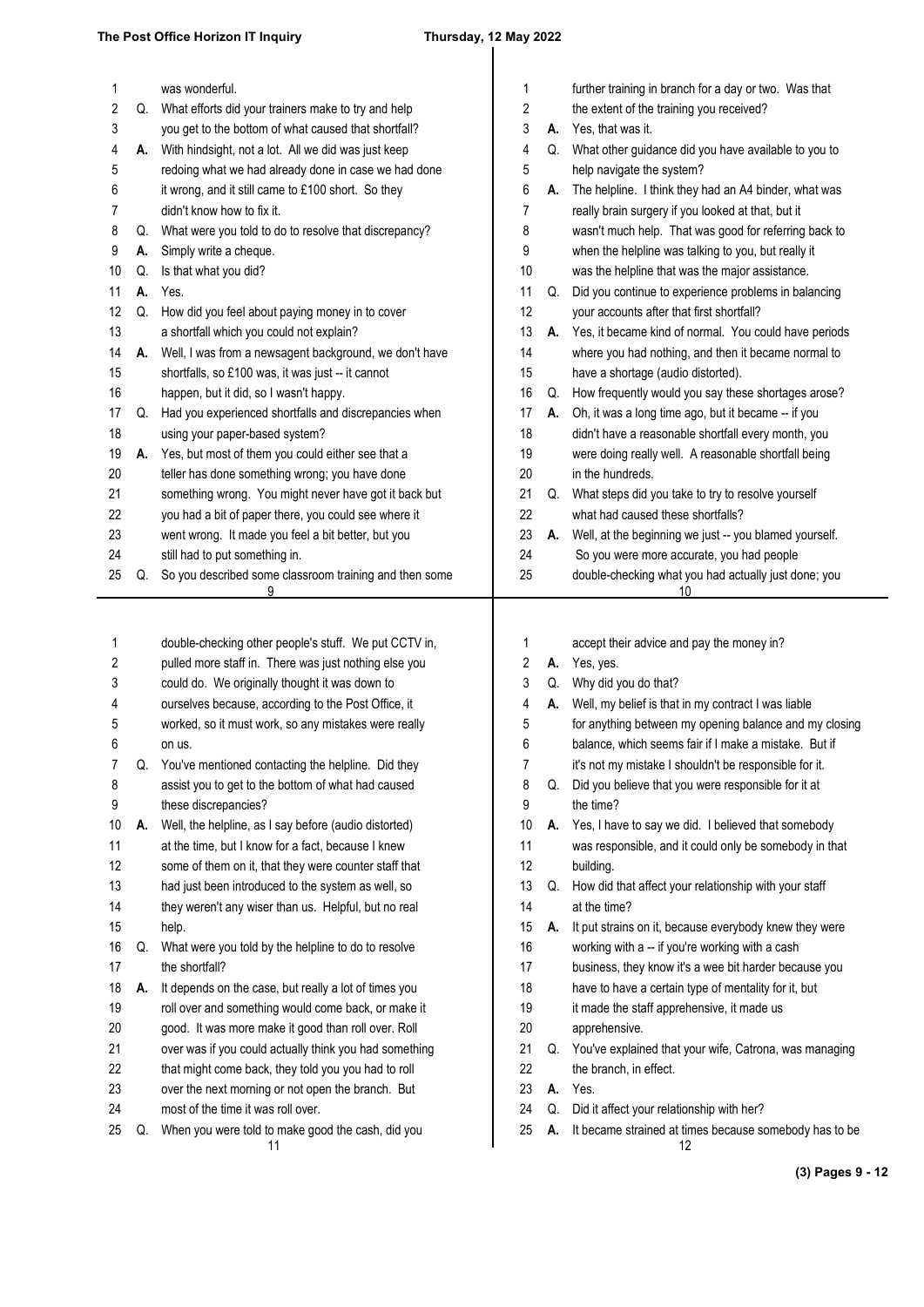was wonderful.

Q. What efforts did your trainers make to try and help you get to the bottom of what caused that shortfall?

A. With hindsight, not a lot. All we did was just keep redoing what we had already done in case we had done it wrong, and it still came to £100 short. So they didn't know how to fix it.

Q. What were you told to do to resolve that discrepancy?

A. Simply write a cheque.

Q. Is that what you did?

A. Yes.

Q. How did you feel about paying money in to cover a shortfall which you could not explain?

A. Well, I was from a newsagent background, we don't have shortfalls, so £100 was, it was just -- it cannot happen, but it did, so I wasn't happy.

Q. Had you experienced shortfalls and discrepancies when using your paper-based system?

A. Yes, but most of them you could either see that a teller has done something wrong; you have done something wrong. You might never have got it back but you had a bit of paper there, you could see where it went wrong. It made you feel a bit better, but you still had to put something in.

Q. So you described some classroom training and then some further training in branch for a day or two. Was that the extent of the training you received?

A. Yes, that was it.

Q. What other guidance did you have available to you to help navigate the system?

A. The helpline. I think they had an A4 binder, what was really brain surgery if you looked at that, but it wasn't much help. That was good for referring back to when the helpline was talking to you, but really it was the helpline that was the major assistance.

Q. Did you continue to experience problems in balancing your accounts after that first shortfall?

A. Yes, it became kind of normal. You could have periods where you had nothing, and then it became normal to have a shortage (audio distorted).

Q. How frequently would you say these shortages arose?

A. Oh, it was a long time ago, but it became -- if you didn't have a reasonable shortfall every month, you were doing really well. A reasonable shortfall being in the hundreds.

Q. What steps did you take to try to resolve yourself what had caused these shortfalls?

A. Well, at the beginning we just -- you blamed yourself. So you were more accurate, you had people double-checking what you had actually just done; you double-checking other people's stuff. We put CCTV in, pulled more staff in. There was just nothing else you could do. We originally thought it was down to ourselves because, according to the Post Office, it worked, so it must work, so any mistakes were really on us.

Q. You've mentioned contacting the helpline. Did they assist you to get to the bottom of what had caused these discrepancies?

A. Well, the helpline, as I say before (audio distorted) at the time, but I know for a fact, because I knew some of them on it, that they were counter staff that had just been introduced to the system as well, so they weren't any wiser than us. Helpful, but no real help.

Q. What were you told by the helpline to do to resolve the shortfall?

A. It depends on the case, but really a lot of times you roll over and something would come back, or make it good. It was more make it good than roll over. Roll over was if you could actually think you had something that might come back, they told you you had to roll over the next morning or not open the branch. But most of the time it was roll over.

Q. When you were told to make good the cash, did you accept their advice and pay the money in?

A. Yes, yes.

Q. Why did you do that?

A. Well, my belief is that in my contract I was liable for anything between my opening balance and my closing balance, which seems fair if I make a mistake. But if it's not my mistake I shouldn't be responsible for it.

Q. Did you believe that you were responsible for it at the time?

A. Yes, I have to say we did. I believed that somebody was responsible, and it could only be somebody in that building.

Q. How did that affect your relationship with your staff at the time?

A. It put strains on it, because everybody knew they were working with a -- if you're working with a cash business, they know it's a wee bit harder because you have to have a certain type of mentality for it, but it made the staff apprehensive, it made us apprehensive.

Q. You've explained that your wife, Catrona, was managing the branch, in effect.

A. Yes.

Q. Did it affect your relationship with her?

A. It became strained at times because somebody has to be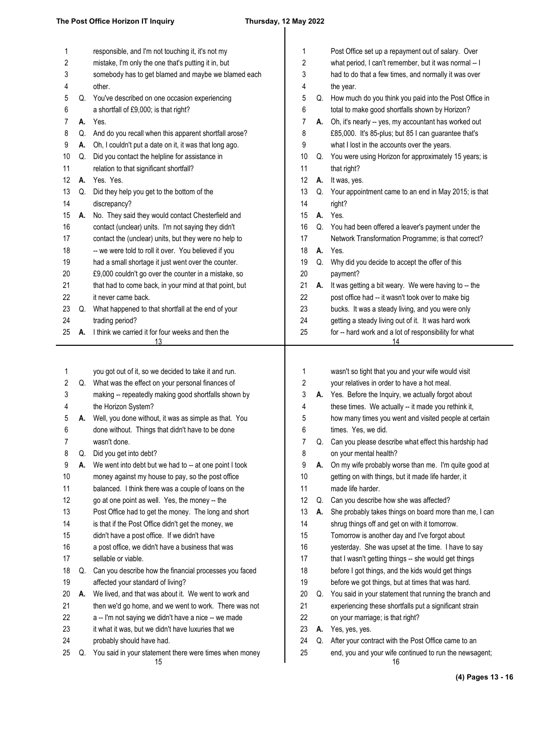responsible, and I'm not touching it, it's not my mistake, I'm only the one that's putting it in, but somebody has to get blamed and maybe we blamed each other.

**Q.** You've described on one occasion experiencing a shortfall of £9,000; is that right?

**A.** Yes.

**Q.** And do you recall when this apparent shortfall arose?

**A.** Oh, I couldn't put a date on it, it was that long ago.

**Q.** Did you contact the helpline for assistance in relation to that significant shortfall?

**A.** Yes. Yes.

**Q.** Did they help you get to the bottom of the discrepancy?

**A.** No. They said they would contact Chesterfield and contact (unclear) units. I'm not saying they didn't contact the (unclear) units, but they were no help to -- we were told to roll it over. You believed if you had a small shortage it just went over the counter. £9,000 couldn't go over the counter in a mistake, so that had to come back, in your mind at that point, but it never came back.

**Q.** What happened to that shortfall at the end of your trading period?

**A.** I think we carried it for four weeks and then the Post Office set up a repayment out of salary. Over what period, I can't remember, but it was normal -- I had to do that a few times, and normally it was over the year.

**Q.** How much do you think you paid into the Post Office in total to make good shortfalls shown by Horizon?

**A.** Oh, it's nearly -- yes, my accountant has worked out £85,000. It's 85-plus; but 85 I can guarantee that's what I lost in the accounts over the years.

**Q.** You were using Horizon for approximately 15 years; is that right?

**A.** It was, yes.

**Q.** Your appointment came to an end in May 2015; is that right?

**A.** Yes.

**Q.** You had been offered a leaver's payment under the Network Transformation Programme; is that correct?

**A.** Yes.

**Q.** Why did you decide to accept the offer of this payment?

**A.** It was getting a bit weary. We were having to -- the post office had -- it wasn't took over to make big bucks. It was a steady living, and you were only getting a steady living out of it. It was hard work for -- hard work and a lot of responsibility for what you got out of it, so we decided to take it and run.

**Q.** What was the effect on your personal finances of making -- repeatedly making good shortfalls shown by the Horizon System?

**A.** Well, you done without, it was as simple as that. You done without. Things that didn't have to be done wasn't done.

**Q.** Did you get into debt?

**A.** We went into debt but we had to -- at one point I took money against my house to pay, so the post office balanced. I think there was a couple of loans on the go at one point as well. Yes, the money -- the Post Office had to get the money. The long and short is that if the Post Office didn't get the money, we didn't have a post office. If we didn't have a post office, we didn't have a business that was sellable or viable.

**Q.** Can you describe how the financial processes you faced affected your standard of living?

**A.** We lived, and that was about it. We went to work and then we'd go home, and we went to work. There was not a -- I'm not saying we didn't have a nice -- we made it what it was, but we didn't have luxuries that we probably should have had.

**Q.** You said in your statement there were times when money wasn't so tight that you and your wife would visit your relatives in order to have a hot meal.

**A.** Yes. Before the Inquiry, we actually forgot about these times. We actually -- it made you rethink it, how many times you went and visited people at certain times. Yes, we did.

**Q.** Can you please describe what effect this hardship had on your mental health?

**A.** On my wife probably worse than me. I'm quite good at getting on with things, but it made life harder, it made life harder.

**Q.** Can you describe how she was affected?

**A.** She probably takes things on board more than me, I can shrug things off and get on with it tomorrow. Tomorrow is another day and I've forgot about yesterday. She was upset at the time. I have to say that I wasn't getting things -- she would get things before I got things, and the kids would get things before we got things, but at times that was hard.

**Q.** You said in your statement that running the branch and experiencing these shortfalls put a significant strain on your marriage; is that right?

**A.** Yes, yes, yes.

**Q.** After your contract with the Post Office came to an end, you and your wife continued to run the newsagent;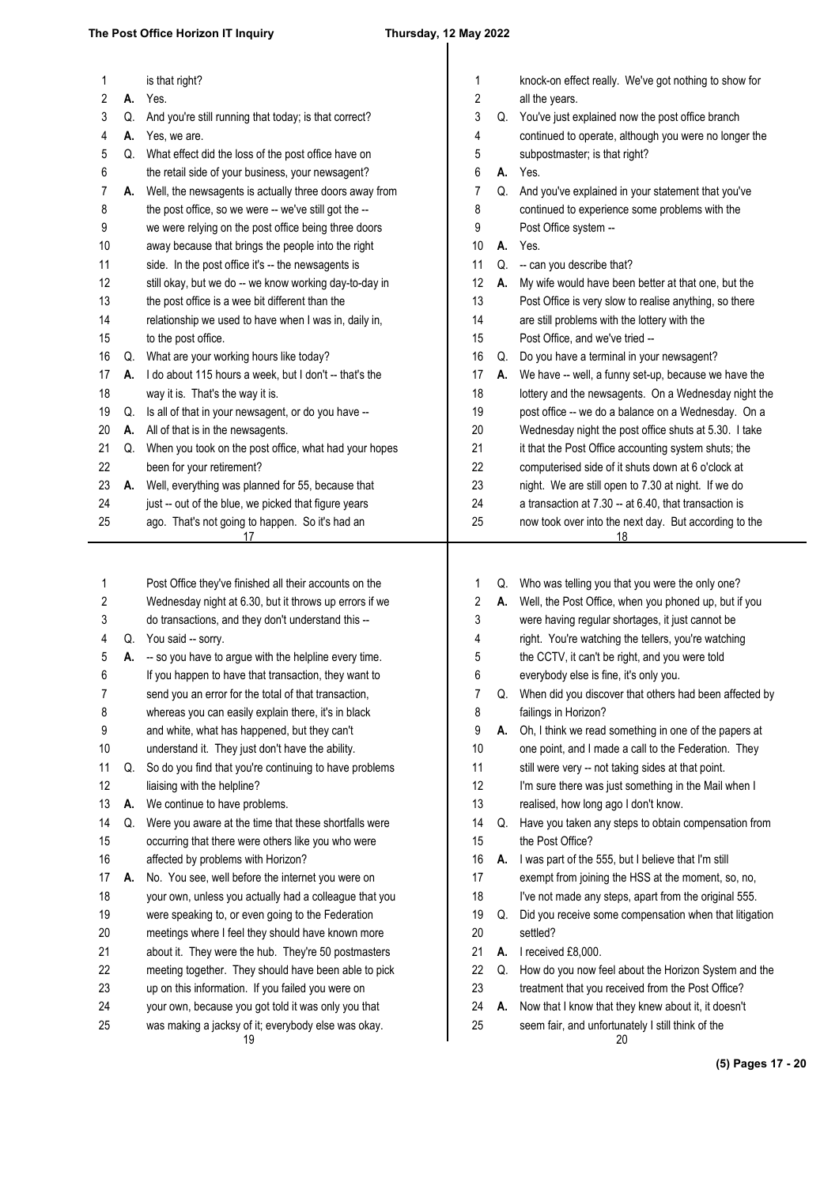is that right?

**A.** Yes.

**Q.** And you're still running that today; is that correct?

**A.** Yes, we are.

**Q.** What effect did the loss of the post office have on the retail side of your business, your newsagent?

**A.** Well, the newsagents is actually three doors away from the post office, so we were -- we've still got the -- we were relying on the post office being three doors away because that brings the people into the right side. In the post office it's -- the newsagents is still okay, but we do -- we know working day-to-day in the post office is a wee bit different than the relationship we used to have when I was in, daily in, to the post office.

**Q.** What are your working hours like today?

**A.** I do about 115 hours a week, but I don't -- that's the way it is. That's the way it is.

**Q.** Is all of that in your newsagent, or do you have --

**A.** All of that is in the newsagents.

**Q.** When you took on the post office, what had your hopes been for your retirement?

**A.** Well, everything was planned for 55, because that just -- out of the blue, we picked that figure years ago. That's not going to happen. So it's had an knock-on effect really. We've got nothing to show for all the years.

**Q.** You've just explained now the post office branch continued to operate, although you were no longer the subpostmaster; is that right?

**A.** Yes.

**Q.** And you've explained in your statement that you've continued to experience some problems with the Post Office system --

**A.** Yes.

**Q.** -- can you describe that?

**A.** My wife would have been better at that one, but the Post Office is very slow to realise anything, so there are still problems with the lottery with the Post Office, and we've tried --

**Q.** Do you have a terminal in your newsagent?

**A.** We have -- well, a funny set-up, because we have the lottery and the newsagents. On a Wednesday night the post office -- we do a balance on a Wednesday. On a Wednesday night the post office shuts at 5.30. I take it that the Post Office accounting system shuts; the computerised side of it shuts down at 6 o'clock at night. We are still open to 7.30 at night. If we do a transaction at 7.30 -- at 6.40, that transaction is now took over into the next day. But according to the Post Office they've finished all their accounts on the Wednesday night at 6.30, but it throws up errors if we do transactions, and they don't understand this --

**Q.** You said -- sorry.

**A.** -- so you have to argue with the helpline every time. If you happen to have that transaction, they want to send you an error for the total of that transaction, whereas you can easily explain there, it's in black and white, what has happened, but they can't understand it. They just don't have the ability.

**Q.** So do you find that you're continuing to have problems liaising with the helpline?

**A.** We continue to have problems.

**Q.** Were you aware at the time that these shortfalls were occurring that there were others like you who were affected by problems with Horizon?

**A.** No. You see, well before the internet you were on your own, unless you actually had a colleague that you were speaking to, or even going to the Federation meetings where I feel they should have known more about it. They were the hub. They're 50 postmasters meeting together. They should have been able to pick up on this information. If you failed you were on your own, because you got told it was only you that was making a jacksy of it; everybody else was okay.

**Q.** Who was telling you that you were the only one?

**A.** Well, the Post Office, when you phoned up, but if you were having regular shortages, it just cannot be right. You're watching the tellers, you're watching the CCTV, it can't be right, and you were told everybody else is fine, it's only you.

**Q.** When did you discover that others had been affected by failings in Horizon?

**A.** Oh, I think we read something in one of the papers at one point, and I made a call to the Federation. They still were very -- not taking sides at that point. I'm sure there was just something in the Mail when I realised, how long ago I don't know.

**Q.** Have you taken any steps to obtain compensation from the Post Office?

**A.** I was part of the 555, but I believe that I'm still exempt from joining the HSS at the moment, so, no, I've not made any steps, apart from the original 555.

**Q.** Did you receive some compensation when that litigation settled?

**A.** I received £8,000.

**Q.** How do you now feel about the Horizon System and the treatment that you received from the Post Office?

**A.** Now that I know that they knew about it, it doesn't seem fair, and unfortunately I still think of the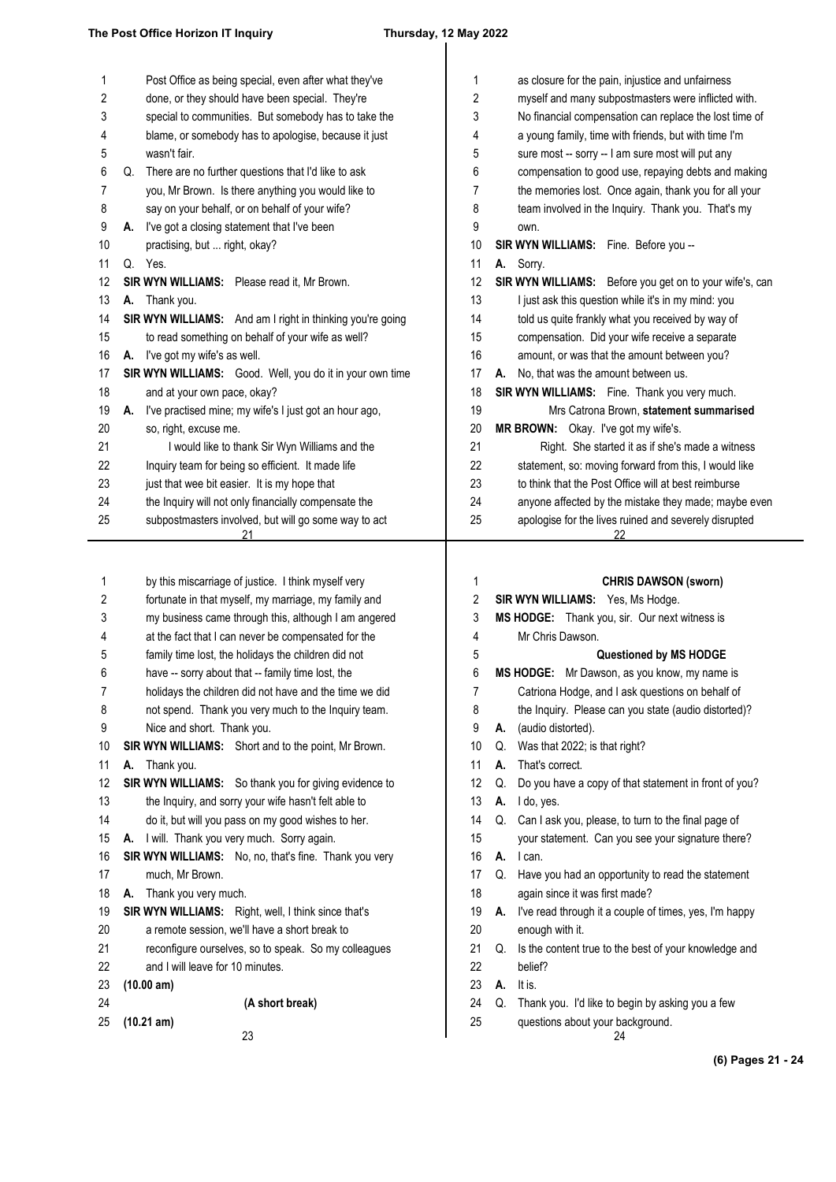Post Office as being special, even after what they've done, or they should have been special. They're special to communities. But somebody has to take the blame, or somebody has to apologise, because it just wasn't fair.

Q. There are no further questions that I'd like to ask you, Mr Brown. Is there anything you would like to say on your behalf, or on behalf of your wife?

A. I've got a closing statement that I've been practising, but ... right, okay?

Q. Yes.

**SIR WYN WILLIAMS:** Please read it, Mr Brown.

A. Thank you.

**SIR WYN WILLIAMS:** And am I right in thinking you're going to read something on behalf of your wife as well?

A. I've got my wife's as well.

**SIR WYN WILLIAMS:** Good. Well, you do it in your own time and at your own pace, okay?

A. I've practised mine; my wife's I just got an hour ago, so, right, excuse me.

I would like to thank Sir Wyn Williams and the Inquiry team for being so efficient. It made life just that wee bit easier. It is my hope that the Inquiry will not only financially compensate the subpostmasters involved, but will go some way to act as closure for the pain, injustice and unfairness myself and many subpostmasters were inflicted with. No financial compensation can replace the lost time of a young family, time with friends, but with time I'm sure most -- sorry -- I am sure most will put any compensation to good use, repaying debts and making the memories lost. Once again, thank you for all your team involved in the Inquiry. Thank you. That's my own.

**SIR WYN WILLIAMS:** Fine. Before you --

A. Sorry.

**SIR WYN WILLIAMS:** Before you get on to your wife's, can I just ask this question while it's in my mind: you told us quite frankly what you received by way of compensation. Did your wife receive a separate amount, or was that the amount between you?

A. No, that was the amount between us.

**SIR WYN WILLIAMS:** Fine. Thank you very much.

**Mrs Catrona Brown, statement summarised**

**MR BROWN:** Okay. I've got my wife's.

Right. She started it as if she's made a witness statement, so: moving forward from this, I would like to think that the Post Office will at best reimburse anyone affected by the mistake they made; maybe even apologise for the lives ruined and severely disrupted by this miscarriage of justice. I think myself very fortunate in that myself, my marriage, my family and my business came through this, although I am angered at the fact that I can never be compensated for the family time lost, the holidays the children did not have -- sorry about that -- family time lost, the holidays the children did not have and the time we did not spend. Thank you very much to the Inquiry team. Nice and short. Thank you.

**SIR WYN WILLIAMS:** Short and to the point, Mr Brown.

A. Thank you.

**SIR WYN WILLIAMS:** So thank you for giving evidence to the Inquiry, and sorry your wife hasn't felt able to do it, but will you pass on my good wishes to her.

A. I will. Thank you very much. Sorry again.

**SIR WYN WILLIAMS:** No, no, that's fine. Thank you very much, Mr Brown.

A. Thank you very much.

**SIR WYN WILLIAMS:** Right, well, I think since that's a remote session, we'll have a short break to reconfigure ourselves, so to speak. So my colleagues and I will leave for 10 minutes.

**(10.00 am)**

**(A short break)**

**(10.21 am)**

**CHRIS DAWSON (sworn)**

**SIR WYN WILLIAMS:** Yes, Ms Hodge.

**MS HODGE:** Thank you, sir. Our next witness is Mr Chris Dawson.

**Questioned by MS HODGE**

**MS HODGE:** Mr Dawson, as you know, my name is Catriona Hodge, and I ask questions on behalf of the Inquiry. Please can you state (audio distorted)?

A. (audio distorted).

Q. Was that 2022; is that right?

A. That's correct.

Q. Do you have a copy of that statement in front of you?

A. I do, yes.

Q. Can I ask you, please, to turn to the final page of your statement. Can you see your signature there?

A. I can.

Q. Have you had an opportunity to read the statement again since it was first made?

A. I've read through it a couple of times, yes, I'm happy enough with it.

Q. Is the content true to the best of your knowledge and belief?

A. It is.

Q. Thank you. I'd like to begin by asking you a few questions about your background.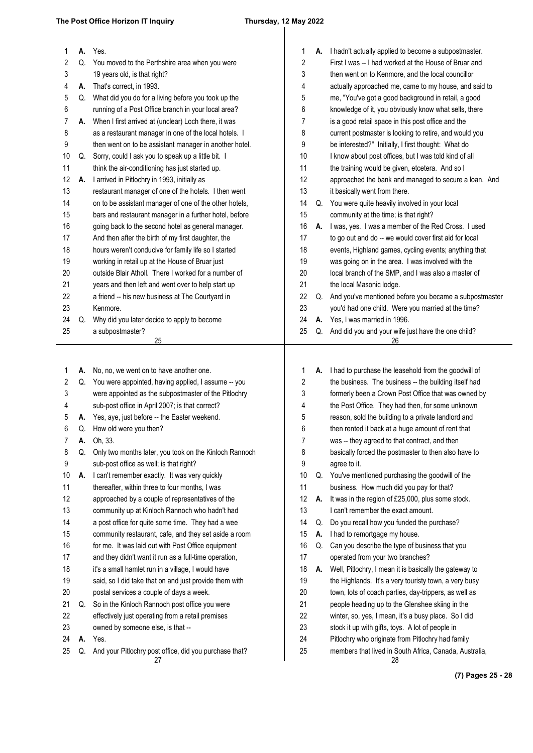A. Yes.

Q. You moved to the Perthshire area when you were 19 years old, is that right?

A. That's correct, in 1993.

Q. What did you do for a living before you took up the running of a Post Office branch in your local area?

A. When I first arrived at (unclear) Loch there, it was as a restaurant manager in one of the local hotels. I then went on to be assistant manager in another hotel.

Q. Sorry, could I ask you to speak up a little bit. I think the air-conditioning has just started up.

A. I arrived in Pitlochry in 1993, initially as restaurant manager of one of the hotels. I then went on to be assistant manager of one of the other hotels, bars and restaurant manager in a further hotel, before going back to the second hotel as general manager. And then after the birth of my first daughter, the hours weren't conducive for family life so I started working in retail up at the House of Bruar just outside Blair Atholl. There I worked for a number of years and then left and went over to help start up a friend -- his new business at The Courtyard in Kenmore.

Q. Why did you later decide to apply to become a subpostmaster?

A. I hadn't actually applied to become a subpostmaster. First I was -- I had worked at the House of Bruar and then went on to Kenmore, and the local councillor actually approached me, came to my house, and said to me, "You've got a good background in retail, a good knowledge of it, you obviously know what sells, there is a good retail space in this post office and the current postmaster is looking to retire, and would you be interested?" Initially, I first thought: What do I know about post offices, but I was told kind of all the training would be given, etcetera. And so I approached the bank and managed to secure a loan. And it basically went from there.

Q. You were quite heavily involved in your local community at the time; is that right?

A. I was, yes. I was a member of the Red Cross. I used to go out and do -- we would cover first aid for local events, Highland games, cycling events; anything that was going on in the area. I was involved with the local branch of the SMP, and I was also a master of the local Masonic lodge.

Q. And you've mentioned before you became a subpostmaster you'd had one child. Were you married at the time?

A. Yes, I was married in 1996.

Q. And did you and your wife just have the one child?

A. No, no, we went on to have another one.

Q. You were appointed, having applied, I assume -- you were appointed as the subpostmaster of the Pitlochry sub-post office in April 2007; is that correct?

A. Yes, aye, just before -- the Easter weekend.

Q. How old were you then?

A. Oh, 33.

Q. Only two months later, you took on the Kinloch Rannoch sub-post office as well; is that right?

A. I can't remember exactly. It was very quickly thereafter, within three to four months, I was approached by a couple of representatives of the community up at Kinloch Rannoch who hadn't had a post office for quite some time. They had a wee community restaurant, cafe, and they set aside a room for me. It was laid out with Post Office equipment and they didn't want it run as a full-time operation, it's a small hamlet run in a village, I would have said, so I did take that on and just provide them with postal services a couple of days a week.

Q. So in the Kinloch Rannoch post office you were effectively just operating from a retail premises owned by someone else, is that --

A. Yes.

Q. And your Pitlochry post office, did you purchase that?

A. I had to purchase the leasehold from the goodwill of the business. The business -- the building itself had formerly been a Crown Post Office that was owned by the Post Office. They had then, for some unknown reason, sold the building to a private landlord and then rented it back at a huge amount of rent that was -- they agreed to that contract, and then basically forced the postmaster to then also have to agree to it.

Q. You've mentioned purchasing the goodwill of the business. How much did you pay for that?

A. It was in the region of £25,000, plus some stock. I can't remember the exact amount.

Q. Do you recall how you funded the purchase?

A. I had to remortgage my house.

Q. Can you describe the type of business that you operated from your two branches?

A. Well, Pitlochry, I mean it is basically the gateway to the Highlands. It's a very touristy town, a very busy town, lots of coach parties, day-trippers, as well as people heading up to the Glenshee skiing in the winter, so, yes, I mean, it's a busy place. So I did stock it up with gifts, toys. A lot of people in Pitlochry who originate from Pitlochry had family members that lived in South Africa, Canada, Australia,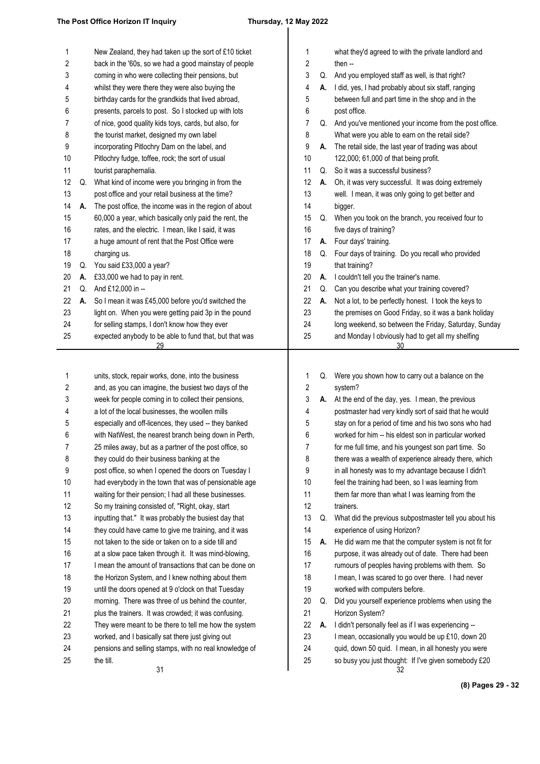New Zealand, they had taken up the sort of £10 ticket back in the '60s, so we had a good mainstay of people coming in who were collecting their pensions, but whilst they were there they were also buying the birthday cards for the grandkids that lived abroad, presents, parcels to post. So I stocked up with lots of nice, good quality kids toys, cards, but also, for the tourist market, designed my own label incorporating Pitlochry Dam on the label, and Pitlochry fudge, toffee, rock; the sort of usual tourist paraphernalia.

Q. What kind of income were you bringing in from the post office and your retail business at the time?

A. The post office, the income was in the region of about 60,000 a year, which basically only paid the rent, the rates, and the electric. I mean, like I said, it was a huge amount of rent that the Post Office were charging us.

Q. You said £33,000 a year?

A. £33,000 we had to pay in rent.

Q. And £12,000 in --

A. So I mean it was £45,000 before you'd switched the light on. When you were getting paid 3p in the pound for selling stamps, I don't know how they ever expected anybody to be able to fund that, but that was what they'd agreed to with the private landlord and then --

Q. And you employed staff as well, is that right?

A. I did, yes, I had probably about six staff, ranging between full and part time in the shop and in the post office.

Q. And you've mentioned your income from the post office. What were you able to earn on the retail side?

A. The retail side, the last year of trading was about 122,000; 61,000 of that being profit.

Q. So it was a successful business?

A. Oh, it was very successful. It was doing extremely well. I mean, it was only going to get better and bigger.

Q. When you took on the branch, you received four to five days of training?

A. Four days' training.

Q. Four days of training. Do you recall who provided that training?

A. I couldn't tell you the trainer's name.

Q. Can you describe what your training covered?

A. Not a lot, to be perfectly honest. I took the keys to the premises on Good Friday, so it was a bank holiday long weekend, so between the Friday, Saturday, Sunday and Monday I obviously had to get all my shelfing units, stock, repair works, done, into the business and, as you can imagine, the busiest two days of the week for people coming in to collect their pensions, a lot of the local businesses, the woollen mills especially and off-licences, they used -- they banked with NatWest, the nearest branch being down in Perth, 25 miles away, but as a partner of the post office, so they could do their business banking at the post office, so when I opened the doors on Tuesday I had everybody in the town that was of pensionable age waiting for their pension; I had all these businesses. So my training consisted of, "Right, okay, start inputting that." It was probably the busiest day that they could have came to give me training, and it was not taken to the side or taken on to a side till and at a slow pace taken through it. It was mind-blowing, I mean the amount of transactions that can be done on the Horizon System, and I knew nothing about them until the doors opened at 9 o'clock on that Tuesday morning. There was three of us behind the counter, plus the trainers. It was crowded; it was confusing. They were meant to be there to tell me how the system worked, and I basically sat there just giving out pensions and selling stamps, with no real knowledge of the till.

Q. Were you shown how to carry out a balance on the system?

A. At the end of the day, yes. I mean, the previous postmaster had very kindly sort of said that he would stay on for a period of time and his two sons who had worked for him -- his eldest son in particular worked for me full time, and his youngest son part time. So there was a wealth of experience already there, which in all honesty was to my advantage because I didn't feel the training had been, so I was learning from them far more than what I was learning from the trainers.

Q. What did the previous subpostmaster tell you about his experience of using Horizon?

A. He did warn me that the computer system is not fit for purpose, it was already out of date. There had been rumours of peoples having problems with them. So I mean, I was scared to go over there. I had never worked with computers before.

Q. Did you yourself experience problems when using the Horizon System?

A. I didn't personally feel as if I was experiencing -- I mean, occasionally you would be up £10, down 20 quid, down 50 quid. I mean, in all honesty you were so busy you just thought: If I've given somebody £20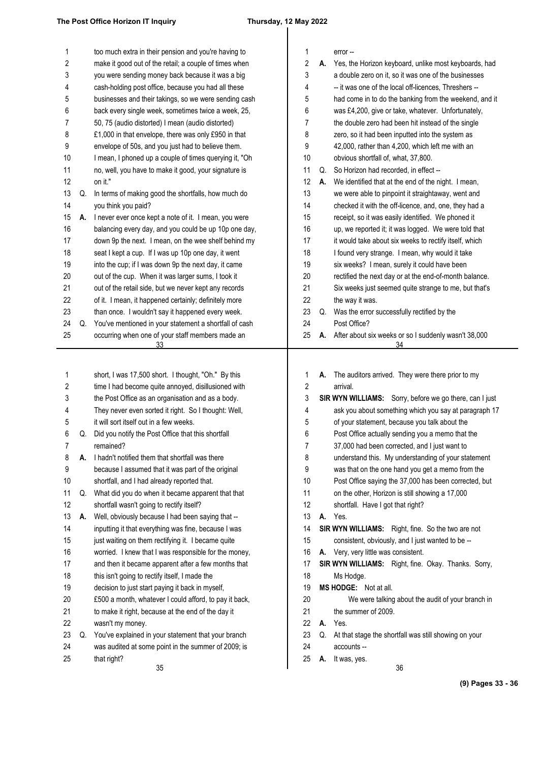too much extra in their pension and you're having to make it good out of the retail; a couple of times when you were sending money back because it was a big cash-holding post office, because you had all these businesses and their takings, so we were sending cash back every single week, sometimes twice a week, 25, 50, 75 (audio distorted) I mean (audio distorted) £1,000 in that envelope, there was only £950 in that envelope of 50s, and you just had to believe them. I mean, I phoned up a couple of times querying it, "Oh no, well, you have to make it good, your signature is on it."

Q. In terms of making good the shortfalls, how much do you think you paid?

A. I never ever once kept a note of it. I mean, you were balancing every day, and you could be up 10p one day, down 9p the next. I mean, on the wee shelf behind my seat I kept a cup. If I was up 10p one day, it went into the cup; if I was down 9p the next day, it came out of the cup. When it was larger sums, I took it out of the retail side, but we never kept any records of it. I mean, it happened certainly; definitely more than once. I wouldn't say it happened every week.

Q. You've mentioned in your statement a shortfall of cash occurring when one of your staff members made an error --

A. Yes, the Horizon keyboard, unlike most keyboards, had a double zero on it, so it was one of the businesses -- it was one of the local off-licences, Threshers -- had come in to do the banking from the weekend, and it was £4,200, give or take, whatever. Unfortunately, the double zero had been hit instead of the single zero, so it had been inputted into the system as 42,000, rather than 4,200, which left me with an obvious shortfall of, what, 37,800.

Q. So Horizon had recorded, in effect --

A. We identified that at the end of the night. I mean, we were able to pinpoint it straightaway, went and checked it with the off-licence, and, one, they had a receipt, so it was easily identified. We phoned it up, we reported it; it was logged. We were told that it would take about six weeks to rectify itself, which I found very strange. I mean, why would it take six weeks? I mean, surely it could have been rectified the next day or at the end-of-month balance. Six weeks just seemed quite strange to me, but that's the way it was.

Q. Was the error successfully rectified by the Post Office?

A. After about six weeks or so I suddenly wasn't 38,000 short, I was 17,500 short. I thought, "Oh." By this time I had become quite annoyed, disillusioned with the Post Office as an organisation and as a body. They never even sorted it right. So I thought: Well, it will sort itself out in a few weeks.

Q. Did you notify the Post Office that this shortfall remained?

A. I hadn't notified them that shortfall was there because I assumed that it was part of the original shortfall, and I had already reported that.

Q. What did you do when it became apparent that that shortfall wasn't going to rectify itself?

A. Well, obviously because I had been saying that -- inputting it that everything was fine, because I was just waiting on them rectifying it. I became quite worried. I knew that I was responsible for the money, and then it became apparent after a few months that this isn't going to rectify itself, I made the decision to just start paying it back in myself, £500 a month, whatever I could afford, to pay it back, to make it right, because at the end of the day it wasn't my money.

Q. You've explained in your statement that your branch was audited at some point in the summer of 2009; is that right?

A. The auditors arrived. They were there prior to my arrival.

**SIR WYN WILLIAMS:** Sorry, before we go there, can I just ask you about something which you say at paragraph 17 of your statement, because you talk about the Post Office actually sending you a memo that the 37,000 had been corrected, and I just want to understand this. My understanding of your statement was that on the one hand you get a memo from the Post Office saying the 37,000 has been corrected, but on the other, Horizon is still showing a 17,000 shortfall. Have I got that right?

A. Yes.

**SIR WYN WILLIAMS:** Right, fine. So the two are not consistent, obviously, and I just wanted to be --

A. Very, very little was consistent.

**SIR WYN WILLIAMS:** Right, fine. Okay. Thanks. Sorry, Ms Hodge.

**MS HODGE:** Not at all.

We were talking about the audit of your branch in the summer of 2009.

A. Yes.

Q. At that stage the shortfall was still showing on your accounts --

A. It was, yes.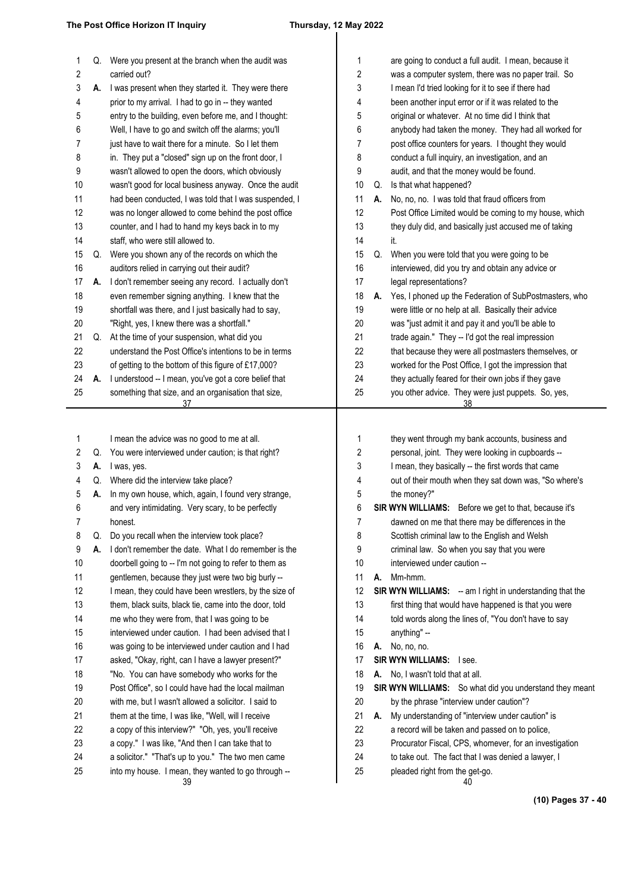Q. Were you present at the branch when the audit was carried out?

A. I was present when they started it. They were there prior to my arrival. I had to go in -- they wanted entry to the building, even before me, and I thought: Well, I have to go and switch off the alarms; you'll just have to wait there for a minute. So I let them in. They put a "closed" sign up on the front door, I wasn't allowed to open the doors, which obviously wasn't good for local business anyway. Once the audit had been conducted, I was told that I was suspended, I was no longer allowed to come behind the post office counter, and I had to hand my keys back in to my staff, who were still allowed to.

Q. Were you shown any of the records on which the auditors relied in carrying out their audit?

A. I don't remember seeing any record. I actually don't even remember signing anything. I knew that the shortfall was there, and I just basically had to say, "Right, yes, I knew there was a shortfall."

Q. At the time of your suspension, what did you understand the Post Office's intentions to be in terms of getting to the bottom of this figure of £17,000?

A. I understood -- I mean, you've got a core belief that something that size, and an organisation that size, are going to conduct a full audit. I mean, because it was a computer system, there was no paper trail. So I mean I'd tried looking for it to see if there had been another input error or if it was related to the original or whatever. At no time did I think that anybody had taken the money. They had all worked for post office counters for years. I thought they would conduct a full inquiry, an investigation, and an audit, and that the money would be found.

Q. Is that what happened?

A. No, no, no. I was told that fraud officers from Post Office Limited would be coming to my house, which they duly did, and basically just accused me of taking it.

Q. When you were told that you were going to be interviewed, did you try and obtain any advice or legal representations?

A. Yes, I phoned up the Federation of SubPostmasters, who were little or no help at all. Basically their advice was "just admit it and pay it and you'll be able to trade again." They -- I'd got the real impression that because they were all postmasters themselves, or worked for the Post Office, I got the impression that they actually feared for their own jobs if they gave you other advice. They were just puppets. So, yes, I mean the advice was no good to me at all.

Q. You were interviewed under caution; is that right?

A. I was, yes.

Q. Where did the interview take place?

A. In my own house, which, again, I found very strange, and very intimidating. Very scary, to be perfectly honest.

Q. Do you recall when the interview took place?

A. I don't remember the date. What I do remember is the doorbell going to -- I'm not going to refer to them as gentlemen, because they just were two big burly -- I mean, they could have been wrestlers, by the size of them, black suits, black tie, came into the door, told me who they were from, that I was going to be interviewed under caution. I had been advised that I was going to be interviewed under caution and I had asked, "Okay, right, can I have a lawyer present?" "No. You can have somebody who works for the Post Office", so I could have had the local mailman with me, but I wasn't allowed a solicitor. I said to them at the time, I was like, "Well, will I receive a copy of this interview?" "Oh, yes, you'll receive a copy." I was like, "And then I can take that to a solicitor." "That's up to you." The two men came into my house. I mean, they wanted to go through -- they went through my bank accounts, business and personal, joint. They were looking in cupboards -- I mean, they basically -- the first words that came out of their mouth when they sat down was, "So where's the money?"

**SIR WYN WILLIAMS:** Before we get to that, because it's dawned on me that there may be differences in the Scottish criminal law to the English and Welsh criminal law. So when you say that you were interviewed under caution --

A. Mm-hmm.

**SIR WYN WILLIAMS:** -- am I right in understanding that the first thing that would have happened is that you were told words along the lines of, "You don't have to say anything" --

A. No, no, no.

**SIR WYN WILLIAMS:** I see.

A. No, I wasn't told that at all.

**SIR WYN WILLIAMS:** So what did you understand they meant by the phrase "interview under caution"?

A. My understanding of "interview under caution" is a record will be taken and passed on to police, Procurator Fiscal, CPS, whomever, for an investigation to take out. The fact that I was denied a lawyer, I pleaded right from the get-go.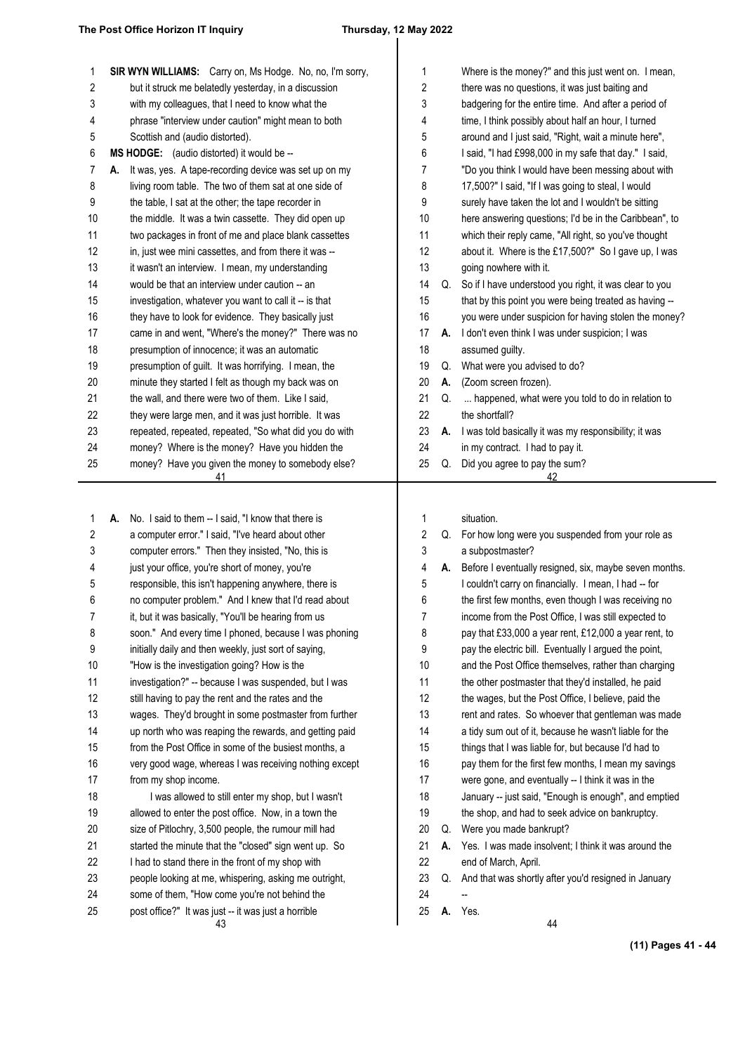**SIR WYN WILLIAMS:** Carry on, Ms Hodge. No, no, I'm sorry, but it struck me belatedly yesterday, in a discussion with my colleagues, that I need to know what the phrase "interview under caution" might mean to both Scottish and (audio distorted).

**MS HODGE:** (audio distorted) it would be --

A. It was, yes. A tape-recording device was set up on my living room table. The two of them sat at one side of the table, I sat at the other; the tape recorder in the middle. It was a twin cassette. They did open up two packages in front of me and place blank cassettes in, just wee mini cassettes, and from there it was -- it wasn't an interview. I mean, my understanding would be that an interview under caution -- an investigation, whatever you want to call it -- is that they have to look for evidence. They basically just came in and went, "Where's the money?" There was no presumption of innocence; it was an automatic presumption of guilt. It was horrifying. I mean, the minute they started I felt as though my back was on the wall, and there were two of them. Like I said, they were large men, and it was just horrible. It was repeated, repeated, repeated, "So what did you do with money? Where is the money? Have you hidden the money? Have you given the money to somebody else? Where is the money?" and this just went on. I mean, there was no questions, it was just baiting and badgering for the entire time. And after a period of time, I think possibly about half an hour, I turned around and I just said, "Right, wait a minute here", I said, "I had £998,000 in my safe that day." I said, "Do you think I would have been messing about with 17,500?" I said, "If I was going to steal, I would surely have taken the lot and I wouldn't be sitting here answering questions; I'd be in the Caribbean", to which their reply came, "All right, so you've thought about it. Where is the £17,500?" So I gave up, I was going nowhere with it.

Q. So if I have understood you right, it was clear to you that by this point you were being treated as having -- you were under suspicion for having stolen the money?

A. I don't even think I was under suspicion; I was assumed guilty.

Q. What were you advised to do?

A. (Zoom screen frozen).

Q. ... happened, what were you told to do in relation to the shortfall?

A. I was told basically it was my responsibility; it was in my contract. I had to pay it.

Q. Did you agree to pay the sum?

A. No. I said to them -- I said, "I know that there is a computer error." I said, "I've heard about other computer errors." Then they insisted, "No, this is just your office, you're short of money, you're responsible, this isn't happening anywhere, there is no computer problem." And I knew that I'd read about it, but it was basically, "You'll be hearing from us soon." And every time I phoned, because I was phoning initially daily and then weekly, just sort of saying, "How is the investigation going? How is the investigation?" -- because I was suspended, but I was still having to pay the rent and the rates and the wages. They'd brought in some postmaster from further up north who was reaping the rewards, and getting paid from the Post Office in some of the busiest months, a very good wage, whereas I was receiving nothing except from my shop income.

I was allowed to still enter my shop, but I wasn't allowed to enter the post office. Now, in a town the size of Pitlochry, 3,500 people, the rumour mill had started the minute that the "closed" sign went up. So I had to stand there in the front of my shop with people looking at me, whispering, asking me outright, some of them, "How come you're not behind the post office?" It was just -- it was just a horrible situation.

Q. For how long were you suspended from your role as a subpostmaster?

A. Before I eventually resigned, six, maybe seven months. I couldn't carry on financially. I mean, I had -- for the first few months, even though I was receiving no income from the Post Office, I was still expected to pay that £33,000 a year rent, £12,000 a year rent, to pay the electric bill. Eventually I argued the point, and the Post Office themselves, rather than charging the other postmaster that they'd installed, he paid the wages, but the Post Office, I believe, paid the rent and rates. So whoever that gentleman was made a tidy sum out of it, because he wasn't liable for the things that I was liable for, but because I'd had to pay them for the first few months, I mean my savings were gone, and eventually -- I think it was in the January -- just said, "Enough is enough", and emptied the shop, and had to seek advice on bankruptcy.

Q. Were you made bankrupt?

A. Yes. I was made insolvent; I think it was around the end of March, April.

Q. And that was shortly after you'd resigned in January --

A. Yes.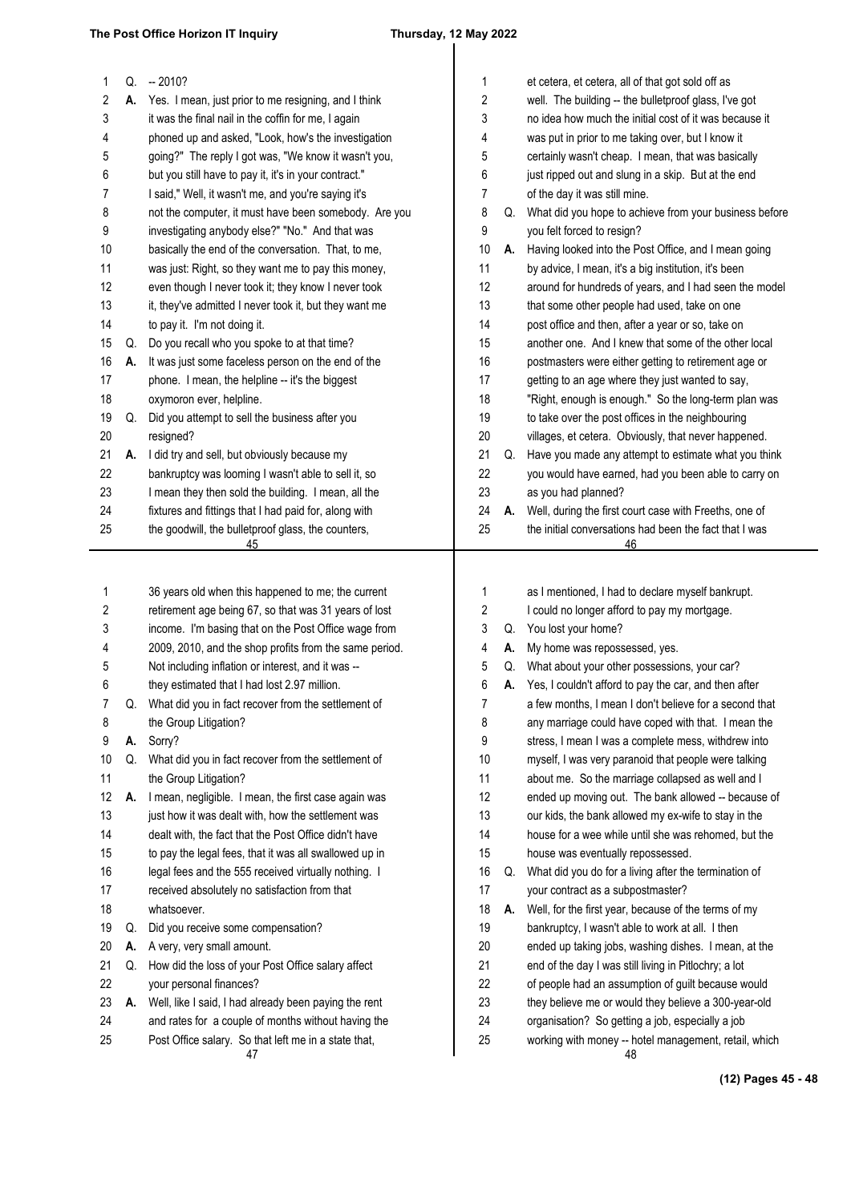Q. -- 2010?

A. Yes. I mean, just prior to me resigning, and I think it was the final nail in the coffin for me, I again phoned up and asked, "Look, how's the investigation going?" The reply I got was, "We know it wasn't you, but you still have to pay it, it's in your contract." I said," Well, it wasn't me, and you're saying it's not the computer, it must have been somebody. Are you investigating anybody else?" "No." And that was basically the end of the conversation. That, to me, was just: Right, so they want me to pay this money, even though I never took it; they know I never took it, they've admitted I never took it, but they want me to pay it. I'm not doing it.

Q. Do you recall who you spoke to at that time?

A. It was just some faceless person on the end of the phone. I mean, the helpline -- it's the biggest oxymoron ever, helpline.

Q. Did you attempt to sell the business after you resigned?

A. I did try and sell, but obviously because my bankruptcy was looming I wasn't able to sell it, so I mean they then sold the building. I mean, all the fixtures and fittings that I had paid for, along with the goodwill, the bulletproof glass, the counters, et cetera, et cetera, all of that got sold off as well. The building -- the bulletproof glass, I've got no idea how much the initial cost of it was because it was put in prior to me taking over, but I know it certainly wasn't cheap. I mean, that was basically just ripped out and slung in a skip. But at the end of the day it was still mine.

Q. What did you hope to achieve from your business before you felt forced to resign?

A. Having looked into the Post Office, and I mean going by advice, I mean, it's a big institution, it's been around for hundreds of years, and I had seen the model that some other people had used, take on one post office and then, after a year or so, take on another one. And I knew that some of the other local postmasters were either getting to retirement age or getting to an age where they just wanted to say, "Right, enough is enough." So the long-term plan was to take over the post offices in the neighbouring villages, et cetera. Obviously, that never happened.

Q. Have you made any attempt to estimate what you think you would have earned, had you been able to carry on as you had planned?

A. Well, during the first court case with Freeths, one of the initial conversations had been the fact that I was 36 years old when this happened to me; the current retirement age being 67, so that was 31 years of lost income. I'm basing that on the Post Office wage from 2009, 2010, and the shop profits from the same period. Not including inflation or interest, and it was -- they estimated that I had lost 2.97 million.

Q. What did you in fact recover from the settlement of the Group Litigation?

A. Sorry?

Q. What did you in fact recover from the settlement of the Group Litigation?

A. I mean, negligible. I mean, the first case again was just how it was dealt with, how the settlement was dealt with, the fact that the Post Office didn't have to pay the legal fees, that it was all swallowed up in legal fees and the 555 received virtually nothing. I received absolutely no satisfaction from that whatsoever.

Q. Did you receive some compensation?

A. A very, very small amount.

Q. How did the loss of your Post Office salary affect your personal finances?

A. Well, like I said, I had already been paying the rent and rates for a couple of months without having the Post Office salary. So that left me in a state that, as I mentioned, I had to declare myself bankrupt. I could no longer afford to pay my mortgage.

Q. You lost your home?

A. My home was repossessed, yes.

Q. What about your other possessions, your car?

A. Yes, I couldn't afford to pay the car, and then after a few months, I mean I don't believe for a second that any marriage could have coped with that. I mean the stress, I mean I was a complete mess, withdrew into myself, I was very paranoid that people were talking about me. So the marriage collapsed as well and I ended up moving out. The bank allowed -- because of our kids, the bank allowed my ex-wife to stay in the house for a wee while until she was rehomed, but the house was eventually repossessed.

Q. What did you do for a living after the termination of your contract as a subpostmaster?

A. Well, for the first year, because of the terms of my bankruptcy, I wasn't able to work at all. I then ended up taking jobs, washing dishes. I mean, at the end of the day I was still living in Pitlochry; a lot of people had an assumption of guilt because would they believe me or would they believe a 300-year-old organisation? So getting a job, especially a job working with money -- hotel management, retail, which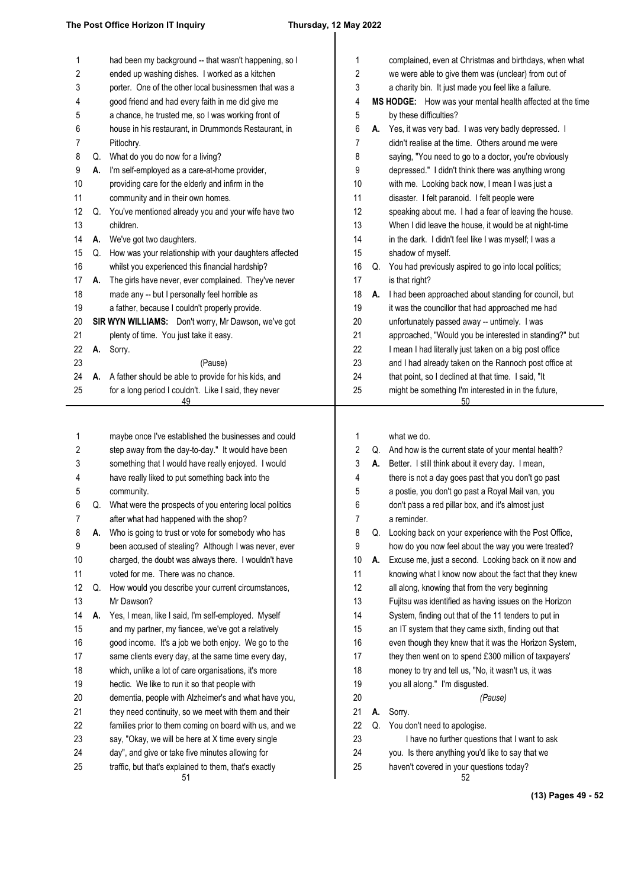had been my background -- that wasn't happening, so I ended up washing dishes. I worked as a kitchen porter. One of the other local businessmen that was a good friend and had every faith in me did give me a chance, he trusted me, so I was working front of house in his restaurant, in Drummonds Restaurant, in Pitlochry.

Q. What do you do now for a living?

A. I'm self-employed as a care-at-home provider, providing care for the elderly and infirm in the community and in their own homes.

Q. You've mentioned already you and your wife have two children.

A. We've got two daughters.

Q. How was your relationship with your daughters affected whilst you experienced this financial hardship?

A. The girls have never, ever complained. They've never made any -- but I personally feel horrible as a father, because I couldn't properly provide.

**SIR WYN WILLIAMS:** Don't worry, Mr Dawson, we've got plenty of time. You just take it easy.

A. Sorry.

(Pause)

A. A father should be able to provide for his kids, and for a long period I couldn't. Like I said, they never complained, even at Christmas and birthdays, when what we were able to give them was (unclear) from out of a charity bin. It just made you feel like a failure.

**MS HODGE:** How was your mental health affected at the time by these difficulties?

A. Yes, it was very bad. I was very badly depressed. I didn't realise at the time. Others around me were saying, "You need to go to a doctor, you're obviously depressed." I didn't think there was anything wrong with me. Looking back now, I mean I was just a disaster. I felt paranoid. I felt people were speaking about me. I had a fear of leaving the house. When I did leave the house, it would be at night-time in the dark. I didn't feel like I was myself; I was a shadow of myself.

Q. You had previously aspired to go into local politics; is that right?

A. I had been approached about standing for council, but it was the councillor that had approached me had unfortunately passed away -- untimely. I was approached, "Would you be interested in standing?" but I mean I had literally just taken on a big post office and I had already taken on the Rannoch post office at that point, so I declined at that time. I said, "It might be something I'm interested in in the future, maybe once I've established the businesses and could step away from the day-to-day." It would have been something that I would have really enjoyed. I would have really liked to put something back into the community.

Q. What were the prospects of you entering local politics after what had happened with the shop?

A. Who is going to trust or vote for somebody who has been accused of stealing? Although I was never, ever charged, the doubt was always there. I wouldn't have voted for me. There was no chance.

Q. How would you describe your current circumstances, Mr Dawson?

A. Yes, I mean, like I said, I'm self-employed. Myself and my partner, my fiancee, we've got a relatively good income. It's a job we both enjoy. We go to the same clients every day, at the same time every day, which, unlike a lot of care organisations, it's more hectic. We like to run it so that people with dementia, people with Alzheimer's and what have you, they need continuity, so we meet with them and their families prior to them coming on board with us, and we say, "Okay, we will be here at X time every single day", and give or take five minutes allowing for traffic, but that's explained to them, that's exactly what we do.

Q. And how is the current state of your mental health?

A. Better. I still think about it every day. I mean, there is not a day goes past that you don't go past a postie, you don't go past a Royal Mail van, you don't pass a red pillar box, and it's almost just a reminder.

Q. Looking back on your experience with the Post Office, how do you now feel about the way you were treated?

A. Excuse me, just a second. Looking back on it now and knowing what I know now about the fact that they knew all along, knowing that from the very beginning Fujitsu was identified as having issues on the Horizon System, finding out that of the 11 tenders to put in an IT system that they came sixth, finding out that even though they knew that it was the Horizon System, they then went on to spend £300 million of taxpayers' money to try and tell us, "No, it wasn't us, it was you all along." I'm disgusted.

*(Pause)*

A. Sorry.

Q. You don't need to apologise.

I have no further questions that I want to ask you. Is there anything you'd like to say that we haven't covered in your questions today?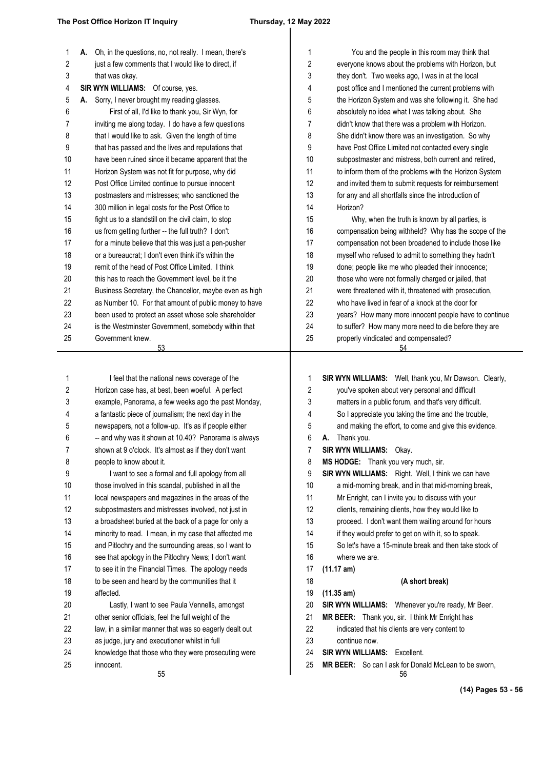A. Oh, in the questions, no, not really. I mean, there's just a few comments that I would like to direct, if that was okay.

**SIR WYN WILLIAMS:** Of course, yes.

A. Sorry, I never brought my reading glasses.

First of all, I'd like to thank you, Sir Wyn, for inviting me along today. I do have a few questions that I would like to ask. Given the length of time that has passed and the lives and reputations that have been ruined since it became apparent that the Horizon System was not fit for purpose, why did Post Office Limited continue to pursue innocent postmasters and mistresses; who sanctioned the 300 million in legal costs for the Post Office to fight us to a standstill on the civil claim, to stop us from getting further -- the full truth? I don't for a minute believe that this was just a pen-pusher or a bureaucrat; I don't even think it's within the remit of the head of Post Office Limited. I think this has to reach the Government level, be it the Business Secretary, the Chancellor, maybe even as high as Number 10. For that amount of public money to have been used to protect an asset whose sole shareholder is the Westminster Government, somebody within that Government knew.

You and the people in this room may think that everyone knows about the problems with Horizon, but they don't. Two weeks ago, I was in at the local post office and I mentioned the current problems with the Horizon System and was she following it. She had absolutely no idea what I was talking about. She didn't know that there was a problem with Horizon. She didn't know there was an investigation. So why have Post Office Limited not contacted every single subpostmaster and mistress, both current and retired, to inform them of the problems with the Horizon System and invited them to submit requests for reimbursement for any and all shortfalls since the introduction of Horizon?

Why, when the truth is known by all parties, is compensation being withheld? Why has the scope of the compensation not been broadened to include those like myself who refused to admit to something they hadn't done; people like me who pleaded their innocence; those who were not formally charged or jailed, that were threatened with it, threatened with prosecution, who have lived in fear of a knock at the door for years? How many more innocent people have to continue to suffer? How many more need to die before they are properly vindicated and compensated?

I feel that the national news coverage of the Horizon case has, at best, been woeful. A perfect example, Panorama, a few weeks ago the past Monday, a fantastic piece of journalism; the next day in the newspapers, not a follow-up. It's as if people either -- and why was it shown at 10.40? Panorama is always shown at 9 o'clock. It's almost as if they don't want people to know about it.

I want to see a formal and full apology from all those involved in this scandal, published in all the local newspapers and magazines in the areas of the subpostmasters and mistresses involved, not just in a broadsheet buried at the back of a page for only a minority to read. I mean, in my case that affected me and Pitlochry and the surrounding areas, so I want to see that apology in the Pitlochry News; I don't want to see it in the Financial Times. The apology needs to be seen and heard by the communities that it affected.

Lastly, I want to see Paula Vennells, amongst other senior officials, feel the full weight of the law, in a similar manner that was so eagerly dealt out as judge, jury and executioner whilst in full knowledge that those who they were prosecuting were innocent.

**SIR WYN WILLIAMS:** Well, thank you, Mr Dawson. Clearly, you've spoken about very personal and difficult matters in a public forum, and that's very difficult. So I appreciate you taking the time and the trouble, and making the effort, to come and give this evidence.

A. Thank you.

**SIR WYN WILLIAMS:** Okay.

**MS HODGE:** Thank you very much, sir.

**SIR WYN WILLIAMS:** Right. Well, I think we can have a mid-morning break, and in that mid-morning break, Mr Enright, can I invite you to discuss with your clients, remaining clients, how they would like to proceed. I don't want them waiting around for hours if they would prefer to get on with it, so to speak. So let's have a 15-minute break and then take stock of where we are.

**(11.17 am)**

**(A short break)**

**(11.35 am)**

**SIR WYN WILLIAMS:** Whenever you're ready, Mr Beer.

**MR BEER:** Thank you, sir. I think Mr Enright has indicated that his clients are very content to continue now.

**SIR WYN WILLIAMS:** Excellent.

**MR BEER:** So can I ask for Donald McLean to be sworn,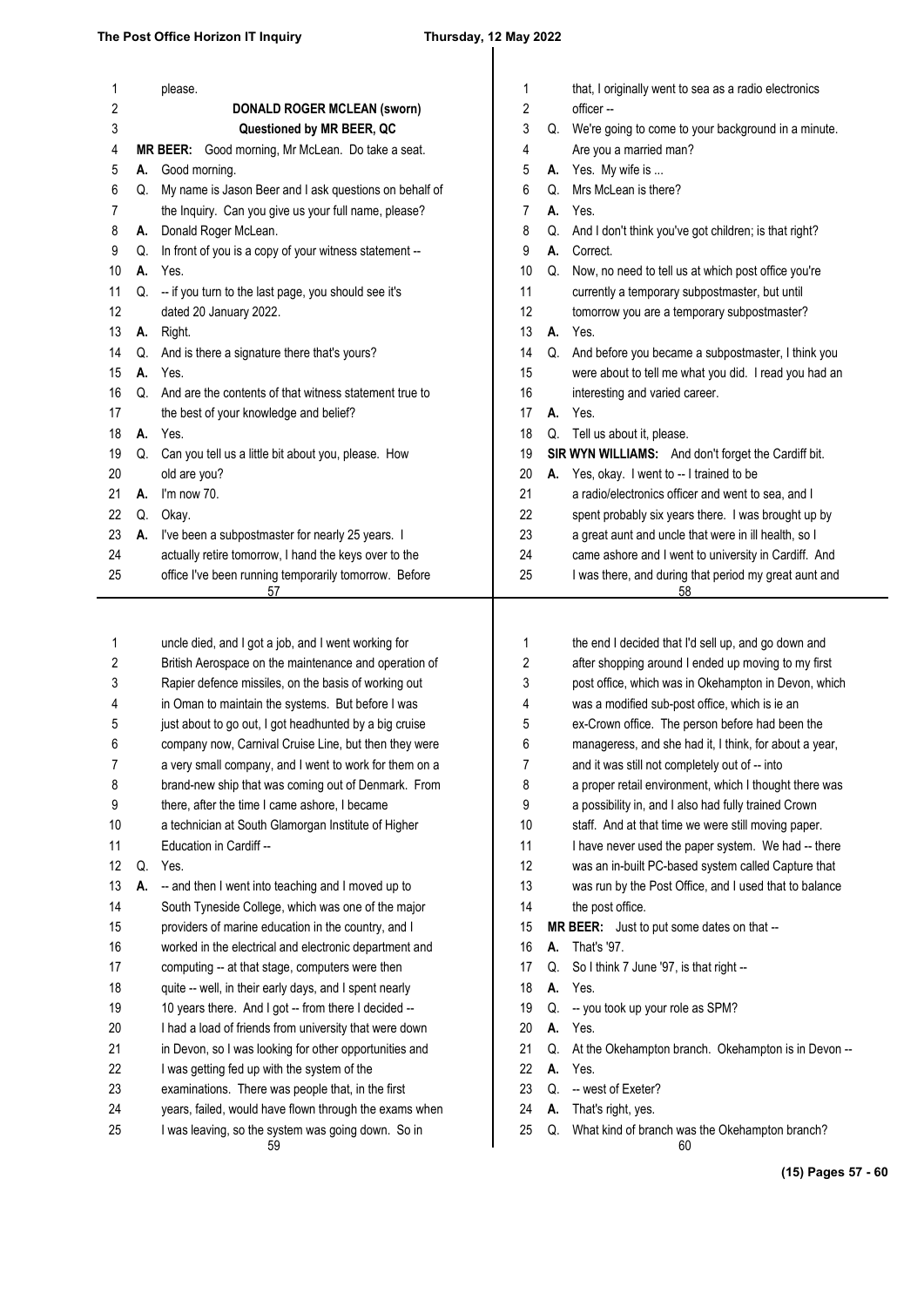please.

**DONALD ROGER MCLEAN (sworn)**

**Questioned by MR BEER, QC**

**MR BEER:** Good morning, Mr McLean. Do take a seat.

**A.** Good morning.

**Q.** My name is Jason Beer and I ask questions on behalf of the Inquiry. Can you give us your full name, please?

**A.** Donald Roger McLean.

**Q.** In front of you is a copy of your witness statement --

**A.** Yes.

**Q.** -- if you turn to the last page, you should see it's dated 20 January 2022.

**A.** Right.

**Q.** And is there a signature there that's yours?

**A.** Yes.

**Q.** And are the contents of that witness statement true to the best of your knowledge and belief?

**A.** Yes.

**Q.** Can you tell us a little bit about you, please. How old are you?

**A.** I'm now 70.

**Q.** Okay.

**A.** I've been a subpostmaster for nearly 25 years. I actually retire tomorrow, I hand the keys over to the office I've been running temporarily tomorrow. Before that, I originally went to sea as a radio electronics officer --

**Q.** We're going to come to your background in a minute. Are you a married man?

**A.** Yes. My wife is ...

**Q.** Mrs McLean is there?

**A.** Yes.

**Q.** And I don't think you've got children; is that right?

**A.** Correct.

**Q.** Now, no need to tell us at which post office you're currently a temporary subpostmaster, but until tomorrow you are a temporary subpostmaster?

**A.** Yes.

**Q.** And before you became a subpostmaster, I think you were about to tell me what you did. I read you had an interesting and varied career.

**A.** Yes.

**Q.** Tell us about it, please.

**SIR WYN WILLIAMS:** And don't forget the Cardiff bit.

**A.** Yes, okay. I went to -- I trained to be a radio/electronics officer and went to sea, and I spent probably six years there. I was brought up by a great aunt and uncle that were in ill health, so I came ashore and I went to university in Cardiff. And I was there, and during that period my great aunt and uncle died, and I got a job, and I went working for British Aerospace on the maintenance and operation of Rapier defence missiles, on the basis of working out in Oman to maintain the systems. But before I was just about to go out, I got headhunted by a big cruise company now, Carnival Cruise Line, but then they were a very small company, and I went to work for them on a brand-new ship that was coming out of Denmark. From there, after the time I came ashore, I became a technician at South Glamorgan Institute of Higher Education in Cardiff --

**Q.** Yes.

**A.** -- and then I went into teaching and I moved up to South Tyneside College, which was one of the major providers of marine education in the country, and I worked in the electrical and electronic department and computing -- at that stage, computers were then quite -- well, in their early days, and I spent nearly 10 years there. And I got -- from there I decided -- I had a load of friends from university that were down in Devon, so I was looking for other opportunities and I was getting fed up with the system of the examinations. There was people that, in the first years, failed, would have flown through the exams when I was leaving, so the system was going down. So in the end I decided that I'd sell up, and go down and after shopping around I ended up moving to my first post office, which was in Okehampton in Devon, which was a modified sub-post office, which is ie an ex-Crown office. The person before had been the manageress, and she had it, I think, for about a year, and it was still not completely out of -- into a proper retail environment, which I thought there was a possibility in, and I also had fully trained Crown staff. And at that time we were still moving paper. I have never used the paper system. We had -- there was an in-built PC-based system called Capture that was run by the Post Office, and I used that to balance the post office.

**MR BEER:** Just to put some dates on that --

**A.** That's '97.

**Q.** So I think 7 June '97, is that right --

**A.** Yes.

**Q.** -- you took up your role as SPM?

**A.** Yes.

**Q.** At the Okehampton branch. Okehampton is in Devon --

**A.** Yes.

**Q.** -- west of Exeter?

**A.** That's right, yes.

**Q.** What kind of branch was the Okehampton branch?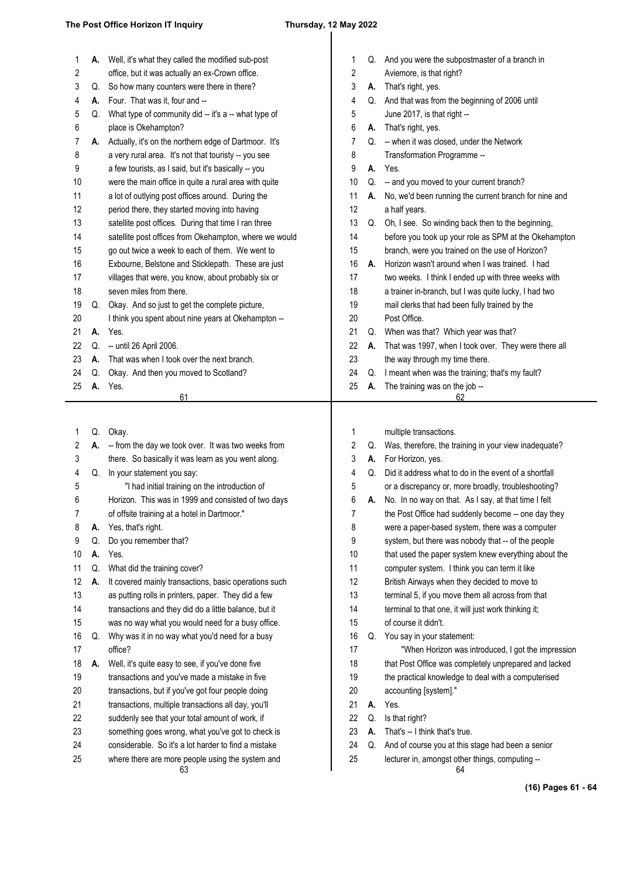A. Well, it's what they called the modified sub-post office, but it was actually an ex-Crown office.

Q. So how many counters were there in there?

A. Four. That was it, four and --

Q. What type of community did -- it's a -- what type of place is Okehampton?

A. Actually, it's on the northern edge of Dartmoor. It's a very rural area. It's not that touristy -- you see a few tourists, as I said, but it's basically -- you were the main office in quite a rural area with quite a lot of outlying post offices around. During the period there, they started moving into having satellite post offices. During that time I ran three satellite post offices from Okehampton, where we would go out twice a week to each of them. We went to Exbourne, Belstone and Sticklepath. These are just villages that were, you know, about probably six or seven miles from there.

Q. Okay. And so just to get the complete picture, I think you spent about nine years at Okehampton --

A. Yes.

Q. -- until 26 April 2006.

A. That was when I took over the next branch.

Q. Okay. And then you moved to Scotland?

A. Yes.

Q. And you were the subpostmaster of a branch in Aviemore, is that right?

A. That's right, yes.

Q. And that was from the beginning of 2006 until June 2017, is that right --

A. That's right, yes.

Q. -- when it was closed, under the Network Transformation Programme --

A. Yes.

Q. -- and you moved to your current branch?

A. No, we'd been running the current branch for nine and a half years.

Q. Oh, I see. So winding back then to the beginning, before you took up your role as SPM at the Okehampton branch, were you trained on the use of Horizon?

A. Horizon wasn't around when I was trained. I had two weeks. I think I ended up with three weeks with a trainer in-branch, but I was quite lucky, I had two mail clerks that had been fully trained by the Post Office.

Q. When was that? Which year was that?

A. That was 1997, when I took over. They were there all the way through my time there.

Q. I meant when was the training; that's my fault?

A. The training was on the job --

Q. Okay.

A. -- from the day we took over. It was two weeks from there. So basically it was learn as you went along.

Q. In your statement you say:

"I had initial training on the introduction of Horizon. This was in 1999 and consisted of two days of offsite training at a hotel in Dartmoor."

A. Yes, that's right.

Q. Do you remember that?

A. Yes.

Q. What did the training cover?

A. It covered mainly transactions, basic operations such as putting rolls in printers, paper. They did a few transactions and they did do a little balance, but it was no way what you would need for a busy office.

Q. Why was it in no way what you'd need for a busy office?

A. Well, it's quite easy to see, if you've done five transactions and you've made a mistake in five transactions, but if you've got four people doing transactions, multiple transactions all day, you'll suddenly see that your total amount of work, if something goes wrong, what you've got to check is considerable. So it's a lot harder to find a mistake where there are more people using the system and multiple transactions.

Q. Was, therefore, the training in your view inadequate?

A. For Horizon, yes.

Q. Did it address what to do in the event of a shortfall or a discrepancy or, more broadly, troubleshooting?

A. No. In no way on that. As I say, at that time I felt the Post Office had suddenly become -- one day they were a paper-based system, there was a computer system, but there was nobody that -- of the people that used the paper system knew everything about the computer system. I think you can term it like British Airways when they decided to move to terminal 5, if you move them all across from that terminal to that one, it will just work thinking it; of course it didn't.

Q. You say in your statement:

"When Horizon was introduced, I got the impression that Post Office was completely unprepared and lacked the practical knowledge to deal with a computerised accounting [system]."

A. Yes.

Q. Is that right?

A. That's -- I think that's true.

Q. And of course you at this stage had been a senior lecturer in, amongst other things, computing --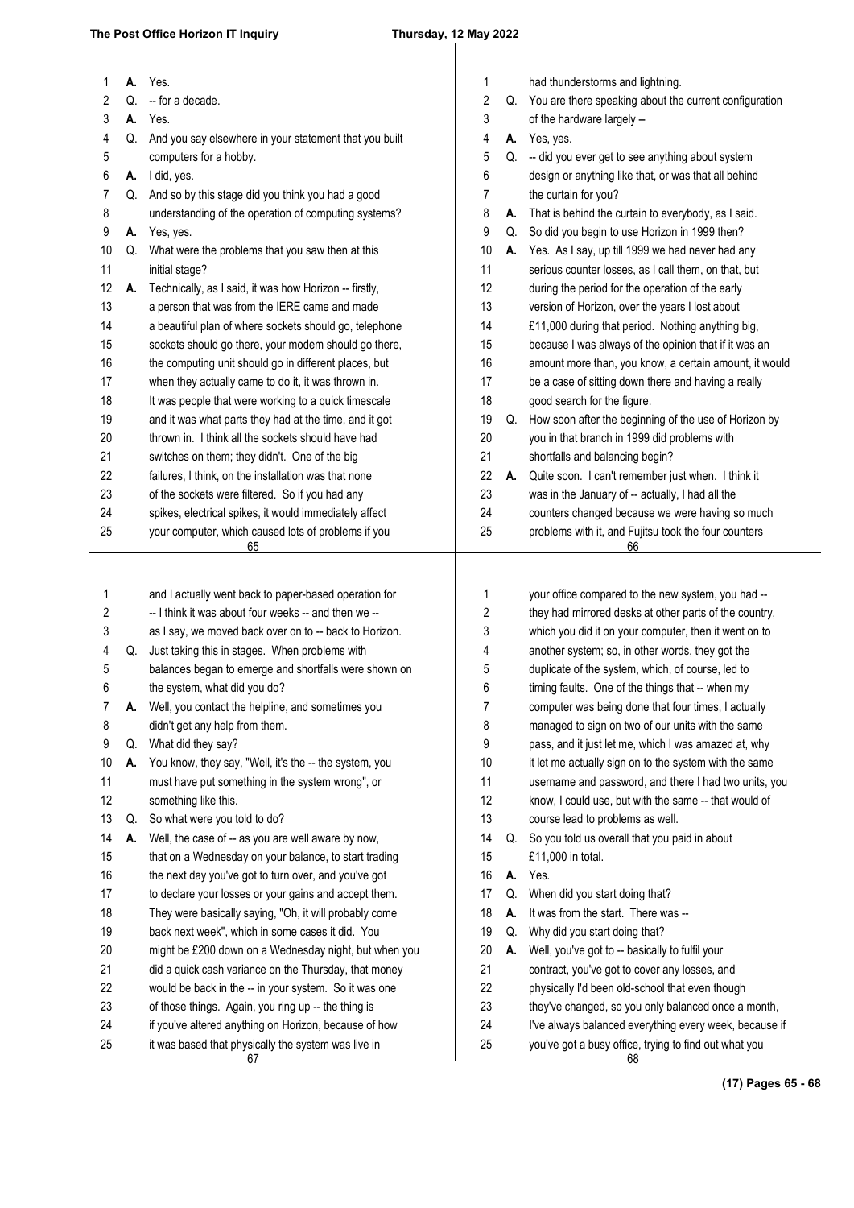A. Yes.

Q. -- for a decade.

A. Yes.

Q. And you say elsewhere in your statement that you built computers for a hobby.

A. I did, yes.

Q. And so by this stage did you think you had a good understanding of the operation of computing systems?

A. Yes, yes.

Q. What were the problems that you saw then at this initial stage?

A. Technically, as I said, it was how Horizon -- firstly, a person that was from the IERE came and made a beautiful plan of where sockets should go, telephone sockets should go there, your modem should go there, the computing unit should go in different places, but when they actually came to do it, it was thrown in. It was people that were working to a quick timescale and it was what parts they had at the time, and it got thrown in. I think all the sockets should have had switches on them; they didn't. One of the big failures, I think, on the installation was that none of the sockets were filtered. So if you had any spikes, electrical spikes, it would immediately affect your computer, which caused lots of problems if you had thunderstorms and lightning.

Q. You are there speaking about the current configuration of the hardware largely --

A. Yes, yes.

Q. -- did you ever get to see anything about system design or anything like that, or was that all behind the curtain for you?

A. That is behind the curtain to everybody, as I said.

Q. So did you begin to use Horizon in 1999 then?

A. Yes. As I say, up till 1999 we had never had any serious counter losses, as I call them, on that, but during the period for the operation of the early version of Horizon, over the years I lost about £11,000 during that period. Nothing anything big, because I was always of the opinion that if it was an amount more than, you know, a certain amount, it would be a case of sitting down there and having a really good search for the figure.

Q. How soon after the beginning of the use of Horizon by you in that branch in 1999 did problems with shortfalls and balancing begin?

A. Quite soon. I can't remember just when. I think it was in the January of -- actually, I had all the counters changed because we were having so much problems with it, and Fujitsu took the four counters and I actually went back to paper-based operation for -- I think it was about four weeks -- and then we -- as I say, we moved back over on to -- back to Horizon.

Q. Just taking this in stages. When problems with balances began to emerge and shortfalls were shown on the system, what did you do?

A. Well, you contact the helpline, and sometimes you didn't get any help from them.

Q. What did they say?

A. You know, they say, "Well, it's the -- the system, you must have put something in the system wrong", or something like this.

Q. So what were you told to do?

A. Well, the case of -- as you are well aware by now, that on a Wednesday on your balance, to start trading the next day you've got to turn over, and you've got to declare your losses or your gains and accept them. They were basically saying, "Oh, it will probably come back next week", which in some cases it did. You might be £200 down on a Wednesday night, but when you did a quick cash variance on the Thursday, that money would be back in the -- in your system. So it was one of those things. Again, you ring up -- the thing is if you've altered anything on Horizon, because of how it was based that physically the system was live in your office compared to the new system, you had -- they had mirrored desks at other parts of the country, which you did it on your computer, then it went on to another system; so, in other words, they got the duplicate of the system, which, of course, led to timing faults. One of the things that -- when my computer was being done that four times, I actually managed to sign on to two of our units with the same pass, and it just let me, which I was amazed at, why it let me actually sign on to the system with the same username and password, and there I had two units, you know, I could use, but with the same -- that would of course lead to problems as well.

Q. So you told us overall that you paid in about £11,000 in total.

A. Yes.

Q. When did you start doing that?

A. It was from the start. There was --

Q. Why did you start doing that?

A. Well, you've got to -- basically to fulfil your contract, you've got to cover any losses, and physically I'd been old-school that even though they've changed, so you only balanced once a month, I've always balanced everything every week, because if you've got a busy office, trying to find out what you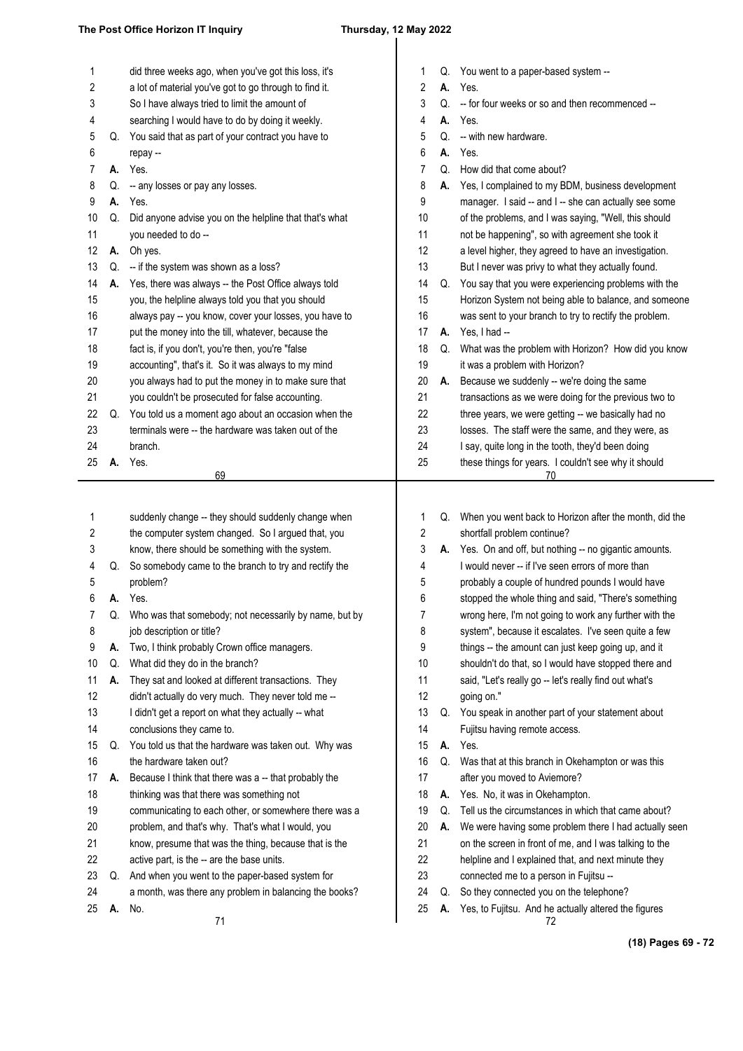did three weeks ago, when you've got this loss, it's a lot of material you've got to go through to find it. So I have always tried to limit the amount of searching I would have to do by doing it weekly.

Q. You said that as part of your contract you have to repay --

A. Yes.

Q. -- any losses or pay any losses.

A. Yes.

Q. Did anyone advise you on the helpline that that's what you needed to do --

A. Oh yes.

Q. -- if the system was shown as a loss?

A. Yes, there was always -- the Post Office always told you, the helpline always told you that you should always pay -- you know, cover your losses, you have to put the money into the till, whatever, because the fact is, if you don't, you're then, you're "false accounting", that's it. So it was always to my mind you always had to put the money in to make sure that you couldn't be prosecuted for false accounting.

Q. You told us a moment ago about an occasion when the terminals were -- the hardware was taken out of the branch.

A. Yes.

Q. You went to a paper-based system --

A. Yes.

Q. -- for four weeks or so and then recommenced --

A. Yes.

Q. -- with new hardware.

A. Yes.

Q. How did that come about?

A. Yes, I complained to my BDM, business development manager. I said -- and I -- she can actually see some of the problems, and I was saying, "Well, this should not be happening", so with agreement she took it a level higher, they agreed to have an investigation. But I never was privy to what they actually found.

Q. You say that you were experiencing problems with the Horizon System not being able to balance, and someone was sent to your branch to try to rectify the problem.

A. Yes, I had --

Q. What was the problem with Horizon? How did you know it was a problem with Horizon?

A. Because we suddenly -- we're doing the same transactions as we were doing for the previous two to three years, we were getting -- we basically had no losses. The staff were the same, and they were, as I say, quite long in the tooth, they'd been doing these things for years. I couldn't see why it should suddenly change -- they should suddenly change when the computer system changed. So I argued that, you know, there should be something with the system.

Q. So somebody came to the branch to try and rectify the problem?

A. Yes.

Q. Who was that somebody; not necessarily by name, but by job description or title?

A. Two, I think probably Crown office managers.

Q. What did they do in the branch?

A. They sat and looked at different transactions. They didn't actually do very much. They never told me -- I didn't get a report on what they actually -- what conclusions they came to.

Q. You told us that the hardware was taken out. Why was the hardware taken out?

A. Because I think that there was a -- that probably the thinking was that there was something not communicating to each other, or somewhere there was a problem, and that's why. That's what I would, you know, presume that was the thing, because that is the active part, is the -- are the base units.

Q. And when you went to the paper-based system for a month, was there any problem in balancing the books?

A. No.

Q. When you went back to Horizon after the month, did the shortfall problem continue?

A. Yes. On and off, but nothing -- no gigantic amounts. I would never -- if I've seen errors of more than probably a couple of hundred pounds I would have stopped the whole thing and said, "There's something wrong here, I'm not going to work any further with the system", because it escalates. I've seen quite a few things -- the amount can just keep going up, and it shouldn't do that, so I would have stopped there and said, "Let's really go -- let's really find out what's going on."

Q. You speak in another part of your statement about Fujitsu having remote access.

A. Yes.

Q. Was that at this branch in Okehampton or was this after you moved to Aviemore?

A. Yes. No, it was in Okehampton.

Q. Tell us the circumstances in which that came about?

A. We were having some problem there I had actually seen on the screen in front of me, and I was talking to the helpline and I explained that, and next minute they connected me to a person in Fujitsu --

Q. So they connected you on the telephone?

A. Yes, to Fujitsu. And he actually altered the figures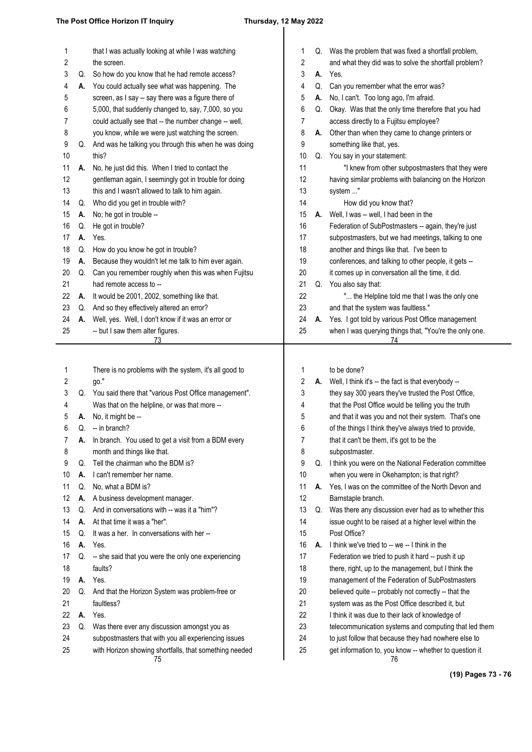that I was actually looking at while I was watching the screen.

Q. So how do you know that he had remote access?

A. You could actually see what was happening. The screen, as I say -- say there was a figure there of 5,000, that suddenly changed to, say, 7,000, so you could actually see that -- the number change -- well, you know, while we were just watching the screen.

Q. And was he talking you through this when he was doing this?

A. No, he just did this. When I tried to contact the gentleman again, I seemingly got in trouble for doing this and I wasn't allowed to talk to him again.

Q. Who did you get in trouble with?

A. No; he got in trouble --

Q. He got in trouble?

A. Yes.

Q. How do you know he got in trouble?

A. Because they wouldn't let me talk to him ever again.

Q. Can you remember roughly when this was when Fujitsu had remote access to --

A. It would be 2001, 2002, something like that.

Q. And so they effectively altered an error?

A. Well, yes. Well, I don't know if it was an error or -- but I saw them alter figures.

Q. Was the problem that was fixed a shortfall problem, and what they did was to solve the shortfall problem?

A. Yes.

Q. Can you remember what the error was?

A. No, I can't. Too long ago, I'm afraid.

Q. Okay. Was that the only time therefore that you had access directly to a Fujitsu employee?

A. Other than when they came to change printers or something like that, yes.

Q. You say in your statement:

"I knew from other subpostmasters that they were having similar problems with balancing on the Horizon system ..."

How did you know that?

A. Well, I was -- well, I had been in the Federation of SubPostmasters -- again, they're just subpostmasters, but we had meetings, talking to one another and things like that. I've been to conferences, and talking to other people, it gets -- it comes up in conversation all the time, it did.

Q. You also say that:

"... the Helpline told me that I was the only one and that the system was faultless."

A. Yes. I got told by various Post Office management when I was querying things that, "You're the only one. There is no problems with the system, it's all good to go."

Q. You said there that "various Post Office management". Was that on the helpline, or was that more --

A. No, it might be --

Q. -- in branch?

A. In branch. You used to get a visit from a BDM every month and things like that.

Q. Tell the chairman who the BDM is?

A. I can't remember her name.

Q. No, what a BDM is?

A. A business development manager.

Q. And in conversations with -- was it a "him"?

A. At that time it was a "her".

Q. It was a her. In conversations with her --

A. Yes.

Q. -- she said that you were the only one experiencing faults?

A. Yes.

Q. And that the Horizon System was problem-free or faultless?

A. Yes.

Q. Was there ever any discussion amongst you as subpostmasters that with you all experiencing issues with Horizon showing shortfalls, that something needed to be done?

A. Well, I think it's -- the fact is that everybody -- they say 300 years they've trusted the Post Office, that the Post Office would be telling you the truth and that it was you and not their system. That's one of the things I think they've always tried to provide, that it can't be them, it's got to be the subpostmaster.

Q. I think you were on the National Federation committee when you were in Okehampton; is that right?

A. Yes, I was on the committee of the North Devon and Barnstaple branch.

Q. Was there any discussion ever had as to whether this issue ought to be raised at a higher level within the Post Office?

A. I think we've tried to -- we -- I think in the Federation we tried to push it hard -- push it up there, right, up to the management, but I think the management of the Federation of SubPostmasters believed quite -- probably not correctly -- that the system was as the Post Office described it, but I think it was due to their lack of knowledge of telecommunication systems and computing that led them to just follow that because they had nowhere else to get information to, you know -- whether to question it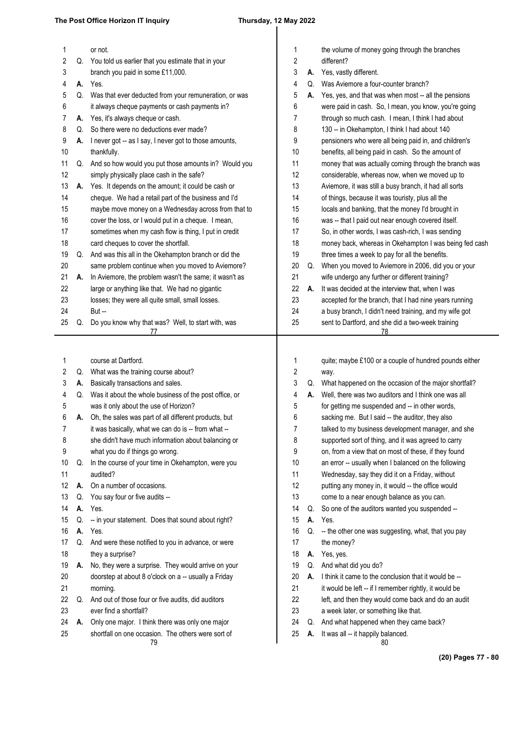**Page 77**

1 or not.

2 Q. You told us earlier that you estimate that in your

3 branch you paid in some £11,000.

4 A. Yes.

5 Q. Was that ever deducted from your remuneration, or was

6 it always cheque payments or cash payments in?

7 A. Yes, it's always cheque or cash.

8 Q. So there were no deductions ever made?

9 A. I never got -- as I say, I never got to those amounts,

10 thankfully.

11 Q. And so how would you put those amounts in? Would you

12 simply physically place cash in the safe?

13 A. Yes. It depends on the amount; it could be cash or

14 cheque. We had a retail part of the business and I'd

15 maybe move money on a Wednesday across from that to

16 cover the loss, or I would put in a cheque. I mean,

17 sometimes when my cash flow is thing, I put in credit

18 card cheques to cover the shortfall.

19 Q. And was this all in the Okehampton branch or did the

20 same problem continue when you moved to Aviemore?

21 A. In Aviemore, the problem wasn't the same; it wasn't as

22 large or anything like that. We had no gigantic

23 losses; they were all quite small, small losses.

24 But --

25 Q. Do you know why that was? Well, to start with, was

**Page 78**

1 the volume of money going through the branches

2 different?

3 A. Yes, vastly different.

4 Q. Was Aviemore a four-counter branch?

5 A. Yes, yes, and that was when most -- all the pensions

6 were paid in cash. So, I mean, you know, you're going

7 through so much cash. I mean, I think I had about

8 130 -- in Okehampton, I think I had about 140

9 pensioners who were all being paid in, and children's

10 benefits, all being paid in cash. So the amount of

11 money that was actually coming through the branch was

12 considerable, whereas now, when we moved up to

13 Aviemore, it was still a busy branch, it had all sorts

14 of things, because it was touristy, plus all the

15 locals and banking, that the money I'd brought in

16 was -- that I paid out near enough covered itself.

17 So, in other words, I was cash-rich, I was sending

18 money back, whereas in Okehampton I was being fed cash

19 three times a week to pay for all the benefits.

20 Q. When you moved to Aviemore in 2006, did you or your

21 wife undergo any further or different training?

22 A. It was decided at the interview that, when I was

23 accepted for the branch, that I had nine years running

24 a busy branch, I didn't need training, and my wife got

25 sent to Dartford, and she did a two-week training

**Page 79**

1 course at Dartford.

2 Q. What was the training course about?

3 A. Basically transactions and sales.

4 Q. Was it about the whole business of the post office, or

5 was it only about the use of Horizon?

6 A. Oh, the sales was part of all different products, but

7 it was basically, what we can do is -- from what --

8 she didn't have much information about balancing or

9 what you do if things go wrong.

10 Q. In the course of your time in Okehampton, were you

11 audited?

12 A. On a number of occasions.

13 Q. You say four or five audits --

14 A. Yes.

15 Q. -- in your statement. Does that sound about right?

16 A. Yes.

17 Q. And were these notified to you in advance, or were

18 they a surprise?

19 A. No, they were a surprise. They would arrive on your

20 doorstep at about 8 o'clock on a -- usually a Friday

21 morning.

22 Q. And out of those four or five audits, did auditors

23 ever find a shortfall?

24 A. Only one major. I think there was only one major

25 shortfall on one occasion. The others were sort of

**Page 80**

1 quite; maybe £100 or a couple of hundred pounds either

2 way.

3 Q. What happened on the occasion of the major shortfall?

4 A. Well, there was two auditors and I think one was all

5 for getting me suspended and -- in other words,

6 sacking me. But I said -- the auditor, they also

7 talked to my business development manager, and she

8 supported sort of thing, and it was agreed to carry

9 on, from a view that on most of these, if they found

10 an error -- usually when I balanced on the following

11 Wednesday, say they did it on a Friday, without

12 putting any money in, it would -- the office would

13 come to a near enough balance as you can.

14 Q. So one of the auditors wanted you suspended --

15 A. Yes.

16 Q. -- the other one was suggesting, what, that you pay

17 the money?

18 A. Yes, yes.

19 Q. And what did you do?

20 A. I think it came to the conclusion that it would be --

21 it would be left -- if I remember rightly, it would be

22 left, and then they would come back and do an audit

23 a week later, or something like that.

24 Q. And what happened when they came back?

25 A. It was all -- it happily balanced.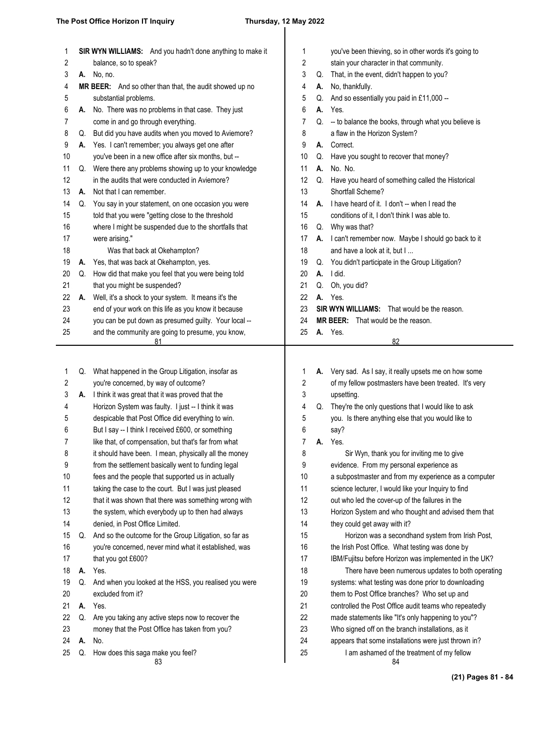**SIR WYN WILLIAMS:** And you hadn't done anything to make it balance, so to speak?

**A.** No, no.

**MR BEER:** And so other than that, the audit showed up no substantial problems.

**A.** No. There was no problems in that case. They just come in and go through everything.

**Q.** But did you have audits when you moved to Aviemore?

**A.** Yes. I can't remember; you always get one after you've been in a new office after six months, but --

**Q.** Were there any problems showing up to your knowledge in the audits that were conducted in Aviemore?

**A.** Not that I can remember.

**Q.** You say in your statement, on one occasion you were told that you were "getting close to the threshold where I might be suspended due to the shortfalls that were arising."

Was that back at Okehampton?

**A.** Yes, that was back at Okehampton, yes.

**Q.** How did that make you feel that you were being told that you might be suspended?

**A.** Well, it's a shock to your system. It means it's the end of your work on this life as you know it because you can be put down as presumed guilty. Your local -- and the community are going to presume, you know, you've been thieving, so in other words it's going to stain your character in that community.

**Q.** That, in the event, didn't happen to you?

**A.** No, thankfully.

**Q.** And so essentially you paid in £11,000 --

**A.** Yes.

**Q.** -- to balance the books, through what you believe is a flaw in the Horizon System?

**A.** Correct.

**Q.** Have you sought to recover that money?

**A.** No. No.

**Q.** Have you heard of something called the Historical Shortfall Scheme?

**A.** I have heard of it. I don't -- when I read the conditions of it, I don't think I was able to.

**Q.** Why was that?

**A.** I can't remember now. Maybe I should go back to it and have a look at it, but I ...

**Q.** You didn't participate in the Group Litigation?

**A.** I did.

**Q.** Oh, you did?

**A.** Yes.

**SIR WYN WILLIAMS:** That would be the reason.

**MR BEER:** That would be the reason.

**A.** Yes.

**Q.** What happened in the Group Litigation, insofar as you're concerned, by way of outcome?

**A.** I think it was great that it was proved that the Horizon System was faulty. I just -- I think it was despicable that Post Office did everything to win. But I say -- I think I received £600, or something like that, of compensation, but that's far from what it should have been. I mean, physically all the money from the settlement basically went to funding legal fees and the people that supported us in actually taking the case to the court. But I was just pleased that it was shown that there was something wrong with the system, which everybody up to then had always denied, in Post Office Limited.

**Q.** And so the outcome for the Group Litigation, so far as you're concerned, never mind what it established, was that you got £600?

**A.** Yes.

**Q.** And when you looked at the HSS, you realised you were excluded from it?

**A.** Yes.

**Q.** Are you taking any active steps now to recover the money that the Post Office has taken from you?

**A.** No.

**Q.** How does this saga make you feel?

**A.** Very sad. As I say, it really upsets me on how some of my fellow postmasters have been treated. It's very upsetting.

**Q.** They're the only questions that I would like to ask you. Is there anything else that you would like to say?

**A.** Yes.

Sir Wyn, thank you for inviting me to give evidence. From my personal experience as a subpostmaster and from my experience as a computer science lecturer, I would like your Inquiry to find out who led the cover-up of the failures in the Horizon System and who thought and advised them that they could get away with it?

Horizon was a secondhand system from Irish Post, the Irish Post Office. What testing was done by IBM/Fujitsu before Horizon was implemented in the UK?

There have been numerous updates to both operating systems: what testing was done prior to downloading them to Post Office branches? Who set up and controlled the Post Office audit teams who repeatedly made statements like "It's only happening to you"? Who signed off on the branch installations, as it appears that some installations were just thrown in?

I am ashamed of the treatment of my fellow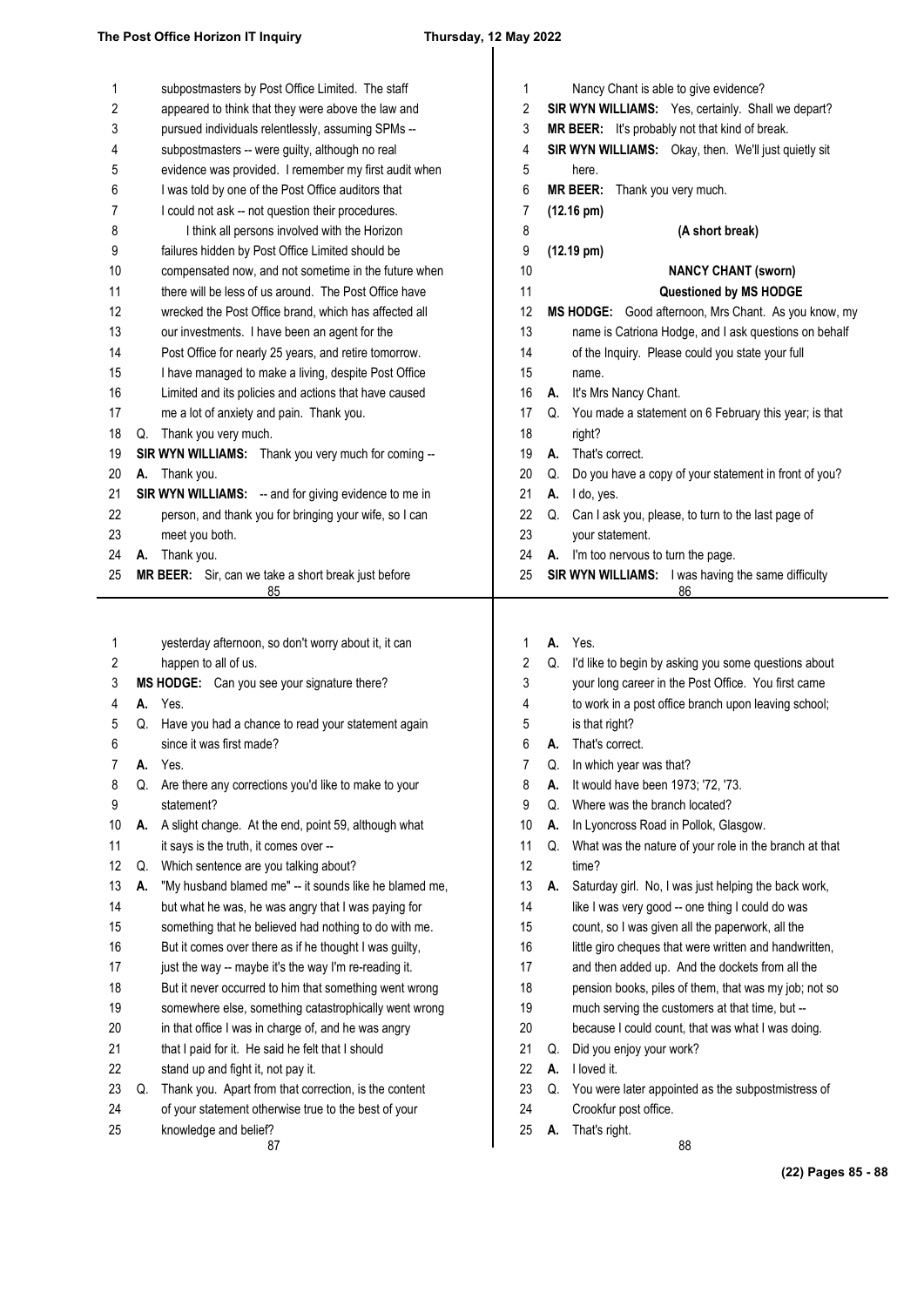subpostmasters by Post Office Limited. The staff appeared to think that they were above the law and pursued individuals relentlessly, assuming SPMs -- subpostmasters -- were guilty, although no real evidence was provided. I remember my first audit when I was told by one of the Post Office auditors that I could not ask -- not question their procedures.

I think all persons involved with the Horizon failures hidden by Post Office Limited should be compensated now, and not sometime in the future when there will be less of us around. The Post Office have wrecked the Post Office brand, which has affected all our investments. I have been an agent for the Post Office for nearly 25 years, and retire tomorrow. I have managed to make a living, despite Post Office Limited and its policies and actions that have caused me a lot of anxiety and pain. Thank you.

Q. Thank you very much.

**SIR WYN WILLIAMS:** Thank you very much for coming --

**A.** Thank you.

**SIR WYN WILLIAMS:** -- and for giving evidence to me in person, and thank you for bringing your wife, so I can meet you both.

**A.** Thank you.

**MR BEER:** Sir, can we take a short break just before Nancy Chant is able to give evidence?

**SIR WYN WILLIAMS:** Yes, certainly. Shall we depart?

**MR BEER:** It's probably not that kind of break.

**SIR WYN WILLIAMS:** Okay, then. We'll just quietly sit here.

**MR BEER:** Thank you very much.

**(12.16 pm)**

**(A short break)**

**(12.19 pm)**

**NANCY CHANT (sworn)**

**Questioned by MS HODGE**

**MS HODGE:** Good afternoon, Mrs Chant. As you know, my name is Catriona Hodge, and I ask questions on behalf of the Inquiry. Please could you state your full name.

**A.** It's Mrs Nancy Chant.

Q. You made a statement on 6 February this year; is that right?

**A.** That's correct.

Q. Do you have a copy of your statement in front of you?

**A.** I do, yes.

Q. Can I ask you, please, to turn to the last page of your statement.

**A.** I'm too nervous to turn the page.

**SIR WYN WILLIAMS:** I was having the same difficulty yesterday afternoon, so don't worry about it, it can happen to all of us.

**MS HODGE:** Can you see your signature there?

**A.** Yes.

Q. Have you had a chance to read your statement again since it was first made?

**A.** Yes.

Q. Are there any corrections you'd like to make to your statement?

**A.** A slight change. At the end, point 59, although what it says is the truth, it comes over --

Q. Which sentence are you talking about?

**A.** "My husband blamed me" -- it sounds like he blamed me, but what he was, he was angry that I was paying for something that he believed had nothing to do with me. But it comes over there as if he thought I was guilty, just the way -- maybe it's the way I'm re-reading it. But it never occurred to him that something went wrong somewhere else, something catastrophically went wrong in that office I was in charge of, and he was angry that I paid for it. He said he felt that I should stand up and fight it, not pay it.

Q. Thank you. Apart from that correction, is the content of your statement otherwise true to the best of your knowledge and belief?

**A.** Yes.

Q. I'd like to begin by asking you some questions about your long career in the Post Office. You first came to work in a post office branch upon leaving school; is that right?

**A.** That's correct.

Q. In which year was that?

**A.** It would have been 1973; '72, '73.

Q. Where was the branch located?

**A.** In Lyoncross Road in Pollok, Glasgow.

Q. What was the nature of your role in the branch at that time?

**A.** Saturday girl. No, I was just helping the back work, like I was very good -- one thing I could do was count, so I was given all the paperwork, all the little giro cheques that were written and handwritten, and then added up. And the dockets from all the pension books, piles of them, that was my job; not so much serving the customers at that time, but -- because I could count, that was what I was doing.

Q. Did you enjoy your work?

**A.** I loved it.

Q. You were later appointed as the subpostmistress of Crookfur post office.

**A.** That's right.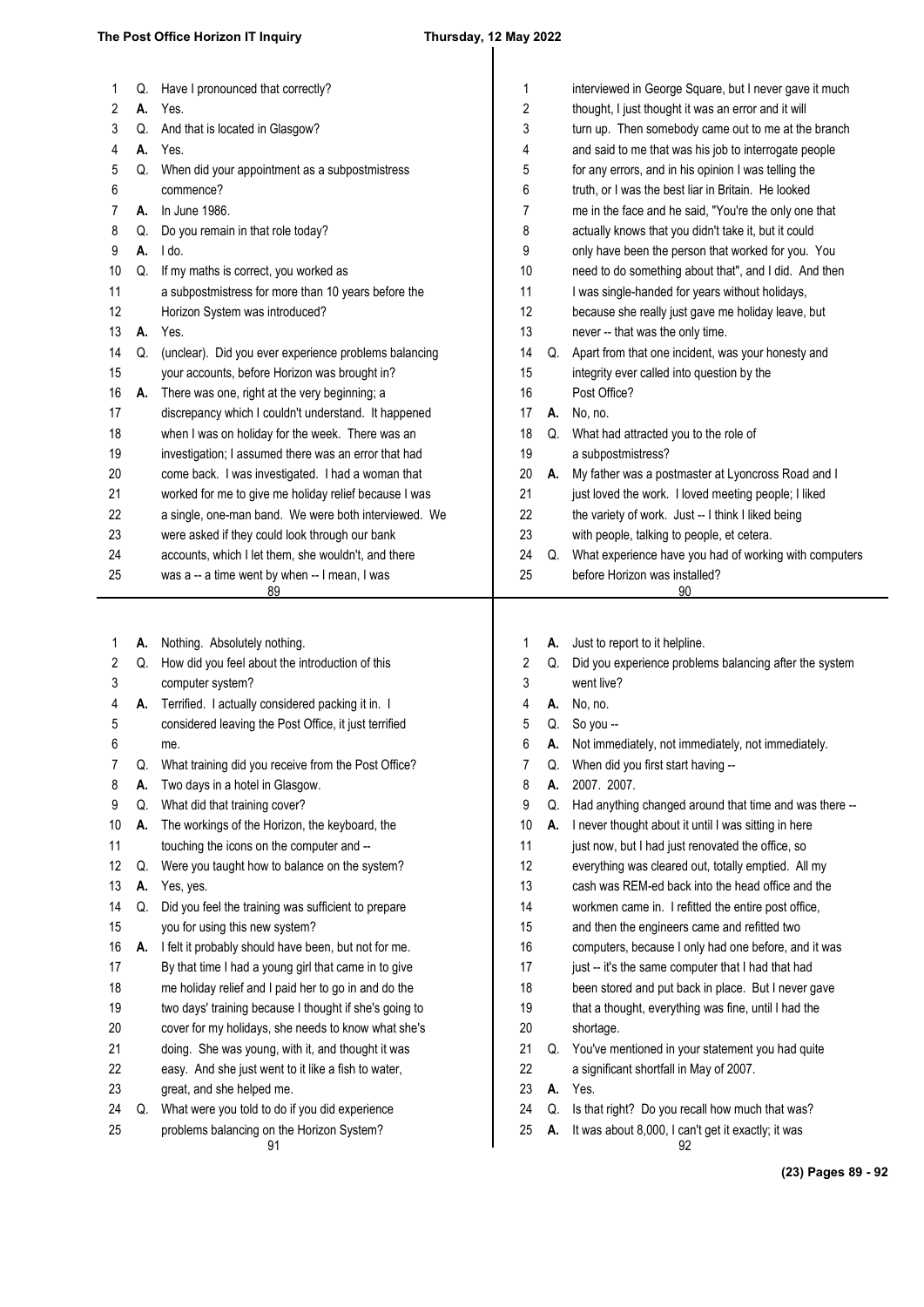Q. Have I pronounced that correctly?

A. Yes.

Q. And that is located in Glasgow?

A. Yes.

Q. When did your appointment as a subpostmistress commence?

A. In June 1986.

Q. Do you remain in that role today?

A. I do.

Q. If my maths is correct, you worked as a subpostmistress for more than 10 years before the Horizon System was introduced?

A. Yes.

Q. (unclear). Did you ever experience problems balancing your accounts, before Horizon was brought in?

A. There was one, right at the very beginning; a discrepancy which I couldn't understand. It happened when I was on holiday for the week. There was an investigation; I assumed there was an error that had come back. I was investigated. I had a woman that worked for me to give me holiday relief because I was a single, one-man band. We were both interviewed. We were asked if they could look through our bank accounts, which I let them, she wouldn't, and there was a -- a time went by when -- I mean, I was interviewed in George Square, but I never gave it much thought, I just thought it was an error and it will turn up. Then somebody came out to me at the branch and said to me that was his job to interrogate people for any errors, and in his opinion I was telling the truth, or I was the best liar in Britain. He looked me in the face and he said, "You're the only one that actually knows that you didn't take it, but it could only have been the person that worked for you. You need to do something about that", and I did. And then I was single-handed for years without holidays, because she really just gave me holiday leave, but never -- that was the only time.

Q. Apart from that one incident, was your honesty and integrity ever called into question by the Post Office?

A. No, no.

Q. What had attracted you to the role of a subpostmistress?

A. My father was a postmaster at Lyoncross Road and I just loved the work. I loved meeting people; I liked the variety of work. Just -- I think I liked being with people, talking to people, et cetera.

Q. What experience have you had of working with computers before Horizon was installed?

A. Nothing. Absolutely nothing.

Q. How did you feel about the introduction of this computer system?

A. Terrified. I actually considered packing it in. I considered leaving the Post Office, it just terrified me.

Q. What training did you receive from the Post Office?

A. Two days in a hotel in Glasgow.

Q. What did that training cover?

A. The workings of the Horizon, the keyboard, the touching the icons on the computer and --

Q. Were you taught how to balance on the system?

A. Yes, yes.

Q. Did you feel the training was sufficient to prepare you for using this new system?

A. I felt it probably should have been, but not for me. By that time I had a young girl that came in to give me holiday relief and I paid her to go in and do the two days' training because I thought if she's going to cover for my holidays, she needs to know what she's doing. She was young, with it, and thought it was easy. And she just went to it like a fish to water, great, and she helped me.

Q. What were you told to do if you did experience problems balancing on the Horizon System?

A. Just to report to it helpline.

Q. Did you experience problems balancing after the system went live?

A. No, no.

Q. So you --

A. Not immediately, not immediately, not immediately.

Q. When did you first start having --

A. 2007. 2007.

Q. Had anything changed around that time and was there --

A. I never thought about it until I was sitting in here just now, but I had just renovated the office, so everything was cleared out, totally emptied. All my cash was REM-ed back into the head office and the workmen came in. I refitted the entire post office, and then the engineers came and refitted two computers, because I only had one before, and it was just -- it's the same computer that I had that had been stored and put back in place. But I never gave that a thought, everything was fine, until I had the shortage.

Q. You've mentioned in your statement you had quite a significant shortfall in May of 2007.

A. Yes.

Q. Is that right? Do you recall how much that was?

A. It was about 8,000, I can't get it exactly; it was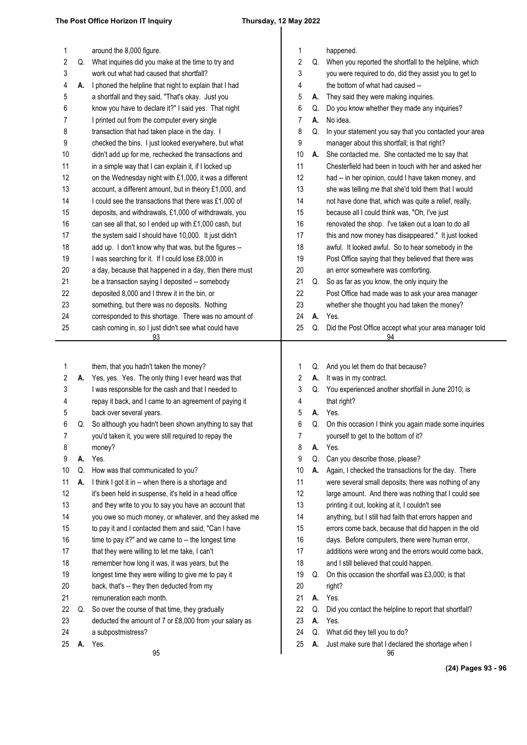around the 8,000 figure.

Q. What inquiries did you make at the time to try and work out what had caused that shortfall?

A. I phoned the helpline that night to explain that I had a shortfall and they said, "That's okay. Just you know you have to declare it?" I said yes. That night I printed out from the computer every single transaction that had taken place in the day. I checked the bins. I just looked everywhere, but what didn't add up for me, rechecked the transactions and in a simple way that I can explain it, if I locked up on the Wednesday night with £1,000, it was a different account, a different amount, but in theory £1,000, and I could see the transactions that there was £1,000 of deposits, and withdrawals, £1,000 of withdrawals, you can see all that, so I ended up with £1,000 cash, but the system said I should have 10,000. It just didn't add up. I don't know why that was, but the figures -- I was searching for it. If I could lose £8,000 in a day, because that happened in a day, then there must be a transaction saying I deposited -- somebody deposited 8,000 and I threw it in the bin, or something, but there was no deposits. Nothing corresponded to this shortage. There was no amount of cash coming in, so I just didn't see what could have happened.

Q. When you reported the shortfall to the helpline, which you were required to do, did they assist you to get to the bottom of what had caused --

A. They said they were making inquiries.

Q. Do you know whether they made any inquiries?

A. No idea.

Q. In your statement you say that you contacted your area manager about this shortfall; is that right?

A. She contacted me. She contacted me to say that Chesterfield had been in touch with her and asked her had -- in her opinion, could I have taken money, and she was telling me that she'd told them that I would not have done that, which was quite a relief, really, because all I could think was, "Oh, I've just renovated the shop. I've taken out a loan to do all this and now money has disappeared." It just looked awful. It looked awful. So to hear somebody in the Post Office saying that they believed that there was an error somewhere was comforting.

Q. So as far as you know, the only inquiry the Post Office had made was to ask your area manager whether she thought you had taken the money?

A. Yes.

Q. Did the Post Office accept what your area manager told them, that you hadn't taken the money?

A. Yes, yes. Yes. The only thing I ever heard was that I was responsible for the cash and that I needed to repay it back, and I came to an agreement of paying it back over several years.

Q. So although you hadn't been shown anything to say that you'd taken it, you were still required to repay the money?

A. Yes.

Q. How was that communicated to you?

A. I think I got it in -- when there is a shortage and it's been held in suspense, it's held in a head office and they write to you to say you have an account that you owe so much money, or whatever, and they asked me to pay it and I contacted them and said, "Can I have time to pay it?" and we came to -- the longest time that they were willing to let me take, I can't remember how long it was, it was years, but the longest time they were willing to give me to pay it back, that's -- they then deducted from my remuneration each month.

Q. So over the course of that time, they gradually deducted the amount of 7 or £8,000 from your salary as a subpostmistress?

A. Yes.

Q. And you let them do that because?

A. It was in my contract.

Q. You experienced another shortfall in June 2010; is that right?

A. Yes.

Q. On this occasion I think you again made some inquiries yourself to get to the bottom of it?

A. Yes.

Q. Can you describe those, please?

A. Again, I checked the transactions for the day. There were several small deposits; there was nothing of any large amount. And there was nothing that I could see printing it out, looking at it, I couldn't see anything, but I still had faith that errors happen and errors come back, because that did happen in the old days. Before computers, there were human error, additions were wrong and the errors would come back, and I still believed that could happen.

Q. On this occasion the shortfall was £3,000; is that right?

A. Yes.

Q. Did you contact the helpline to report that shortfall?

A. Yes.

Q. What did they tell you to do?

A. Just make sure that I declared the shortage when I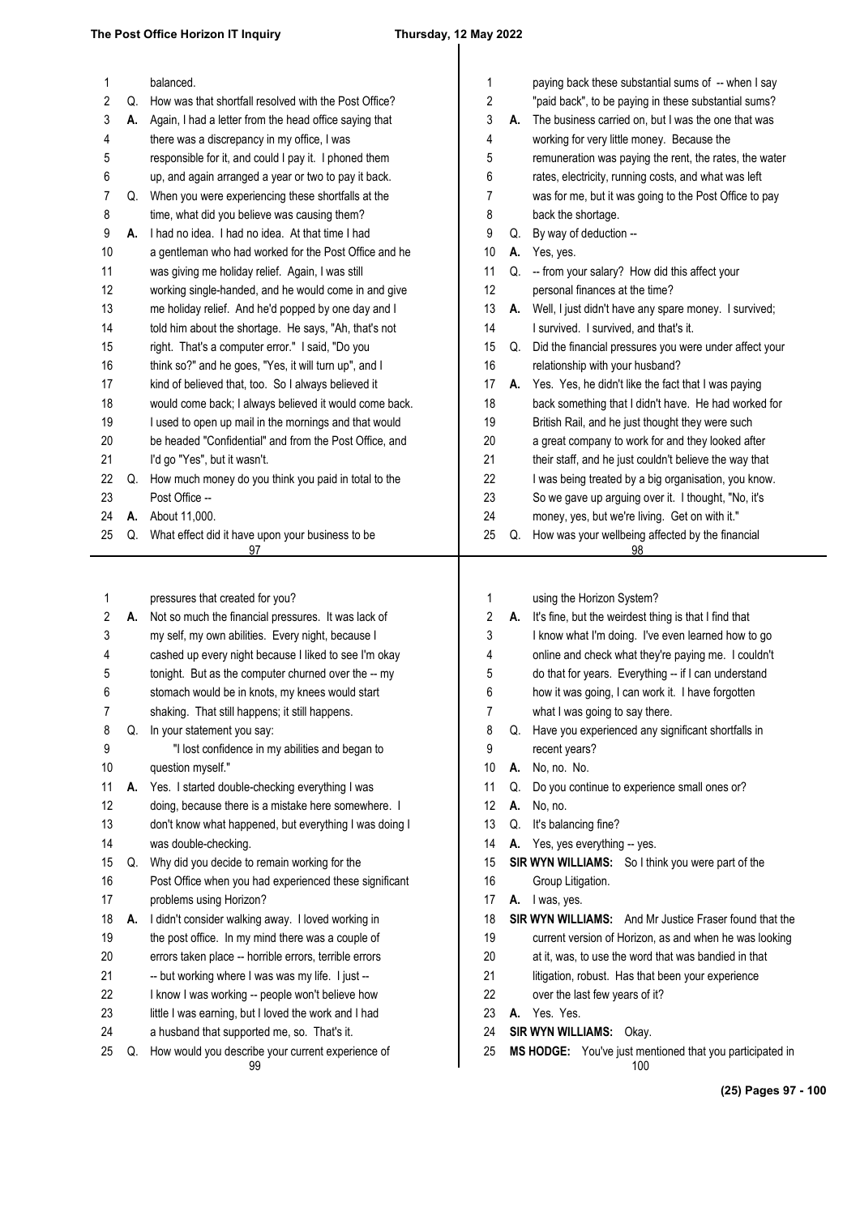balanced.

Q. How was that shortfall resolved with the Post Office?

A. Again, I had a letter from the head office saying that there was a discrepancy in my office, I was responsible for it, and could I pay it. I phoned them up, and again arranged a year or two to pay it back.

Q. When you were experiencing these shortfalls at the time, what did you believe was causing them?

A. I had no idea. I had no idea. At that time I had a gentleman who had worked for the Post Office and he was giving me holiday relief. Again, I was still working single-handed, and he would come in and give me holiday relief. And he'd popped by one day and I told him about the shortage. He says, "Ah, that's not right. That's a computer error." I said, "Do you think so?" and he goes, "Yes, it will turn up", and I kind of believed that, too. So I always believed it would come back; I always believed it would come back. I used to open up mail in the mornings and that would be headed "Confidential" and from the Post Office, and I'd go "Yes", but it wasn't.

Q. How much money do you think you paid in total to the Post Office --

A. About 11,000.

Q. What effect did it have upon your business to be paying back these substantial sums of -- when I say "paid back", to be paying in these substantial sums?

A. The business carried on, but I was the one that was working for very little money. Because the remuneration was paying the rent, the rates, the water rates, electricity, running costs, and what was left was for me, but it was going to the Post Office to pay back the shortage.

Q. By way of deduction --

A. Yes, yes.

Q. -- from your salary? How did this affect your personal finances at the time?

A. Well, I just didn't have any spare money. I survived; I survived. I survived, and that's it.

Q. Did the financial pressures you were under affect your relationship with your husband?

A. Yes. Yes, he didn't like the fact that I was paying back something that I didn't have. He had worked for British Rail, and he just thought they were such a great company to work for and they looked after their staff, and he just couldn't believe the way that I was being treated by a big organisation, you know. So we gave up arguing over it. I thought, "No, it's money, yes, but we're living. Get on with it."

Q. How was your wellbeing affected by the financial pressures that created for you?

A. Not so much the financial pressures. It was lack of my self, my own abilities. Every night, because I cashed up every night because I liked to see I'm okay tonight. But as the computer churned over the -- my stomach would be in knots, my knees would start shaking. That still happens; it still happens.

Q. In your statement you say:

"I lost confidence in my abilities and began to question myself."

A. Yes. I started double-checking everything I was doing, because there is a mistake here somewhere. I don't know what happened, but everything I was doing I was double-checking.

Q. Why did you decide to remain working for the Post Office when you had experienced these significant problems using Horizon?

A. I didn't consider walking away. I loved working in the post office. In my mind there was a couple of errors taken place -- horrible errors, terrible errors -- but working where I was was my life. I just -- I know I was working -- people won't believe how little I was earning, but I loved the work and I had a husband that supported me, so. That's it.

Q. How would you describe your current experience of using the Horizon System?

A. It's fine, but the weirdest thing is that I find that I know what I'm doing. I've even learned how to go online and check what they're paying me. I couldn't do that for years. Everything -- if I can understand how it was going, I can work it. I have forgotten what I was going to say there.

Q. Have you experienced any significant shortfalls in recent years?

A. No, no. No.

Q. Do you continue to experience small ones or?

A. No, no.

Q. It's balancing fine?

A. Yes, yes everything -- yes.

**SIR WYN WILLIAMS:** So I think you were part of the Group Litigation.

A. I was, yes.

**SIR WYN WILLIAMS:** And Mr Justice Fraser found that the current version of Horizon, as and when he was looking at it, was, to use the word that was bandied in that litigation, robust. Has that been your experience over the last few years of it?

A. Yes. Yes.

**SIR WYN WILLIAMS:** Okay.

**MS HODGE:** You've just mentioned that you participated in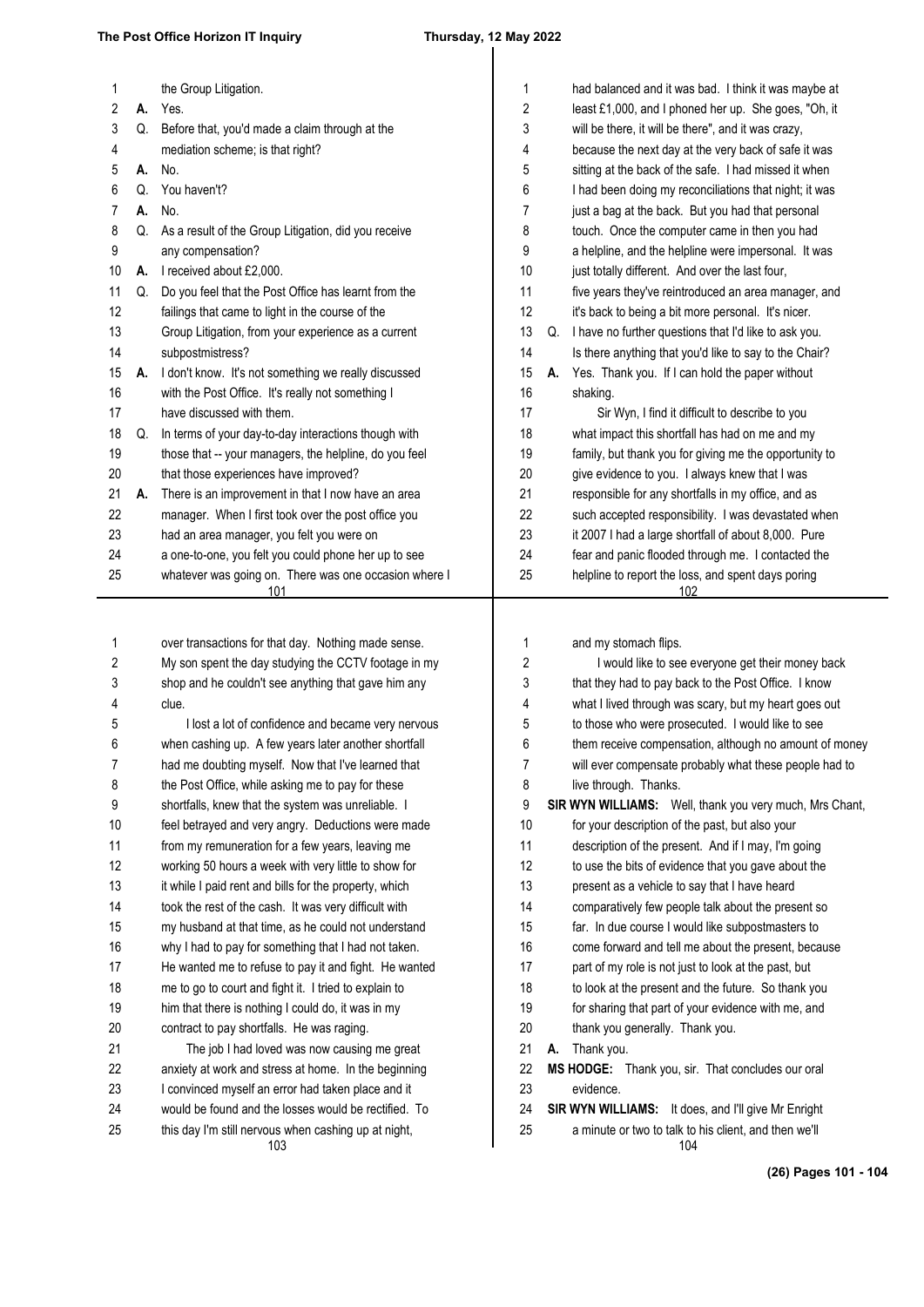the Group Litigation.

**A.** Yes.

**Q.** Before that, you'd made a claim through at the mediation scheme; is that right?

**A.** No.

**Q.** You haven't?

**A.** No.

**Q.** As a result of the Group Litigation, did you receive any compensation?

**A.** I received about £2,000.

**Q.** Do you feel that the Post Office has learnt from the failings that came to light in the course of the Group Litigation, from your experience as a current subpostmistress?

**A.** I don't know. It's not something we really discussed with the Post Office. It's really not something I have discussed with them.

**Q.** In terms of your day-to-day interactions though with those that -- your managers, the helpline, do you feel that those experiences have improved?

**A.** There is an improvement in that I now have an area manager. When I first took over the post office you had an area manager, you felt you were on a one-to-one, you felt you could phone her up to see whatever was going on. There was one occasion where I had balanced and it was bad. I think it was maybe at least £1,000, and I phoned her up. She goes, "Oh, it will be there, it will be there", and it was crazy, because the next day at the very back of safe it was sitting at the back of the safe. I had missed it when I had been doing my reconciliations that night; it was just a bag at the back. But you had that personal touch. Once the computer came in then you had a helpline, and the helpline were impersonal. It was just totally different. And over the last four, five years they've reintroduced an area manager, and it's back to being a bit more personal. It's nicer.

**Q.** I have no further questions that I'd like to ask you. Is there anything that you'd like to say to the Chair?

**A.** Yes. Thank you. If I can hold the paper without shaking.

Sir Wyn, I find it difficult to describe to you what impact this shortfall has had on me and my family, but thank you for giving me the opportunity to give evidence to you. I always knew that I was responsible for any shortfalls in my office, and as such accepted responsibility. I was devastated when it 2007 I had a large shortfall of about 8,000. Pure fear and panic flooded through me. I contacted the helpline to report the loss, and spent days poring over transactions for that day. Nothing made sense. My son spent the day studying the CCTV footage in my shop and he couldn't see anything that gave him any clue.

I lost a lot of confidence and became very nervous when cashing up. A few years later another shortfall had me doubting myself. Now that I've learned that the Post Office, while asking me to pay for these shortfalls, knew that the system was unreliable. I feel betrayed and very angry. Deductions were made from my remuneration for a few years, leaving me working 50 hours a week with very little to show for it while I paid rent and bills for the property, which took the rest of the cash. It was very difficult with my husband at that time, as he could not understand why I had to pay for something that I had not taken. He wanted me to refuse to pay it and fight. He wanted me to go to court and fight it. I tried to explain to him that there is nothing I could do, it was in my contract to pay shortfalls. He was raging.

The job I had loved was now causing me great anxiety at work and stress at home. In the beginning I convinced myself an error had taken place and it would be found and the losses would be rectified. To this day I'm still nervous when cashing up at night, and my stomach flips.

I would like to see everyone get their money back that they had to pay back to the Post Office. I know what I lived through was scary, but my heart goes out to those who were prosecuted. I would like to see them receive compensation, although no amount of money will ever compensate probably what these people had to live through. Thanks.

**SIR WYN WILLIAMS:** Well, thank you very much, Mrs Chant, for your description of the past, but also your description of the present. And if I may, I'm going to use the bits of evidence that you gave about the present as a vehicle to say that I have heard comparatively few people talk about the present so far. In due course I would like subpostmasters to come forward and tell me about the present, because part of my role is not just to look at the past, but to look at the present and the future. So thank you for sharing that part of your evidence with me, and thank you generally. Thank you.

**A.** Thank you.

**MS HODGE:** Thank you, sir. That concludes our oral evidence.

**SIR WYN WILLIAMS:** It does, and I'll give Mr Enright a minute or two to talk to his client, and then we'll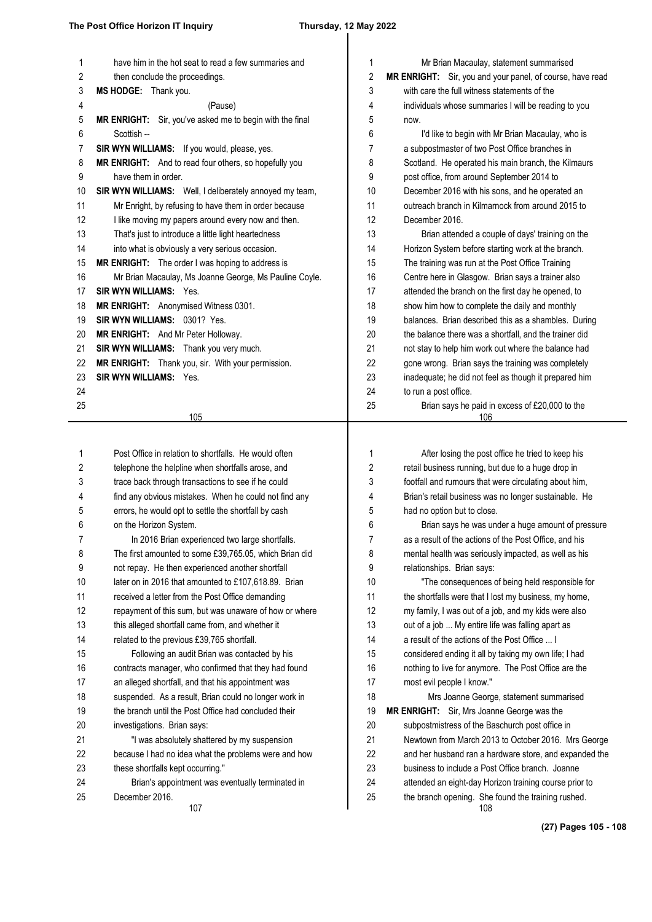have him in the hot seat to read a few summaries and then conclude the proceedings.

**MS HODGE:** Thank you.

(Pause)

**MR ENRIGHT:** Sir, you've asked me to begin with the final Scottish --

**SIR WYN WILLIAMS:** If you would, please, yes.

**MR ENRIGHT:** And to read four others, so hopefully you have them in order.

**SIR WYN WILLIAMS:** Well, I deliberately annoyed my team, Mr Enright, by refusing to have them in order because I like moving my papers around every now and then. That's just to introduce a little light heartedness into what is obviously a very serious occasion.

**MR ENRIGHT:** The order I was hoping to address is Mr Brian Macaulay, Ms Joanne George, Ms Pauline Coyle.

**SIR WYN WILLIAMS:** Yes.

**MR ENRIGHT:** Anonymised Witness 0301.

**SIR WYN WILLIAMS:** 0301? Yes.

**MR ENRIGHT:** And Mr Peter Holloway.

**SIR WYN WILLIAMS:** Thank you very much.

**MR ENRIGHT:** Thank you, sir. With your permission.

**SIR WYN WILLIAMS:** Yes.

Mr Brian Macaulay, statement summarised

**MR ENRIGHT:** Sir, you and your panel, of course, have read with care the full witness statements of the individuals whose summaries I will be reading to you now.

I'd like to begin with Mr Brian Macaulay, who is a subpostmaster of two Post Office branches in Scotland. He operated his main branch, the Kilmaurs post office, from around September 2014 to December 2016 with his sons, and he operated an outreach branch in Kilmarnock from around 2015 to December 2016.

Brian attended a couple of days' training on the Horizon System before starting work at the branch. The training was run at the Post Office Training Centre here in Glasgow. Brian says a trainer also attended the branch on the first day he opened, to show him how to complete the daily and monthly balances. Brian described this as a shambles. During the balance there was a shortfall, and the trainer did not stay to help him work out where the balance had gone wrong. Brian says the training was completely inadequate; he did not feel as though it prepared him to run a post office.

Brian says he paid in excess of £20,000 to the Post Office in relation to shortfalls. He would often telephone the helpline when shortfalls arose, and trace back through transactions to see if he could find any obvious mistakes. When he could not find any errors, he would opt to settle the shortfall by cash on the Horizon System.

In 2016 Brian experienced two large shortfalls. The first amounted to some £39,765.05, which Brian did not repay. He then experienced another shortfall later on in 2016 that amounted to £107,618.89. Brian received a letter from the Post Office demanding repayment of this sum, but was unaware of how or where this alleged shortfall came from, and whether it related to the previous £39,765 shortfall.

Following an audit Brian was contacted by his contracts manager, who confirmed that they had found an alleged shortfall, and that his appointment was suspended. As a result, Brian could no longer work in the branch until the Post Office had concluded their investigations. Brian says:

"I was absolutely shattered by my suspension because I had no idea what the problems were and how these shortfalls kept occurring."

Brian's appointment was eventually terminated in December 2016.

After losing the post office he tried to keep his retail business running, but due to a huge drop in footfall and rumours that were circulating about him, Brian's retail business was no longer sustainable. He had no option but to close.

Brian says he was under a huge amount of pressure as a result of the actions of the Post Office, and his mental health was seriously impacted, as well as his relationships. Brian says:

"The consequences of being held responsible for the shortfalls were that I lost my business, my home, my family, I was out of a job, and my kids were also out of a job ... My entire life was falling apart as a result of the actions of the Post Office ... I considered ending it all by taking my own life; I had nothing to live for anymore. The Post Office are the most evil people I know."

Mrs Joanne George, statement summarised

**MR ENRIGHT:** Sir, Mrs Joanne George was the subpostmistress of the Baschurch post office in Newtown from March 2013 to October 2016. Mrs George and her husband ran a hardware store, and expanded the business to include a Post Office branch. Joanne attended an eight-day Horizon training course prior to the branch opening. She found the training rushed.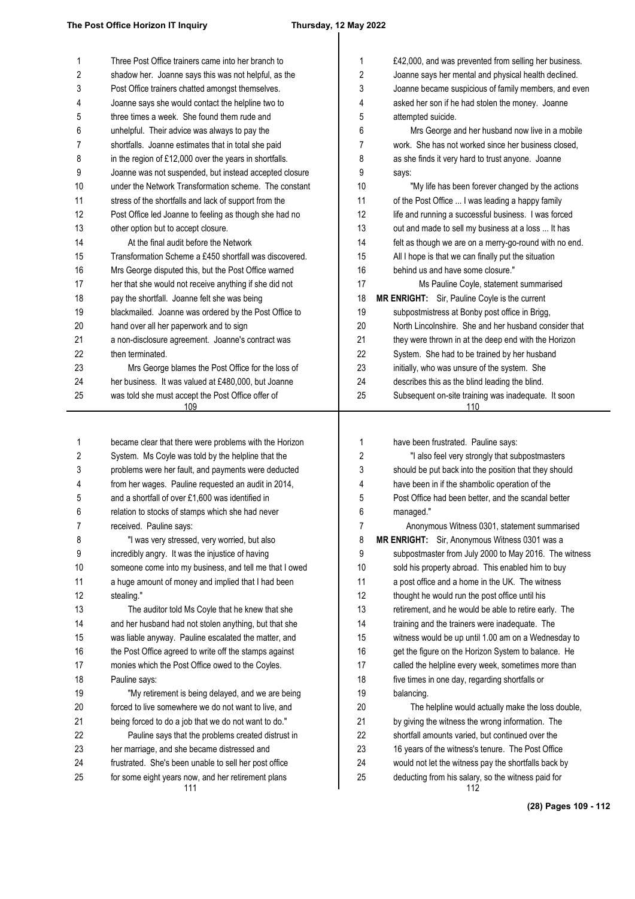Three Post Office trainers came into her branch to shadow her. Joanne says this was not helpful, as the Post Office trainers chatted amongst themselves. Joanne says she would contact the helpline two to three times a week. She found them rude and unhelpful. Their advice was always to pay the shortfalls. Joanne estimates that in total she paid in the region of £12,000 over the years in shortfalls. Joanne was not suspended, but instead accepted closure under the Network Transformation scheme. The constant stress of the shortfalls and lack of support from the Post Office led Joanne to feeling as though she had no other option but to accept closure.

At the final audit before the Network Transformation Scheme a £450 shortfall was discovered. Mrs George disputed this, but the Post Office warned her that she would not receive anything if she did not pay the shortfall. Joanne felt she was being blackmailed. Joanne was ordered by the Post Office to hand over all her paperwork and to sign a non-disclosure agreement. Joanne's contract was then terminated.

Mrs George blames the Post Office for the loss of her business. It was valued at £480,000, but Joanne was told she must accept the Post Office offer of £42,000, and was prevented from selling her business. Joanne says her mental and physical health declined. Joanne became suspicious of family members, and even asked her son if he had stolen the money. Joanne attempted suicide.

Mrs George and her husband now live in a mobile work. She has not worked since her business closed, as she finds it very hard to trust anyone. Joanne says:

"My life has been forever changed by the actions of the Post Office ... I was leading a happy family life and running a successful business. I was forced out and made to sell my business at a loss ... It has felt as though we are on a merry-go-round with no end. All I hope is that we can finally put the situation behind us and have some closure."

Ms Pauline Coyle, statement summarised

**MR ENRIGHT:** Sir, Pauline Coyle is the current subpostmistress at Bonby post office in Brigg, North Lincolnshire. She and her husband consider that they were thrown in at the deep end with the Horizon System. She had to be trained by her husband initially, who was unsure of the system. She describes this as the blind leading the blind. Subsequent on-site training was inadequate. It soon became clear that there were problems with the Horizon System. Ms Coyle was told by the helpline that the problems were her fault, and payments were deducted from her wages. Pauline requested an audit in 2014, and a shortfall of over £1,600 was identified in relation to stocks of stamps which she had never received. Pauline says:

"I was very stressed, very worried, but also incredibly angry. It was the injustice of having someone come into my business, and tell me that I owed a huge amount of money and implied that I had been stealing."

The auditor told Ms Coyle that he knew that she and her husband had not stolen anything, but that she was liable anyway. Pauline escalated the matter, and the Post Office agreed to write off the stamps against monies which the Post Office owed to the Coyles. Pauline says:

"My retirement is being delayed, and we are being forced to live somewhere we do not want to live, and being forced to do a job that we do not want to do."

Pauline says that the problems created distrust in her marriage, and she became distressed and frustrated. She's been unable to sell her post office for some eight years now, and her retirement plans have been frustrated. Pauline says:

"I also feel very strongly that subpostmasters should be put back into the position that they should have been in if the shambolic operation of the Post Office had been better, and the scandal better managed."

Anonymous Witness 0301, statement summarised

**MR ENRIGHT:** Sir, Anonymous Witness 0301 was a subpostmaster from July 2000 to May 2016. The witness sold his property abroad. This enabled him to buy a post office and a home in the UK. The witness thought he would run the post office until his retirement, and he would be able to retire early. The training and the trainers were inadequate. The witness would be up until 1.00 am on a Wednesday to get the figure on the Horizon System to balance. He called the helpline every week, sometimes more than five times in one day, regarding shortfalls or balancing.

The helpline would actually make the loss double, by giving the witness the wrong information. The shortfall amounts varied, but continued over the 16 years of the witness's tenure. The Post Office would not let the witness pay the shortfalls back by deducting from his salary, so the witness paid for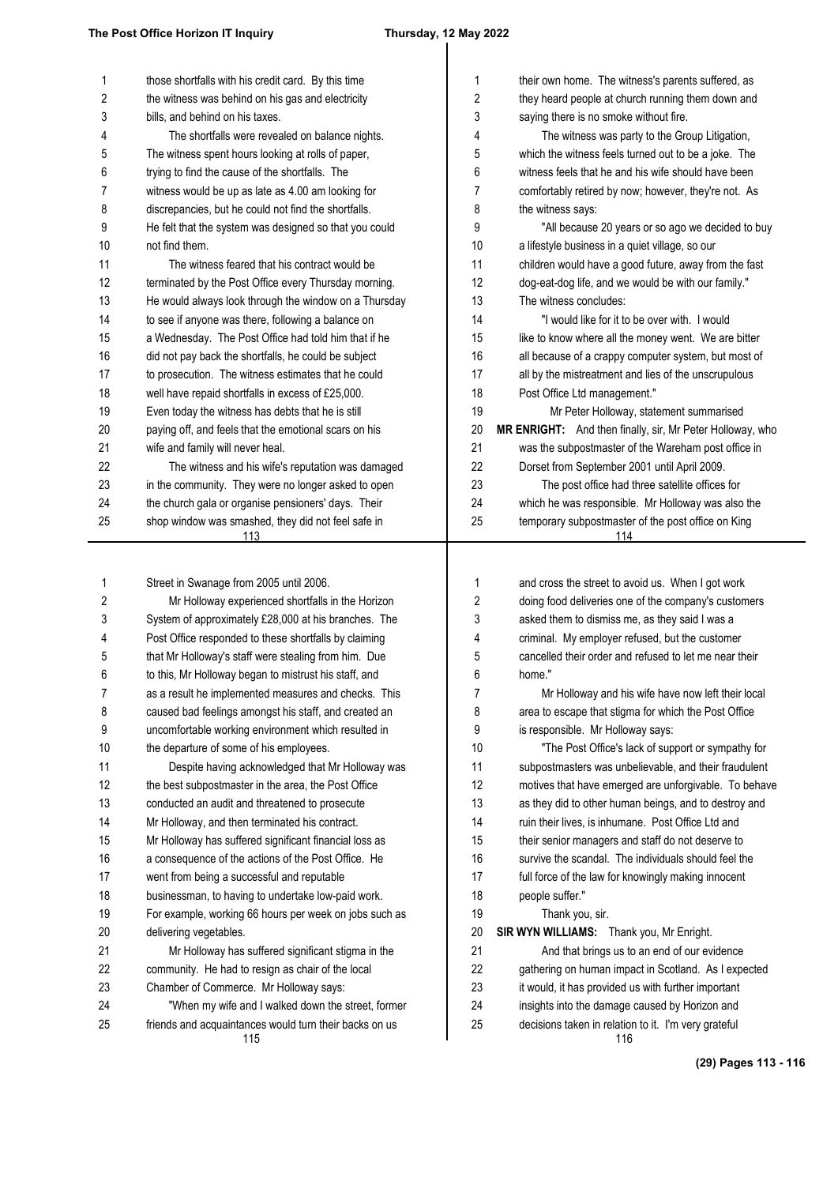those shortfalls with his credit card. By this time the witness was behind on his gas and electricity bills, and behind on his taxes.

The shortfalls were revealed on balance nights. The witness spent hours looking at rolls of paper, trying to find the cause of the shortfalls. The witness would be up as late as 4.00 am looking for discrepancies, but he could not find the shortfalls. He felt that the system was designed so that you could not find them.

The witness feared that his contract would be terminated by the Post Office every Thursday morning. He would always look through the window on a Thursday to see if anyone was there, following a balance on a Wednesday. The Post Office had told him that if he did not pay back the shortfalls, he could be subject to prosecution. The witness estimates that he could well have repaid shortfalls in excess of £25,000. Even today the witness has debts that he is still paying off, and feels that the emotional scars on his wife and family will never heal.

The witness and his wife's reputation was damaged in the community. They were no longer asked to open the church gala or organise pensioners' days. Their shop window was smashed, they did not feel safe in their own home. The witness's parents suffered, as they heard people at church running them down and saying there is no smoke without fire.

The witness was party to the Group Litigation, which the witness feels turned out to be a joke. The witness feels that he and his wife should have been comfortably retired by now; however, they're not. As the witness says:

"All because 20 years or so ago we decided to buy a lifestyle business in a quiet village, so our children would have a good future, away from the fast dog-eat-dog life, and we would be with our family."

The witness concludes:

"I would like for it to be over with. I would like to know where all the money went. We are bitter all because of a crappy computer system, but most of all by the mistreatment and lies of the unscrupulous Post Office Ltd management."

Mr Peter Holloway, statement summarised

**MR ENRIGHT:** And then finally, sir, Mr Peter Holloway, who was the subpostmaster of the Wareham post office in Dorset from September 2001 until April 2009.

The post office had three satellite offices for which he was responsible. Mr Holloway was also the temporary subpostmaster of the post office on King Street in Swanage from 2005 until 2006.

Mr Holloway experienced shortfalls in the Horizon System of approximately £28,000 at his branches. The Post Office responded to these shortfalls by claiming that Mr Holloway's staff were stealing from him. Due to this, Mr Holloway began to mistrust his staff, and as a result he implemented measures and checks. This caused bad feelings amongst his staff, and created an uncomfortable working environment which resulted in the departure of some of his employees.

Despite having acknowledged that Mr Holloway was the best subpostmaster in the area, the Post Office conducted an audit and threatened to prosecute Mr Holloway, and then terminated his contract.

Mr Holloway has suffered significant financial loss as a consequence of the actions of the Post Office. He went from being a successful and reputable businessman, to having to undertake low-paid work. For example, working 66 hours per week on jobs such as delivering vegetables.

Mr Holloway has suffered significant stigma in the community. He had to resign as chair of the local Chamber of Commerce. Mr Holloway says:

"When my wife and I walked down the street, former friends and acquaintances would turn their backs on us and cross the street to avoid us. When I got work doing food deliveries one of the company's customers asked them to dismiss me, as they said I was a criminal. My employer refused, but the customer cancelled their order and refused to let me near their home."

Mr Holloway and his wife have now left their local area to escape that stigma for which the Post Office is responsible. Mr Holloway says:

"The Post Office's lack of support or sympathy for subpostmasters was unbelievable, and their fraudulent motives that have emerged are unforgivable. To behave as they did to other human beings, and to destroy and ruin their lives, is inhumane. Post Office Ltd and their senior managers and staff do not deserve to survive the scandal. The individuals should feel the full force of the law for knowingly making innocent people suffer."

Thank you, sir.

**SIR WYN WILLIAMS:** Thank you, Mr Enright.

And that brings us to an end of our evidence gathering on human impact in Scotland. As I expected it would, it has provided us with further important insights into the damage caused by Horizon and decisions taken in relation to it. I'm very grateful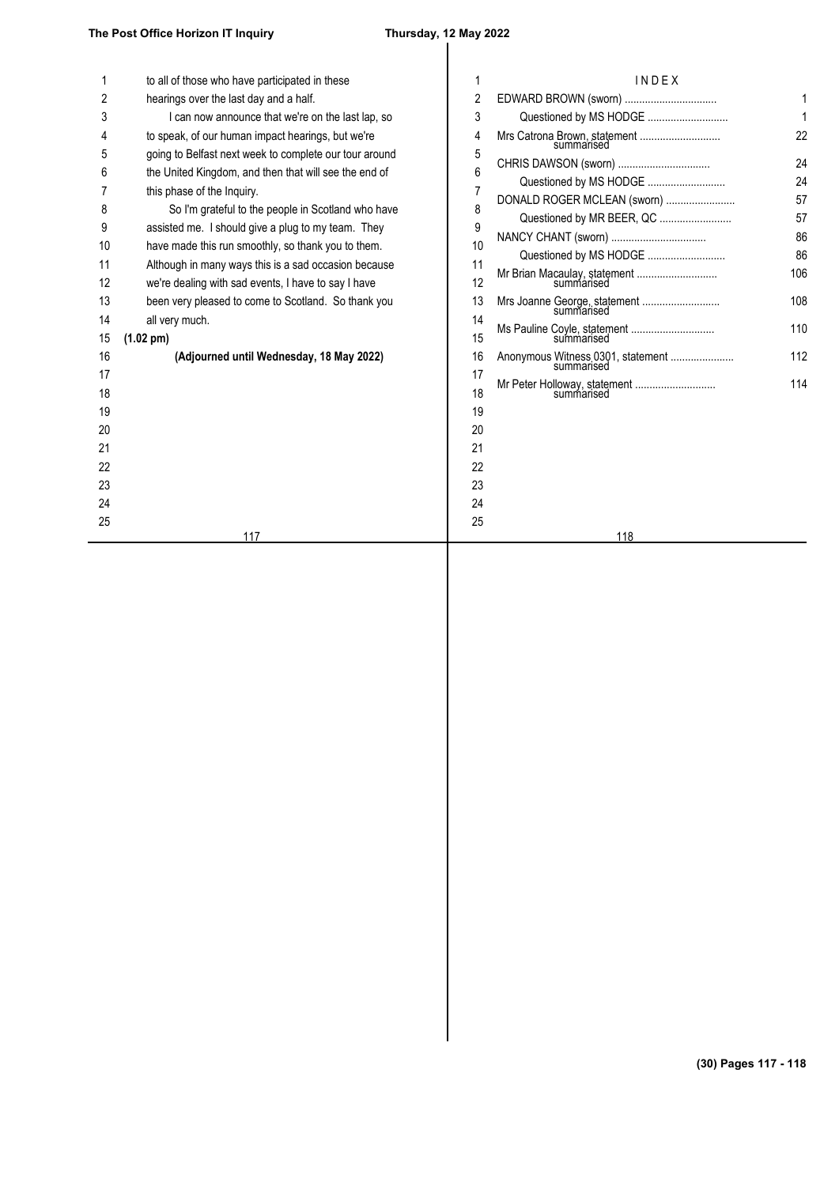to all of those who have participated in these hearings over the last day and a half.

I can now announce that we're on the last lap, so to speak, of our human impact hearings, but we're going to Belfast next week to complete our tour around the United Kingdom, and then that will see the end of this phase of the Inquiry.

So I'm grateful to the people in Scotland who have assisted me. I should give a plug to my team. They have made this run smoothly, so thank you to them. Although in many ways this is a sad occasion because we're dealing with sad events, I have to say I have been very pleased to come to Scotland. So thank you all very much.

**(1.02 pm)**

**(Adjourned until Wednesday, 18 May 2022)**

## I N D E X

| | |
|---|---|
| EDWARD BROWN (sworn) | 1 |
| Questioned by MS HODGE | 1 |
| Mrs Catrona Brown, statement summarised | 22 |
| CHRIS DAWSON (sworn) | 24 |
| Questioned by MS HODGE | 24 |
| DONALD ROGER MCLEAN (sworn) | 57 |
| Questioned by MR BEER, QC | 57 |
| NANCY CHANT (sworn) | 86 |
| Questioned by MS HODGE | 86 |
| Mr Brian Macaulay, statement summarised | 106 |
| Mrs Joanne George, statement summarised | 108 |
| Ms Pauline Coyle, statement summarised | 110 |
| Anonymous Witness 0301, statement summarised | 112 |
| Mr Peter Holloway, statement summarised | 114 |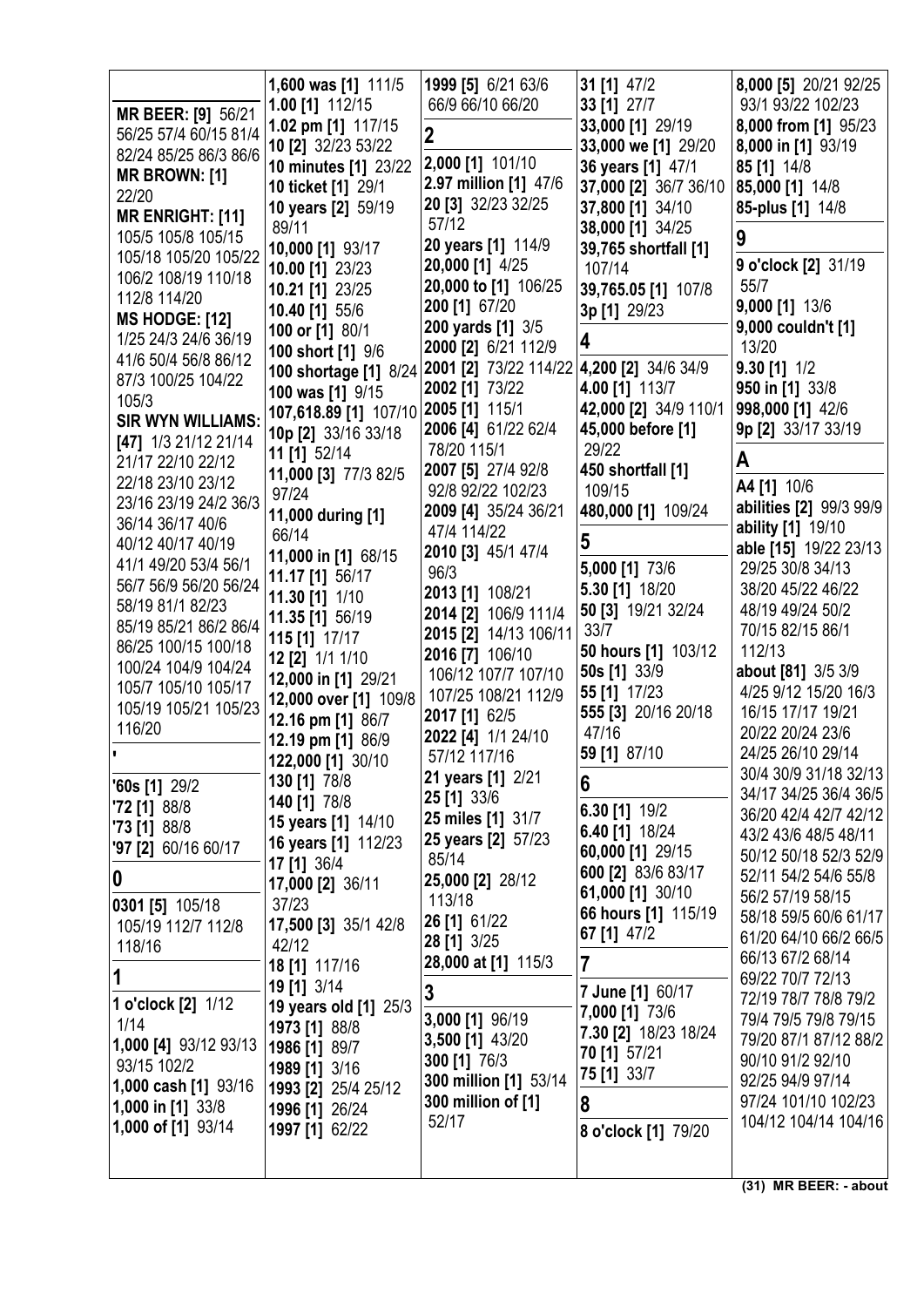**MR BEER: [9]** 56/21 56/25 57/4 60/15 81/4 82/24 85/25 86/3 86/6

**MR BROWN: [1]** 22/20

**MR ENRIGHT: [11]** 105/5 105/8 105/15 105/18 105/20 105/22 106/2 108/19 110/18 112/8 114/20

**MS HODGE: [12]** 1/25 24/3 24/6 36/19 41/6 50/4 56/8 86/12 87/3 100/25 104/22 105/3

**SIR WYN WILLIAMS: [47]** 1/3 21/12 21/14 21/17 22/10 22/12 22/18 23/10 23/12 23/16 23/19 24/2 36/3 36/14 36/17 40/6 40/12 40/17 40/19 41/1 49/20 53/4 56/1 56/7 56/9 56/20 56/24 58/19 81/1 82/23 85/19 85/21 86/2 86/4 86/25 100/15 100/18 100/24 104/9 104/24 105/7 105/10 105/17 105/19 105/21 105/23 116/20

## '

**'60s [1]** 29/2
**'72 [1]** 88/8
**'73 [1]** 88/8
**'97 [2]** 60/16 60/17

## 0

**0301 [5]** 105/18 105/19 112/7 112/8 118/16

## 1

**1 o'clock [2]** 1/12 1/14
**1,000 [4]** 93/12 93/13 93/15 102/2
**1,000 cash [1]** 93/16
**1,000 in [1]** 33/8
**1,000 of [1]** 93/14
**1,600 was [1]** 111/5
**1.00 [1]** 112/15
**1.02 pm [1]** 117/15
**10 [2]** 32/23 53/22
**10 minutes [1]** 23/22
**10 ticket [1]** 29/1
**10 years [2]** 59/19 89/11
**10,000 [1]** 93/17
**10.00 [1]** 23/23
**10.21 [1]** 23/25
**10.40 [1]** 55/6
**100 or [1]** 80/1
**100 short [1]** 9/6
**100 shortage [1]** 8/24
**100 was [1]** 9/15
**107,618.89 [1]** 107/10
**10p [2]** 33/16 33/18
**11 [1]** 52/14
**11,000 [3]** 77/3 82/5 97/24
**11,000 during [1]** 66/14
**11,000 in [1]** 68/15
**11.17 [1]** 56/17
**11.30 [1]** 1/10
**11.35 [1]** 56/19
**115 [1]** 17/17
**12 [2]** 1/1 1/10
**12,000 in [1]** 29/21
**12,000 over [1]** 109/8
**12.16 pm [1]** 86/7
**12.19 pm [1]** 86/9
**122,000 [1]** 30/10
**130 [1]** 78/8
**140 [1]** 78/8
**15 years [1]** 14/10
**16 years [1]** 112/23
**17 [1]** 36/4
**17,000 [2]** 36/11 37/23
**17,500 [3]** 35/1 42/8 42/12
**18 [1]** 117/16
**19 [1]** 3/14
**19 years old [1]** 25/3
**1973 [1]** 88/8
**1986 [1]** 89/7
**1989 [1]** 3/16
**1993 [2]** 25/4 25/12
**1996 [1]** 26/24
**1997 [1]** 62/22
**1999 [5]** 6/21 63/6 66/9 66/10 66/20

## 2

**2,000 [1]** 101/10
**2.97 million [1]** 47/6
**20 [3]** 32/23 32/25 57/12
**20 years [1]** 114/9
**20,000 [1]** 4/25
**20,000 to [1]** 106/25
**200 [1]** 67/20
**200 yards [1]** 3/5
**2000 [2]** 6/21 112/9
**2001 [2]** 73/22 114/22
**2002 [1]** 73/22
**2005 [1]** 115/1
**2006 [4]** 61/22 62/4 78/20 115/1
**2007 [5]** 27/4 92/8 92/8 92/22 102/23
**2009 [4]** 35/24 36/21 47/4 114/22
**2010 [3]** 45/1 47/4 96/3
**2013 [1]** 108/21
**2014 [2]** 106/9 111/4
**2015 [2]** 14/13 106/11
**2016 [7]** 106/10 106/12 107/7 107/10 107/25 108/21 112/9
**2017 [1]** 62/5
**2022 [4]** 1/1 24/10 57/12 117/16
**21 years [1]** 2/21
**25 [1]** 33/6
**25 miles [1]** 31/7
**25 years [2]** 57/23 85/14
**25,000 [2]** 28/12 113/18
**26 [1]** 61/22
**28 [1]** 3/25
**28,000 at [1]** 115/3

## 3

**3,000 [1]** 96/19
**3,500 [1]** 43/20
**300 [1]** 76/3
**300 million [1]** 53/14
**300 million of [1]** 52/17
**31 [1]** 47/2
**33 [1]** 27/7
**33,000 [1]** 29/19
**33,000 we [1]** 29/20
**36 years [1]** 47/1
**37,000 [2]** 36/7 36/10
**37,800 [1]** 34/10
**38,000 [1]** 34/25
**39,765 shortfall [1]** 107/14
**39,765.05 [1]** 107/8
**3p [1]** 29/23

## 4

**4,200 [2]** 34/6 34/9
**4.00 [1]** 113/7
**42,000 [2]** 34/9 110/1
**45,000 before [1]** 29/22
**450 shortfall [1]** 109/15
**480,000 [1]** 109/24

## 5

**5,000 [1]** 73/6
**5.30 [1]** 18/20
**50 [3]** 19/21 32/24 33/7
**50 hours [1]** 103/12
**50s [1]** 33/9
**55 [1]** 17/23
**555 [3]** 20/16 20/18 47/16
**59 [1]** 87/10

## 6

**6.30 [1]** 19/2
**6.40 [1]** 18/24
**60,000 [1]** 29/15
**600 [2]** 83/6 83/17
**61,000 [1]** 30/10
**66 hours [1]** 115/19
**67 [1]** 47/2

## 7

**7 June [1]** 60/17
**7,000 [1]** 73/6
**7.30 [2]** 18/23 18/24
**70 [1]** 57/21
**75 [1]** 33/7

## 8

**8 o'clock [1]** 79/20
**8,000 [5]** 20/21 92/25 93/1 93/22 102/23
**8,000 from [1]** 95/23
**8,000 in [1]** 93/19
**85 [1]** 14/8
**85,000 [1]** 14/8
**85-plus [1]** 14/8

## 9

**9 o'clock [2]** 31/19 55/7
**9,000 [1]** 13/6
**9,000 couldn't [1]** 13/20
**9.30 [1]** 1/2
**950 in [1]** 33/8
**998,000 [1]** 42/6
**9p [2]** 33/17 33/19

## A

**A4 [1]** 10/6
**abilities [2]** 99/3 99/9
**ability [1]** 19/10
**able [15]** 19/22 23/13 29/25 30/8 34/13 38/20 45/22 46/22 48/19 49/24 50/2 70/15 82/15 86/1 112/13
**about [81]** 3/5 3/9 4/25 9/12 15/20 16/3 16/15 17/17 19/21 20/22 20/24 23/6 24/25 26/10 29/14 30/4 30/9 31/18 32/13 34/17 34/25 36/4 36/5 36/20 42/4 42/7 42/12 43/2 43/6 48/5 48/11 50/12 50/18 52/3 52/9 52/11 54/2 54/6 55/8 56/2 57/19 58/15 58/18 59/5 60/6 61/17 61/20 64/10 66/2 66/5 66/13 67/2 68/14 69/22 70/7 72/13 72/19 78/7 78/8 79/2 79/4 79/5 79/8 79/15 79/20 87/1 87/12 88/2 90/10 91/2 92/10 92/25 94/9 97/14 97/24 101/10 102/23 104/12 104/14 104/16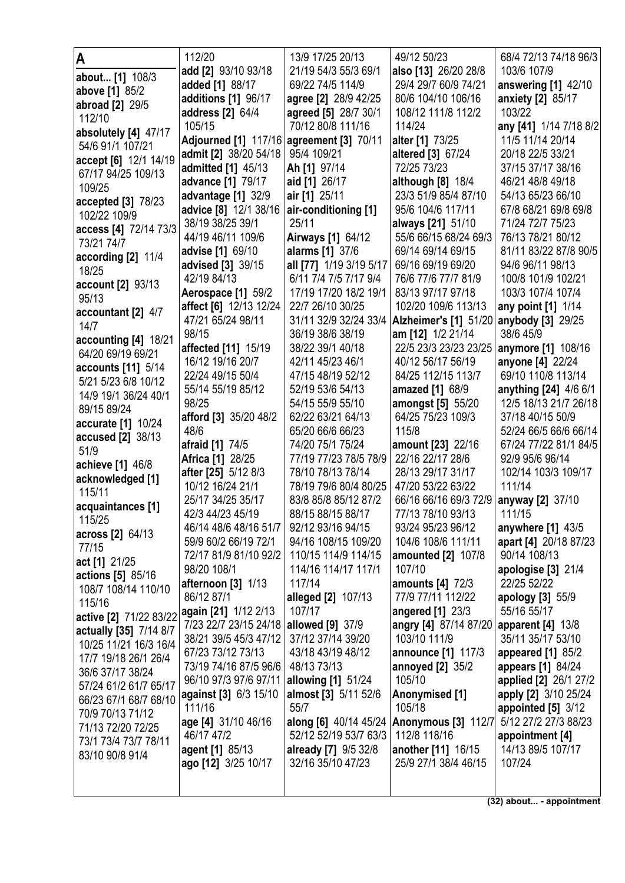# A

**about... [1]** 108/3
**above [1]** 85/2
**abroad [2]** 29/5 112/10
**absolutely [4]** 47/17 54/6 91/1 107/21
**accept [6]** 12/1 14/19 67/17 94/25 109/13 109/25
**accepted [3]** 78/23 102/22 109/9
**access [4]** 72/14 73/3 73/21 74/7
**according [2]** 11/4 18/25
**account [2]** 93/13 95/13
**accountant [2]** 4/7 14/7
**accounting [4]** 18/21 64/20 69/19 69/21
**accounts [11]** 5/14 5/21 5/23 6/8 10/12 14/9 19/1 36/24 40/1 89/15 89/24
**accurate [1]** 10/24
**accused [2]** 38/13 51/9
**achieve [1]** 46/8
**acknowledged [1]** 115/11
**acquaintances [1]** 115/25
**across [2]** 64/13 77/15
**act [1]** 21/25
**actions [5]** 85/16 108/7 108/14 110/10 115/16
**active [2]** 71/22 83/22
**actually [35]** 7/14 8/7 10/25 11/21 16/3 16/4 17/7 19/18 26/1 26/4 36/6 37/17 38/24 57/24 61/2 61/7 65/17 66/23 67/1 68/7 68/10 70/9 70/13 71/12 71/13 72/20 72/25 73/1 73/4 73/7 78/11 83/10 90/8 91/4 112/20
**add [2]** 93/10 93/18
**added [1]** 88/17
**additions [1]** 96/17
**address [2]** 64/4 105/15
**Adjourned [1]** 117/16
**admit [2]** 38/20 54/18
**admitted [1]** 45/13
**advance [1]** 79/17
**advantage [1]** 32/9
**advice [8]** 12/1 38/16 38/19 38/25 39/1 44/19 46/11 109/6
**advise [1]** 69/10
**advised [3]** 39/15 42/19 84/13
**Aerospace [1]** 59/2
**affect [6]** 12/13 12/24 47/21 65/24 98/11 98/15
**affected [11]** 15/19 16/12 19/16 20/7 22/24 49/15 50/4 55/14 55/19 85/12 98/25
**afford [3]** 35/20 48/2 48/6
**afraid [1]** 74/5
**Africa [1]** 28/25
**after [25]** 5/12 8/3 10/12 16/24 21/1 25/17 34/25 35/17 42/3 44/23 45/19 46/14 48/6 48/16 51/7 59/9 60/2 66/19 72/1 72/17 81/9 81/10 92/2 98/20 108/1
**afternoon [3]** 1/13 86/12 87/1
**again [21]** 1/12 2/13 7/23 22/7 23/15 24/18 38/21 39/5 45/3 47/12 67/23 73/12 73/13 73/19 74/16 87/5 96/6 96/10 97/3 97/6 97/11
**against [3]** 6/3 15/10 111/16
**age [4]** 31/10 46/16 46/17 47/2
**agent [1]** 85/13
**ago [12]** 3/25 10/17 13/9 17/25 20/13 21/19 54/3 55/3 69/1 69/22 74/5 114/9
**agree [2]** 28/9 42/25
**agreed [5]** 28/7 30/1 70/12 80/8 111/16
**agreement [3]** 70/11 95/4 109/21
**Ah [1]** 97/14
**aid [1]** 26/17
**air [1]** 25/11
**air-conditioning [1]** 25/11
**Airways [1]** 64/12
**alarms [1]** 37/6
**all [77]** 1/19 3/19 5/17 6/11 7/4 7/5 7/17 9/4 17/19 17/20 18/2 19/1 22/7 26/10 30/25 31/11 32/9 32/24 33/4 36/19 38/6 38/19 38/22 39/1 40/18 42/11 45/23 46/1 47/15 48/19 52/12 52/19 53/6 54/13 54/15 55/9 55/10 62/22 63/21 64/13 65/20 66/6 66/23 74/20 75/1 75/24 77/19 77/23 78/5 78/9 78/10 78/13 78/14 78/19 79/6 80/4 80/25 83/8 85/8 85/12 87/2 88/15 88/15 88/17 92/12 93/16 94/15 94/16 108/15 109/20 110/15 114/9 114/15 114/16 114/17 117/1 117/14
**alleged [2]** 107/13 107/17
**allowed [9]** 37/9 37/12 37/14 39/20 43/18 43/19 48/12 48/13 73/13
**allowing [1]** 51/24
**almost [3]** 5/11 52/6 55/7
**along [6]** 40/14 45/24 52/12 52/19 53/7 63/3
**already [7]** 9/5 32/8 32/16 35/10 47/23 49/12 50/23
**also [13]** 26/20 28/8 29/4 29/7 60/9 74/21 80/6 104/10 106/16 108/12 111/8 112/2 114/24
**alter [1]** 73/25
**altered [3]** 67/24 72/25 73/23
**although [8]** 18/4 23/3 51/9 85/4 87/10 95/6 104/6 117/11
**always [21]** 51/10 55/6 66/15 68/24 69/3 69/14 69/14 69/15 69/16 69/19 69/20 76/6 77/6 77/7 81/9 83/13 97/17 97/18 102/20 109/6 113/13
**Alzheimer's [1]** 51/20
**am [12]** 1/2 21/14 22/5 23/3 23/23 23/25 40/12 56/17 56/19 84/25 112/15 113/7
**amazed [1]** 68/9
**amongst [5]** 55/20 64/25 75/23 109/3 115/8
**amount [23]** 22/16 22/16 22/17 28/6 28/13 29/17 31/17 47/20 53/22 63/22 66/16 66/16 69/3 72/9 77/13 78/10 93/13 93/24 95/23 96/12 104/6 108/6 111/11
**amounted [2]** 107/8 107/10
**amounts [4]** 72/3 77/9 77/11 112/22
**angered [1]** 23/3
**angry [4]** 87/14 87/20 103/10 111/9
**announce [1]** 117/3
**annoyed [2]** 35/2 105/10
**Anonymised [1]** 105/18
**Anonymous [3]** 112/7 112/8 118/16
**another [11]** 16/15 25/9 27/1 38/4 46/15 68/4 72/13 74/18 96/3 103/6 107/9
**answering [1]** 42/10
**anxiety [2]** 85/17 103/22
**any [41]** 1/14 7/18 8/2 11/5 11/14 20/14 20/18 22/5 33/21 37/15 37/17 38/16 46/21 48/8 49/18 54/13 65/23 66/10 67/8 68/21 69/8 69/8 71/24 72/7 75/23 76/13 78/21 80/12 81/11 83/22 87/8 90/5 94/6 96/11 98/13 100/8 101/9 102/21 103/3 107/4 107/4
**any point [1]** 1/14
**anybody [3]** 29/25 38/6 45/9
**anymore [1]** 108/16
**anyone [4]** 22/24 69/10 110/8 113/14
**anything [24]** 4/6 6/1 12/5 18/13 21/7 26/18 37/18 40/15 50/9 52/24 66/5 66/6 66/14 67/24 77/22 81/1 84/5 92/9 95/6 96/14 102/14 103/1 109/17 111/14
**anyway [2]** 37/10 111/15
**anywhere [1]** 43/5
**apart [4]** 20/18 87/23 90/14 108/13
**apologise [3]** 21/4 22/25 52/22
**apology [3]** 55/9 55/16 55/17
**apparent [4]** 13/8 35/11 35/17 53/10
**appeared [1]** 85/2
**appears [1]** 84/24
**applied [2]** 26/1 27/2
**apply [2]** 3/10 25/24
**appointed [5]** 3/12 5/12 27/2 27/3 88/23
**appointment [4]** 14/13 89/5 107/17 107/24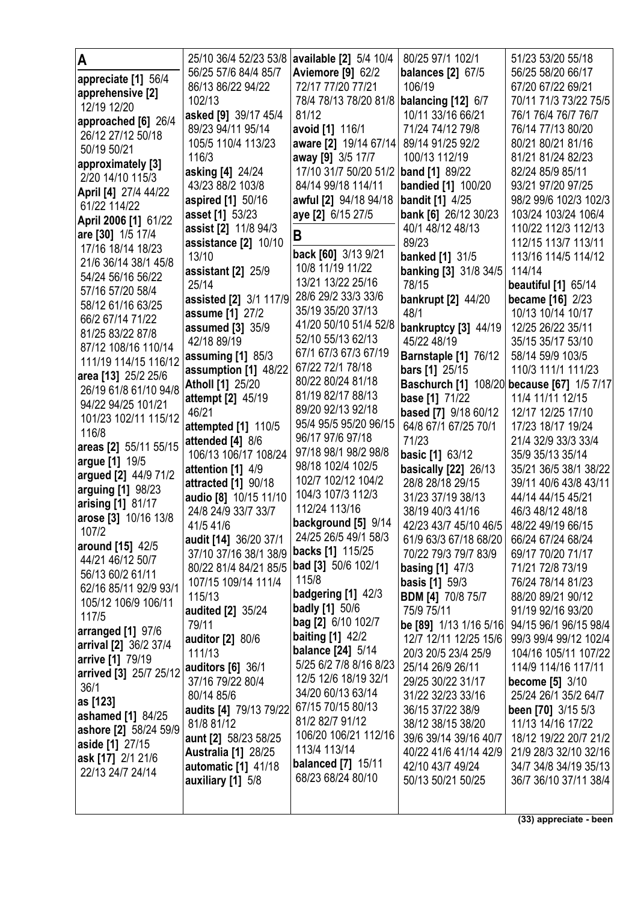## A

**appreciate [1]** 56/4
**apprehensive [2]** 12/19 12/20
**approached [6]** 26/4 26/12 27/12 50/18 50/19 50/21
**approximately [3]** 2/20 14/10 115/3
**April [4]** 27/4 44/22 61/22 114/22
**April 2006 [1]** 61/22
**are [30]** 1/5 17/4 17/16 18/14 18/23 21/6 36/14 38/1 45/8 54/24 56/16 56/22 57/16 57/20 58/4 58/12 61/16 63/25 66/2 67/14 71/22 81/25 83/22 87/8 87/12 108/16 110/14 111/19 114/15 116/12
**area [13]** 25/2 25/6 26/19 61/8 61/10 94/8 94/22 94/25 101/21 101/23 102/11 115/12 116/8
**areas [2]** 55/11 55/15
**argue [1]** 19/5
**argued [2]** 44/9 71/2
**arguing [1]** 98/23
**arising [1]** 81/17
**arose [3]** 10/16 13/8 107/2
**around [15]** 42/5 44/21 46/12 50/7 56/13 60/2 61/11 62/16 85/11 92/9 93/1 105/12 106/9 106/11 117/5
**arranged [1]** 97/6
**arrival [2]** 36/2 37/4
**arrive [1]** 79/19
**arrived [3]** 25/7 25/12 36/1
**as [123]**
**ashamed [1]** 84/25
**ashore [2]** 58/24 59/9
**aside [1]** 27/15
**ask [17]** 2/1 21/6 22/13 24/7 24/14 25/10 36/4 52/23 53/8 56/25 57/6 84/4 85/7 86/13 86/22 94/22 102/13
**asked [9]** 39/17 45/4 89/23 94/11 95/14 105/5 110/4 113/23 116/3
**asking [4]** 24/24 43/23 88/2 103/8
**aspired [1]** 50/16
**asset [1]** 53/23
**assist [2]** 11/8 94/3
**assistance [2]** 10/10 13/10
**assistant [2]** 25/9 25/14
**assisted [2]** 3/1 117/9
**assume [1]** 27/2
**assumed [3]** 35/9 42/18 89/19
**assuming [1]** 85/3
**assumption [1]** 48/22
**Atholl [1]** 25/20
**attempt [2]** 45/19 46/21
**attempted [1]** 110/5
**attended [4]** 8/6 106/13 106/17 108/24
**attention [1]** 4/9
**attracted [1]** 90/18
**audio [8]** 10/15 11/10 24/8 24/9 33/7 33/7 41/5 41/6
**audit [14]** 36/20 37/1 37/10 37/16 38/1 38/9 80/22 81/4 84/21 85/5 107/15 109/14 111/4 115/13
**audited [2]** 35/24 79/11
**auditor [2]** 80/6 111/13
**auditors [6]** 36/1 37/16 79/22 80/4 80/14 85/6
**audits [4]** 79/13 79/22 81/8 81/12
**aunt [2]** 58/23 58/25
**Australia [1]** 28/25
**automatic [1]** 41/18
**auxiliary [1]** 5/8
**available [2]** 5/4 10/4
**Aviemore [9]** 62/2 72/17 77/20 77/21 78/4 78/13 78/20 81/8 81/12
**avoid [1]** 116/1
**aware [2]** 19/14 67/14
**away [9]** 3/5 17/7 17/10 31/7 50/20 51/2 84/14 99/18 114/11
**awful [2]** 94/18 94/18
**aye [2]** 6/15 27/5

## B

**back [60]** 3/13 9/21 10/8 11/19 11/22 13/21 13/22 25/16 28/6 29/2 33/3 33/6 35/19 35/20 37/13 41/20 50/10 51/4 52/8 52/10 55/13 62/13 67/1 67/3 67/3 67/19 67/22 72/1 78/18 80/22 80/24 81/18 81/19 82/17 88/13 89/20 92/13 92/18 95/4 95/5 95/20 96/15 96/17 97/6 97/18 97/18 98/1 98/2 98/8 98/18 102/4 102/5 102/7 102/12 104/2 104/3 107/3 112/3 112/24 113/16
**background [5]** 9/14 24/25 26/5 49/1 58/3
**backs [1]** 115/25
**bad [3]** 50/6 102/1 115/8
**badgering [1]** 42/3
**badly [1]** 50/6
**bag [2]** 6/10 102/7
**baiting [1]** 42/2
**balance [24]** 5/14 5/25 6/2 7/8 8/16 8/23 12/5 12/6 18/19 32/1 34/20 60/13 63/14 67/15 70/15 80/13 81/2 82/7 91/12 106/20 106/21 112/16 113/4 113/14
**balanced [7]** 15/11 68/23 68/24 80/10 80/25 97/1 102/1 106/19
**balances [2]** 67/5
**balancing [12]** 6/7 10/11 33/16 66/21 71/24 74/12 79/8 89/14 91/25 92/2 100/13 112/19
**band [1]** 89/22
**bandied [1]** 100/20
**bandit [1]** 4/25
**bank [6]** 26/12 30/23 40/1 48/12 48/13 89/23
**banked [1]** 31/5
**banking [3]** 31/8 34/5 78/15
**bankrupt [2]** 44/20 48/1
**bankruptcy [3]** 44/19 45/22 48/19
**Barnstaple [1]** 76/12
**bars [1]** 25/15
**Baschurch [1]** 108/20
**base [1]** 71/22
**based [7]** 9/18 60/12 64/8 67/1 67/25 70/1 71/23
**basic [1]** 63/12
**basically [22]** 26/13 28/8 28/18 29/15 31/23 37/19 38/13 38/19 40/3 41/16 42/23 43/7 45/10 46/5 61/9 63/3 67/18 68/20 70/22 79/3 79/7 83/9
**basing [1]** 47/3
**basis [1]** 59/3
**BDM [4]** 70/8 75/7 75/9 75/11
**be [89]** 1/13 1/16 5/16 12/7 12/11 12/25 15/6 20/3 20/5 23/4 25/9 25/14 26/9 26/11 29/25 30/22 31/17 31/22 32/23 33/16 36/15 37/22 38/9 38/12 38/15 38/20 39/6 39/14 39/16 40/7 40/22 41/6 41/14 42/9 42/10 43/7 49/24 50/13 50/21 50/25 51/23 53/20 55/18 56/25 58/20 66/17 67/20 67/22 69/21 70/11 71/3 73/22 75/5 76/1 76/4 76/7 76/7 76/14 77/13 80/20 80/21 80/21 81/16 81/21 81/24 82/23 82/24 85/9 85/11 93/21 97/20 97/25 98/2 99/6 102/3 102/3 103/24 103/24 106/4 110/22 112/3 112/13 112/15 113/7 113/11 113/16 114/5 114/12 114/14
**beautiful [1]** 65/14
**became [16]** 2/23 10/13 10/14 10/17 12/25 26/22 35/11 35/15 35/17 53/10 58/14 59/9 103/5 110/3 111/1 111/23
**because [67]** 1/5 7/17 11/4 11/12 12/15 12/17 12/25 17/10 17/23 18/17 19/24 21/4 32/9 33/3 33/4 35/9 35/13 35/14 35/21 36/5 38/1 38/22 39/11 40/6 43/8 43/11 44/14 44/15 45/21 46/3 48/12 48/18 48/22 49/19 66/15 66/24 67/24 68/24 69/17 70/20 71/17 71/21 72/8 73/19 76/24 78/14 81/23 88/20 89/21 90/12 91/19 92/16 93/20 94/15 96/1 96/15 98/4 99/3 99/4 99/12 102/4 104/16 105/11 107/22 114/9 114/16 117/11
**become [5]** 3/10 25/24 26/1 35/2 64/7
**been [70]** 3/15 5/3 11/13 14/16 17/22 18/12 19/22 20/7 21/2 21/9 28/3 32/10 32/16 34/7 34/8 34/19 35/13 36/7 36/10 37/11 38/4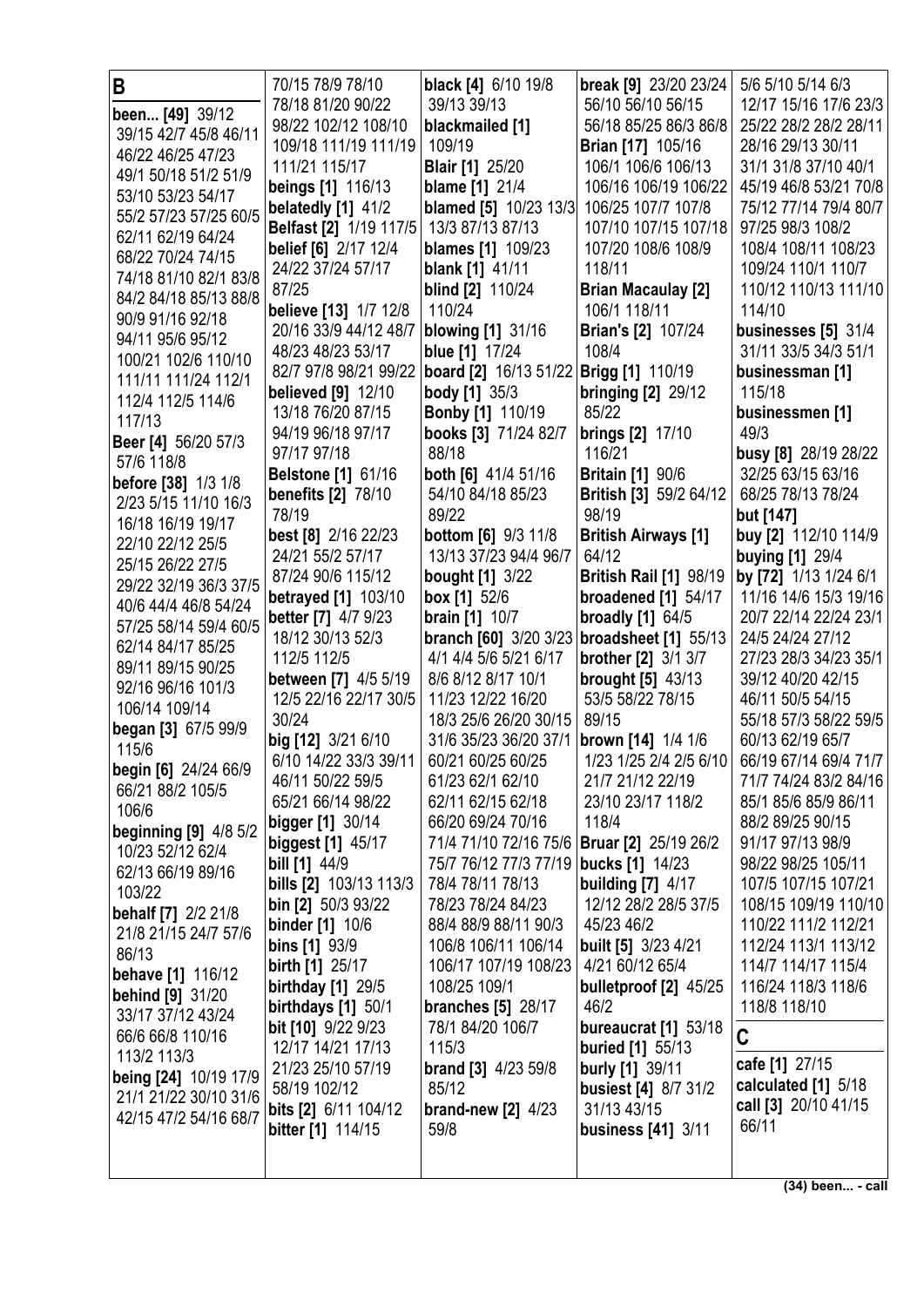## B

**been... [49]** 39/12 39/15 42/7 45/8 46/11 46/22 46/25 47/23 49/1 50/18 51/2 51/9 53/10 53/23 54/17 55/2 57/23 57/25 60/5 62/11 62/19 64/24 68/22 70/24 74/15 74/18 81/10 82/1 83/8 84/2 84/18 85/13 88/8 90/9 91/16 92/18 94/11 95/6 95/12 100/21 102/6 110/10 111/11 111/24 112/1 112/4 112/5 114/6 117/13

**Beer [4]** 56/20 57/3 57/6 118/8

**before [38]** 1/3 1/8 2/23 5/15 11/10 16/3 16/18 16/19 19/17 22/10 22/12 25/5 25/15 26/22 27/5 29/22 32/19 36/3 37/5 40/6 44/4 46/8 54/24 57/25 58/14 59/4 60/5 62/14 84/17 85/25 89/11 89/15 90/25 92/16 96/16 101/3 106/14 109/14

**began [3]** 67/5 99/9 115/6

**begin [6]** 24/24 66/9 66/21 88/2 105/5 106/6

**beginning [9]** 4/8 5/2 10/23 52/12 62/4 62/13 66/19 89/16 103/22

**behalf [7]** 2/2 21/8 21/8 21/15 24/7 57/6 86/13

**behave [1]** 116/12

**behind [9]** 31/20 33/17 37/12 43/24 66/6 66/8 110/16 113/2 113/3

**being [24]** 10/19 17/9 21/1 21/22 30/10 31/6 42/15 47/2 54/16 68/7 70/15 78/9 78/10 78/18 81/20 90/22 98/22 102/12 108/10 109/18 111/19 111/19 111/21 115/17

**beings [1]** 116/13

**belatedly [1]** 41/2

**Belfast [2]** 1/19 117/5

**belief [6]** 2/17 12/4 24/22 37/24 57/17 87/25

**believe [13]** 1/7 12/8 20/16 33/9 44/12 48/7 48/23 48/23 53/17 82/7 97/8 98/21 99/22

**believed [9]** 12/10 13/18 76/20 87/15 94/19 96/18 97/17 97/17 97/18

**Belstone [1]** 61/16

**benefits [2]** 78/10 78/19

**best [8]** 2/16 22/23 24/21 55/2 57/17 87/24 90/6 115/12

**betrayed [1]** 103/10

**better [7]** 4/7 9/23 18/12 30/13 52/3 112/5 112/5

**between [7]** 4/5 5/19 12/5 22/16 22/17 30/5 30/24

**big [12]** 3/21 6/10 6/10 14/22 33/3 39/11 46/11 50/22 59/5 65/21 66/14 98/22

**bigger [1]** 30/14

**biggest [1]** 45/17

**bill [1]** 44/9

**bills [2]** 103/13 113/3

**bin [2]** 50/3 93/22

**binder [1]** 10/6

**bins [1]** 93/9

**birth [1]** 25/17

**birthday [1]** 29/5

**birthdays [1]** 50/1

**bit [10]** 9/22 9/23 12/17 14/21 17/13 21/23 25/10 57/19 58/19 102/12

**bits [2]** 6/11 104/12

**bitter [1]** 114/15

**black [4]** 6/10 19/8 39/13 39/13

**blackmailed [1]** 109/19

**Blair [1]** 25/20

**blame [1]** 21/4

**blamed [5]** 10/23 13/3 13/3 87/13 87/13

**blames [1]** 109/23

**blank [1]** 41/11

**blind [2]** 110/24 110/24

**blowing [1]** 31/16

**blue [1]** 17/24

**board [2]** 16/13 51/22

**body [1]** 35/3

**Bonby [1]** 110/19

**books [3]** 71/24 82/7 88/18

**both [6]** 41/4 51/16 54/10 84/18 85/23 89/22

**bottom [6]** 9/3 11/8 13/13 37/23 94/4 96/7

**bought [1]** 3/22

**box [1]** 52/6

**brain [1]** 10/7

**branch [60]** 3/20 3/23 4/1 4/4 5/6 5/21 6/17 8/6 8/12 8/17 10/1 11/23 12/22 16/20 18/3 25/6 26/20 30/15 31/6 35/23 36/20 37/1 60/21 60/25 60/25 61/23 62/1 62/10 62/11 62/15 62/18 66/20 69/24 70/16 71/4 71/10 72/16 75/6 75/7 76/12 77/3 77/19 78/4 78/11 78/13 78/23 78/24 84/23 88/4 88/9 88/11 90/3 106/8 106/11 106/14 106/17 107/19 108/23 108/25 109/1

**branches [5]** 28/17 78/1 84/20 106/7 115/3

**brand [3]** 4/23 59/8 85/12

**brand-new [2]** 4/23 59/8

**break [9]** 23/20 23/24 56/10 56/10 56/15 56/18 85/25 86/3 86/8

**Brian [17]** 105/16 106/1 106/6 106/13 106/16 106/19 106/22 106/25 107/7 107/8 107/10 107/15 107/18 107/20 108/6 108/9 118/11

**Brian Macaulay [2]** 106/1 118/11

**Brian's [2]** 107/24 108/4

**Brigg [1]** 110/19

**bringing [2]** 29/12 85/22

**brings [2]** 17/10 116/21

**Britain [1]** 90/6

**British [3]** 59/2 64/12 98/19

**British Airways [1]** 64/12

**British Rail [1]** 98/19

**broadened [1]** 54/17

**broadly [1]** 64/5

**broadsheet [1]** 55/13

**brother [2]** 3/1 3/7

**brought [5]** 43/13 53/5 58/22 78/15 89/15

**brown [14]** 1/4 1/6 1/23 1/25 2/4 2/5 6/10 21/7 21/12 22/19 23/10 23/17 118/2 118/4

**Bruar [2]** 25/19 26/2

**bucks [1]** 14/23

**building [7]** 4/17 12/12 28/2 28/5 37/5 45/23 46/2

**built [5]** 3/23 4/21 4/21 60/12 65/4

**bulletproof [2]** 45/25 46/2

**bureaucrat [1]** 53/18

**buried [1]** 55/13

**burly [1]** 39/11

**busiest [4]** 8/7 31/2 31/13 43/15

**business [41]** 3/11 5/6 5/10 5/14 6/3 12/17 15/16 17/6 23/3 25/22 28/2 28/2 28/11 28/16 29/13 30/11 31/1 31/8 37/10 40/1 45/19 46/8 53/21 70/8 75/12 77/14 79/4 80/7 97/25 98/3 108/2 108/4 108/11 108/23 109/24 110/1 110/7 110/12 110/13 111/10 114/10

**businesses [5]** 31/4 31/11 33/5 34/3 51/1

**businessman [1]** 115/18

**businessmen [1]** 49/3

**busy [8]** 28/19 28/22 32/25 63/15 63/16 68/25 78/13 78/24

**but [147]**

**buy [2]** 112/10 114/9

**buying [1]** 29/4

**by [72]** 1/13 1/24 6/1 11/16 14/6 15/3 19/16 20/7 22/14 22/24 23/1 24/5 24/24 27/12 27/23 28/3 34/23 35/1 39/12 40/20 42/15 46/11 50/5 54/15 55/18 57/3 58/22 59/5 60/13 62/19 65/7 66/19 67/14 69/4 71/7 71/7 74/24 83/2 84/16 85/1 85/6 85/9 86/11 88/2 89/25 90/15 91/17 97/13 98/9 98/22 98/25 105/11 107/5 107/15 107/21 108/15 109/19 110/10 110/22 111/2 112/21 112/24 113/1 113/12 114/7 114/17 115/4 116/24 118/3 118/6 118/8 118/10

## C

**cafe [1]** 27/15

**calculated [1]** 5/18

**call [3]** 20/10 41/15 66/11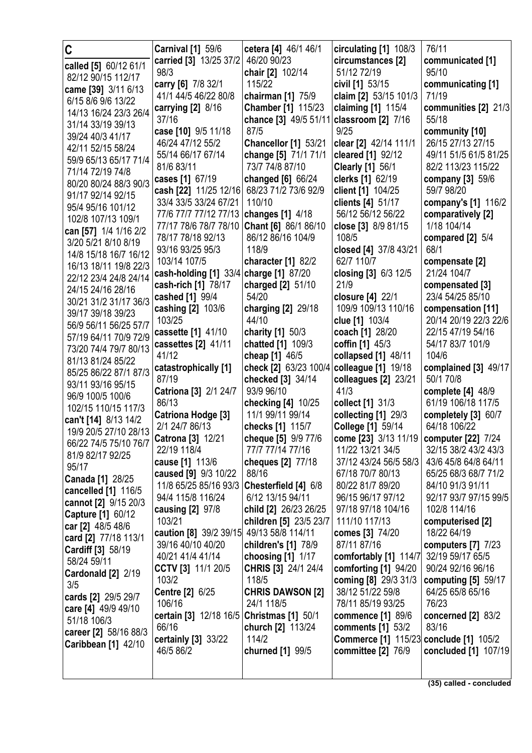## C

**called [5]** 60/12 61/1 82/12 90/15 112/17
**came [39]** 3/11 6/13 6/15 8/6 9/6 13/22 14/13 16/24 23/3 26/4 31/14 33/19 39/13 39/24 40/3 41/17 42/11 52/15 58/24 59/9 65/13 65/17 71/4 71/14 72/19 74/8 80/20 80/24 88/3 90/3 91/17 92/14 92/15 95/4 95/16 101/12 102/8 107/13 109/1
**can [57]** 1/4 1/16 2/2 3/20 5/21 8/10 8/19 14/8 15/18 16/7 16/12 16/13 18/11 19/8 22/3 22/12 23/4 24/8 24/14 24/15 24/16 28/16 30/21 31/2 31/17 36/3 39/17 39/18 39/23 56/9 56/11 56/25 57/7 57/19 64/11 70/9 72/9 73/20 74/4 79/7 80/13 81/13 81/24 85/22 85/25 86/22 87/1 87/3 93/11 93/16 95/15 96/9 100/5 100/6 102/15 110/15 117/3
**can't [14]** 8/13 14/2 19/9 20/5 27/10 28/13 66/22 74/5 75/10 76/7 81/9 82/17 92/25 95/17
**Canada [1]** 28/25
**cancelled [1]** 116/5
**cannot [2]** 9/15 20/3
**Capture [1]** 60/12
**car [2]** 48/5 48/6
**card [2]** 77/18 113/1
**Cardiff [3]** 58/19 58/24 59/11
**Cardonald [2]** 2/19 3/5
**cards [2]** 29/5 29/7
**care [4]** 49/9 49/10 51/18 106/3
**career [2]** 58/16 88/3
**Caribbean [1]** 42/10
**Carnival [1]** 59/6
**carried [3]** 13/25 37/2 98/3
**carry [6]** 7/8 32/1 41/1 44/5 46/22 80/8
**carrying [2]** 8/16 37/16
**case [10]** 9/5 11/18 46/24 47/12 55/2 55/14 66/17 67/14 81/6 83/11
**cases [1]** 67/19
**cash [22]** 11/25 12/16 33/4 33/5 33/24 67/21 77/6 77/7 77/12 77/13 77/17 78/6 78/7 78/10 78/17 78/18 92/13 93/16 93/25 95/3 103/14 107/5
**cash-holding [1]** 33/4
**cash-rich [1]** 78/17
**cashed [1]** 99/4
**cashing [2]** 103/6 103/25
**cassette [1]** 41/10
**cassettes [2]** 41/11 41/12
**catastrophically [1]** 87/19
**Catriona [3]** 2/1 24/7 86/13
**Catriona Hodge [3]** 2/1 24/7 86/13
**Catrona [3]** 12/21 22/19 118/4
**cause [1]** 113/6
**caused [9]** 9/3 10/22 11/8 65/25 85/16 93/3 94/4 115/8 116/24
**causing [2]** 97/8 103/21
**caution [8]** 39/2 39/15 39/16 40/10 40/20 40/21 41/4 41/14
**CCTV [3]** 11/1 20/5 103/2
**Centre [2]** 6/25 106/16
**certain [3]** 12/18 16/5 66/16
**certainly [3]** 33/22 46/5 86/2
**cetera [4]** 46/1 46/1 46/20 90/23
**chair [2]** 102/14 115/22
**chairman [1]** 75/9
**Chamber [1]** 115/23
**chance [3]** 49/5 51/11 87/5
**Chancellor [1]** 53/21
**change [5]** 71/1 71/1 73/7 74/8 87/10
**changed [6]** 66/24 68/23 71/2 73/6 92/9 110/10
**changes [1]** 4/18
**Chant [6]** 86/1 86/10 86/12 86/16 104/9 118/9
**character [1]** 82/2
**charge [1]** 87/20
**charged [2]** 51/10 54/20
**charging [2]** 29/18 44/10
**charity [1]** 50/3
**chatted [1]** 109/3
**cheap [1]** 46/5
**check [2]** 63/23 100/4
**checked [3]** 34/14 93/9 96/10
**checking [4]** 10/25 11/1 99/11 99/14
**checks [1]** 115/7
**cheque [5]** 9/9 77/6 77/7 77/14 77/16
**cheques [2]** 77/18 88/16
**Chesterfield [4]** 6/8 6/12 13/15 94/11
**child [2]** 26/23 26/25
**children [5]** 23/5 23/7 49/13 58/8 114/11
**children's [1]** 78/9
**choosing [1]** 1/17
**CHRIS [3]** 24/1 24/4 118/5
**CHRIS DAWSON [2]** 24/1 118/5
**Christmas [1]** 50/1
**church [2]** 113/24 114/2
**churned [1]** 99/5
**circulating [1]** 108/3
**circumstances [2]** 51/12 72/19
**civil [1]** 53/15
**claim [2]** 53/15 101/3
**claiming [1]** 115/4
**classroom [2]** 7/16 9/25
**clear [2]** 42/14 111/1
**cleared [1]** 92/12
**Clearly [1]** 56/1
**clerks [1]** 62/19
**client [1]** 104/25
**clients [4]** 51/17 56/12 56/12 56/22
**close [3]** 8/9 81/15 108/5
**closed [4]** 37/8 43/21 62/7 110/7
**closing [3]** 6/3 12/5 21/9
**closure [4]** 22/1 109/9 109/13 110/16
**clue [1]** 103/4
**coach [1]** 28/20
**coffin [1]** 45/3
**collapsed [1]** 48/11
**colleague [1]** 19/18
**colleagues [2]** 23/21 41/3
**collect [1]** 31/3
**collecting [1]** 29/3
**College [1]** 59/14
**come [23]** 3/13 11/19 11/22 13/21 34/5 37/12 43/24 56/5 58/3 67/18 70/7 80/13 80/22 81/7 89/20 96/15 96/17 97/12 97/18 97/18 104/16 111/10 117/13
**comes [3]** 74/20 87/11 87/16
**comfortably [1]** 114/7
**comforting [1]** 94/20
**coming [8]** 29/3 31/3 38/12 51/22 59/8 78/11 85/19 93/25
**commence [1]** 89/6
**comments [1]** 53/2
**Commerce [1]** 115/23
**committee [2]** 76/9 76/11
**communicated [1]** 95/10
**communicating [1]** 71/19
**communities [2]** 21/3 55/18
**community [10]** 26/15 27/13 27/15 49/11 51/5 61/5 81/25 82/2 113/23 115/22
**company [3]** 59/6 59/7 98/20
**company's [1]** 116/2
**comparatively [2]** 1/18 104/14
**compared [2]** 5/4 68/1
**compensate [2]** 21/24 104/7
**compensated [3]** 23/4 54/25 85/10
**compensation [11]** 20/14 20/19 22/3 22/6 22/15 47/19 54/16 54/17 83/7 101/9 104/6
**complained [3]** 49/17 50/1 70/8
**complete [4]** 48/9 61/19 106/18 117/5
**completely [3]** 60/7 64/18 106/22
**computer [22]** 7/24 32/15 38/2 43/2 43/3 43/6 45/8 64/8 64/11 65/25 68/3 68/7 71/2 84/10 91/3 91/11 92/17 93/7 97/15 99/5 102/8 114/16
**computerised [2]** 18/22 64/19
**computers [7]** 7/23 32/19 59/17 65/5 90/24 92/16 96/16
**computing [5]** 59/17 64/25 65/8 65/16 76/23
**concerned [2]** 83/2 83/16
**conclude [1]** 105/2
**concluded [1]** 107/19

(35) called - concluded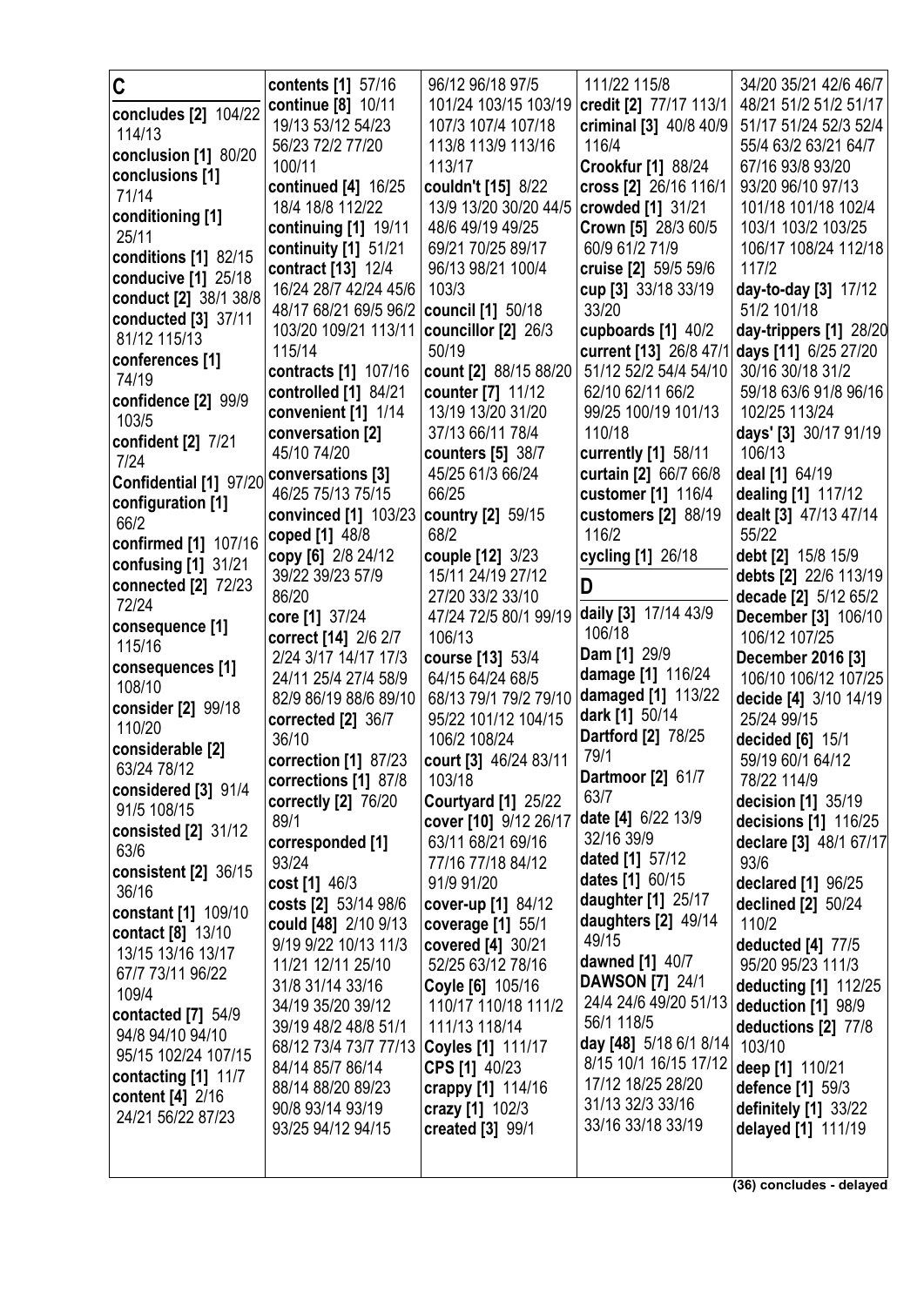## C

**concludes [2]** 104/22 114/13
**conclusion [1]** 80/20
**conclusions [1]** 71/14
**conditioning [1]** 25/11
**conditions [1]** 82/15
**conducive [1]** 25/18
**conduct [2]** 38/1 38/8
**conducted [3]** 37/11 81/12 115/13
**conferences [1]** 74/19
**confidence [2]** 99/9 103/5
**confident [2]** 7/21 7/24
**Confidential [1]** 97/20
**configuration [1]** 66/2
**confirmed [1]** 107/16
**confusing [1]** 31/21
**connected [2]** 72/23 72/24
**consequence [1]** 115/16
**consequences [1]** 108/10
**consider [2]** 99/18 110/20
**considerable [2]** 63/24 78/12
**considered [3]** 91/4 91/5 108/15
**consisted [2]** 31/12 63/6
**consistent [2]** 36/15 36/16
**constant [1]** 109/10
**contact [8]** 13/10 13/15 13/16 13/17 67/7 73/11 96/22 109/4
**contacted [7]** 54/9 94/8 94/10 94/10 95/15 102/24 107/15
**contacting [1]** 11/7
**content [4]** 2/16 24/21 56/22 87/23
**contents [1]** 57/16
**continue [8]** 10/11 19/13 53/12 54/23 56/23 72/2 77/20 100/11
**continued [4]** 16/25 18/4 18/8 112/22
**continuing [1]** 19/11
**continuity [1]** 51/21
**contract [13]** 12/4 16/24 28/7 42/24 45/6 48/17 68/21 69/5 96/2 103/20 109/21 113/11 115/14
**contracts [1]** 107/16
**controlled [1]** 84/21
**convenient [1]** 1/14
**conversation [2]** 45/10 74/20
**conversations [3]** 46/25 75/13 75/15
**convinced [1]** 103/23
**coped [1]** 48/8
**copy [6]** 2/8 24/12 39/22 39/23 57/9 86/20
**core [1]** 37/24
**correct [14]** 2/6 2/7 2/24 3/17 14/17 17/3 24/11 25/4 27/4 58/9 82/9 86/19 88/6 89/10
**corrected [2]** 36/7 36/10
**correction [1]** 87/23
**corrections [1]** 87/8
**correctly [2]** 76/20 89/1
**corresponded [1]** 93/24
**cost [1]** 46/3
**costs [2]** 53/14 98/6
**could [48]** 2/10 9/13 9/19 9/22 10/13 11/3 11/21 12/11 25/10 31/8 31/14 33/16 34/19 35/20 39/12 39/19 48/2 48/8 51/1 68/12 73/4 73/7 77/13 84/14 85/7 86/14 88/14 88/20 89/23 90/8 93/14 93/19 93/25 94/12 94/15 96/12 96/18 97/5 101/24 103/15 103/19 107/3 107/4 107/18 113/8 113/9 113/16 113/17
**couldn't [15]** 8/22 13/9 13/20 30/20 44/5 48/6 49/19 49/25 69/21 70/25 89/17 96/13 98/21 100/4 103/3
**council [1]** 50/18
**councillor [2]** 26/3 50/19
**count [2]** 88/15 88/20
**counter [7]** 11/12 13/19 13/20 31/20 37/13 66/11 78/4
**counters [5]** 38/7 45/25 61/3 66/24 66/25
**country [2]** 59/15 68/2
**couple [12]** 3/23 15/11 24/19 27/12 27/20 33/2 33/10 47/24 72/5 80/1 99/19 106/13
**course [13]** 53/4 64/15 64/24 68/5 68/13 79/1 79/2 79/10 95/22 101/12 104/15 106/2 108/24
**court [3]** 46/24 83/11 103/18
**Courtyard [1]** 25/22
**cover [10]** 9/12 26/17 63/11 68/21 69/16 77/16 77/18 84/12 91/9 91/20
**cover-up [1]** 84/12
**coverage [1]** 55/1
**covered [4]** 30/21 52/25 63/12 78/16
**Coyle [6]** 105/16 110/17 110/18 111/2 111/13 118/14
**Coyles [1]** 111/17
**CPS [1]** 40/23
**crappy [1]** 114/16
**crazy [1]** 102/3
**created [3]** 99/1 111/22 115/8
**credit [2]** 77/17 113/1
**criminal [3]** 40/8 40/9 116/4
**Crookfur [1]** 88/24
**cross [2]** 26/16 116/1
**crowded [1]** 31/21
**Crown [5]** 28/3 60/5 60/9 61/2 71/9
**cruise [2]** 59/5 59/6
**cup [3]** 33/18 33/19 33/20
**cupboards [1]** 40/2
**current [13]** 26/8 47/1 51/12 52/2 54/4 54/10 62/10 62/11 66/2 99/25 100/19 101/13 110/18
**currently [1]** 58/11
**curtain [2]** 66/7 66/8
**customer [1]** 116/4
**customers [2]** 88/19 116/2
**cycling [1]** 26/18

## D

**daily [3]** 17/14 43/9 106/18
**Dam [1]** 29/9
**damage [1]** 116/24
**damaged [1]** 113/22
**dark [1]** 50/14
**Dartford [2]** 78/25 79/1
**Dartmoor [2]** 61/7 63/7
**date [4]** 6/22 13/9 32/16 39/9
**dated [1]** 57/12
**dates [1]** 60/15
**daughter [1]** 25/17
**daughters [2]** 49/14 49/15
**dawned [1]** 40/7
**DAWSON [7]** 24/1 24/4 24/6 49/20 51/13 56/1 118/5
**day [48]** 5/18 6/1 8/14 8/15 10/1 16/15 17/12 17/12 18/25 28/20 31/13 32/3 33/16 33/16 33/18 33/19 34/20 35/21 42/6 46/7 48/21 51/2 51/2 51/17 51/17 51/24 52/3 52/4 55/4 63/2 63/21 64/7 67/16 93/8 93/20 93/20 96/10 97/13 101/18 101/18 102/4 103/1 103/2 103/25 106/17 108/24 112/18 117/2
**day-to-day [3]** 17/12 51/2 101/18
**day-trippers [1]** 28/20
**days [11]** 6/25 27/20 30/16 30/18 31/2 59/18 63/6 91/8 96/16 102/25 113/24
**days' [3]** 30/17 91/19 106/13
**deal [1]** 64/19
**dealing [1]** 117/12
**dealt [3]** 47/13 47/14 55/22
**debt [2]** 15/8 15/9
**debts [2]** 22/6 113/19
**decade [2]** 5/12 65/2
**December [3]** 106/10 106/12 107/25
**December 2016 [3]** 106/10 106/12 107/25
**decide [4]** 3/10 14/19 25/24 99/15
**decided [6]** 15/1 59/19 60/1 64/12 78/22 114/9
**decision [1]** 35/19
**decisions [1]** 116/25
**declare [3]** 48/1 67/17 93/6
**declared [1]** 96/25
**declined [2]** 50/24 110/2
**deducted [4]** 77/5 95/20 95/23 111/3
**deducting [1]** 112/25
**deduction [1]** 98/9
**deductions [2]** 77/8 103/10
**deep [1]** 110/21
**defence [1]** 59/3
**definitely [1]** 33/22
**delayed [1]** 111/19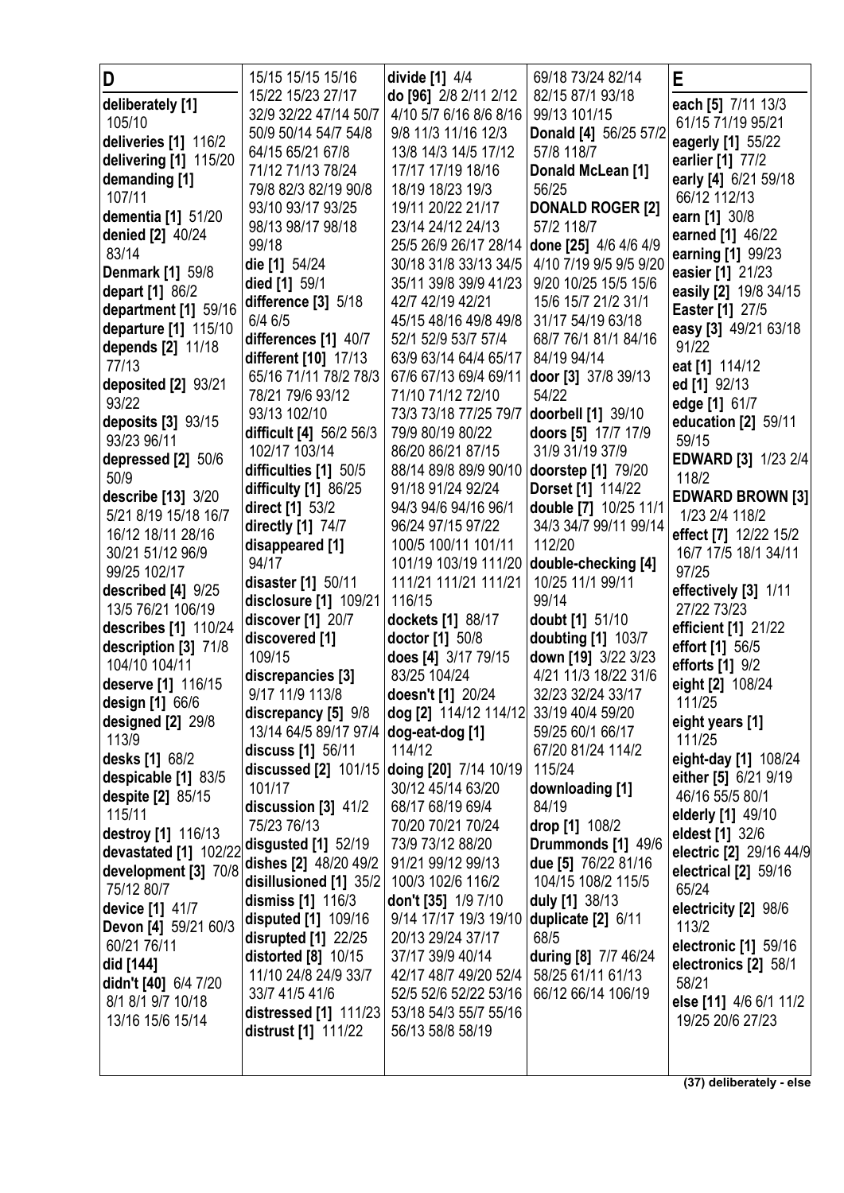## D

**deliberately [1]** 105/10
**deliveries [1]** 116/2
**delivering [1]** 115/20
**demanding [1]** 107/11
**dementia [1]** 51/20
**denied [2]** 40/24 83/14
**Denmark [1]** 59/8
**depart [1]** 86/2
**department [1]** 59/16
**departure [1]** 115/10
**depends [2]** 11/18 77/13
**deposited [2]** 93/21 93/22
**deposits [3]** 93/15 93/23 96/11
**depressed [2]** 50/6 50/9
**describe [13]** 3/20 5/21 8/19 15/18 16/7 16/12 18/11 28/16 30/21 51/12 96/9 99/25 102/17
**described [4]** 9/25 13/5 76/21 106/19
**describes [1]** 110/24
**description [3]** 71/8 104/10 104/11
**deserve [1]** 116/15
**design [1]** 66/6
**designed [2]** 29/8 113/9
**desks [1]** 68/2
**despicable [1]** 83/5
**despite [2]** 85/15 115/11
**destroy [1]** 116/13
**devastated [1]** 102/22
**development [3]** 70/8 75/12 80/7
**device [1]** 41/7
**Devon [4]** 59/21 60/3 60/21 76/11
**did [144]**
**didn't [40]** 6/4 7/20 8/1 8/1 9/7 10/18 13/16 15/6 15/14 15/15 15/15 15/16 15/22 15/23 27/17 32/9 32/22 47/14 50/7 50/9 50/14 54/7 54/8 64/15 65/21 67/8 71/12 71/13 78/24 79/8 82/3 82/19 90/8 93/10 93/17 93/25 98/13 98/17 98/18 99/18
**die [1]** 54/24
**died [1]** 59/1
**difference [3]** 5/18 6/4 6/5
**differences [1]** 40/7
**different [10]** 17/13 65/16 71/11 78/2 78/3 78/21 79/6 93/12 93/13 102/10
**difficult [4]** 56/2 56/3 102/17 103/14
**difficulties [1]** 50/5
**difficulty [1]** 86/25
**direct [1]** 53/2
**directly [1]** 74/7
**disappeared [1]** 94/17
**disaster [1]** 50/11
**disclosure [1]** 109/21
**discover [1]** 20/7
**discovered [1]** 109/15
**discrepancies [3]** 9/17 11/9 113/8
**discrepancy [5]** 9/8 13/14 64/5 89/17 97/4
**discuss [1]** 56/11
**discussed [2]** 101/15 101/17
**discussion [3]** 41/2 75/23 76/13
**disgusted [1]** 52/19
**dishes [2]** 48/20 49/2
**disillusioned [1]** 35/2
**dismiss [1]** 116/3
**disputed [1]** 109/16
**disrupted [1]** 22/25
**distorted [8]** 10/15 11/10 24/8 24/9 33/7 33/7 41/5 41/6
**distressed [1]** 111/23
**distrust [1]** 111/22
**divide [1]** 4/4
**do [96]** 2/8 2/11 2/12 4/10 5/7 6/16 8/6 8/16 9/8 11/3 11/16 12/3 13/8 14/3 14/5 17/12 17/17 17/19 18/16 18/19 18/23 19/3 19/11 20/22 21/17 23/14 24/12 24/13 25/5 26/9 26/17 28/14 30/18 31/8 33/13 34/5 35/11 39/8 39/9 41/23 42/7 42/19 42/21 45/15 48/16 49/8 49/8 52/1 52/9 53/7 57/4 63/9 63/14 64/4 65/17 67/6 67/13 69/4 69/11 71/10 71/12 72/10 73/3 73/18 77/25 79/7 79/9 80/19 80/22 86/20 86/21 87/15 88/14 89/8 89/9 90/10 91/18 91/24 92/24 94/3 94/6 94/16 96/1 96/24 97/15 97/22 100/5 100/11 101/11 101/19 103/19 111/20 111/21 111/21 111/21 116/15
**dockets [1]** 88/17
**doctor [1]** 50/8
**does [4]** 3/17 79/15 83/25 104/24
**doesn't [1]** 20/24
**dog [2]** 114/12 114/12
**dog-eat-dog [1]** 114/12
**doing [20]** 7/14 10/19 30/12 45/14 63/20 68/17 68/19 69/4 70/20 70/21 70/24 73/9 73/12 88/20 91/21 99/12 99/13 100/3 102/6 116/2
**don't [35]** 1/9 7/10 9/14 17/17 19/3 19/10 20/13 29/24 37/17 37/17 39/9 40/14 42/17 48/7 49/20 52/4 52/5 52/6 52/22 53/16 53/18 54/3 55/7 55/16 56/13 58/8 58/19 69/18 73/24 82/14 82/15 87/1 93/18 99/13 101/15
**Donald [4]** 56/25 57/2 57/8 118/7
**Donald McLean [1]** 56/25
**DONALD ROGER [2]** 57/2 118/7
**done [25]** 4/6 4/6 4/9 4/10 7/19 9/5 9/5 9/20 9/20 10/25 15/5 15/6 15/6 15/7 21/2 31/1 31/17 54/19 63/18 68/7 76/1 81/1 84/16 84/19 94/14
**door [3]** 37/8 39/13 54/22
**doorbell [1]** 39/10
**doors [5]** 17/7 17/9 31/9 31/19 37/9
**doorstep [1]** 79/20
**Dorset [1]** 114/22
**double [7]** 10/25 11/1 34/3 34/7 99/11 99/14 112/20
**double-checking [4]** 10/25 11/1 99/11 99/14
**doubt [1]** 51/10
**doubting [1]** 103/7
**down [19]** 3/22 3/23 4/21 11/3 18/22 31/6 32/23 32/24 33/17 33/19 40/4 59/20 59/25 60/1 66/17 67/20 81/24 114/2 115/24
**downloading [1]** 84/19
**drop [1]** 108/2
**Drummonds [1]** 49/6
**due [5]** 76/22 81/16 104/15 108/2 115/5
**duly [1]** 38/13
**duplicate [2]** 6/11 68/5
**during [8]** 7/7 46/24 58/25 61/11 61/13 66/12 66/14 106/19

## E

**each [5]** 7/11 13/3 61/15 71/19 95/21
**eagerly [1]** 55/22
**earlier [1]** 77/2
**early [4]** 6/21 59/18 66/12 112/13
**earn [1]** 30/8
**earned [1]** 46/22
**earning [1]** 99/23
**easier [1]** 21/23
**easily [2]** 19/8 34/15
**Easter [1]** 27/5
**easy [3]** 49/21 63/18 91/22
**eat [1]** 114/12
**ed [1]** 92/13
**edge [1]** 61/7
**education [2]** 59/11 59/15
**EDWARD [3]** 1/23 2/4 118/2
**EDWARD BROWN [3]** 1/23 2/4 118/2
**effect [7]** 12/22 15/2 16/7 17/5 18/1 34/11 97/25
**effectively [3]** 1/11 27/22 73/23
**efficient [1]** 21/22
**effort [1]** 56/5
**efforts [1]** 9/2
**eight [2]** 108/24 111/25
**eight years [1]** 111/25
**eight-day [1]** 108/24
**either [5]** 6/21 9/19 46/16 55/5 80/1
**elderly [1]** 49/10
**eldest [1]** 32/6
**electric [2]** 29/16 44/9
**electrical [2]** 59/16 65/24
**electricity [2]** 98/6 113/2
**electronic [1]** 59/16
**electronics [2]** 58/1 58/21
**else [11]** 4/6 6/1 11/2 19/25 20/6 27/23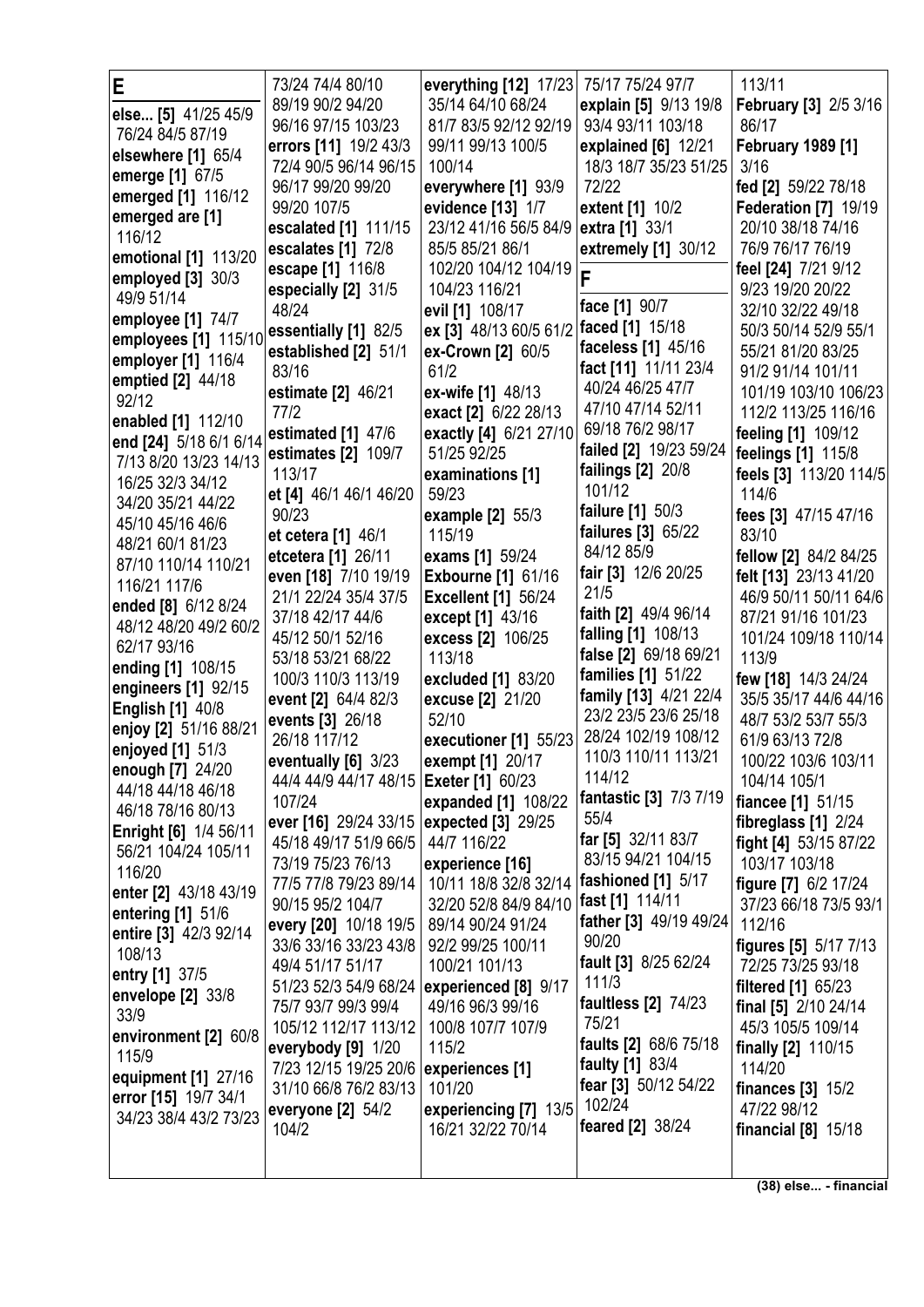# E

**else... [5]** 41/25 45/9 76/24 84/5 87/19
**elsewhere [1]** 65/4
**emerge [1]** 67/5
**emerged [1]** 116/12
**emerged are [1]** 116/12
**emotional [1]** 113/20
**employed [3]** 30/3 49/9 51/14
**employee [1]** 74/7
**employees [1]** 115/10
**employer [1]** 116/4
**emptied [2]** 44/18 92/12
**enabled [1]** 112/10
**end [24]** 5/18 6/1 6/14 7/13 8/20 13/23 14/13 16/25 32/3 34/12 34/20 35/21 44/22 45/10 45/16 46/6 48/21 60/1 81/23 87/10 110/14 110/21 116/21 117/6
**ended [8]** 6/12 8/24 48/12 48/20 49/2 60/2 62/17 93/16
**ending [1]** 108/15
**engineers [1]** 92/15
**English [1]** 40/8
**enjoy [2]** 51/16 88/21
**enjoyed [1]** 51/3
**enough [7]** 24/20 44/18 44/18 46/18 46/18 78/16 80/13
**Enright [6]** 1/4 56/11 56/21 104/24 105/11 116/20
**enter [2]** 43/18 43/19
**entering [1]** 51/6
**entire [3]** 42/3 92/14 108/13
**entry [1]** 37/5
**envelope [2]** 33/8 33/9
**environment [2]** 60/8 115/9
**equipment [1]** 27/16
**error [15]** 19/7 34/1 34/23 38/4 43/2 73/23 73/24 74/4 80/10 89/19 90/2 94/20 96/16 97/15 103/23
**errors [11]** 19/2 43/3 72/4 90/5 96/14 96/15 96/17 99/20 99/20 99/20 107/5
**escalated [1]** 111/15
**escalates [1]** 72/8
**escape [1]** 116/8
**especially [2]** 31/5 48/24
**essentially [1]** 82/5
**established [2]** 51/1 83/16
**estimate [2]** 46/21 77/2
**estimated [1]** 47/6
**estimates [2]** 109/7 113/17
**et [4]** 46/1 46/1 46/20 90/23
**et cetera [1]** 46/1
**etcetera [1]** 26/11
**even [18]** 7/10 19/19 21/1 22/24 35/4 37/5 37/18 42/17 44/6 45/12 50/1 52/16 53/18 53/21 68/22 100/3 110/3 113/19
**event [2]** 64/4 82/3
**events [3]** 26/18 26/18 117/12
**eventually [6]** 3/23 44/4 44/9 44/17 48/15 107/24
**ever [16]** 29/24 33/15 45/18 49/17 51/9 66/5 73/19 75/23 76/13 77/5 77/8 79/23 89/14 90/15 95/2 104/7
**every [20]** 10/18 19/5 33/6 33/16 33/23 43/8 49/4 51/17 51/17 51/23 52/3 54/9 68/24 75/7 93/7 99/3 99/4 105/12 112/17 113/12
**everybody [9]** 1/20 7/23 12/15 19/25 20/6 31/10 66/8 76/2 83/13
**everyone [2]** 54/2 104/2
**everything [12]** 17/23 35/14 64/10 68/24 81/7 83/5 92/12 92/19 99/11 99/13 100/5 100/14
**everywhere [1]** 93/9
**evidence [13]** 1/7 23/12 41/16 56/5 84/9 85/5 85/21 86/1 102/20 104/12 104/19 104/23 116/21
**evil [1]** 108/17
**ex [3]** 48/13 60/5 61/2
**ex-Crown [2]** 60/5 61/2
**ex-wife [1]** 48/13
**exact [2]** 6/22 28/13
**exactly [4]** 6/21 27/10 51/25 92/25
**examinations [1]** 59/23
**example [2]** 55/3 115/19
**exams [1]** 59/24
**Exbourne [1]** 61/16
**Excellent [1]** 56/24
**except [1]** 43/16
**excess [2]** 106/25 113/18
**excluded [1]** 83/20
**excuse [2]** 21/20 52/10
**executioner [1]** 55/23
**exempt [1]** 20/17
**Exeter [1]** 60/23
**expanded [1]** 108/22
**expected [3]** 29/25 44/7 116/22
**experience [16]** 10/11 18/8 32/8 32/14 32/20 52/8 84/9 84/10 89/14 90/24 91/24 92/2 99/25 100/11 100/21 101/13
**experienced [8]** 9/17 49/16 96/3 99/16 100/8 107/7 107/9 115/2
**experiences [1]** 101/20
**experiencing [7]** 13/5 16/21 32/22 70/14 75/17 75/24 97/7
**explain [5]** 9/13 19/8 93/4 93/11 103/18
**explained [6]** 12/21 18/3 18/7 35/23 51/25 72/22
**extent [1]** 10/2
**extra [1]** 33/1
**extremely [1]** 30/12

# F

**face [1]** 90/7
**faced [1]** 15/18
**faceless [1]** 45/16
**fact [11]** 11/11 23/4 40/24 46/25 47/7 47/10 47/14 52/11 69/18 76/2 98/17
**failed [2]** 19/23 59/24
**failings [2]** 20/8 101/12
**failure [1]** 50/3
**failures [3]** 65/22 84/12 85/9
**fair [3]** 12/6 20/25 21/5
**faith [2]** 49/4 96/14
**falling [1]** 108/13
**false [2]** 69/18 69/21
**families [1]** 51/22
**family [13]** 4/21 22/4 23/2 23/5 23/6 25/18 28/24 102/19 108/12 110/3 110/11 113/21 114/12
**fantastic [3]** 7/3 7/19 55/4
**far [5]** 32/11 83/7 83/15 94/21 104/15
**fashioned [1]** 5/17
**fast [1]** 114/11
**father [3]** 49/19 49/24 90/20
**fault [3]** 8/25 62/24 111/3
**faultless [2]** 74/23 75/21
**faults [2]** 68/6 75/18
**faulty [1]** 83/4
**fear [3]** 50/12 54/22 102/24
**feared [2]** 38/24 113/11
**February [3]** 2/5 3/16 86/17
**February 1989 [1]** 3/16
**fed [2]** 59/22 78/18
**Federation [7]** 19/19 20/10 38/18 74/16 76/9 76/17 76/19
**feel [24]** 7/21 9/12 9/23 19/20 20/22 32/10 32/22 49/18 50/3 50/14 52/9 55/1 55/21 81/20 83/25 91/2 91/14 101/11 101/19 103/10 106/23 112/2 113/25 116/16
**feeling [1]** 109/12
**feelings [1]** 115/8
**feels [3]** 113/20 114/5 114/6
**fees [3]** 47/15 47/16 83/10
**fellow [2]** 84/2 84/25
**felt [13]** 23/13 41/20 46/9 50/11 50/11 64/6 87/21 91/16 101/23 101/24 109/18 110/14 113/9
**few [18]** 14/3 24/24 35/5 35/17 44/6 44/16 48/7 53/2 53/7 55/3 61/9 63/13 72/8 100/22 103/6 103/11 104/14 105/1
**fiancee [1]** 51/15
**fibreglass [1]** 2/24
**fight [4]** 53/15 87/22 103/17 103/18
**figure [7]** 6/2 17/24 37/23 66/18 73/5 93/1 112/16
**figures [5]** 5/17 7/13 72/25 73/25 93/18
**filtered [1]** 65/23
**final [5]** 2/10 24/14 45/3 105/5 109/14
**finally [2]** 110/15 114/20
**finances [3]** 15/2 47/22 98/12
**financial [8]** 15/18

(38) else... - financial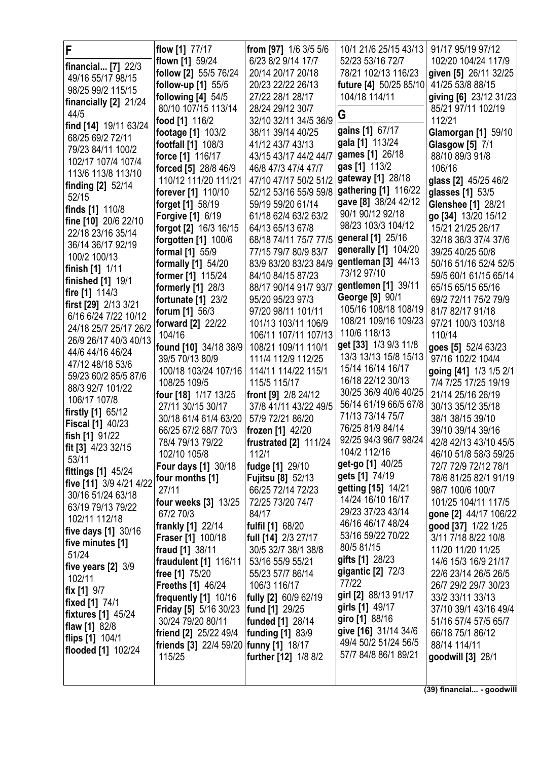## F

**financial... [7]** 22/3 49/16 55/17 98/15 98/25 99/2 115/15
**financially [2]** 21/24 44/5
**find [14]** 19/11 63/24 68/25 69/2 72/11 79/23 84/11 100/2 102/17 107/4 107/4 113/6 113/8 113/10
**finding [2]** 52/14 52/15
**finds [1]** 110/8
**fine [10]** 20/6 22/10 22/18 23/16 35/14 36/14 36/17 92/19 100/2 100/13
**finish [1]** 1/11
**finished [1]** 19/1
**fire [1]** 114/3
**first [29]** 2/13 3/21 6/16 6/24 7/22 10/12 24/18 25/7 25/17 26/2 26/9 26/17 40/3 40/13 44/6 44/16 46/24 47/12 48/18 53/6 59/23 60/2 85/5 87/6 88/3 92/7 101/22 106/17 107/8
**firstly [1]** 65/12
**Fiscal [1]** 40/23
**fish [1]** 91/22
**fit [3]** 4/23 32/15 53/11
**fittings [1]** 45/24
**five [11]** 3/9 4/21 4/22 30/16 51/24 63/18 63/19 79/13 79/22 102/11 112/18
**five days [1]** 30/16
**five minutes [1]** 51/24
**five years [2]** 3/9 102/11
**fix [1]** 9/7
**fixed [1]** 74/1
**fixtures [1]** 45/24
**flaw [1]** 82/8
**flips [1]** 104/1
**flooded [1]** 102/24
**flow [1]** 77/17
**flown [1]** 59/24
**follow [2]** 55/5 76/24
**follow-up [1]** 55/5
**following [4]** 54/5 80/10 107/15 113/14
**food [1]** 116/2
**footage [1]** 103/2
**footfall [1]** 108/3
**force [1]** 116/17
**forced [5]** 28/8 46/9 110/12 111/20 111/21
**forever [1]** 110/10
**forget [1]** 58/19
**Forgive [1]** 6/19
**forgot [2]** 16/3 16/15
**forgotten [1]** 100/6
**formal [1]** 55/9
**formally [1]** 54/20
**former [1]** 115/24
**formerly [1]** 28/3
**fortunate [1]** 23/2
**forum [1]** 56/3
**forward [2]** 22/22 104/16
**found [10]** 34/18 38/9 39/5 70/13 80/9 100/18 103/24 107/16 108/25 109/5
**four [18]** 1/17 13/25 27/11 30/15 30/17 30/18 61/4 61/4 63/20 66/25 67/2 68/7 70/3 78/4 79/13 79/22 102/10 105/8
**Four days [1]** 30/18
**four months [1]** 27/11
**four weeks [3]** 13/25 67/2 70/3
**frankly [1]** 22/14
**Fraser [1]** 100/18
**fraud [1]** 38/11
**fraudulent [1]** 116/11
**free [1]** 75/20
**Freeths [1]** 46/24
**frequently [1]** 10/16
**Friday [5]** 5/16 30/23 30/24 79/20 80/11
**friend [2]** 25/22 49/4
**friends [3]** 22/4 59/20 115/25
**from [97]** 1/6 3/5 5/6 6/23 8/2 9/14 17/7 20/14 20/17 20/18 20/23 22/22 26/13 27/22 28/1 28/17 28/24 29/12 30/7 32/10 32/11 34/5 36/9 38/11 39/14 40/25 41/12 43/7 43/13 43/15 43/17 44/2 44/7 46/8 47/3 47/4 47/7 47/10 47/17 50/2 51/2 52/12 53/16 55/9 59/8 59/19 59/20 61/14 61/18 62/4 63/2 63/2 64/13 65/13 67/8 68/18 74/11 75/7 77/5 77/15 79/7 80/9 83/7 83/9 83/20 83/23 84/9 84/10 84/15 87/23 88/17 90/14 91/7 93/7 95/20 95/23 97/3 97/20 98/11 101/11 101/13 103/11 106/9 106/11 107/11 107/13 108/21 109/11 110/1 111/4 112/9 112/25 114/11 114/22 115/1 115/5 115/17
**front [9]** 2/8 24/12 37/8 41/11 43/22 49/5 57/9 72/21 86/20
**frozen [1]** 42/20
**frustrated [2]** 111/24 112/1
**fudge [1]** 29/10
**Fujitsu [8]** 52/13 66/25 72/14 72/23 72/25 73/20 74/7 84/17
**fulfil [1]** 68/20
**full [14]** 2/3 27/17 30/5 32/7 38/1 38/8 53/16 55/9 55/21 55/23 57/7 86/14 106/3 116/17
**fully [2]** 60/9 62/19
**fund [1]** 29/25
**funded [1]** 28/14
**funding [1]** 83/9
**funny [1]** 18/17
**further [12]** 1/8 8/2 10/1 21/6 25/15 43/13 52/23 53/16 72/7 78/21 102/13 116/23
**future [4]** 50/25 85/10 104/18 114/11

## G

**gains [1]** 67/17
**gala [1]** 113/24
**games [1]** 26/18
**gas [1]** 113/2
**gateway [1]** 28/18
**gathering [1]** 116/22
**gave [8]** 38/24 42/12 90/1 90/12 92/18 98/23 103/3 104/12
**general [1]** 25/16
**generally [1]** 104/20
**gentleman [3]** 44/13 73/12 97/10
**gentlemen [1]** 39/11
**George [9]** 90/1 105/16 108/18 108/19 108/21 109/16 109/23 110/6 118/13
**get [33]** 1/3 9/3 11/8 13/3 13/13 15/8 15/13 15/14 16/14 16/17 16/18 22/12 30/13 30/25 36/9 40/6 40/25 56/14 61/19 66/5 67/8 71/13 73/14 75/7 76/25 81/9 84/14 92/25 94/3 96/7 98/24 104/2 112/16
**get-go [1]** 40/25
**gets [1]** 74/19
**getting [15]** 14/21 14/24 16/10 16/17 29/23 37/23 43/14 46/16 46/17 48/24 53/16 59/22 70/22 80/5 81/15
**gifts [1]** 28/23
**gigantic [2]** 72/3 77/22
**girl [2]** 88/13 91/17
**girls [1]** 49/17
**giro [1]** 88/16
**give [16]** 31/14 34/6 49/4 50/2 51/24 56/5 57/7 84/8 86/1 89/21 91/17 95/19 97/12 102/20 104/24 117/9
**given [5]** 26/11 32/25 41/25 53/8 88/15
**giving [6]** 23/12 31/23 85/21 97/11 102/19 112/21
**Glamorgan [1]** 59/10
**Glasgow [5]** 7/1 88/10 89/3 91/8 106/16
**glass [2]** 45/25 46/2
**glasses [1]** 53/5
**Glenshee [1]** 28/21
**go [34]** 13/20 15/12 15/21 21/25 26/17 32/18 36/3 37/4 37/6 39/25 40/25 50/8 50/16 51/16 52/4 52/5 59/5 60/1 61/15 65/14 65/15 65/16 69/2 72/11 75/2 79/9 81/7 82/17 91/18 97/21 100/3 103/18 110/14
**goes [5]** 52/4 63/23 97/16 102/2 104/4
**going [41]** 1/3 1/5 2/1 7/4 7/25 17/25 19/19 21/14 25/16 26/19 30/13 35/12 35/18 38/1 38/15 39/10 39/10 39/14 39/16 42/8 42/13 43/10 45/5 46/10 51/8 58/3 59/25 72/7 72/9 72/12 78/1 78/6 81/25 82/1 91/19 98/7 100/6 100/7 101/25 104/11 117/5
**gone [2]** 44/17 106/22
**good [37]** 1/22 1/25 3/11 7/18 8/22 10/8 11/20 11/20 11/25 14/6 15/3 16/9 21/17 22/6 23/14 26/5 26/5 26/7 29/2 29/7 30/23 33/2 33/11 33/13 37/10 39/1 43/16 49/4 51/16 57/4 57/5 65/7 66/18 75/1 86/12 88/14 114/11
**goodwill [3]** 28/1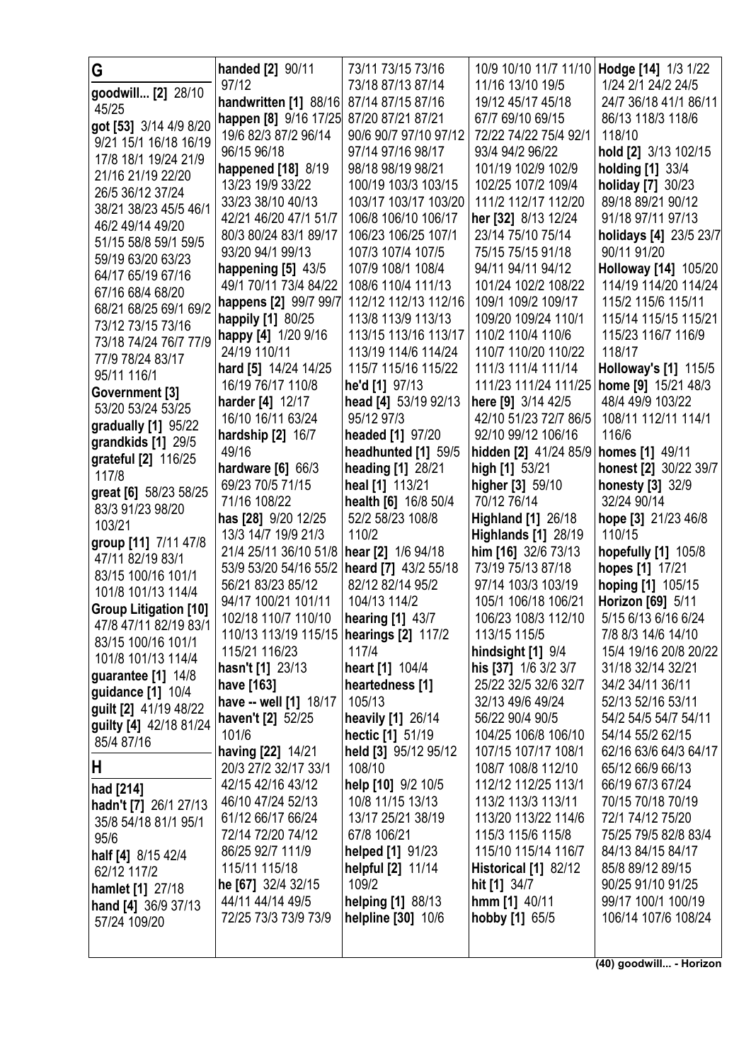## G

**goodwill... [2]** 28/10 45/25
**got [53]** 3/14 4/9 8/20 9/21 15/1 16/18 16/19 17/8 18/1 19/24 21/9 21/16 21/19 22/20 26/5 36/12 37/24 38/21 38/23 45/5 46/1 46/2 49/14 49/20 51/15 58/8 59/1 59/5 59/19 63/20 63/23 64/17 65/19 67/16 67/16 68/4 68/20 68/21 68/25 69/1 69/2 73/12 73/15 73/16 73/18 74/24 76/7 77/9 77/9 78/24 83/17 95/11 116/1
**Government [3]** 53/20 53/24 53/25
**gradually [1]** 95/22
**grandkids [1]** 29/5
**grateful [2]** 116/25 117/8
**great [6]** 58/23 58/25 83/3 91/23 98/20 103/21
**group [11]** 7/11 47/8 47/11 82/19 83/1 83/15 100/16 101/1 101/8 101/13 114/4
**Group Litigation [10]** 47/8 47/11 82/19 83/1 83/15 100/16 101/1 101/8 101/13 114/4
**guarantee [1]** 14/8
**guidance [1]** 10/4
**guilt [2]** 41/19 48/22
**guilty [4]** 42/18 81/24 85/4 87/16

## H

**had [214]**
**hadn't [7]** 26/1 27/13 35/8 54/18 81/1 95/1 95/6
**half [4]** 8/15 42/4 62/12 117/2
**hamlet [1]** 27/18
**hand [4]** 36/9 37/13 57/24 109/20
**handed [2]** 90/11 97/12
**handwritten [1]** 88/16
**happen [8]** 9/16 17/25 19/6 82/3 87/2 96/14 96/15 96/18
**happened [18]** 8/19 13/23 19/9 33/22 33/23 38/10 40/13 42/21 46/20 47/1 51/7 80/3 80/24 83/1 89/17 93/20 94/1 99/13
**happening [5]** 43/5 49/1 70/11 73/4 84/22
**happens [2]** 99/7 99/7
**happily [1]** 80/25
**happy [4]** 1/20 9/16 24/19 110/11
**hard [5]** 14/24 14/25 16/19 76/17 110/8
**harder [4]** 12/17 16/10 16/11 63/24
**hardship [2]** 16/7 49/16
**hardware [6]** 66/3 69/23 70/5 71/15 71/16 108/22
**has [28]** 9/20 12/25 13/3 14/7 19/9 21/3 21/4 25/11 36/10 51/8 53/9 53/20 54/16 55/2 56/21 83/23 85/12 94/17 100/21 101/11 102/18 110/7 110/10 110/13 113/19 115/15 115/21 116/23
**hasn't [1]** 23/13
**have [163]**
**have -- well [1]** 18/17
**haven't [2]** 52/25 101/6
**having [22]** 14/21 20/3 27/2 32/17 33/1 42/15 42/16 43/12 46/10 47/24 52/13 61/12 66/17 66/24 72/14 72/20 74/12 86/25 92/7 111/9 115/11 115/18
**he [67]** 32/4 32/15 44/11 44/14 49/5 72/25 73/3 73/9 73/9 73/11 73/15 73/16 73/18 87/13 87/14 87/14 87/15 87/16 87/20 87/21 87/21 90/6 90/7 97/10 97/12 97/14 97/16 98/17 98/18 98/19 98/21 100/19 103/3 103/15 103/17 103/17 103/20 106/8 106/10 106/17 106/23 106/25 107/1 107/3 107/4 107/5 107/9 108/1 108/4 108/6 110/4 111/13 112/12 112/13 112/16 113/8 113/9 113/13 113/15 113/16 113/17 113/19 114/6 114/24 115/7 115/16 115/22
**he'd [1]** 97/13
**head [4]** 53/19 92/13 95/12 97/3
**headed [1]** 97/20
**headhunted [1]** 59/5
**heading [1]** 28/21
**heal [1]** 113/21
**health [6]** 16/8 50/4 52/2 58/23 108/8 110/2
**hear [2]** 1/6 94/18
**heard [7]** 43/2 55/18 82/12 82/14 95/2 104/13 114/2
**hearing [1]** 43/7
**hearings [2]** 117/2 117/4
**heart [1]** 104/4
**heartedness [1]** 105/13
**heavily [1]** 26/14
**hectic [1]** 51/19
**held [3]** 95/12 95/12 108/10
**help [10]** 9/2 10/5 10/8 11/15 13/13 13/17 25/21 38/19 67/8 106/21
**helped [1]** 91/23
**helpful [2]** 11/14 109/2
**helping [1]** 88/13
**helpline [30]** 10/6 10/9 10/10 11/7 11/10 11/16 13/10 19/5 19/12 45/17 45/18 67/7 69/10 69/15 72/22 74/22 75/4 92/1 93/4 94/2 96/22 101/19 102/9 102/9 102/25 107/2 109/4 111/2 112/17 112/20
**her [32]** 8/13 12/24 23/14 75/10 75/14 75/15 75/15 91/18 94/11 94/11 94/12 101/24 102/2 108/22 109/1 109/2 109/17 109/20 109/24 110/1 110/2 110/4 110/6 110/7 110/20 110/22 111/3 111/4 111/14 111/23 111/24 111/25
**here [9]** 3/14 42/5 42/10 51/23 72/7 86/5 92/10 99/12 106/16
**hidden [2]** 41/24 85/9
**high [1]** 53/21
**higher [3]** 59/10 70/12 76/14
**Highland [1]** 26/18
**Highlands [1]** 28/19
**him [16]** 32/6 73/13 73/19 75/13 87/18 97/14 103/3 103/19 105/1 106/18 106/21 106/23 108/3 112/10 113/15 115/5
**hindsight [1]** 9/4
**his [37]** 1/6 3/2 3/7 25/22 32/5 32/6 32/7 32/13 49/6 49/24 56/22 90/4 90/5 104/25 106/8 106/10 107/15 107/17 108/1 108/7 108/8 112/10 112/12 112/25 113/1 113/2 113/3 113/11 113/20 113/22 114/6 115/3 115/6 115/8 115/10 115/14 116/7
**Historical [1]** 82/12
**hit [1]** 34/7
**hmm [1]** 40/11
**hobby [1]** 65/5
**Hodge [14]** 1/3 1/22 1/24 2/1 24/2 24/5 24/7 36/18 41/1 86/11 86/13 118/3 118/6 118/10
**hold [2]** 3/13 102/15
**holding [1]** 33/4
**holiday [7]** 30/23 89/18 89/21 90/12 91/18 97/11 97/13
**holidays [4]** 23/5 23/7 90/11 91/20
**Holloway [14]** 105/20 114/19 114/20 114/24 115/2 115/6 115/11 115/14 115/15 115/21 115/23 116/7 116/9 118/17
**Holloway's [1]** 115/5
**home [9]** 15/21 48/3 48/4 49/9 103/22 108/11 112/11 114/1 116/6
**homes [1]** 49/11
**honest [2]** 30/22 39/7
**honesty [3]** 32/9 32/24 90/14
**hope [3]** 21/23 46/8 110/15
**hopefully [1]** 105/8
**hopes [1]** 17/21
**hoping [1]** 105/15
**Horizon [69]** 5/11 5/15 6/13 6/16 6/24 7/8 8/3 14/6 14/10 15/4 19/16 20/8 20/22 31/18 32/14 32/21 34/2 34/11 36/11 52/13 52/16 53/11 54/2 54/5 54/7 54/11 54/14 55/2 62/15 62/16 63/6 64/3 64/17 65/12 66/9 66/13 66/19 67/3 67/24 70/15 70/18 70/19 72/1 74/12 75/20 75/25 79/5 82/8 83/4 84/13 84/15 84/17 85/8 89/12 89/15 90/25 91/10 91/25 99/17 100/1 100/19 106/14 107/6 108/24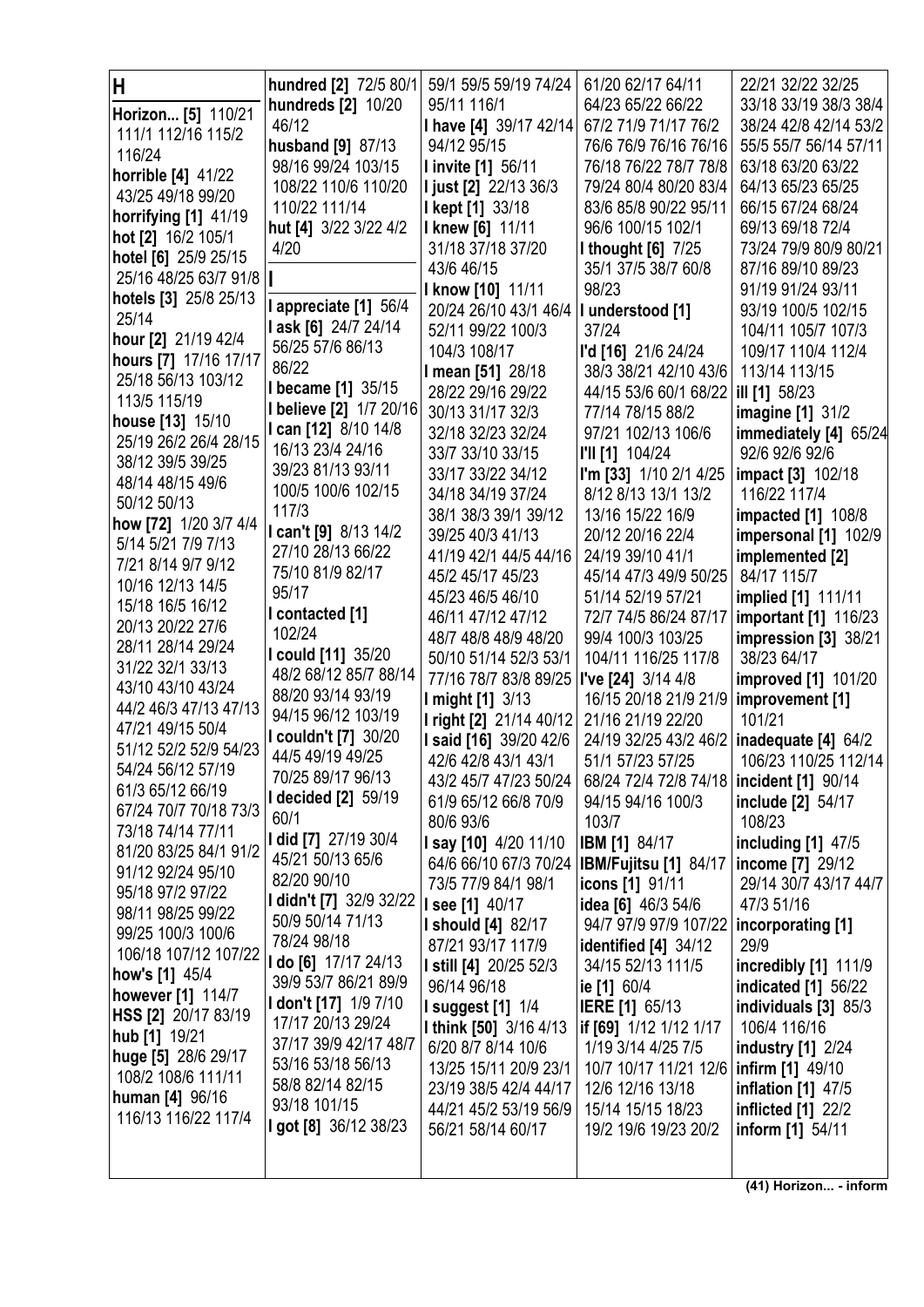## H

**Horizon... [5]** 110/21 111/1 112/16 115/2 116/24
**horrible [4]** 41/22 43/25 49/18 99/20
**horrifying [1]** 41/19
**hot [2]** 16/2 105/1
**hotel [6]** 25/9 25/15 25/16 48/25 63/7 91/8
**hotels [3]** 25/8 25/13 25/14
**hour [2]** 21/19 42/4
**hours [7]** 17/16 17/17 25/18 56/13 103/12 113/5 115/19
**house [13]** 15/10 25/19 26/2 26/4 28/15 38/12 39/5 39/25 48/14 48/15 49/6 50/12 50/13
**how [72]** 1/20 3/7 4/4 5/14 5/21 7/9 7/13 7/21 8/14 9/7 9/12 10/16 12/13 14/5 15/18 16/5 16/12 20/13 20/22 27/6 28/11 28/14 29/24 31/22 32/1 33/13 43/10 43/10 43/24 44/2 46/3 47/13 47/13 47/21 49/15 50/4 51/12 52/2 52/9 54/23 54/24 56/12 57/19 61/3 65/12 66/19 67/24 70/7 70/18 73/3 73/18 74/14 77/11 81/20 83/25 84/1 91/2 91/12 92/24 95/10 95/18 97/2 97/22 98/11 98/25 99/22 99/25 100/3 100/6 106/18 107/12 107/22
**how's [1]** 45/4
**however [1]** 114/7
**HSS [2]** 20/17 83/19
**hub [1]** 19/21
**huge [5]** 28/6 29/17 108/2 108/6 111/11
**human [4]** 96/16 116/13 116/22 117/4
**hundred [2]** 72/5 80/1
**hundreds [2]** 10/20 46/12
**husband [9]** 87/13 98/16 99/24 103/15 108/22 110/6 110/20 110/22 111/14
**hut [4]** 3/22 3/22 4/2 4/20

## I

**I appreciate [1]** 56/4
**I ask [6]** 24/7 24/14 56/25 57/6 86/13 86/22
**I became [1]** 35/15
**I believe [2]** 1/7 20/16
**I can [12]** 8/10 14/8 16/13 23/4 24/16 39/23 81/13 93/11 100/5 100/6 102/15 117/3
**I can't [9]** 8/13 14/2 27/10 28/13 66/22 75/10 81/9 82/17 95/17
**I contacted [1]** 102/24
**I could [11]** 35/20 48/2 68/12 85/7 88/14 88/20 93/14 93/19 94/15 96/12 103/19
**I couldn't [7]** 30/20 44/5 49/19 49/25 70/25 89/17 96/13
**I decided [2]** 59/19 60/1
**I did [7]** 27/19 30/4 45/21 50/13 65/6 82/20 90/10
**I didn't [7]** 32/9 32/22 50/9 50/14 71/13 78/24 98/18
**I do [6]** 17/17 24/13 39/9 53/7 86/21 89/9
**I don't [17]** 1/9 7/10 17/17 20/13 29/24 37/17 39/9 42/17 48/7 53/16 53/18 56/13 58/8 82/14 82/15 93/18 101/15
**I got [8]** 36/12 38/23 59/1 59/5 59/19 74/24 95/11 116/1
**I have [4]** 39/17 42/14 94/12 95/12
**I invite [1]** 56/11
**I just [2]** 22/13 36/3
**I kept [1]** 33/18
**I knew [6]** 11/11 31/18 37/18 37/20 43/6 46/15
**I know [10]** 11/11 20/24 26/10 43/1 46/4 52/11 99/22 100/3 104/3 108/17
**I mean [51]** 28/18 28/22 29/16 29/22 30/13 31/17 32/3 32/18 32/23 32/24 33/7 33/10 33/15 33/17 33/22 34/12 34/18 34/19 37/24 38/1 38/3 39/1 39/12 39/25 40/3 41/13 41/19 42/1 44/5 44/16 45/2 45/17 45/23 45/23 46/5 46/10 46/11 47/12 47/12 48/7 48/8 48/9 48/20 50/10 51/14 52/3 53/1 77/16 78/7 83/8 89/25
**I might [1]** 3/13
**I right [2]** 21/14 40/12
**I said [16]** 39/20 42/6 42/6 42/8 43/1 43/1 43/2 45/7 47/23 50/24 61/9 65/12 66/8 70/9 80/6 93/6
**I say [10]** 4/20 11/10 64/6 66/10 67/3 70/24 73/5 77/9 84/1 98/1
**I see [1]** 40/17
**I should [4]** 82/17 87/21 93/17 117/9
**I still [4]** 20/25 52/3 96/14 96/18
**I suggest [1]** 1/4
**I think [50]** 3/16 4/13 6/20 8/7 8/14 10/6 13/25 15/11 20/9 23/1 23/19 38/5 42/4 44/17 44/21 45/2 53/19 56/9 56/21 58/14 60/17 61/20 62/17 64/11 64/23 65/22 66/22 67/2 71/9 71/17 76/2 76/6 76/9 76/16 76/16 76/18 76/22 78/7 78/8 79/24 80/4 80/20 83/4 83/6 85/8 90/22 95/11 96/6 100/15 102/1
**I thought [6]** 7/25 35/1 37/5 38/7 60/8 98/23
**I understood [1]** 37/24
**I'd [16]** 21/6 24/24 38/3 38/21 42/10 43/6 44/15 53/6 60/1 68/22 77/14 78/15 88/2 97/21 102/13 106/6
**I'll [1]** 104/24
**I'm [33]** 1/10 2/1 4/25 8/12 8/13 13/1 13/2 13/16 15/22 16/9 20/12 20/16 22/4 24/19 39/10 41/1 45/14 47/3 49/9 50/25 51/14 52/19 57/21 72/7 74/5 86/24 87/17 99/4 100/3 103/25 104/11 116/25 117/8
**I've [24]** 3/14 4/8 16/15 20/18 21/9 21/9 21/16 21/19 22/20 24/19 32/25 43/2 46/2 51/1 57/23 57/25 68/24 72/4 72/8 74/18 94/15 94/16 100/3 103/7
**IBM [1]** 84/17
**IBM/Fujitsu [1]** 84/17
**icons [1]** 91/11
**idea [6]** 46/3 54/6 94/7 97/9 97/9 107/22
**identified [4]** 34/12 34/15 52/13 111/5
**ie [1]** 60/4
**IERE [1]** 65/13
**if [69]** 1/12 1/12 1/17 1/19 3/14 4/25 7/5 10/7 10/17 11/21 12/6 12/6 12/16 13/18 15/14 15/15 18/23 19/2 19/6 19/23 20/2 22/21 32/22 32/25 33/18 33/19 38/3 38/4 38/24 42/8 42/14 53/2 55/5 55/7 56/14 57/11 63/18 63/20 63/22 64/13 65/23 65/25 66/15 67/24 68/24 69/13 69/18 72/4 73/24 79/9 80/9 80/21 87/16 89/10 89/23 91/19 91/24 93/11 93/19 100/5 102/15 104/11 105/7 107/3 109/17 110/4 112/4 113/14 113/15
**ill [1]** 58/23
**imagine [1]** 31/2
**immediately [4]** 65/24 92/6 92/6 92/6
**impact [3]** 102/18 116/22 117/4
**impacted [1]** 108/8
**impersonal [1]** 102/9
**implemented [2]** 84/17 115/7
**implied [1]** 111/11
**important [1]** 116/23
**impression [3]** 38/21 38/23 64/17
**improved [1]** 101/20
**improvement [1]** 101/21
**inadequate [4]** 64/2 106/23 110/25 112/14
**incident [1]** 90/14
**include [2]** 54/17 108/23
**including [1]** 47/5
**income [7]** 29/12 29/14 30/7 43/17 44/7 47/3 51/16
**incorporating [1]** 29/9
**incredibly [1]** 111/9
**indicated [1]** 56/22
**individuals [3]** 85/3 106/4 116/16
**industry [1]** 2/24
**infirm [1]** 49/10
**inflation [1]** 47/5
**inflicted [1]** 22/2
**inform [1]** 54/11

(41) Horizon... - inform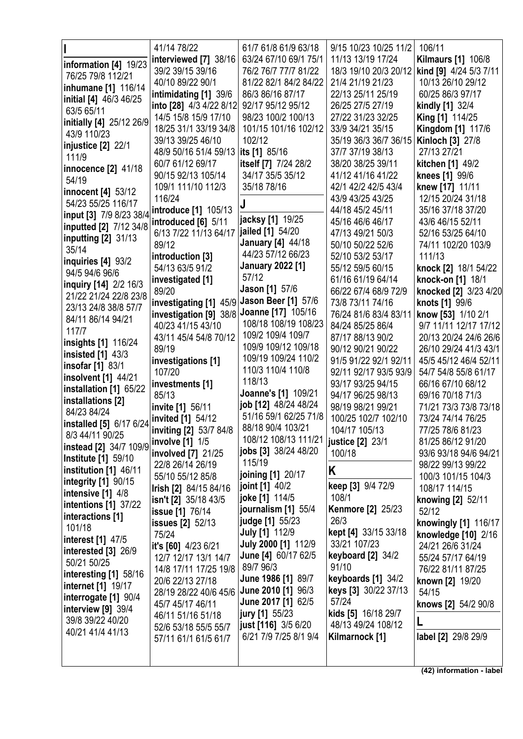**I**

**information [4]** 19/23 76/25 79/8 112/21
**inhumane [1]** 116/14
**initial [4]** 46/3 46/25 63/5 65/11
**initially [4]** 25/12 26/9 43/9 110/23
**injustice [2]** 22/1 111/9
**innocence [2]** 41/18 54/19
**innocent [4]** 53/12 54/23 55/25 116/17
**input [3]** 7/9 8/23 38/4
**inputted [2]** 7/12 34/8
**inputting [2]** 31/13 35/14
**inquiries [4]** 93/2 94/5 94/6 96/6
**inquiry [14]** 2/2 16/3 21/22 21/24 22/8 23/8 23/13 24/8 38/8 57/7 84/11 86/14 94/21 117/7
**insights [1]** 116/24
**insisted [1]** 43/3
**insofar [1]** 83/1
**insolvent [1]** 44/21
**installation [1]** 65/22
**installations [2]** 84/23 84/24
**installed [5]** 6/17 6/24 8/3 44/11 90/25
**instead [2]** 34/7 109/9
**Institute [1]** 59/10
**institution [1]** 46/11
**integrity [1]** 90/15
**intensive [1]** 4/8
**intentions [1]** 37/22
**interactions [1]** 101/18
**interest [1]** 47/5
**interested [3]** 26/9 50/21 50/25
**interesting [1]** 58/16
**internet [1]** 19/17
**interrogate [1]** 90/4
**interview [9]** 39/4 39/8 39/22 40/20 40/21 41/4 41/13 41/14 78/22
**interviewed [7]** 38/16 39/2 39/15 39/16 40/10 89/22 90/1
**intimidating [1]** 39/6
**into [28]** 4/3 4/22 8/12 14/5 15/8 15/9 17/10 18/25 31/1 33/19 34/8 39/13 39/25 46/10 48/9 50/16 51/4 59/13 60/7 61/12 69/17 90/15 92/13 105/14 109/1 111/10 112/3 116/24
**introduce [1]** 105/13
**introduced [6]** 5/11 6/13 7/22 11/13 64/17 89/12
**introduction [3]** 54/13 63/5 91/2
**investigated [1]** 89/20
**investigating [1]** 45/9
**investigation [9]** 38/8 40/23 41/15 43/10 43/11 45/4 54/8 70/12 89/19
**investigations [1]** 107/20
**investments [1]** 85/13
**invite [1]** 56/11
**invited [1]** 54/12
**inviting [2]** 53/7 84/8
**involve [1]** 1/5
**involved [7]** 21/25 22/8 26/14 26/19 55/10 55/12 85/8
**Irish [2]** 84/15 84/16
**isn't [2]** 35/18 43/5
**issue [1]** 76/14
**issues [2]** 52/13 75/24
**it's [60]** 4/23 6/21 12/7 12/17 13/1 14/7 14/8 17/11 17/25 19/8 20/6 22/13 27/18 28/19 28/22 40/6 45/6 45/7 45/17 46/11 46/11 51/16 51/18 52/6 53/18 55/5 55/7 57/11 61/1 61/5 61/7 61/7 61/8 61/9 63/18 63/24 67/10 69/1 75/1 76/2 76/7 77/7 81/22 81/22 82/1 84/2 84/22 86/3 86/16 87/17 92/17 95/12 95/12 98/23 100/2 100/13 101/15 101/16 102/12 102/12
**its [1]** 85/16
**itself [7]** 7/24 28/2 34/17 35/5 35/12 35/18 78/16

**J**

**jacksy [1]** 19/25
**jailed [1]** 54/20
**January [4]** 44/18 44/23 57/12 66/23
**January 2022 [1]** 57/12
**Jason [1]** 57/6
**Jason Beer [1]** 57/6
**Joanne [17]** 105/16 108/18 108/19 108/23 109/2 109/4 109/7 109/9 109/12 109/18 109/19 109/24 110/2 110/3 110/4 110/8 118/13
**Joanne's [1]** 109/21
**job [12]** 48/24 48/24 51/16 59/1 62/25 71/8 88/18 90/4 103/21 108/12 108/13 111/21
**jobs [3]** 38/24 48/20 115/19
**joining [1]** 20/17
**joint [1]** 40/2
**joke [1]** 114/5
**journalism [1]** 55/4
**judge [1]** 55/23
**July [1]** 112/9
**July 2000 [1]** 112/9
**June [4]** 60/17 62/5 89/7 96/3
**June 1986 [1]** 89/7
**June 2010 [1]** 96/3
**June 2017 [1]** 62/5
**jury [1]** 55/23
**just [116]** 3/5 6/20 6/21 7/9 7/25 8/1 9/4 9/15 10/23 10/25 11/2 11/13 13/19 17/24 18/3 19/10 20/3 20/12 21/4 21/19 21/23 22/13 25/11 25/19 26/25 27/5 27/19 27/22 31/23 32/25 33/9 34/21 35/15 35/19 36/3 36/7 36/15 37/7 37/19 38/13 38/20 38/25 39/11 41/12 41/16 41/22 42/1 42/2 42/5 43/4 43/9 43/25 43/25 44/18 45/2 45/11 45/16 46/6 46/17 47/13 49/21 50/3 50/10 50/22 52/6 52/10 53/2 53/17 55/12 59/5 60/15 61/16 61/19 64/14 66/22 67/4 68/9 72/9 73/8 73/11 74/16 76/24 81/6 83/4 83/11 84/24 85/25 86/4 87/17 88/13 90/2 90/12 90/21 90/22 91/5 91/22 92/1 92/11 92/11 92/17 93/5 93/9 93/17 93/25 94/15 94/17 96/25 98/13 98/19 98/21 99/21 100/25 102/7 102/10 104/17 105/13
**justice [2]** 23/1 100/18

**K**

**keep [3]** 9/4 72/9 108/1
**Kenmore [2]** 25/23 26/3
**kept [4]** 33/15 33/18 33/21 107/23
**keyboard [2]** 34/2 91/10
**keyboards [1]** 34/2
**keys [3]** 30/22 37/13 57/24
**kids [5]** 16/18 29/7 48/13 49/24 108/12
**Kilmarnock [1]** 106/11
**Kilmaurs [1]** 106/8
**kind [9]** 4/24 5/3 7/11 10/13 26/10 29/12 60/25 86/3 97/17
**kindly [1]** 32/4
**King [1]** 114/25
**Kingdom [1]** 117/6
**Kinloch [3]** 27/8 27/13 27/21
**kitchen [1]** 49/2
**knees [1]** 99/6
**knew [17]** 11/11 12/15 20/24 31/18 35/16 37/18 37/20 43/6 46/15 52/11 52/16 53/25 64/10 74/11 102/20 103/9 111/13
**knock [2]** 18/1 54/22
**knock-on [1]** 18/1
**knocked [2]** 3/23 4/20
**knots [1]** 99/6
**know [53]** 1/10 2/1 9/7 11/11 12/17 17/12 20/13 20/24 24/6 26/6 26/10 29/24 41/3 43/1 45/5 45/12 46/4 52/11 54/7 54/8 55/8 61/17 66/16 67/10 68/12 69/16 70/18 71/3 71/21 73/3 73/8 73/18 73/24 74/14 76/25 77/25 78/6 81/23 81/25 86/12 91/20 93/6 93/18 94/6 94/21 98/22 99/13 99/22 100/3 101/15 104/3 108/17 114/15
**knowing [2]** 52/11 52/12
**knowingly [1]** 116/17
**knowledge [10]** 2/16 24/21 26/6 31/24 55/24 57/17 64/19 76/22 81/11 87/25
**known [2]** 19/20 54/15
**knows [2]** 54/2 90/8

**L**

**label [2]** 29/8 29/9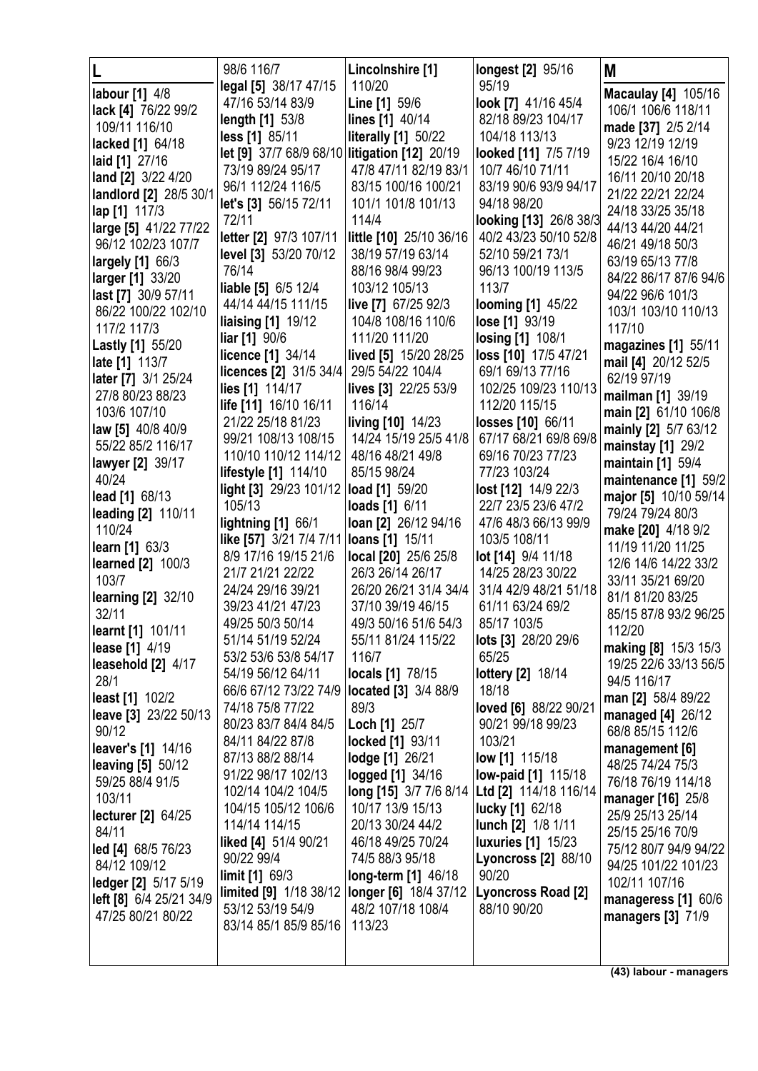# L

**labour [1]** 4/8
**lack [4]** 76/22 99/2 109/11 116/10
**lacked [1]** 64/18
**laid [1]** 27/16
**land [2]** 3/22 4/20
**landlord [2]** 28/5 30/1
**lap [1]** 117/3
**large [5]** 41/22 77/22 96/12 102/23 107/7
**largely [1]** 66/3
**larger [1]** 33/20
**last [7]** 30/9 57/11 86/22 100/22 102/10 117/2 117/3
**Lastly [1]** 55/20
**late [1]** 113/7
**later [7]** 3/1 25/24 27/8 80/23 88/23 103/6 107/10
**law [5]** 40/8 40/9 55/22 85/2 116/17
**lawyer [2]** 39/17 40/24
**lead [1]** 68/13
**leading [2]** 110/11 110/24
**learn [1]** 63/3
**learned [2]** 100/3 103/7
**learning [2]** 32/10 32/11
**learnt [1]** 101/11
**lease [1]** 4/19
**leasehold [2]** 4/17 28/1
**least [1]** 102/2
**leave [3]** 23/22 50/13 90/12
**leaver's [1]** 14/16
**leaving [5]** 50/12 59/25 88/4 91/5 103/11
**lecturer [2]** 64/25 84/11
**led [4]** 68/5 76/23 84/12 109/12
**ledger [2]** 5/17 5/19
**left [8]** 6/4 25/21 34/9 47/25 80/21 80/22 98/6 116/7
**legal [5]** 38/17 47/15 47/16 53/14 83/9
**length [1]** 53/8
**less [1]** 85/11
**let [9]** 37/7 68/9 68/10 73/19 89/24 95/17 96/1 112/24 116/5
**let's [3]** 56/15 72/11 72/11
**letter [2]** 97/3 107/11
**level [3]** 53/20 70/12 76/14
**liable [5]** 6/5 12/4 44/14 44/15 111/15
**liaising [1]** 19/12
**liar [1]** 90/6
**licence [1]** 34/14
**licences [2]** 31/5 34/4
**lies [1]** 114/17
**life [11]** 16/10 16/11 21/22 25/18 81/23 99/21 108/13 108/15 110/10 110/12 114/12
**lifestyle [1]** 114/10
**light [3]** 29/23 101/12 105/13
**lightning [1]** 66/1
**like [57]** 3/21 7/4 7/11 8/9 17/16 19/15 21/6 21/7 21/21 22/22 24/24 29/16 39/21 39/23 41/21 47/23 49/25 50/3 50/14 51/14 51/19 52/24 53/2 53/6 53/8 54/17 54/19 56/12 64/11 66/6 67/12 73/22 74/9 74/18 75/8 77/22 80/23 83/7 84/4 84/5 84/11 84/22 87/8 87/13 88/2 88/14 91/22 98/17 102/13 102/14 104/2 104/5 104/15 105/12 106/6 114/14 114/15
**liked [4]** 51/4 90/21 90/22 99/4
**limit [1]** 69/3
**limited [9]** 1/18 38/12 53/12 53/19 54/9 83/14 85/1 85/9 85/16
**Lincolnshire [1]** 110/20
**Line [1]** 59/6
**lines [1]** 40/14
**literally [1]** 50/22
**litigation [12]** 20/19 47/8 47/11 82/19 83/1 83/15 100/16 100/21 101/1 101/8 101/13 114/4
**little [10]** 25/10 36/16 38/19 57/19 63/14 88/16 98/4 99/23 103/12 105/13
**live [7]** 67/25 92/3 104/8 108/16 110/6 111/20 111/20
**lived [5]** 15/20 28/25 29/5 54/22 104/4
**lives [3]** 22/25 53/9 116/14
**living [10]** 14/23 14/24 15/19 25/5 41/8 48/16 48/21 49/8 85/15 98/24
**load [1]** 59/20
**loads [1]** 6/11
**loan [2]** 26/12 94/16
**loans [1]** 15/11
**local [20]** 25/6 25/8 26/3 26/14 26/17 26/20 26/21 31/4 34/4 37/10 39/19 46/15 49/3 50/16 51/6 54/3 55/11 81/24 115/22 116/7
**locals [1]** 78/15
**located [3]** 3/4 88/9 89/3
**Loch [1]** 25/7
**locked [1]** 93/11
**lodge [1]** 26/21
**logged [1]** 34/16
**long [15]** 3/7 7/6 8/14 10/17 13/9 15/13 20/13 30/24 44/2 46/18 49/25 70/24 74/5 88/3 95/18
**long-term [1]** 46/18
**longer [6]** 18/4 37/12 48/2 107/18 108/4 113/23
**longest [2]** 95/16 95/19
**look [7]** 41/16 45/4 82/18 89/23 104/17 104/18 113/13
**looked [11]** 7/5 7/19 10/7 46/10 71/11 83/19 90/6 93/9 94/17 94/18 98/20
**looking [13]** 26/8 38/3 40/2 43/23 50/10 52/8 52/10 59/21 73/1 96/13 100/19 113/5 113/7
**looming [1]** 45/22
**lose [1]** 93/19
**losing [1]** 108/1
**loss [10]** 17/5 47/21 69/1 69/13 77/16 102/25 109/23 110/13 112/20 115/15
**losses [10]** 66/11 67/17 68/21 69/8 69/8 69/16 70/23 77/23 77/23 103/24
**lost [12]** 14/9 22/3 22/7 23/5 23/6 47/2 47/6 48/3 66/13 99/9 103/5 108/11
**lot [14]** 9/4 11/18 14/25 28/23 30/22 31/4 42/9 48/21 51/18 61/11 63/24 69/2 85/17 103/5
**lots [3]** 28/20 29/6 65/25
**lottery [2]** 18/14 18/18
**loved [6]** 88/22 90/21 90/21 99/18 99/23 103/21
**low [1]** 115/18
**low-paid [1]** 115/18
**Ltd [2]** 114/18 116/14
**lucky [1]** 62/18
**lunch [2]** 1/8 1/11
**luxuries [1]** 15/23
**Lyoncross [2]** 88/10 90/20
**Lyoncross Road [2]** 88/10 90/20

# M

**Macaulay [4]** 105/16 106/1 106/6 118/11
**made [37]** 2/5 2/14 9/23 12/19 12/19 15/22 16/4 16/10 16/11 20/10 20/18 21/22 22/21 22/24 24/18 33/25 35/18 44/13 44/20 44/21 46/21 49/18 50/3 63/19 65/13 77/8 84/22 86/17 87/6 94/6 94/22 96/6 101/3 103/1 103/10 110/13 117/10
**magazines [1]** 55/11
**mail [4]** 20/12 52/5 62/19 97/19
**mailman [1]** 39/19
**main [2]** 61/10 106/8
**mainly [2]** 5/7 63/12
**mainstay [1]** 29/2
**maintain [1]** 59/4
**maintenance [1]** 59/2
**major [5]** 10/10 59/14 79/24 79/24 80/3
**make [20]** 4/18 9/2 11/19 11/20 11/25 12/6 14/6 14/22 33/2 33/11 35/21 69/20 81/1 81/20 83/25 85/15 87/8 93/2 96/25 112/20
**making [8]** 15/3 15/3 19/25 22/6 33/13 56/5 94/5 116/7
**man [2]** 58/4 89/22
**managed [4]** 26/12 68/8 85/15 112/6
**management [6]** 48/25 74/24 75/3 76/18 76/19 114/18
**manager [16]** 25/8 25/9 25/13 25/14 25/15 25/16 70/9 75/12 80/7 94/9 94/22 94/25 101/22 101/23 102/11 107/16
**manageress [1]** 60/6
**managers [3]** 71/9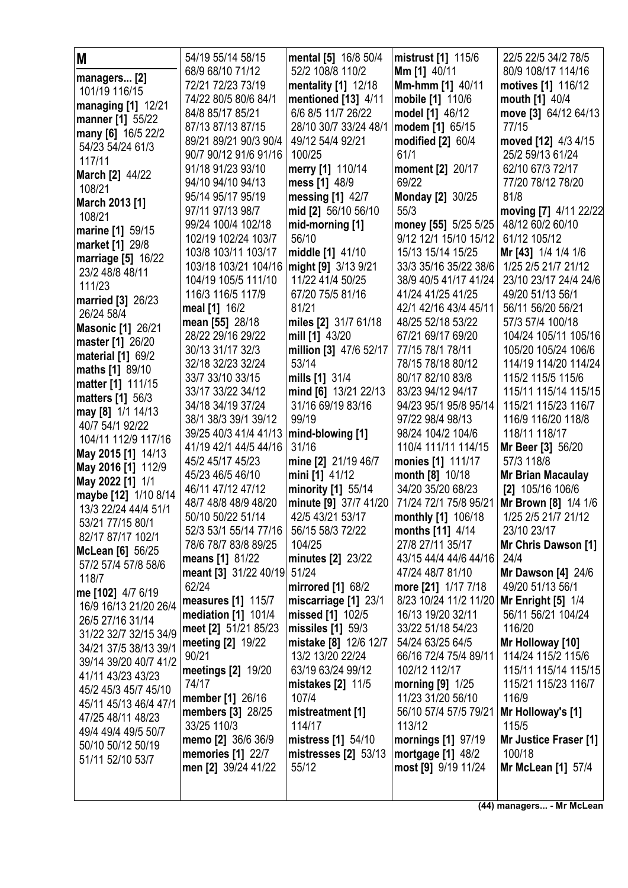# M

**managers... [2]** 101/19 116/15
**managing [1]** 12/21
**manner [1]** 55/22
**many [6]** 16/5 22/2 54/23 54/24 61/3 117/11
**March [2]** 44/22 108/21
**March 2013 [1]** 108/21
**marine [1]** 59/15
**market [1]** 29/8
**marriage [5]** 16/22 23/2 48/8 48/11 111/23
**married [3]** 26/23 26/24 58/4
**Masonic [1]** 26/21
**master [1]** 26/20
**material [1]** 69/2
**maths [1]** 89/10
**matter [1]** 111/15
**matters [1]** 56/3
**may [8]** 1/1 14/13 40/7 54/1 92/22 104/11 112/9 117/16
**May 2015 [1]** 14/13
**May 2016 [1]** 112/9
**May 2022 [1]** 1/1
**maybe [12]** 1/10 8/14 13/3 22/24 44/4 51/1 53/21 77/15 80/1 82/17 87/17 102/1
**McLean [6]** 56/25 57/2 57/4 57/8 58/6 118/7
**me [102]** 4/7 6/19 16/9 16/13 21/20 26/4 26/5 27/16 31/14 31/22 32/7 32/15 34/9 34/21 37/5 38/13 39/1 39/14 39/20 40/7 41/2 41/11 43/23 43/23 45/2 45/3 45/7 45/10 45/11 45/13 46/4 47/1 47/25 48/11 48/23 49/4 49/4 49/5 50/7 50/10 50/12 50/19 51/11 52/10 53/7 54/19 55/14 58/15 68/9 68/10 71/12 72/21 72/23 73/19 74/22 80/5 80/6 84/1 84/8 85/17 85/21 87/13 87/13 87/15 89/21 89/21 90/3 90/4 90/7 90/12 91/6 91/16 91/18 91/23 93/10 94/10 94/10 94/13 95/14 95/17 95/19 97/11 97/13 98/7 99/24 100/4 102/18 102/19 102/24 103/7 103/8 103/11 103/17 103/18 103/21 104/16 104/19 105/5 111/10 116/3 116/5 117/9
**meal [1]** 16/2
**mean [55]** 28/18 28/22 29/16 29/22 30/13 31/17 32/3 32/18 32/23 32/24 33/7 33/10 33/15 33/17 33/22 34/12 34/18 34/19 37/24 38/1 38/3 39/1 39/12 39/25 40/3 41/4 41/13 41/19 42/1 44/5 44/16 45/2 45/17 45/23 45/23 46/5 46/10 46/11 47/12 47/12 48/7 48/8 48/9 48/20 50/10 50/22 51/14 52/3 53/1 55/14 77/16 78/6 78/7 83/8 89/25
**means [1]** 81/22
**meant [3]** 31/22 40/19 62/24
**measures [1]** 115/7
**mediation [1]** 101/4
**meet [2]** 51/21 85/23
**meeting [2]** 19/22 90/21
**meetings [2]** 19/20 74/17
**member [1]** 26/16
**members [3]** 28/25 33/25 110/3
**memo [2]** 36/6 36/9
**memories [1]** 22/7
**men [2]** 39/24 41/22
**mental [5]** 16/8 50/4 52/2 108/8 110/2
**mentality [1]** 12/18
**mentioned [13]** 4/11 6/6 8/5 11/7 26/22 28/10 30/7 33/24 48/1 49/12 54/4 92/21 100/25
**merry [1]** 110/14
**mess [1]** 48/9
**messing [1]** 42/7
**mid [2]** 56/10 56/10
**mid-morning [1]** 56/10
**middle [1]** 41/10
**might [9]** 3/13 9/21 11/22 41/4 50/25 67/20 75/5 81/16 81/21
**miles [2]** 31/7 61/18
**mill [1]** 43/20
**million [3]** 47/6 52/17 53/14
**mills [1]** 31/4
**mind [6]** 13/21 22/13 31/16 69/19 83/16 99/19
**mind-blowing [1]** 31/16
**mine [2]** 21/19 46/7
**mini [1]** 41/12
**minority [1]** 55/14
**minute [9]** 37/7 41/20 42/5 43/21 53/17 56/15 58/3 72/22 104/25
**minutes [2]** 23/22 51/24
**mirrored [1]** 68/2
**miscarriage [1]** 23/1
**missed [1]** 102/5
**missiles [1]** 59/3
**mistake [8]** 12/6 12/7 13/2 13/20 22/24 63/19 63/24 99/12
**mistakes [2]** 11/5 107/4
**mistreatment [1]** 114/17
**mistress [1]** 54/10
**mistresses [2]** 53/13 55/12
**mistrust [1]** 115/6
**Mm [1]** 40/11
**Mm-hmm [1]** 40/11
**mobile [1]** 110/6
**model [1]** 46/12
**modem [1]** 65/15
**modified [2]** 60/4 61/1
**moment [2]** 20/17 69/22
**Monday [2]** 30/25 55/3
**money [55]** 5/25 5/25 9/12 12/1 15/10 15/12 15/13 15/14 15/25 33/3 35/16 35/22 38/6 38/9 40/5 41/17 41/24 41/24 41/25 41/25 42/1 42/16 43/4 45/11 48/25 52/18 53/22 67/21 69/17 69/20 77/15 78/1 78/11 78/15 78/18 80/12 80/17 82/10 83/8 83/23 94/12 94/17 94/23 95/1 95/8 95/14 97/22 98/4 98/13 98/24 104/2 104/6 110/4 111/11 114/15
**monies [1]** 111/17
**month [8]** 10/18 34/20 35/20 68/23 71/24 72/1 75/8 95/21
**monthly [1]** 106/18
**months [11]** 4/14 27/8 27/11 35/17 43/15 44/4 44/6 44/16 47/24 48/7 81/10
**more [21]** 1/17 7/18 8/23 10/24 11/2 11/20 16/13 19/20 32/11 33/22 51/18 54/23 54/24 63/25 64/5 66/16 72/4 75/4 89/11 102/12 112/17
**morning [9]** 1/25 11/23 31/20 56/10 56/10 57/4 57/5 79/21 113/12
**mornings [1]** 97/19
**mortgage [1]** 48/2
**most [9]** 9/19 11/24 22/5 22/5 34/2 78/5 80/9 108/17 114/16
**motives [1]** 116/12
**mouth [1]** 40/4
**move [3]** 64/12 64/13 77/15
**moved [12]** 4/3 4/15 25/2 59/13 61/24 62/10 67/3 72/17 77/20 78/12 78/20 81/8
**moving [7]** 4/11 22/22 48/12 60/2 60/10 61/12 105/12
**Mr [43]** 1/4 1/4 1/6 1/25 2/5 21/7 21/12 23/10 23/17 24/4 24/6 49/20 51/13 56/1 56/11 56/20 56/21 57/3 57/4 100/18 104/24 105/11 105/16 105/20 105/24 106/6 114/19 114/20 114/24 115/2 115/5 115/6 115/11 115/14 115/15 115/21 115/23 116/7 116/9 116/20 118/8 118/11 118/17
**Mr Beer [3]** 56/20 57/3 118/8
**Mr Brian Macaulay [2]** 105/16 106/6
**Mr Brown [8]** 1/4 1/6 1/25 2/5 21/7 21/12 23/10 23/17
**Mr Chris Dawson [1]** 24/4
**Mr Dawson [4]** 24/6 49/20 51/13 56/1
**Mr Enright [5]** 1/4 56/11 56/21 104/24 116/20
**Mr Holloway [10]** 114/24 115/2 115/6 115/11 115/14 115/15 115/21 115/23 116/7 116/9
**Mr Holloway's [1]** 115/5
**Mr Justice Fraser [1]** 100/18
**Mr McLean [1]** 57/4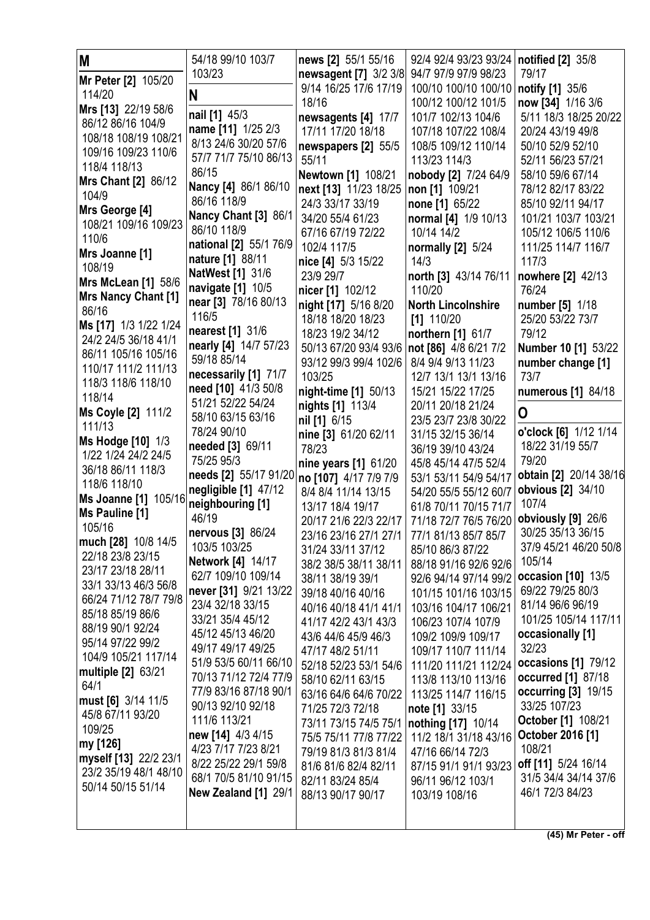## M

**Mr Peter [2]** 105/20 114/20
**Mrs [13]** 22/19 58/6 86/12 86/16 104/9 108/18 108/19 108/21 109/16 109/23 110/6 118/4 118/13
**Mrs Chant [2]** 86/12 104/9
**Mrs George [4]** 108/21 109/16 109/23 110/6
**Mrs Joanne [1]** 108/19
**Mrs McLean [1]** 58/6
**Mrs Nancy Chant [1]** 86/16
**Ms [17]** 1/3 1/22 1/24 24/2 24/5 36/18 41/1 86/11 105/16 105/16 110/17 111/2 111/13 118/3 118/6 118/10 118/14
**Ms Coyle [2]** 111/2 111/13
**Ms Hodge [10]** 1/3 1/22 1/24 24/2 24/5 36/18 86/11 118/3 118/6 118/10
**Ms Joanne [1]** 105/16
**Ms Pauline [1]** 105/16
**much [28]** 10/8 14/5 22/18 23/8 23/15 23/17 23/18 28/11 33/1 33/13 46/3 56/8 66/24 71/12 78/7 79/8 85/18 85/19 86/6 88/19 90/1 92/24 95/14 97/22 99/2 104/9 105/21 117/14
**multiple [2]** 63/21 64/1
**must [6]** 3/14 11/5 45/8 67/11 93/20 109/25
**my [126]**
**myself [13]** 22/2 23/1 23/2 35/19 48/1 48/10 50/14 50/15 51/14 54/18 99/10 103/7 103/23

## N

**nail [1]** 45/3
**name [11]** 1/25 2/3 8/13 24/6 30/20 57/6 57/7 71/7 75/10 86/13 86/15
**Nancy [4]** 86/1 86/10 86/16 118/9
**Nancy Chant [3]** 86/1 86/10 118/9
**national [2]** 55/1 76/9
**nature [1]** 88/11
**NatWest [1]** 31/6
**navigate [1]** 10/5
**near [3]** 78/16 80/13 116/5
**nearest [1]** 31/6
**nearly [4]** 14/7 57/23 59/18 85/14
**necessarily [1]** 71/7
**need [10]** 41/3 50/8 51/21 52/22 54/24 58/10 63/15 63/16 78/24 90/10
**needed [3]** 69/11 75/25 95/3
**needs [2]** 55/17 91/20
**negligible [1]** 47/12
**neighbouring [1]** 46/19
**nervous [3]** 86/24 103/5 103/25
**Network [4]** 14/17 62/7 109/10 109/14
**never [31]** 9/21 13/22 23/4 32/18 33/15 33/21 35/4 45/12 45/12 45/13 46/20 49/17 49/17 49/25 51/9 53/5 60/11 66/10 70/13 71/12 72/4 77/9 77/9 83/16 87/18 90/1 90/13 92/10 92/18 111/6 113/21
**new [14]** 4/3 4/15 4/23 7/17 7/23 8/21 8/22 25/22 29/1 59/8 68/1 70/5 81/10 91/15
**New Zealand [1]** 29/1
**news [2]** 55/1 55/16
**newsagent [7]** 3/2 3/8 9/14 16/25 17/6 17/19 18/16
**newsagents [4]** 17/7 17/11 17/20 18/18
**newspapers [2]** 55/5 55/11
**Newtown [1]** 108/21
**next [13]** 11/23 18/25 24/3 33/17 33/19 34/20 55/4 61/23 67/16 67/19 72/22 102/4 117/5
**nice [4]** 5/3 15/22 23/9 29/7
**nicer [1]** 102/12
**night [17]** 5/16 8/20 18/18 18/20 18/23 18/23 19/2 34/12 50/13 67/20 93/4 93/6 93/12 99/3 99/4 102/6 103/25
**night-time [1]** 50/13
**nights [1]** 113/4
**nil [1]** 6/15
**nine [3]** 61/20 62/11 78/23
**nine years [1]** 61/20
**no [107]** 4/17 7/9 7/9 8/4 8/4 11/14 13/15 13/17 18/4 19/17 20/17 21/6 22/3 22/17 23/16 23/16 27/1 27/1 31/24 33/11 37/12 38/2 38/5 38/11 38/11 38/11 38/19 39/1 39/18 40/16 40/16 40/16 40/18 41/1 41/1 41/17 42/2 43/1 43/3 43/6 44/6 45/9 46/3 47/17 48/2 51/11 52/18 52/23 53/1 54/6 58/10 62/11 63/15 63/16 64/6 64/6 70/22 71/25 72/3 72/18 73/11 73/15 74/5 75/1 75/5 75/11 77/8 77/22 79/19 81/3 81/3 81/4 81/6 81/6 82/4 82/11 82/11 83/24 85/4 88/13 90/17 90/17 92/4 92/4 93/23 93/24 94/7 97/9 97/9 98/23 100/10 100/10 100/10 100/12 100/12 101/5 101/7 102/13 104/6 107/18 107/22 108/4 108/5 109/12 110/14 113/23 114/3
**nobody [2]** 7/24 64/9
**non [1]** 109/21
**none [1]** 65/22
**normal [4]** 1/9 10/13 10/14 14/2
**normally [2]** 5/24 14/3
**north [3]** 43/14 76/11 110/20
**North Lincolnshire [1]** 110/20
**northern [1]** 61/7
**not [86]** 4/8 6/21 7/2 8/4 9/4 9/13 11/23 12/7 13/1 13/1 13/16 15/21 15/22 17/25 20/11 20/18 21/24 23/5 23/7 23/8 30/22 31/15 32/15 36/14 36/19 39/10 43/24 45/8 45/14 47/5 52/4 53/1 53/11 54/9 54/17 54/20 55/5 55/12 60/7 61/8 70/11 70/15 71/7 71/18 72/7 76/5 76/20 77/1 81/13 85/7 85/7 85/10 86/3 87/22 88/18 91/16 92/6 92/6 92/6 94/14 97/14 99/2 101/15 101/16 103/15 103/16 104/17 106/21 106/23 107/4 107/9 109/2 109/9 109/17 109/17 110/7 111/14 111/20 111/21 112/24 113/8 113/10 113/16 113/25 114/7 116/15
**note [1]** 33/15
**nothing [17]** 10/14 11/2 18/1 31/18 43/16 47/16 66/14 72/3 87/15 91/1 91/1 93/23 96/11 96/12 103/1 103/19 108/16
**notified [2]** 35/8 79/17
**notify [1]** 35/6
**now [34]** 1/16 3/6 5/11 18/3 18/25 20/22 20/24 43/19 49/8 50/10 52/9 52/10 52/11 56/23 57/21 58/10 59/6 67/14 78/12 82/17 83/22 85/10 92/11 94/17 101/21 103/7 103/21 105/12 106/5 110/6 111/25 114/7 116/7 117/3
**nowhere [2]** 42/13 76/24
**number [5]** 1/18 25/20 53/22 73/7 79/12
**Number 10 [1]** 53/22
**number change [1]** 73/7
**numerous [1]** 84/18

## O

**o'clock [6]** 1/12 1/14 18/22 31/19 55/7 79/20
**obtain [2]** 20/14 38/16
**obvious [2]** 34/10 107/4
**obviously [9]** 26/6 30/25 35/13 36/15 37/9 45/21 46/20 50/8 105/14
**occasion [10]** 13/5 69/22 79/25 80/3 81/14 96/6 96/19 101/25 105/14 117/11
**occasionally [1]** 32/23
**occasions [1]** 79/12
**occurred [1]** 87/18
**occurring [3]** 19/15 33/25 107/23
**October [1]** 108/21
**October 2016 [1]** 108/21
**off [11]** 5/24 16/14 31/5 34/4 34/14 37/6 46/1 72/3 84/23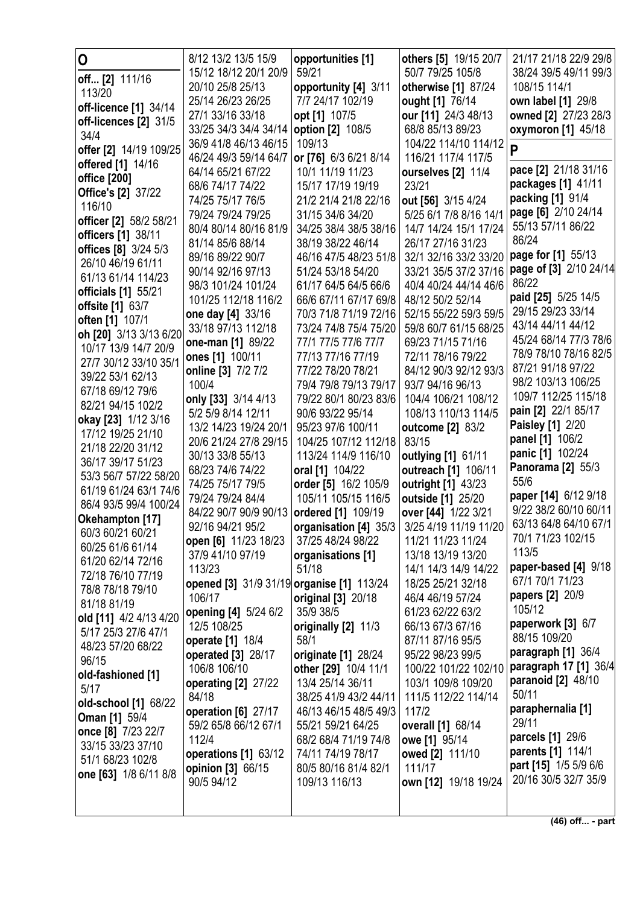## O

**off... [2]** 111/16 113/20
**off-licence [1]** 34/14
**off-licences [2]** 31/5 34/4
**offer [2]** 14/19 109/25
**offered [1]** 14/16
**office [200]**
**Office's [2]** 37/22 116/10
**officer [2]** 58/2 58/21
**officers [1]** 38/11
**offices [8]** 3/24 5/3 26/10 46/19 61/11 61/13 61/14 114/23
**officials [1]** 55/21
**offsite [1]** 63/7
**often [1]** 107/1
**oh [20]** 3/13 3/13 6/20 10/17 13/9 14/7 20/9 27/7 30/12 33/10 35/1 39/22 53/1 62/13 67/18 69/12 79/6 82/21 94/15 102/2
**okay [23]** 1/12 3/16 17/12 19/25 21/10 21/18 22/20 31/12 36/17 39/17 51/23 53/3 56/7 57/22 58/20 61/19 61/24 63/17 74/6 86/4 93/5 99/4 100/24
**Okehampton [17]** 60/3 60/21 60/21 60/25 61/6 61/14 61/20 62/14 72/16 72/18 76/10 77/19 78/8 78/18 79/10 81/18 81/19
**old [11]** 4/2 4/13 4/20 5/17 25/3 27/6 47/1 48/23 57/20 68/22 96/15
**old-fashioned [1]** 5/17
**old-school [1]** 68/22
**Oman [1]** 59/4
**once [8]** 7/23 22/7 33/15 33/23 37/10 51/1 68/23 102/8
**one [63]** 1/8 6/11 8/8 8/12 13/2 13/5 15/9 15/12 18/12 20/1 20/9 20/10 25/8 25/13 25/14 26/23 26/25 27/1 33/16 33/18 33/25 34/3 34/4 34/14 36/9 41/8 46/13 46/15 46/24 49/3 59/14 64/7 64/14 65/21 67/22 68/6 74/17 74/22 74/25 75/17 76/5 79/24 79/24 79/25 80/4 80/14 80/16 81/9 81/14 85/6 88/14 89/16 89/22 90/7 90/14 92/16 97/13 98/3 101/24 101/24 101/25 112/18 116/2
**one day [4]** 33/16 33/18 97/13 112/18
**one-man [1]** 89/22
**ones [1]** 100/11
**online [3]** 7/2 7/2 100/4
**only [33]** 3/14 4/13 5/2 5/9 8/14 12/11 13/2 14/23 19/24 20/1 20/6 21/24 27/8 29/15 30/13 33/8 55/13 68/23 74/6 74/22 74/25 75/17 79/5 79/24 79/24 84/4 84/22 90/7 90/9 90/13 92/16 94/21 95/2
**open [6]** 11/23 18/23 37/9 41/10 97/19 113/23
**opened [3]** 31/9 31/19 106/17
**opening [4]** 5/24 6/2 12/5 108/25
**operate [1]** 18/4
**operated [3]** 28/17 106/8 106/10
**operating [2]** 27/22 84/18
**operation [6]** 27/17 59/2 65/8 66/12 67/1 112/4
**operations [1]** 63/12
**opinion [3]** 66/15 90/5 94/12
**opportunities [1]** 59/21
**opportunity [4]** 3/11 7/7 24/17 102/19
**opt [1]** 107/5
**option [2]** 108/5 109/13
**or [76]** 6/3 6/21 8/14 10/1 11/19 11/23 15/17 17/19 19/19 21/2 21/4 21/8 22/16 31/15 34/6 34/20 34/25 38/4 38/5 38/16 38/19 38/22 46/14 46/16 47/5 48/23 51/8 51/24 53/18 54/20 61/17 64/5 64/5 66/6 66/6 67/11 67/17 69/8 70/3 71/8 71/19 72/16 73/24 74/8 75/4 75/20 77/1 77/5 77/6 77/7 77/13 77/16 77/19 77/22 78/20 78/21 79/4 79/8 79/13 79/17 79/22 80/1 80/23 83/6 90/6 93/22 95/14 95/23 97/6 100/11 104/25 107/12 112/18 113/24 114/9 116/10
**oral [1]** 104/22
**order [5]** 16/2 105/9 105/11 105/15 116/5
**ordered [1]** 109/19
**organisation [4]** 35/3 37/25 48/24 98/22
**organisations [1]** 51/18
**organise [1]** 113/24
**original [3]** 20/18 35/9 38/5
**originally [2]** 11/3 58/1
**originate [1]** 28/24
**other [29]** 10/4 11/1 13/4 25/14 36/11 38/25 41/9 43/2 44/11 46/13 46/15 48/5 49/3 55/21 59/21 64/25 68/2 68/4 71/19 74/8 74/11 74/19 78/17 80/5 80/16 81/4 82/1 109/13 116/13
**others [5]** 19/15 20/7 50/7 79/25 105/8
**otherwise [1]** 87/24
**ought [1]** 76/14
**our [11]** 24/3 48/13 68/8 85/13 89/23 104/22 114/10 114/12 116/21 117/4 117/5
**ourselves [2]** 11/4 23/21
**out [56]** 3/15 4/24 5/25 6/1 7/8 8/16 14/1 14/7 14/24 15/1 17/24 26/17 27/16 31/23 32/1 32/16 33/2 33/20 33/21 35/5 37/2 37/16 40/4 40/24 44/14 46/6 48/12 50/2 52/14 52/15 55/22 59/3 59/5 59/8 60/7 61/15 68/25 69/23 71/15 71/16 72/11 78/16 79/22 84/12 90/3 92/12 93/3 93/7 94/16 96/13 104/4 106/21 108/12 108/13 110/13 114/5
**outcome [2]** 83/2 83/15
**outlying [1]** 61/11
**outreach [1]** 106/11
**outright [1]** 43/23
**outside [1]** 25/20
**over [44]** 1/22 3/21 3/25 4/19 11/19 11/20 11/21 11/23 11/24 13/18 13/19 13/20 14/1 14/3 14/9 14/22 18/25 25/21 32/18 46/4 46/19 57/24 61/23 62/22 63/2 66/13 67/3 67/16 87/11 87/16 95/5 95/22 98/23 99/5 100/22 101/22 102/10 103/1 109/8 109/20 111/5 112/22 114/14 117/2
**overall [1]** 68/14
**owe [1]** 95/14
**owed [2]** 111/10 111/17
**own [12]** 19/18 19/24 21/17 21/18 22/9 29/8 38/24 39/5 49/11 99/3 108/15 114/1
**own label [1]** 29/8
**owned [2]** 27/23 28/3
**oxymoron [1]** 45/18

## P

**pace [2]** 21/18 31/16
**packages [1]** 41/11
**packing [1]** 91/4
**page [6]** 2/10 24/14 55/13 57/11 86/22 86/24
**page for [1]** 55/13
**page of [3]** 2/10 24/14 86/22
**paid [25]** 5/25 14/5 29/15 29/23 33/14 43/14 44/11 44/12 45/24 68/14 77/3 78/6 78/9 78/10 78/16 82/5 87/21 91/18 97/22 98/2 103/13 106/25 109/7 112/25 115/18
**pain [2]** 22/1 85/17
**Paisley [1]** 2/20
**panel [1]** 106/2
**panic [1]** 102/24
**Panorama [2]** 55/3 55/6
**paper [14]** 6/12 9/18 9/22 38/2 60/10 60/11 63/13 64/8 64/10 67/1 70/1 71/23 102/15 113/5
**paper-based [4]** 9/18 67/1 70/1 71/23
**papers [2]** 20/9 105/12
**paperwork [3]** 6/7 88/15 109/20
**paragraph [1]** 36/4
**paragraph 17 [1]** 36/4
**paranoid [2]** 48/10 50/11
**paraphernalia [1]** 29/11
**parcels [1]** 29/6
**parents [1]** 114/1
**part [15]** 1/5 5/9 6/6 20/16 30/5 32/7 35/9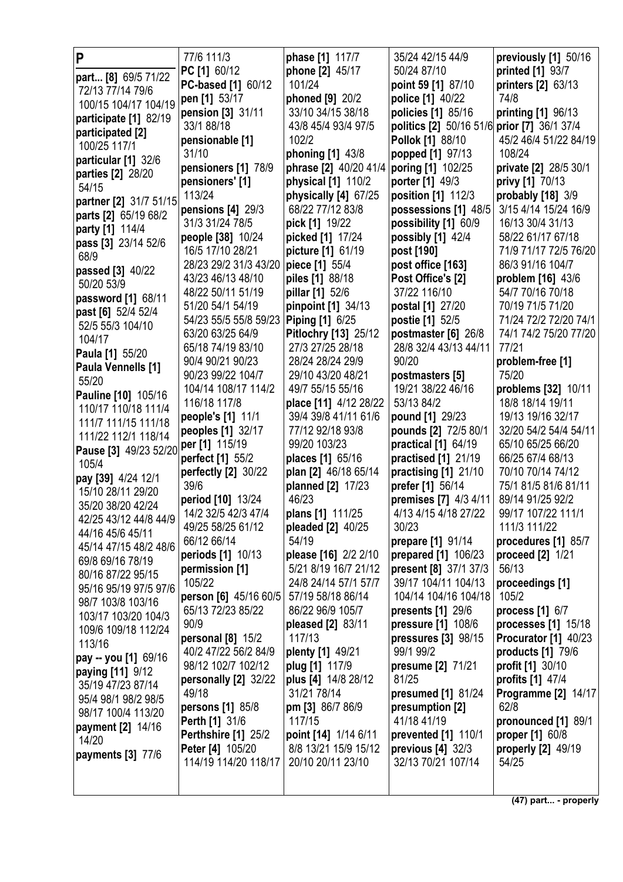# P

**part... [8]** 69/5 71/22 72/13 77/14 79/6 100/15 104/17 104/19
**participate [1]** 82/19
**participated [2]** 100/25 117/1
**particular [1]** 32/6
**parties [2]** 28/20 54/15
**partner [2]** 31/7 51/15
**parts [2]** 65/19 68/2
**party [1]** 114/4
**pass [3]** 23/14 52/6 68/9
**passed [3]** 40/22 50/20 53/9
**password [1]** 68/11
**past [6]** 52/4 52/4 52/5 55/3 104/10 104/17
**Paula [1]** 55/20
**Paula Vennells [1]** 55/20
**Pauline [10]** 105/16 110/17 110/18 111/4 111/7 111/15 111/18 111/22 112/1 118/14
**Pause [3]** 49/23 52/20 105/4
**pay [39]** 4/24 12/1 15/10 28/11 29/20 35/20 38/20 42/24 42/25 43/12 44/8 44/9 44/16 45/6 45/11 45/14 47/15 48/2 48/6 69/8 69/16 78/19 80/16 87/22 95/15 95/16 95/19 97/5 97/6 98/7 103/8 103/16 103/17 103/20 104/3 109/6 109/18 112/24 113/16
**pay -- you [1]** 69/16
**paying [11]** 9/12 35/19 47/23 87/14 95/4 98/1 98/2 98/5 98/17 100/4 113/20
**payment [2]** 14/16 14/20
**payments [3]** 77/6 77/6 111/3
**PC [1]** 60/12
**PC-based [1]** 60/12
**pen [1]** 53/17
**pension [3]** 31/11 33/1 88/18
**pensionable [1]** 31/10
**pensioners [1]** 78/9
**pensioners' [1]** 113/24
**pensions [4]** 29/3 31/3 31/24 78/5
**people [38]** 10/24 16/5 17/10 28/21 28/23 29/2 31/3 43/20 43/23 46/13 48/10 48/22 50/11 51/19 51/20 54/1 54/19 54/23 55/5 55/8 59/23 63/20 63/25 64/9 65/18 74/19 83/10 90/4 90/21 90/23 90/23 99/22 104/7 104/14 108/17 114/2 116/18 117/8
**people's [1]** 11/1
**peoples [1]** 32/17
**per [1]** 115/19
**perfect [1]** 55/2
**perfectly [2]** 30/22 39/6
**period [10]** 13/24 14/2 32/5 42/3 47/4 49/25 58/25 61/12 66/12 66/14
**periods [1]** 10/13
**permission [1]** 105/22
**person [6]** 45/16 60/5 65/13 72/23 85/22 90/9
**personal [8]** 15/2 40/2 47/22 56/2 84/9 98/12 102/7 102/12
**personally [2]** 32/22 49/18
**persons [1]** 85/8
**Perth [1]** 31/6
**Perthshire [1]** 25/2
**Peter [4]** 105/20 114/19 114/20 118/17
**phase [1]** 117/7
**phone [2]** 45/17 101/24
**phoned [9]** 20/2 33/10 34/15 38/18 43/8 45/4 93/4 97/5 102/2
**phoning [1]** 43/8
**phrase [2]** 40/20 41/4
**physical [1]** 110/2
**physically [4]** 67/25 68/22 77/12 83/8
**pick [1]** 19/22
**picked [1]** 17/24
**picture [1]** 61/19
**piece [1]** 55/4
**piles [1]** 88/18
**pillar [1]** 52/6
**pinpoint [1]** 34/13
**Piping [1]** 6/25
**Pitlochry [13]** 25/12 27/3 27/25 28/18 28/24 28/24 29/9 29/10 43/20 48/21 49/7 55/15 55/16
**place [11]** 4/12 28/22 39/4 39/8 41/11 61/6 77/12 92/18 93/8 99/20 103/23
**places [1]** 65/16
**plan [2]** 46/18 65/14
**planned [2]** 17/23 46/23
**plans [1]** 111/25
**pleaded [2]** 40/25 54/19
**please [16]** 2/2 2/10 5/21 8/19 16/7 21/12 24/8 24/14 57/1 57/7 57/19 58/18 86/14 86/22 96/9 105/7
**pleased [2]** 83/11 117/13
**plenty [1]** 49/21
**plug [1]** 117/9
**plus [4]** 14/8 28/12 31/21 78/14
**pm [3]** 86/7 86/9 117/15
**point [14]** 1/14 6/11 8/8 13/21 15/9 15/12 20/10 20/11 23/10 35/24 42/15 44/9 50/24 87/10
**point 59 [1]** 87/10
**police [1]** 40/22
**policies [1]** 85/16
**politics [2]** 50/16 51/6
**Pollok [1]** 88/10
**popped [1]** 97/13
**poring [1]** 102/25
**porter [1]** 49/3
**position [1]** 112/3
**possessions [1]** 48/5
**possibility [1]** 60/9
**possibly [1]** 42/4
**post [190]**
**post office [163]**
**Post Office's [2]** 37/22 116/10
**postal [1]** 27/20
**postie [1]** 52/5
**postmaster [6]** 26/8 28/8 32/4 43/13 44/11 90/20
**postmasters [5]** 19/21 38/22 46/16 53/13 84/2
**pound [1]** 29/23
**pounds [2]** 72/5 80/1
**practical [1]** 64/19
**practised [1]** 21/19
**practising [1]** 21/10
**prefer [1]** 56/14
**premises [7]** 4/3 4/11 4/13 4/15 4/18 27/22 30/23
**prepare [1]** 91/14
**prepared [1]** 106/23
**present [8]** 37/1 37/3 39/17 104/11 104/13 104/14 104/16 104/18
**presents [1]** 29/6
**pressure [1]** 108/6
**pressures [3]** 98/15 99/1 99/2
**presume [2]** 71/21 81/25
**presumed [1]** 81/24
**presumption [2]** 41/18 41/19
**prevented [1]** 110/1
**previous [4]** 32/3 32/13 70/21 107/14
**previously [1]** 50/16
**printed [1]** 93/7
**printers [2]** 63/13 74/8
**printing [1]** 96/13
**prior [7]** 36/1 37/4 45/2 46/4 51/22 84/19 108/24
**private [2]** 28/5 30/1
**privy [1]** 70/13
**probably [18]** 3/9 3/15 4/14 15/24 16/9 16/13 30/4 31/13 58/22 61/17 67/18 71/9 71/17 72/5 76/20 86/3 91/16 104/7
**problem [16]** 43/6 54/7 70/16 70/18 70/19 71/5 71/20 71/24 72/2 72/20 74/1 74/1 74/2 75/20 77/20 77/21
**problem-free [1]** 75/20
**problems [32]** 10/11 18/8 18/14 19/11 19/13 19/16 32/17 32/20 54/2 54/4 54/11 65/10 65/25 66/20 66/25 67/4 68/13 70/10 70/14 74/12 75/1 81/5 81/6 81/11 89/14 91/25 92/2 99/17 107/22 111/1 111/3 111/22
**procedures [1]** 85/7
**proceed [2]** 1/21 56/13
**proceedings [1]** 105/2
**process [1]** 6/7
**processes [1]** 15/18
**Procurator [1]** 40/23
**products [1]** 79/6
**profit [1]** 30/10
**profits [1]** 47/4
**Programme [2]** 14/17 62/8
**pronounced [1]** 89/1
**proper [1]** 60/8
**properly [2]** 49/19 54/25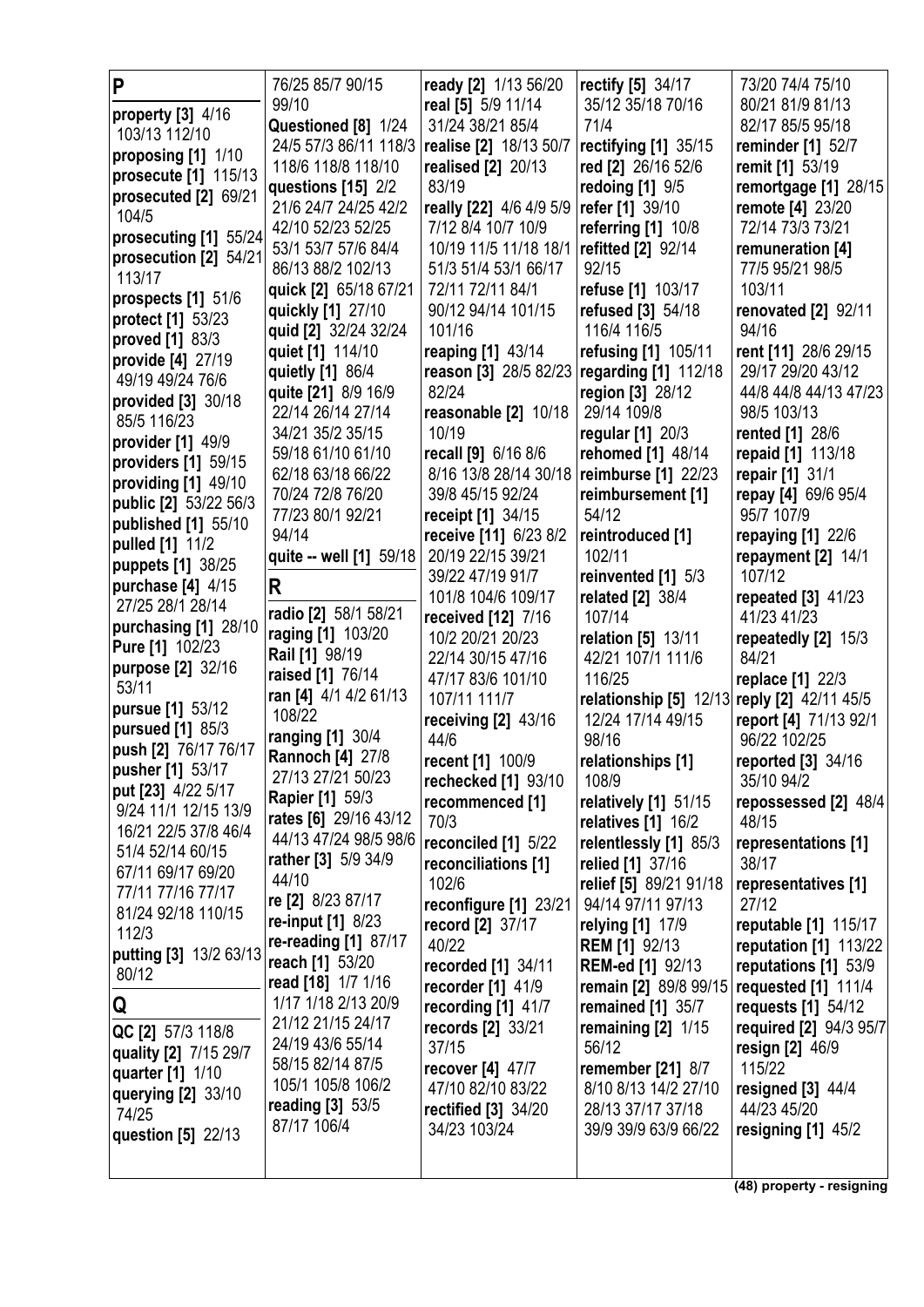## P

**property [3]** 4/16 103/13 112/10
**proposing [1]** 1/10
**prosecute [1]** 115/13
**prosecuted [2]** 69/21 104/5
**prosecuting [1]** 55/24
**prosecution [2]** 54/21 113/17
**prospects [1]** 51/6
**protect [1]** 53/23
**proved [1]** 83/3
**provide [4]** 27/19 49/19 49/24 76/6
**provided [3]** 30/18 85/5 116/23
**provider [1]** 49/9
**providers [1]** 59/15
**providing [1]** 49/10
**public [2]** 53/22 56/3
**published [1]** 55/10
**pulled [1]** 11/2
**puppets [1]** 38/25
**purchase [4]** 4/15 27/25 28/1 28/14
**purchasing [1]** 28/10
**Pure [1]** 102/23
**purpose [2]** 32/16 53/11
**pursue [1]** 53/12
**pursued [1]** 85/3
**push [2]** 76/17 76/17
**pusher [1]** 53/17
**put [23]** 4/22 5/17 9/24 11/1 12/15 13/9 16/21 22/5 37/8 46/4 51/4 52/14 60/15 67/11 69/17 69/20 77/11 77/16 77/17 81/24 92/18 110/15 112/3
**putting [3]** 13/2 63/13 80/12

## Q

**QC [2]** 57/3 118/8
**quality [2]** 7/15 29/7
**quarter [1]** 1/10
**querying [2]** 33/10 74/25
**question [5]** 22/13 76/25 85/7 90/15 99/10
**Questioned [8]** 1/24 24/5 57/3 86/11 118/3 118/6 118/8 118/10
**questions [15]** 2/2 21/6 24/7 24/25 42/2 42/10 52/23 52/25 53/1 53/7 57/6 84/4 86/13 88/2 102/13
**quick [2]** 65/18 67/21
**quickly [1]** 27/10
**quid [2]** 32/24 32/24
**quiet [1]** 114/10
**quietly [1]** 86/4
**quite [21]** 8/9 16/9 22/14 26/14 27/14 34/21 35/2 35/15 59/18 61/10 61/10 62/18 63/18 66/22 70/24 72/8 76/20 77/23 80/1 92/21 94/14
**quite -- well [1]** 59/18

## R

**radio [2]** 58/1 58/21
**raging [1]** 103/20
**Rail [1]** 98/19
**raised [1]** 76/14
**ran [4]** 4/1 4/2 61/13 108/22
**ranging [1]** 30/4
**Rannoch [4]** 27/8 27/13 27/21 50/23
**Rapier [1]** 59/3
**rates [6]** 29/16 43/12 44/13 47/24 98/5 98/6
**rather [3]** 5/9 34/9 44/10
**re [2]** 8/23 87/17
**re-input [1]** 8/23
**re-reading [1]** 87/17
**reach [1]** 53/20
**read [18]** 1/7 1/16 1/17 1/18 2/13 20/9 21/12 21/15 24/17 24/19 43/6 55/14 58/15 82/14 87/5 105/1 105/8 106/2
**reading [3]** 53/5 87/17 106/4
**ready [2]** 1/13 56/20
**real [5]** 5/9 11/14 31/24 38/21 85/4
**realise [2]** 18/13 50/7
**realised [2]** 20/13 83/19
**really [22]** 4/6 4/9 5/9 7/12 8/4 10/7 10/9 10/19 11/5 11/18 18/1 51/3 51/4 53/1 66/17 72/11 72/11 84/1 90/12 94/14 101/15 101/16
**reaping [1]** 43/14
**reason [3]** 28/5 82/23 82/24
**reasonable [2]** 10/18 10/19
**recall [9]** 6/16 8/6 8/16 13/8 28/14 30/18 39/8 45/15 92/24
**receipt [1]** 34/15
**receive [11]** 6/23 8/2 20/19 22/15 39/21 39/22 47/19 91/7 101/8 104/6 109/17
**received [12]** 7/16 10/2 20/21 20/23 22/14 30/15 47/16 47/17 83/6 101/10 107/11 111/7
**receiving [2]** 43/16 44/6
**recent [1]** 100/9
**rechecked [1]** 93/10
**recommenced [1]** 70/3
**reconciled [1]** 5/22
**reconciliations [1]** 102/6
**reconfigure [1]** 23/21
**record [2]** 37/17 40/22
**recorded [1]** 34/11
**recorder [1]** 41/9
**recording [1]** 41/7
**records [2]** 33/21 37/15
**recover [4]** 47/7 47/10 82/10 83/22
**rectified [3]** 34/20 34/23 103/24
**rectify [5]** 34/17 35/12 35/18 70/16 71/4
**rectifying [1]** 35/15
**red [2]** 26/16 52/6
**redoing [1]** 9/5
**refer [1]** 39/10
**referring [1]** 10/8
**refitted [2]** 92/14 92/15
**refuse [1]** 103/17
**refused [3]** 54/18 116/4 116/5
**refusing [1]** 105/11
**regarding [1]** 112/18
**region [3]** 28/12 29/14 109/8
**regular [1]** 20/3
**rehomed [1]** 48/14
**reimburse [1]** 22/23
**reimbursement [1]** 54/12
**reintroduced [1]** 102/11
**reinvented [1]** 5/3
**related [2]** 38/4 107/14
**relation [5]** 13/11 42/21 107/1 111/6 116/25
**relationship [5]** 12/13 12/24 17/14 49/15 98/16
**relationships [1]** 108/9
**relatively [1]** 51/15
**relatives [1]** 16/2
**relentlessly [1]** 85/3
**relied [1]** 37/16
**relief [5]** 89/21 91/18 94/14 97/11 97/13
**relying [1]** 17/9
**REM [1]** 92/13
**REM-ed [1]** 92/13
**remain [2]** 89/8 99/15
**remained [1]** 35/7
**remaining [2]** 1/15 56/12
**remember [21]** 8/7 8/10 8/13 14/2 27/10 28/13 37/17 37/18 39/9 39/9 63/9 66/22 73/20 74/4 75/10 80/21 81/9 81/13 82/17 85/5 95/18
**reminder [1]** 52/7
**remit [1]** 53/19
**remortgage [1]** 28/15
**remote [4]** 23/20 72/14 73/3 73/21
**remuneration [4]** 77/5 95/21 98/5 103/11
**renovated [2]** 92/11 94/16
**rent [11]** 28/6 29/15 29/17 29/20 43/12 44/8 44/8 44/13 47/23 98/5 103/13
**rented [1]** 28/6
**repaid [1]** 113/18
**repair [1]** 31/1
**repay [4]** 69/6 95/4 95/7 107/9
**repaying [1]** 22/6
**repayment [2]** 14/1 107/12
**repeated [3]** 41/23 41/23 41/23
**repeatedly [2]** 15/3 84/21
**replace [1]** 22/3
**reply [2]** 42/11 45/5
**report [4]** 71/13 92/1 96/22 102/25
**reported [3]** 34/16 35/10 94/2
**repossessed [2]** 48/4 48/15
**representations [1]** 38/17
**representatives [1]** 27/12
**reputable [1]** 115/17
**reputation [1]** 113/22
**reputations [1]** 53/9
**requested [1]** 111/4
**requests [1]** 54/12
**required [2]** 94/3 95/7
**resign [2]** 46/9 115/22
**resigned [3]** 44/4 44/23 45/20
**resigning [1]** 45/2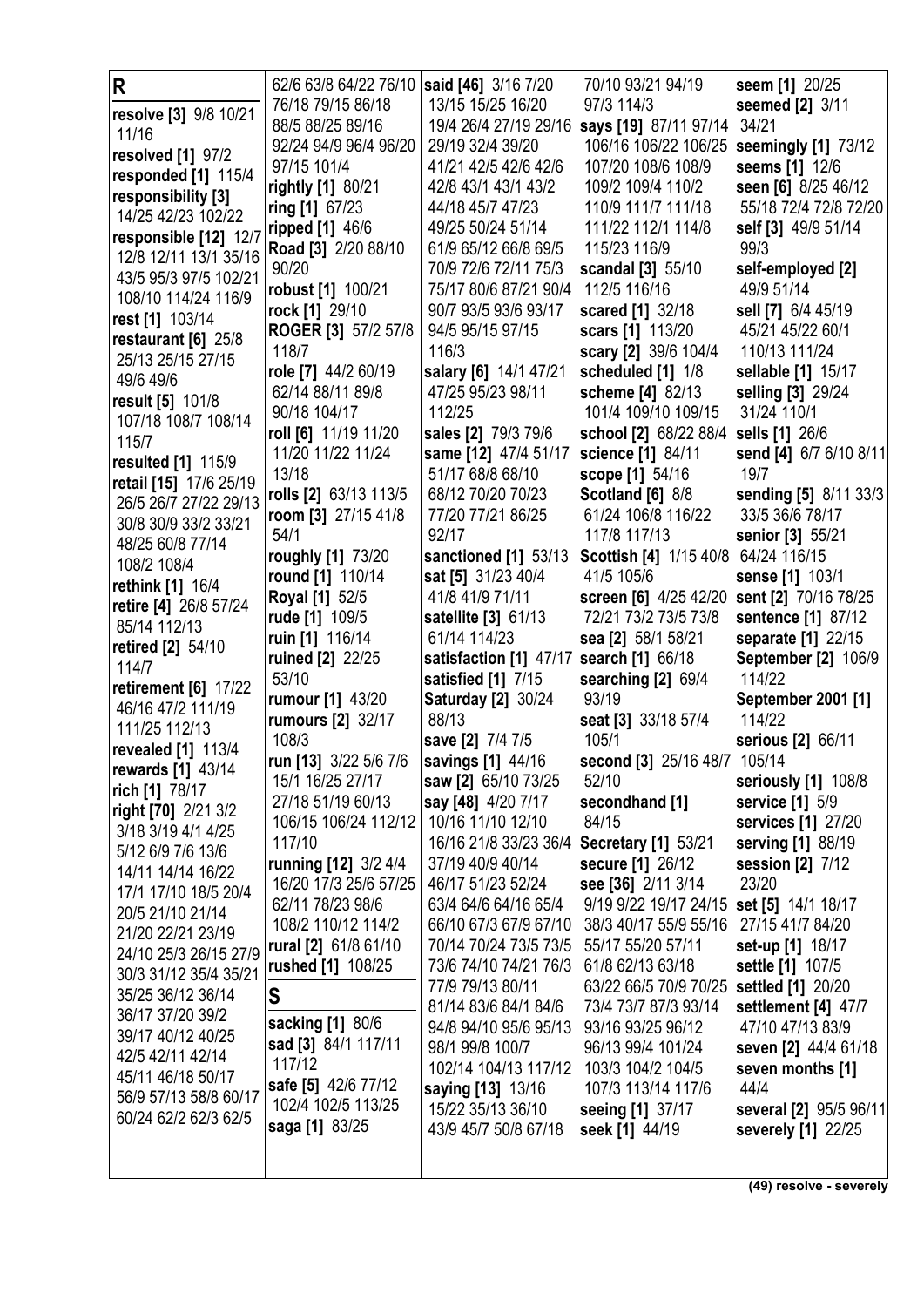**R**

**resolve [3]** 9/8 10/21 11/16
**resolved [1]** 97/2
**responded [1]** 115/4
**responsibility [3]** 14/25 42/23 102/22
**responsible [12]** 12/7 12/8 12/11 13/1 35/16 43/5 95/3 97/5 102/21 108/10 114/24 116/9
**rest [1]** 103/14
**restaurant [6]** 25/8 25/13 25/15 27/15 49/6 49/6
**result [5]** 101/8 107/18 108/7 108/14 115/7
**resulted [1]** 115/9
**retail [15]** 17/6 25/19 26/5 26/7 27/22 29/13 30/8 30/9 33/2 33/21 48/25 60/8 77/14 108/2 108/4
**rethink [1]** 16/4
**retire [4]** 26/8 57/24 85/14 112/13
**retired [2]** 54/10 114/7
**retirement [6]** 17/22 46/16 47/2 111/19 111/25 112/13
**revealed [1]** 113/4
**rewards [1]** 43/14
**rich [1]** 78/17
**right [70]** 2/21 3/2 3/18 3/19 4/1 4/25 5/12 6/9 7/6 13/6 14/11 14/14 16/22 17/1 17/10 18/5 20/4 20/5 21/10 21/14 21/20 22/21 23/19 24/10 25/3 26/15 27/9 30/3 31/12 35/4 35/21 35/25 36/12 36/14 36/17 37/20 39/2 39/17 40/12 40/25 42/5 42/11 42/14 45/11 46/18 50/17 56/9 57/13 58/8 60/17 60/24 62/2 62/3 62/5 62/6 63/8 64/22 76/10 76/18 79/15 86/18 88/5 88/25 89/16 92/24 94/9 96/4 96/20 97/15 101/4
**rightly [1]** 80/21
**ring [1]** 67/23
**ripped [1]** 46/6
**Road [3]** 2/20 88/10 90/20
**robust [1]** 100/21
**rock [1]** 29/10
**ROGER [3]** 57/2 57/8 118/7
**role [7]** 44/2 60/19 62/14 88/11 89/8 90/18 104/17
**roll [6]** 11/19 11/20 11/20 11/22 11/24 13/18
**rolls [2]** 63/13 113/5
**room [3]** 27/15 41/8 54/1
**roughly [1]** 73/20
**round [1]** 110/14
**Royal [1]** 52/5
**rude [1]** 109/5
**ruin [1]** 116/14
**ruined [2]** 22/25 53/10
**rumour [1]** 43/20
**rumours [2]** 32/17 108/3
**run [13]** 3/22 5/6 7/6 15/1 16/25 27/17 27/18 51/19 60/13 106/15 106/24 112/12 117/10
**running [12]** 3/2 4/4 16/20 17/3 25/6 57/25 62/11 78/23 98/6 108/2 110/12 114/2
**rural [2]** 61/8 61/10
**rushed [1]** 108/25

**S**

**sacking [1]** 80/6
**sad [3]** 84/1 117/11 117/12
**safe [5]** 42/6 77/12 102/4 102/5 113/25
**saga [1]** 83/25
**said [46]** 3/16 7/20 13/15 15/25 16/20 19/4 26/4 27/19 29/16 29/19 32/4 39/20 41/21 42/5 42/6 42/8 43/1 43/1 43/2 44/18 45/7 47/23 49/25 50/24 51/14 61/9 65/12 66/8 69/5 70/9 72/6 72/11 75/3 75/17 80/6 87/21 90/4 90/7 93/5 93/6 93/17 94/5 95/15 97/15 116/3
**salary [6]** 14/1 47/21 47/25 95/23 98/11 112/25
**sales [2]** 79/3 79/6
**same [12]** 47/4 51/17 51/17 68/8 68/10 68/12 70/20 70/23 77/20 77/21 86/25 92/17
**sanctioned [1]** 53/13
**sat [5]** 31/23 40/4 41/8 41/9 71/11
**satellite [3]** 61/13 61/14 114/23
**satisfaction [1]** 47/17
**satisfied [1]** 7/15
**Saturday [2]** 30/24 88/13
**save [2]** 7/4 7/5
**savings [1]** 44/16
**saw [2]** 65/10 73/25
**say [48]** 4/20 7/17 10/16 11/10 12/10 16/16 21/8 33/23 36/4 37/19 40/9 40/14 46/17 51/23 52/24 63/4 64/6 64/16 65/4 66/10 67/3 67/9 67/10 70/14 70/24 73/5 73/5 73/6 74/10 74/21 76/3 77/9 79/13 80/11 81/14 83/6 84/1 84/6 94/8 94/10 95/6 95/13 98/1 99/8 100/7 102/14 104/13 117/12
**saying [13]** 13/16 15/22 35/13 36/10 43/9 45/7 50/8 67/18 70/10 93/21 94/19 97/3 114/3
**says [19]** 87/11 97/14 106/16 106/22 106/25 107/20 108/6 108/9 109/2 109/4 110/2 110/9 111/7 111/18 111/22 112/1 114/8 115/23 116/9
**scandal [3]** 55/10 112/5 116/16
**scared [1]** 32/18
**scars [1]** 113/20
**scary [2]** 39/6 104/4
**scheduled [1]** 1/8
**scheme [4]** 82/13 101/4 109/10 109/15
**school [2]** 68/22 88/4
**science [1]** 84/11
**scope [1]** 54/16
**Scotland [6]** 8/8 61/24 106/8 116/22 117/8 117/13
**Scottish [4]** 1/15 40/8 41/5 105/6
**screen [6]** 4/25 42/20 72/21 73/2 73/5 73/8
**sea [2]** 58/1 58/21
**search [1]** 66/18
**searching [2]** 69/4 93/19
**seat [3]** 33/18 57/4 105/1
**second [3]** 25/16 48/7 52/10
**secondhand [1]** 84/15
**Secretary [1]** 53/21
**secure [1]** 26/12
**see [36]** 2/11 3/14 9/19 9/22 19/17 24/15 38/3 40/17 55/9 55/16 55/17 55/20 57/11 61/8 62/13 63/18 63/22 66/5 70/9 70/25 73/4 73/7 87/3 93/14 93/16 93/25 96/12 96/13 99/4 101/24 103/3 104/2 104/5 107/3 113/14 117/6
**seeing [1]** 37/17
**seek [1]** 44/19
**seem [1]** 20/25
**seemed [2]** 3/11 34/21
**seemingly [1]** 73/12
**seems [1]** 12/6
**seen [6]** 8/25 46/12 55/18 72/4 72/8 72/20
**self [3]** 49/9 51/14 99/3
**self-employed [2]** 49/9 51/14
**sell [7]** 6/4 45/19 45/21 45/22 60/1 110/13 111/24
**sellable [1]** 15/17
**selling [3]** 29/24 31/24 110/1
**sells [1]** 26/6
**send [4]** 6/7 6/10 8/11 19/7
**sending [5]** 8/11 33/3 33/5 36/6 78/17
**senior [3]** 55/21 64/24 116/15
**sense [1]** 103/1
**sent [2]** 70/16 78/25
**sentence [1]** 87/12
**separate [1]** 22/15
**September [2]** 106/9 114/22
**September 2001 [1]** 114/22
**serious [2]** 66/11 105/14
**seriously [1]** 108/8
**service [1]** 5/9
**services [1]** 27/20
**serving [1]** 88/19
**session [2]** 7/12 23/20
**set [5]** 14/1 18/17 27/15 41/7 84/20
**set-up [1]** 18/17
**settle [1]** 107/5
**settled [1]** 20/20
**settlement [4]** 47/7 47/10 47/13 83/9
**seven [2]** 44/4 61/18
**seven months [1]** 44/4
**several [2]** 95/5 96/11
**severely [1]** 22/25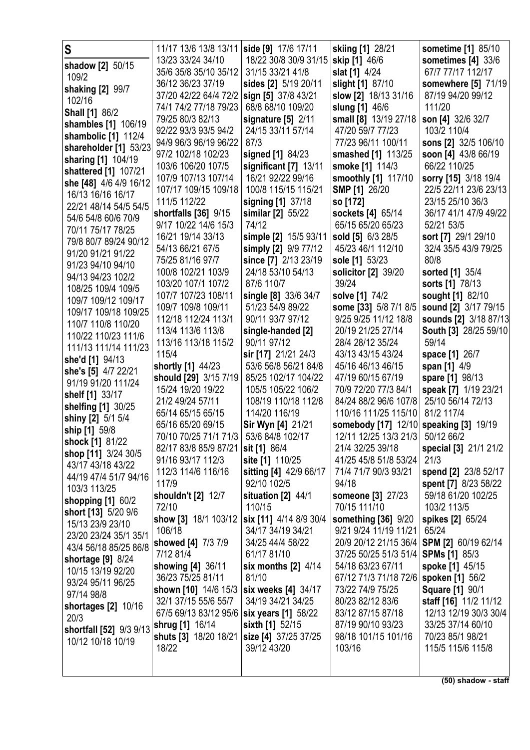## S

**shadow [2]** 50/15 109/2
**shaking [2]** 99/7 102/16
**Shall [1]** 86/2
**shambles [1]** 106/19
**shambolic [1]** 112/4
**shareholder [1]** 53/23
**sharing [1]** 104/19
**shattered [1]** 107/21
**she [48]** 4/6 4/9 16/12 16/13 16/16 16/17 22/21 48/14 54/5 54/5 54/6 54/8 60/6 70/9 70/11 75/17 78/25 79/8 80/7 89/24 90/12 91/20 91/21 91/22 91/23 94/10 94/10 94/13 94/23 102/2 108/25 109/4 109/5 109/7 109/12 109/17 109/17 109/18 109/25 110/7 110/8 110/20 110/22 110/23 111/6 111/13 111/14 111/23
**she'd [1]** 94/13
**she's [5]** 4/7 22/21 91/19 91/20 111/24
**shelf [1]** 33/17
**shelfing [1]** 30/25
**shiny [2]** 5/1 5/4
**ship [1]** 59/8
**shock [1]** 81/22
**shop [11]** 3/24 30/5 43/17 43/18 43/22 44/19 47/4 51/7 94/16 103/3 113/25
**shopping [1]** 60/2
**short [13]** 5/20 9/6 15/13 23/9 23/10 23/20 23/24 35/1 35/1 43/4 56/18 85/25 86/8
**shortage [9]** 8/24 10/15 13/19 92/20 93/24 95/11 96/25 97/14 98/8
**shortages [2]** 10/16 20/3
**shortfall [52]** 9/3 9/13 10/12 10/18 10/19 11/17 13/6 13/8 13/11 13/23 33/24 34/10 35/6 35/8 35/10 35/12 36/12 36/23 37/19 37/20 42/22 64/4 72/2 74/1 74/2 77/18 79/23 79/25 80/3 82/13 92/22 93/3 93/5 94/2 94/9 96/3 96/19 96/22 97/2 102/18 102/23 103/6 106/20 107/5 107/9 107/13 107/14 107/17 109/15 109/18 111/5 112/22
**shortfalls [36]** 9/15 9/17 10/22 14/6 15/3 16/21 19/14 33/13 54/13 66/21 67/5 75/25 81/16 97/7 100/8 102/21 103/9 103/20 107/1 107/2 107/7 107/23 108/11 109/7 109/8 109/11 112/18 112/24 113/1 113/4 113/6 113/8 113/16 113/18 115/2 115/4
**shortly [1]** 44/23
**should [29]** 3/15 7/19 15/24 19/20 19/22 21/2 49/24 57/11 65/14 65/15 65/15 65/16 65/20 69/15 70/10 70/25 71/1 71/3 82/17 83/8 85/9 87/21 91/16 93/17 112/3 112/3 114/6 116/16 117/9
**shouldn't [2]** 12/7 72/10
**show [3]** 18/1 103/12 106/18
**showed [4]** 7/3 7/9 7/12 81/4
**showing [4]** 36/11 36/23 75/25 81/11
**shown [10]** 14/6 15/3 32/1 37/15 55/6 55/7 67/5 69/13 83/12 95/6
**shrug [1]** 16/14
**shuts [3]** 18/20 18/21 18/22
**side [9]** 17/6 17/11 18/22 30/8 30/9 31/15 31/15 33/21 41/8
**sides [2]** 5/19 20/11
**sign [5]** 37/8 43/21 68/8 68/10 109/20
**signature [5]** 2/11 24/15 33/11 57/14 87/3
**signed [1]** 84/23
**significant [7]** 13/11 16/21 92/22 99/16 100/8 115/15 115/21
**signing [1]** 37/18
**similar [2]** 55/22 74/12
**simple [2]** 15/5 93/11
**simply [2]** 9/9 77/12
**since [7]** 2/13 23/19 24/18 53/10 54/13 87/6 110/7
**single [8]** 33/6 34/7 51/23 54/9 89/22 90/11 93/7 97/12
**single-handed [2]** 90/11 97/12
**sir [17]** 21/21 24/3 53/6 56/8 56/21 84/8 85/25 102/17 104/22 105/5 105/22 106/2 108/19 110/18 112/8 114/20 116/19
**Sir Wyn [4]** 21/21 53/6 84/8 102/17
**sit [1]** 86/4
**site [1]** 110/25
**sitting [4]** 42/9 66/17 92/10 102/5
**situation [2]** 44/1 110/15
**six [11]** 4/14 8/9 30/4 34/17 34/19 34/21 34/25 44/4 58/22 61/17 81/10
**six months [2]** 4/14 81/10
**six weeks [4]** 34/17 34/19 34/21 34/25
**six years [1]** 58/22
**sixth [1]** 52/15
**size [4]** 37/25 37/25 39/12 43/20
**skiing [1]** 28/21
**skip [1]** 46/6
**slat [1]** 4/24
**slight [1]** 87/10
**slow [2]** 18/13 31/16
**slung [1]** 46/6
**small [8]** 13/19 27/18 47/20 59/7 77/23 77/23 96/11 100/11
**smashed [1]** 113/25
**smoke [1]** 114/3
**smoothly [1]** 117/10
**SMP [1]** 26/20
**so [172]**
**sockets [4]** 65/14 65/15 65/20 65/23
**sold [5]** 6/3 28/5 45/23 46/1 112/10
**sole [1]** 53/23
**solicitor [2]** 39/20 39/24
**solve [1]** 74/2
**some [33]** 5/8 7/1 8/5 9/25 9/25 11/12 18/8 20/19 21/25 27/14 28/4 28/12 35/24 43/13 43/15 43/24 45/16 46/13 46/15 47/19 60/15 67/19 70/9 72/20 77/3 84/1 84/24 88/2 96/6 107/8 110/16 111/25 115/10
**somebody [17]** 12/10 12/11 12/25 13/3 21/3 21/4 32/25 39/18 41/25 45/8 51/8 53/24 71/4 71/7 90/3 93/21 94/18
**someone [3]** 27/23 70/15 111/10
**something [36]** 9/20 9/21 9/24 11/19 11/21 20/9 20/12 21/15 36/4 37/25 50/25 51/3 51/4 54/18 63/23 67/11 67/12 71/3 71/18 72/6 73/22 74/9 75/25 80/23 82/12 83/6 83/12 87/15 87/18 87/19 90/10 93/23 98/18 101/15 101/16 103/16
**sometime [1]** 85/10
**sometimes [4]** 33/6 67/7 77/17 112/17
**somewhere [5]** 71/19 87/19 94/20 99/12 111/20
**son [4]** 32/6 32/7 103/2 110/4
**sons [2]** 32/5 106/10
**soon [4]** 43/8 66/19 66/22 110/25
**sorry [15]** 3/18 19/4 22/5 22/11 23/6 23/13 23/15 25/10 36/3 36/17 41/1 47/9 49/22 52/21 53/5
**sort [7]** 29/1 29/10 32/4 35/5 43/9 79/25 80/8
**sorted [1]** 35/4
**sorts [1]** 78/13
**sought [1]** 82/10
**sound [2]** 3/17 79/15
**sounds [2]** 3/18 87/13
**South [3]** 28/25 59/10 59/14
**space [1]** 26/7
**span [1]** 4/9
**spare [1]** 98/13
**speak [7]** 1/19 23/21 25/10 56/14 72/13 81/2 117/4
**speaking [3]** 19/19 50/12 66/2
**special [3]** 21/1 21/2 21/3
**spend [2]** 23/8 52/17
**spent [7]** 8/23 58/22 59/18 61/20 102/25 103/2 113/5
**spikes [2]** 65/24
**SPM [2]** 60/19 62/14
**SPMs [1]** 85/3
**spoke [1]** 45/15
**spoken [1]** 56/2
**Square [1]** 90/1
**staff [16]** 11/2 11/12 12/13 12/19 30/3 30/4 33/25 37/14 60/10 70/23 85/1 98/21 115/5 115/6 115/8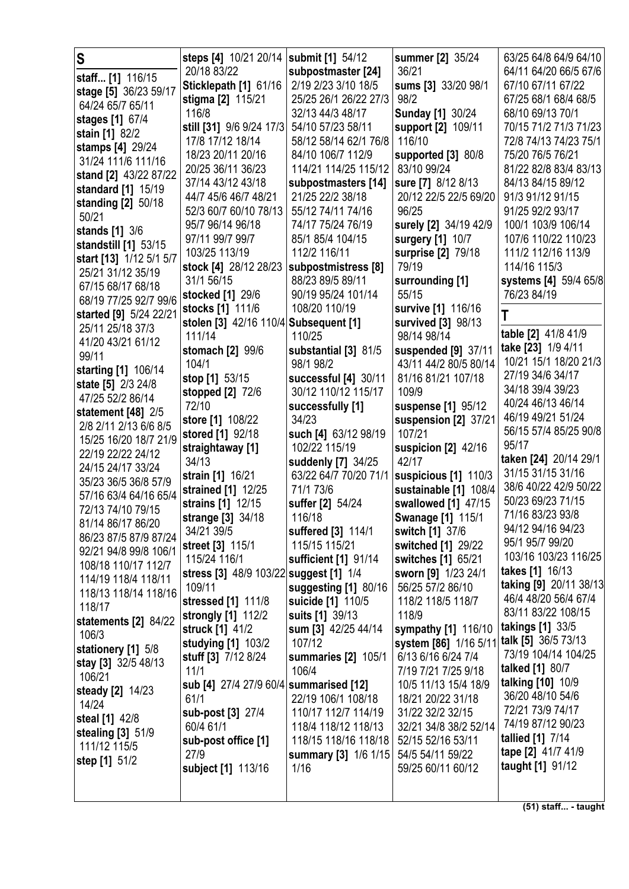## S

**staff... [1]** 116/15
**stage [5]** 36/23 59/17 64/24 65/7 65/11
**stages [1]** 67/4
**stain [1]** 82/2
**stamps [4]** 29/24 31/24 111/6 111/16
**stand [2]** 43/22 87/22
**standard [1]** 15/19
**standing [2]** 50/18 50/21
**stands [1]** 3/6
**standstill [1]** 53/15
**start [13]** 1/12 5/1 5/7 25/21 31/12 35/19 67/15 68/17 68/18 68/19 77/25 92/7 99/6
**started [9]** 5/24 22/21 25/11 25/18 37/3 41/20 43/21 61/12 99/11
**starting [1]** 106/14
**state [5]** 2/3 24/8 47/25 52/2 86/14
**statement [48]** 2/5 2/8 2/11 2/13 6/6 8/5 15/25 16/20 18/7 21/9 22/19 22/22 24/12 24/15 24/17 33/24 35/23 36/5 36/8 57/9 57/16 63/4 64/16 65/4 72/13 74/10 79/15 81/14 86/17 86/20 86/23 87/5 87/9 87/24 92/21 94/8 99/8 106/1 108/18 110/17 112/7 114/19 118/4 118/11 118/13 118/14 118/16 118/17
**statements [2]** 84/22 106/3
**stationery [1]** 5/8
**stay [3]** 32/5 48/13 106/21
**steady [2]** 14/23 14/24
**steal [1]** 42/8
**stealing [3]** 51/9 111/12 115/5
**step [1]** 51/2
**steps [4]** 10/21 20/14 20/18 83/22
**Sticklepath [1]** 61/16
**stigma [2]** 115/21 116/8
**still [31]** 9/6 9/24 17/3 17/8 17/12 18/14 18/23 20/11 20/16 20/25 36/11 36/23 37/14 43/12 43/18 44/7 45/6 46/7 48/21 52/3 60/7 60/10 78/13 95/7 96/14 96/18 97/11 99/7 99/7 103/25 113/19
**stock [4]** 28/12 28/23 31/1 56/15
**stocked [1]** 29/6
**stocks [1]** 111/6
**stolen [3]** 42/16 110/4 111/14
**stomach [2]** 99/6 104/1
**stop [1]** 53/15
**stopped [2]** 72/6 72/10
**store [1]** 108/22
**stored [1]** 92/18
**straightaway [1]** 34/13
**strain [1]** 16/21
**strained [1]** 12/25
**strains [1]** 12/15
**strange [3]** 34/18 34/21 39/5
**street [3]** 115/1 115/24 116/1
**stress [3]** 48/9 103/22 109/11
**stressed [1]** 111/8
**strongly [1]** 112/2
**struck [1]** 41/2
**studying [1]** 103/2
**stuff [3]** 7/12 8/24 11/1
**sub [4]** 27/4 27/9 60/4 61/1
**sub-post [3]** 27/4 60/4 61/1
**sub-post office [1]** 27/9
**subject [1]** 113/16
**submit [1]** 54/12
**subpostmaster [24]** 2/19 2/23 3/10 18/5 25/25 26/1 26/22 27/3 32/13 44/3 48/17 54/10 57/23 58/11 58/12 58/14 62/1 76/8 84/10 106/7 112/9 114/21 114/25 115/12
**subpostmasters [14]** 21/25 22/2 38/18 55/12 74/11 74/16 74/17 75/24 76/19 85/1 85/4 104/15 112/2 116/11
**subpostmistress [8]** 88/23 89/5 89/11 90/19 95/24 101/14 108/20 110/19
**Subsequent [1]** 110/25
**substantial [3]** 81/5 98/1 98/2
**successful [4]** 30/11 30/12 110/12 115/17
**successfully [1]** 34/23
**such [4]** 63/12 98/19 102/22 115/19
**suddenly [7]** 34/25 63/22 64/7 70/20 71/1 71/1 73/6
**suffer [2]** 54/24 116/18
**suffered [3]** 114/1 115/15 115/21
**sufficient [1]** 91/14
**suggest [1]** 1/4
**suggesting [1]** 80/16
**suicide [1]** 110/5
**suits [1]** 39/13
**sum [3]** 42/25 44/14 107/12
**summaries [2]** 105/1 106/4
**summarised [12]** 22/19 106/1 108/18 110/17 112/7 114/19 118/4 118/12 118/13 118/15 118/16 118/18
**summary [3]** 1/6 1/15 1/16
**summer [2]** 35/24 36/21
**sums [3]** 33/20 98/1 98/2
**Sunday [1]** 30/24
**support [2]** 109/11 116/10
**supported [3]** 80/8 83/10 99/24
**sure [7]** 8/12 8/13 20/12 22/5 22/5 69/20 96/25
**surely [2]** 34/19 42/9
**surgery [1]** 10/7
**surprise [2]** 79/18 79/19
**surrounding [1]** 55/15
**survive [1]** 116/16
**survived [3]** 98/13 98/14 98/14
**suspended [9]** 37/11 43/11 44/2 80/5 80/14 81/16 81/21 107/18 109/9
**suspense [1]** 95/12
**suspension [2]** 37/21 107/21
**suspicion [2]** 42/16 42/17
**suspicious [1]** 110/3
**sustainable [1]** 108/4
**swallowed [1]** 47/15
**Swanage [1]** 115/1
**switch [1]** 37/6
**switched [1]** 29/22
**switches [1]** 65/21
**sworn [9]** 1/23 24/1 56/25 57/2 86/10 118/2 118/5 118/7 118/9
**sympathy [1]** 116/10
**system [86]** 1/16 5/11 6/13 6/16 6/24 7/4 7/19 7/21 7/25 9/18 10/5 11/13 15/4 18/9 18/21 20/22 31/18 31/22 32/2 32/15 32/21 34/8 38/2 52/14 52/15 52/16 53/11 54/5 54/11 59/22 59/25 60/11 60/12 63/25 64/8 64/9 64/10 64/11 64/20 66/5 67/6 67/10 67/11 67/22 67/25 68/1 68/4 68/5 68/10 69/13 70/1 70/15 71/2 71/3 71/23 72/8 74/13 74/23 75/1 75/20 76/5 76/21 81/22 82/8 83/4 83/13 84/13 84/15 89/12 91/3 91/12 91/15 91/25 92/2 93/17 100/1 103/9 106/14 107/6 110/22 110/23 111/2 112/16 113/9 114/16 115/3
**systems [4]** 59/4 65/8 76/23 84/19

## T

**table [2]** 41/8 41/9
**take [23]** 1/9 4/11 10/21 15/1 18/20 21/3 27/19 34/6 34/17 34/18 39/4 39/23 40/24 46/13 46/14 46/19 49/21 51/24 56/15 57/4 85/25 90/8 95/17
**taken [24]** 20/14 29/1 31/15 31/15 31/16 38/6 40/22 42/9 50/22 50/23 69/23 71/15 71/16 83/23 93/8 94/12 94/16 94/23 95/1 95/7 99/20 103/16 103/23 116/25
**takes [1]** 16/13
**taking [9]** 20/11 38/13 46/4 48/20 56/4 67/4 83/11 83/22 108/15
**takings [1]** 33/5
**talk [5]** 36/5 73/13 73/19 104/14 104/25
**talked [1]** 80/7
**talking [10]** 10/9 36/20 48/10 54/6 72/21 73/9 74/17 74/19 87/12 90/23
**tallied [1]** 7/14
**tape [2]** 41/7 41/9
**taught [1]** 91/12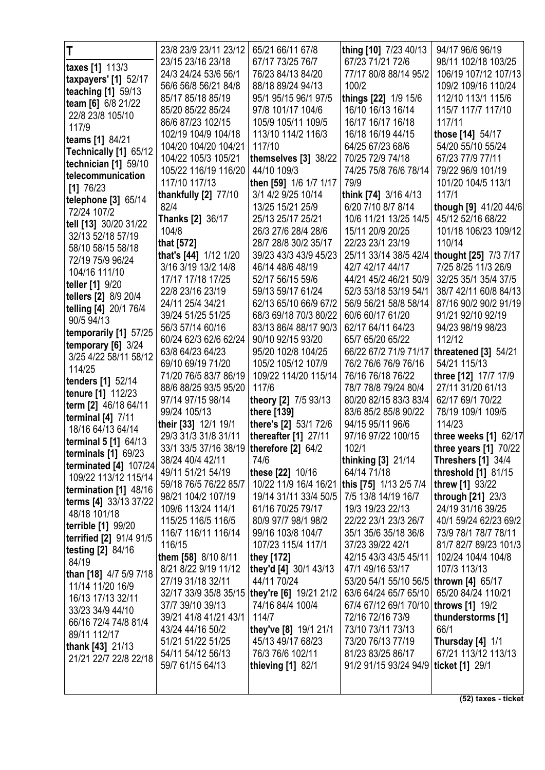# T

**taxes [1]** 113/3
**taxpayers' [1]** 52/17
**teaching [1]** 59/13
**team [6]** 6/8 21/22 22/8 23/8 105/10 117/9
**teams [1]** 84/21
**Technically [1]** 65/12
**technician [1]** 59/10
**telecommunication [1]** 76/23
**telephone [3]** 65/14 72/24 107/2
**tell [13]** 30/20 31/22 32/13 52/18 57/19 58/10 58/15 58/18 72/19 75/9 96/24 104/16 111/10
**teller [1]** 9/20
**tellers [2]** 8/9 20/4
**telling [4]** 20/1 76/4 90/5 94/13
**temporarily [1]** 57/25
**temporary [6]** 3/24 3/25 4/22 58/11 58/12 114/25
**tenders [1]** 52/14
**tenure [1]** 112/23
**term [2]** 46/18 64/11
**terminal [4]** 7/11 18/16 64/13 64/14
**terminal 5 [1]** 64/13
**terminals [1]** 69/23
**terminated [4]** 107/24 109/22 113/12 115/14
**termination [1]** 48/16
**terms [4]** 33/13 37/22 48/18 101/18
**terrible [1]** 99/20
**terrified [2]** 91/4 91/5
**testing [2]** 84/16 84/19
**than [18]** 4/7 5/9 7/18 11/14 11/20 16/9 16/13 17/13 32/11 33/23 34/9 44/10 66/16 72/4 74/8 81/4 89/11 112/17
**thank [43]** 21/13 21/21 22/7 22/8 22/18 23/8 23/9 23/11 23/12 23/15 23/16 23/18 24/3 24/24 53/6 56/1 56/6 56/8 56/21 84/8 85/17 85/18 85/19 85/20 85/22 85/24 86/6 87/23 102/15 102/19 104/9 104/18 104/20 104/20 104/21 104/22 105/3 105/21 105/22 116/19 116/20 117/10 117/13
**thankfully [2]** 77/10 82/4
**Thanks [2]** 36/17 104/8
**that [572]**
**that's [44]** 1/12 1/20 3/16 3/19 13/2 14/8 17/17 17/18 17/25 22/8 23/16 23/19 24/11 25/4 34/21 39/24 51/25 51/25 56/3 57/14 60/16 60/24 62/3 62/6 62/24 63/8 64/23 64/23 69/10 69/19 71/20 71/20 76/5 83/7 86/19 88/6 88/25 93/5 95/20 97/14 97/15 98/14 99/24 105/13
**their [33]** 12/1 19/1 29/3 31/3 31/8 31/11 33/1 33/5 37/16 38/19 38/24 40/4 42/11 49/11 51/21 54/19 59/18 76/5 76/22 85/7 98/21 104/2 107/19 109/6 113/24 114/1 115/25 116/5 116/5 116/7 116/11 116/14 116/15
**them [58]** 8/10 8/11 8/21 8/22 9/19 11/12 27/19 31/18 32/11 32/17 33/9 35/8 35/15 37/7 39/10 39/13 39/21 41/8 41/21 43/1 43/24 44/16 50/2 51/21 51/22 51/25 54/11 54/12 56/13 59/7 61/15 64/13 65/21 66/11 67/8 67/17 73/25 76/7 76/23 84/13 84/20 88/18 89/24 94/13 95/1 95/15 96/1 97/5 97/8 101/17 104/6 105/9 105/11 109/5 113/10 114/2 116/3 117/10
**themselves [3]** 38/22 44/10 109/3
**then [59]** 1/6 1/7 1/17 3/1 4/2 9/25 10/14 13/25 15/21 25/9 25/13 25/17 25/21 26/3 27/6 28/4 28/6 28/7 28/8 30/2 35/17 39/23 43/3 43/9 45/23 46/14 48/6 48/19 52/17 56/15 59/6 59/13 59/17 61/24 62/13 65/10 66/9 67/2 68/3 69/18 70/3 80/22 83/13 86/4 88/17 90/3 90/10 92/15 93/20 95/20 102/8 104/25 105/2 105/12 107/9 109/22 114/20 115/14 117/6
**theory [2]** 7/5 93/13
**there [139]**
**there's [2]** 53/1 72/6
**thereafter [1]** 27/11
**therefore [2]** 64/2 74/6
**these [22]** 10/16 10/22 11/9 16/4 16/21 19/14 31/11 33/4 50/5 61/16 70/25 79/17 80/9 97/7 98/1 98/2 99/16 103/8 104/7 107/23 115/4 117/1
**they [172]**
**they'd [4]** 30/1 43/13 44/11 70/24
**they're [6]** 19/21 21/2 74/16 84/4 100/4 114/7
**they've [8]** 19/1 21/1 45/13 49/17 68/23 76/3 76/6 102/11
**thieving [1]** 82/1
**thing [10]** 7/23 40/13 67/23 71/21 72/6 77/17 80/8 88/14 95/2 100/2
**things [22]** 1/9 15/6 16/10 16/13 16/14 16/17 16/17 16/18 16/18 16/19 44/15 64/25 67/23 68/6 70/25 72/9 74/18 74/25 75/8 76/6 78/14 79/9
**think [74]** 3/16 4/13 6/20 7/10 8/7 8/14 10/6 11/21 13/25 14/5 15/11 20/9 20/25 22/23 23/1 23/19 25/11 33/14 38/5 42/4 42/7 42/17 44/17 44/21 45/2 46/21 50/9 52/3 53/18 53/19 54/1 56/9 56/21 58/8 58/14 60/6 60/17 61/20 62/17 64/11 64/23 65/7 65/20 65/22 66/22 67/2 71/9 71/17 76/2 76/6 76/9 76/16 76/16 76/18 76/22 78/7 78/8 79/24 80/4 80/20 82/15 83/3 83/4 83/6 85/2 85/8 90/22 94/15 95/11 96/6 97/16 97/22 100/15 102/1
**thinking [3]** 21/14 64/14 71/18
**this [75]** 1/13 2/5 7/4 7/5 13/8 14/19 16/7 19/3 19/23 22/13 22/22 23/1 23/3 26/7 35/1 35/6 35/18 36/8 37/23 39/22 42/1 42/15 43/3 43/5 45/11 47/1 49/16 53/17 53/20 54/1 55/10 56/5 63/6 64/24 65/7 65/10 67/4 67/12 69/1 70/10 72/16 72/16 73/9 73/10 73/11 73/13 73/20 76/13 77/19 81/23 83/25 86/17 91/2 91/15 93/24 94/9 94/17 96/6 96/19 98/11 102/18 103/25 106/19 107/12 107/13 109/2 109/16 110/24 112/10 113/1 115/6 115/7 117/7 117/10 117/11
**those [14]** 54/17 54/20 55/10 55/24 67/23 77/9 77/11 79/22 96/9 101/19 101/20 104/5 113/1 117/1
**though [9]** 41/20 44/6 45/12 52/16 68/22 101/18 106/23 109/12 110/14
**thought [25]** 7/3 7/17 7/25 8/25 11/3 26/9 32/25 35/1 35/4 37/5 38/7 42/11 60/8 84/13 87/16 90/2 90/2 91/19 91/21 92/10 92/19 94/23 98/19 98/23 112/12
**threatened [3]** 54/21 54/21 115/13
**three [12]** 17/7 17/9 27/11 31/20 61/13 62/17 69/1 70/22 78/19 109/1 109/5 114/23
**three weeks [1]** 62/17
**three years [1]** 70/22
**Threshers [1]** 34/4
**threshold [1]** 81/15
**threw [1]** 93/22
**through [21]** 23/3 24/19 31/16 39/25 40/1 59/24 62/23 69/2 73/9 78/1 78/7 78/11 81/7 82/7 89/23 101/3 102/24 104/4 104/8 107/3 113/13
**thrown [4]** 65/17 65/20 84/24 110/21
**throws [1]** 19/2
**thunderstorms [1]** 66/1
**Thursday [4]** 1/1 67/21 113/12 113/13
**ticket [1]** 29/1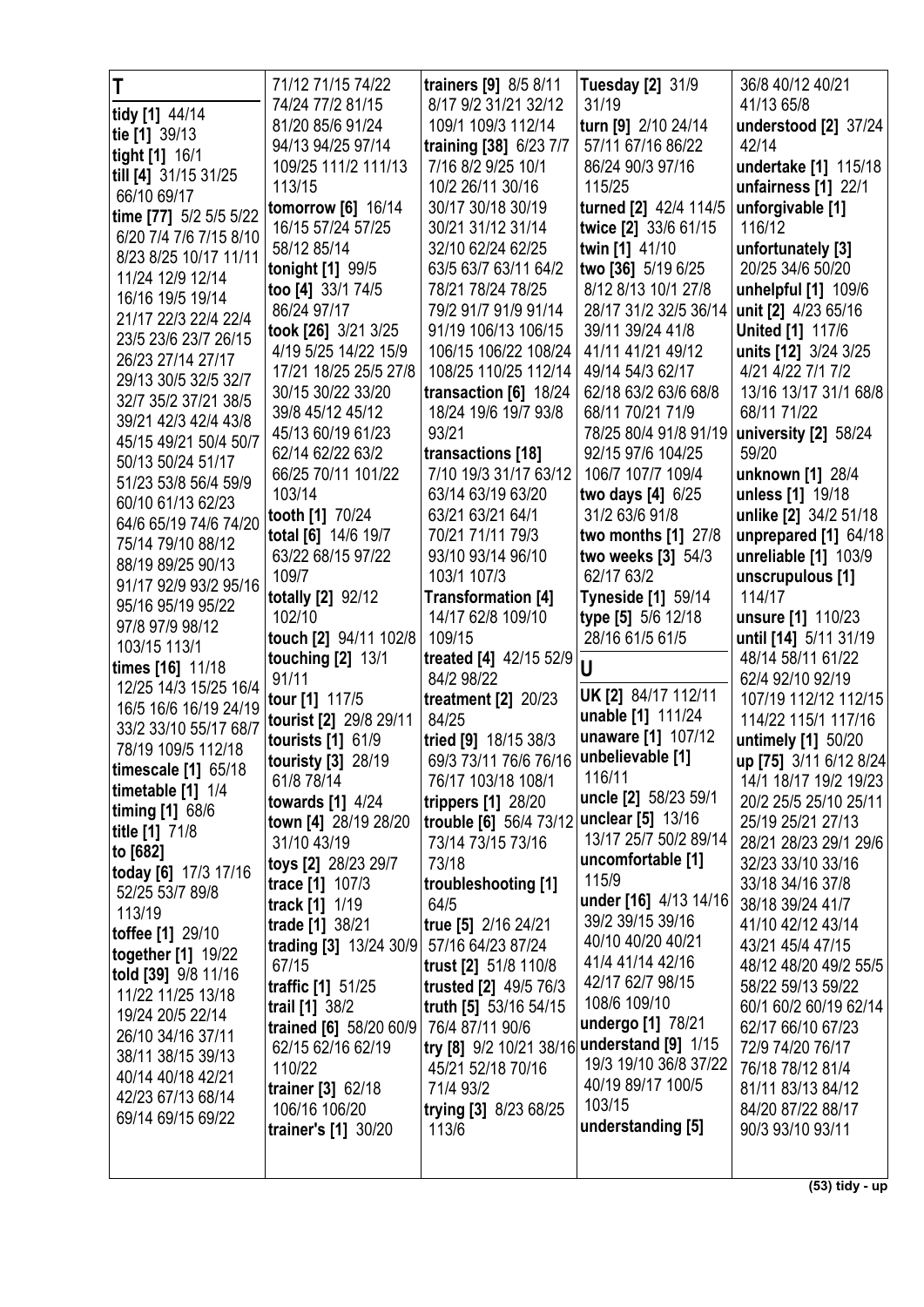# T

**tidy [1]** 44/14
**tie [1]** 39/13
**tight [1]** 16/1
**till [4]** 31/15 31/25 66/10 69/17
**time [77]** 5/2 5/5 5/22 6/20 7/4 7/6 7/15 8/10 8/23 8/25 10/17 11/11 11/24 12/9 12/14 16/16 19/5 19/14 21/17 22/3 22/4 22/4 23/5 23/6 23/7 26/15 26/23 27/14 27/17 29/13 30/5 32/5 32/7 32/7 35/2 37/21 38/5 39/21 42/3 42/4 43/8 45/15 49/21 50/4 50/7 50/13 50/24 51/17 51/23 53/8 56/4 59/9 60/10 61/13 62/23 64/6 65/19 74/6 74/20 75/14 79/10 88/12 88/19 89/25 90/13 91/17 92/9 93/2 95/16 95/16 95/19 95/22 97/8 97/9 98/12 103/15 113/1
**times [16]** 11/18 12/25 14/3 15/25 16/4 16/5 16/6 16/19 24/19 33/2 33/10 55/17 68/7 78/19 109/5 112/18
**timescale [1]** 65/18
**timetable [1]** 1/4
**timing [1]** 68/6
**title [1]** 71/8
**to [682]**
**today [6]** 17/3 17/16 52/25 53/7 89/8 113/19
**toffee [1]** 29/10
**together [1]** 19/22
**told [39]** 9/8 11/16 11/22 11/25 13/18 19/24 20/5 22/14 26/10 34/16 37/11 38/11 38/15 39/13 40/14 40/18 42/21 42/23 67/13 68/14 69/14 69/15 69/22 71/12 71/15 74/22 74/24 77/2 81/15 81/20 85/6 91/24 94/13 94/25 97/14 109/25 111/2 111/13 113/15
**tomorrow [6]** 16/14 16/15 57/24 57/25 58/12 85/14
**tonight [1]** 99/5
**too [4]** 33/1 74/5 86/24 97/17
**took [26]** 3/21 3/25 4/19 5/25 14/22 15/9 17/21 18/25 25/5 27/8 30/15 30/22 33/20 39/8 45/12 45/12 45/13 60/19 61/23 62/14 62/22 63/2 66/25 70/11 101/22 103/14
**tooth [1]** 70/24
**total [6]** 14/6 19/7 63/22 68/15 97/22 109/7
**totally [2]** 92/12 102/10
**touch [2]** 94/11 102/8
**touching [2]** 13/1 91/11
**tour [1]** 117/5
**tourist [2]** 29/8 29/11
**tourists [1]** 61/9
**touristy [3]** 28/19 61/8 78/14
**towards [1]** 4/24
**town [4]** 28/19 28/20 31/10 43/19
**toys [2]** 28/23 29/7
**trace [1]** 107/3
**track [1]** 1/19
**trade [1]** 38/21
**trading [3]** 13/24 30/9 67/15
**traffic [1]** 51/25
**trail [1]** 38/2
**trained [6]** 58/20 60/9 62/15 62/16 62/19 110/22
**trainer [3]** 62/18 106/16 106/20
**trainer's [1]** 30/20
**trainers [9]** 8/5 8/11 8/17 9/2 31/21 32/12 109/1 109/3 112/14
**training [38]** 6/23 7/7 7/16 8/2 9/25 10/1 10/2 26/11 30/16 30/17 30/18 30/19 30/21 31/12 31/14 32/10 62/24 62/25 63/5 63/7 63/11 64/2 78/21 78/24 78/25 79/2 91/7 91/9 91/14 91/19 106/13 106/15 106/15 106/22 108/24 108/25 110/25 112/14
**transaction [6]** 18/24 18/24 19/6 19/7 93/8 93/21
**transactions [18]** 7/10 19/3 31/17 63/12 63/14 63/19 63/20 63/21 63/21 64/1 70/21 71/11 79/3 93/10 93/14 96/10 103/1 107/3
**Transformation [4]** 14/17 62/8 109/10 109/15
**treated [4]** 42/15 52/9 84/2 98/22
**treatment [2]** 20/23 84/25
**tried [9]** 18/15 38/3 69/3 73/11 76/6 76/16 76/17 103/18 108/1
**trippers [1]** 28/20
**trouble [6]** 56/4 73/12 73/14 73/15 73/16 73/18
**troubleshooting [1]** 64/5
**true [5]** 2/16 24/21 57/16 64/23 87/24
**trust [2]** 51/8 110/8
**trusted [2]** 49/5 76/3
**truth [5]** 53/16 54/15 76/4 87/11 90/6
**try [8]** 9/2 10/21 38/16 45/21 52/18 70/16 71/4 93/2
**trying [3]** 8/23 68/25 113/6
**Tuesday [2]** 31/9 31/19
**turn [9]** 2/10 24/14 57/11 67/16 86/22 86/24 90/3 97/16 115/25
**turned [2]** 42/4 114/5
**twice [2]** 33/6 61/15
**twin [1]** 41/10
**two [36]** 5/19 6/25 8/12 8/13 10/1 27/8 28/17 31/2 32/5 36/14 39/11 39/24 41/8 41/11 41/21 49/12 49/14 54/3 62/17 62/18 63/2 63/6 68/8 68/11 70/21 71/9 78/25 80/4 91/8 91/19 92/15 97/6 104/25 106/7 107/7 109/4
**two days [4]** 6/25 31/2 63/6 91/8
**two months [1]** 27/8
**two weeks [3]** 54/3 62/17 63/2
**Tyneside [1]** 59/14
**type [5]** 5/6 12/18 28/16 61/5 61/5

# U

**UK [2]** 84/17 112/11
**unable [1]** 111/24
**unaware [1]** 107/12
**unbelievable [1]** 116/11
**uncle [2]** 58/23 59/1
**unclear [5]** 13/16 13/17 25/7 50/2 89/14
**uncomfortable [1]** 115/9
**under [16]** 4/13 14/16 39/2 39/15 39/16 40/10 40/20 40/21 41/4 41/14 42/16 42/17 62/7 98/15 108/6 109/10
**undergo [1]** 78/21
**understand [9]** 1/15 19/3 19/10 36/8 37/22 40/19 89/17 100/5 103/15
**understanding [5]** 36/8 40/12 40/21 41/13 65/8
**understood [2]** 37/24 42/14
**undertake [1]** 115/18
**unfairness [1]** 22/1
**unforgivable [1]** 116/12
**unfortunately [3]** 20/25 34/6 50/20
**unhelpful [1]** 109/6
**unit [2]** 4/23 65/16
**United [1]** 117/6
**units [12]** 3/24 3/25 4/21 4/22 7/1 7/2 13/16 13/17 31/1 68/11 68/11 71/22
**university [2]** 58/24 59/20
**unknown [1]** 28/4
**unless [1]** 19/18
**unlike [2]** 34/2 51/18
**unprepared [1]** 64/18
**unreliable [1]** 103/9
**unscrupulous [1]** 114/17
**unsure [1]** 110/23
**until [14]** 5/11 31/19 48/14 58/11 61/22 62/4 92/10 92/19 107/19 112/12 112/15 114/22 115/1 117/16
**untimely [1]** 50/20
**up [75]** 3/11 6/12 8/24 14/1 18/17 19/2 19/23 20/2 25/5 25/10 25/11 25/19 25/21 27/13 28/21 28/23 29/1 29/6 32/23 33/10 33/16 33/18 34/16 37/8 38/18 39/24 41/7 41/10 42/12 43/14 43/21 45/4 47/15 48/12 48/20 49/2 55/5 58/22 59/13 59/22 60/1 60/2 60/19 62/14 62/17 66/10 67/23 72/9 74/20 76/17 76/18 78/12 81/4 81/11 83/13 84/12 84/20 87/22 88/17 90/3 93/10 93/11

(53) tidy - up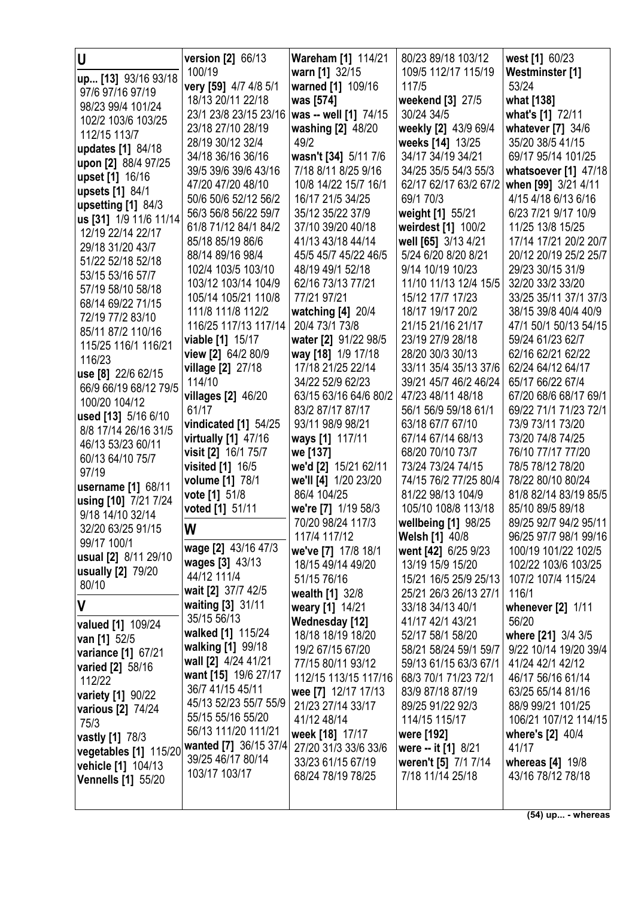## U

**up... [13]** 93/16 93/18 97/6 97/16 97/19 98/23 99/4 101/24 102/2 103/6 103/25 112/15 113/7
**updates [1]** 84/18
**upon [2]** 88/4 97/25
**upset [1]** 16/16
**upsets [1]** 84/1
**upsetting [1]** 84/3
**us [31]** 1/9 11/6 11/14 12/19 22/14 22/17 29/18 31/20 43/7 51/22 52/18 52/18 53/15 53/16 57/7 57/19 58/10 58/18 68/14 69/22 71/15 72/19 77/2 83/10 85/11 87/2 110/16 115/25 116/1 116/21 116/23
**use [8]** 22/6 62/15 66/9 66/19 68/12 79/5 100/20 104/12
**used [13]** 5/16 6/10 8/8 17/14 26/16 31/5 46/13 53/23 60/11 60/13 64/10 75/7 97/19
**username [1]** 68/11
**using [10]** 7/21 7/24 9/18 14/10 32/14 32/20 63/25 91/15 99/17 100/1
**usual [2]** 8/11 29/10
**usually [2]** 79/20 80/10

## V

**valued [1]** 109/24
**van [1]** 52/5
**variance [1]** 67/21
**varied [2]** 58/16 112/22
**variety [1]** 90/22
**various [2]** 74/24 75/3
**vastly [1]** 78/3
**vegetables [1]** 115/20
**vehicle [1]** 104/13
**Vennells [1]** 55/20
**version [2]** 66/13 100/19
**very [59]** 4/7 4/8 5/1 18/13 20/11 22/18 23/1 23/8 23/15 23/16 23/18 27/10 28/19 28/19 30/12 32/4 34/18 36/16 36/16 39/5 39/6 39/6 43/16 47/20 47/20 48/10 50/6 50/6 52/12 56/2 56/3 56/8 56/22 59/7 61/8 71/12 84/1 84/2 85/18 85/19 86/6 88/14 89/16 98/4 102/4 103/5 103/10 103/12 103/14 104/9 105/14 105/21 110/8 111/8 111/8 112/2 116/25 117/13 117/14
**viable [1]** 15/17
**view [2]** 64/2 80/9
**village [2]** 27/18 114/10
**villages [2]** 46/20 61/17
**vindicated [1]** 54/25
**virtually [1]** 47/16
**visit [2]** 16/1 75/7
**visited [1]** 16/5
**volume [1]** 78/1
**vote [1]** 51/8
**voted [1]** 51/11

## W

**wage [2]** 43/16 47/3
**wages [3]** 43/13 44/12 111/4
**wait [2]** 37/7 42/5
**waiting [3]** 31/11 35/15 56/13
**walked [1]** 115/24
**walking [1]** 99/18
**wall [2]** 4/24 41/21
**want [15]** 19/6 27/17 36/7 41/15 45/11 45/13 52/23 55/7 55/9 55/15 55/16 55/20 56/13 111/20 111/21
**wanted [7]** 36/15 37/4 39/25 46/17 80/14 103/17 103/17
**Wareham [1]** 114/21
**warn [1]** 32/15
**warned [1]** 109/16
**was [574]**
**was -- well [1]** 74/15
**washing [2]** 48/20 49/2
**wasn't [34]** 5/11 7/6 7/18 8/11 8/25 9/16 10/8 14/22 15/7 16/1 16/17 21/5 34/25 35/12 35/22 37/9 37/10 39/20 40/18 41/13 43/18 44/14 45/5 45/7 45/22 46/5 48/19 49/1 52/18 62/16 73/13 77/21 77/21 97/21
**watching [4]** 20/4 20/4 73/1 73/8
**water [2]** 91/22 98/5
**way [18]** 1/9 17/18 17/18 21/25 22/14 34/22 52/9 62/23 63/15 63/16 64/6 80/2 83/2 87/17 87/17 93/11 98/9 98/21
**ways [1]** 117/11
**we [137]**
**we'd [2]** 15/21 62/11
**we'll [4]** 1/20 23/20 86/4 104/25
**we're [7]** 1/19 58/3 70/20 98/24 117/3 117/4 117/12
**we've [7]** 17/8 18/1 18/15 49/14 49/20 51/15 76/16
**wealth [1]** 32/8
**weary [1]** 14/21
**Wednesday [12]** 18/18 18/19 18/20 19/2 67/15 67/20 77/15 80/11 93/12 112/15 113/15 117/16
**wee [7]** 12/17 17/13 21/23 27/24 33/17 41/12 48/14
**week [18]** 17/17 27/20 31/3 33/6 33/6 33/23 61/15 67/19 68/24 78/19 78/25 80/23 89/18 103/12 109/5 112/17 115/19 117/5
**weekend [3]** 27/5 30/24 34/5
**weekly [2]** 43/9 69/4
**weeks [14]** 13/25 34/17 34/19 34/21 34/25 35/5 54/3 55/3 62/17 62/17 63/2 67/2 69/1 70/3
**weight [1]** 55/21
**weirdest [1]** 100/2
**well [65]** 3/13 4/21 5/24 6/20 8/20 8/21 9/14 10/19 10/23 11/10 11/13 12/4 15/5 15/12 17/7 17/23 18/17 19/17 20/2 21/15 21/16 21/17 23/19 27/9 28/18 28/20 30/3 30/13 33/11 35/4 35/13 37/6 39/21 45/7 46/2 46/24 47/23 48/11 48/18 56/1 56/9 59/18 61/1 63/18 67/7 67/10 67/14 67/14 68/13 68/20 70/10 73/7 73/24 73/24 74/15 74/15 76/2 77/25 80/4 81/22 98/13 104/9 105/10 108/8 113/18
**wellbeing [1]** 98/25
**Welsh [1]** 40/8
**went [42]** 6/25 9/23 13/19 15/9 15/20 15/21 16/5 25/9 25/13 25/21 26/3 26/13 27/1 33/18 34/13 40/1 41/17 42/1 43/21 52/17 58/1 58/20 58/21 58/24 59/1 59/7 59/13 61/15 63/3 67/1 68/3 70/1 71/23 72/1 83/9 87/18 87/19 89/25 91/22 92/3 114/15 115/17
**were [192]**
**were -- it [1]** 8/21
**weren't [5]** 7/1 7/14 7/18 11/14 25/18
**west [1]** 60/23
**Westminster [1]** 53/24
**what [138]**
**what's [1]** 72/11
**whatever [7]** 34/6 35/20 38/5 41/15 69/17 95/14 101/25
**whatsoever [1]** 47/18
**when [99]** 3/21 4/11 4/15 4/18 6/13 6/16 6/23 7/21 9/17 10/9 11/25 13/8 15/25 17/14 17/21 20/2 20/7 20/12 20/19 25/2 25/7 29/23 30/15 31/9 32/20 33/2 33/20 33/25 35/11 37/1 37/3 38/15 39/8 40/4 40/9 47/1 50/1 50/13 54/15 59/24 61/23 62/7 62/16 62/21 62/22 62/24 64/12 64/17 65/17 66/22 67/4 67/20 68/6 68/17 69/1 69/22 71/1 71/23 72/1 73/9 73/11 73/20 73/20 74/8 74/25 76/10 77/17 77/20 78/5 78/12 78/20 78/22 80/10 80/24 81/8 82/14 83/19 85/5 85/10 89/5 89/18 89/25 92/7 94/2 95/11 96/25 97/7 98/1 99/16 100/19 101/22 102/5 102/22 103/6 103/25 107/2 107/4 115/24 116/1
**whenever [2]** 1/11 56/20
**where [21]** 3/4 3/5 9/22 10/14 19/20 39/4 41/24 42/1 42/12 46/17 56/16 61/14 63/25 65/14 81/16 88/9 99/21 101/25 106/21 107/12 114/15
**where's [2]** 40/4 41/17
**whereas [4]** 19/8 43/16 78/12 78/18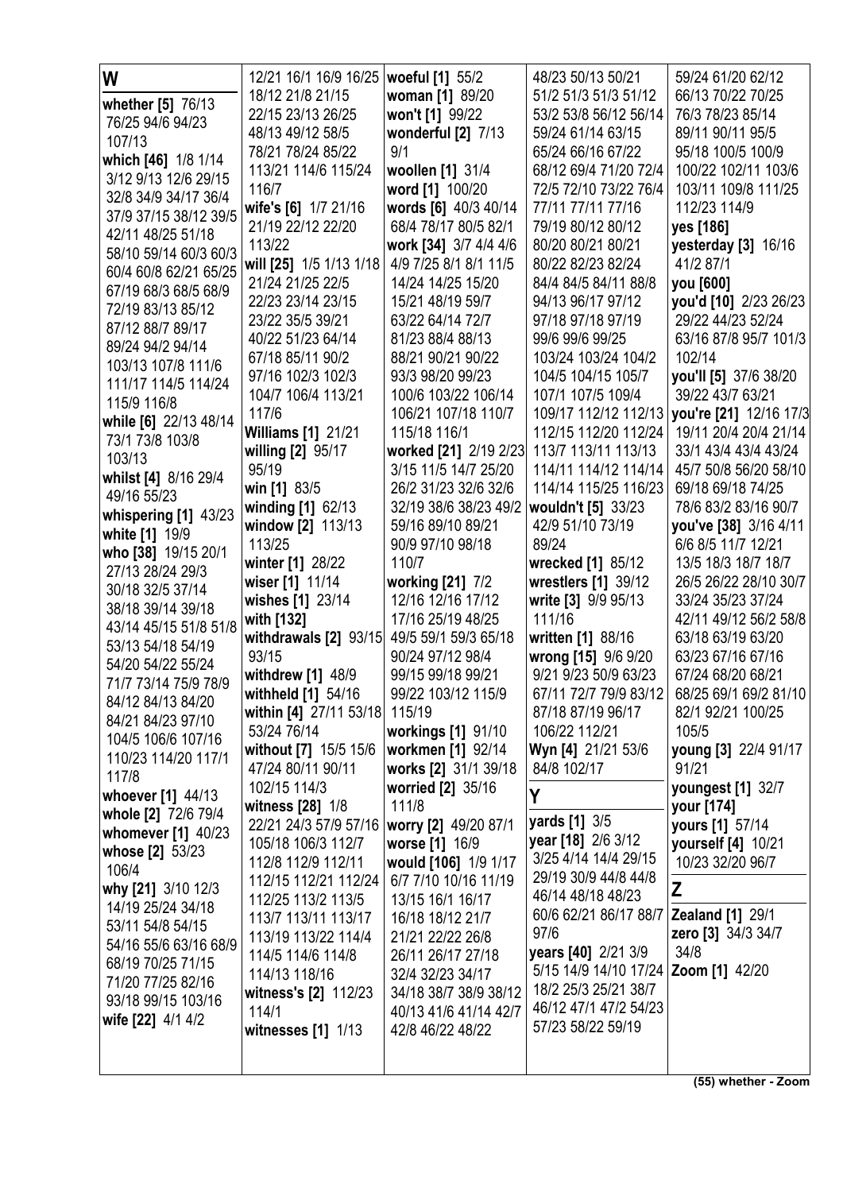# W

**whether [5]** 76/13 76/25 94/6 94/23 107/13
**which [46]** 1/8 1/14 3/12 9/13 12/6 29/15 32/8 34/9 34/17 36/4 37/9 37/15 38/12 39/5 42/11 48/25 51/18 58/10 59/14 60/3 60/3 60/4 60/8 62/21 65/25 67/19 68/3 68/5 68/9 72/19 83/13 85/12 87/12 88/7 89/17 89/24 94/2 94/14 103/13 107/8 111/6 111/17 114/5 114/24 115/9 116/8
**while [6]** 22/13 48/14 73/1 73/8 103/8 103/13
**whilst [4]** 8/16 29/4 49/16 55/23
**whispering [1]** 43/23
**white [1]** 19/9
**who [38]** 19/15 20/1 27/13 28/24 29/3 30/18 32/5 37/14 38/18 39/14 39/18 43/14 45/15 51/8 51/8 53/13 54/18 54/19 54/20 54/22 55/24 71/7 73/14 75/9 78/9 84/12 84/13 84/20 84/21 84/23 97/10 104/5 106/6 107/16 110/23 114/20 117/1 117/8
**whoever [1]** 44/13
**whole [2]** 72/6 79/4
**whomever [1]** 40/23
**whose [2]** 53/23 106/4
**why [21]** 3/10 12/3 14/19 25/24 34/18 53/11 54/8 54/15 54/16 55/6 63/16 68/9 68/19 70/25 71/15 71/20 77/25 82/16 93/18 99/15 103/16
**wife [22]** 4/1 4/2 12/21 16/1 16/9 16/25 18/12 21/8 21/15 22/15 23/13 26/25 48/13 49/12 58/5 78/21 78/24 85/22 113/21 114/6 115/24 116/7
**wife's [6]** 1/7 21/16 21/19 22/12 22/20 113/22
**will [25]** 1/5 1/13 1/18 21/24 21/25 22/5 22/23 23/14 23/15 23/22 35/5 39/21 40/22 51/23 64/14 67/18 85/11 90/2 97/16 102/3 102/3 104/7 106/4 113/21 117/6
**Williams [1]** 21/21
**willing [2]** 95/17 95/19
**win [1]** 83/5
**winding [1]** 62/13
**window [2]** 113/13 113/25
**winter [1]** 28/22
**wiser [1]** 11/14
**wishes [1]** 23/14
**with [132]**
**withdrawals [2]** 93/15 93/15
**withdrew [1]** 48/9
**withheld [1]** 54/16
**within [4]** 27/11 53/18 53/24 76/14
**without [7]** 15/5 15/6 47/24 80/11 90/11 102/15 114/3
**witness [28]** 1/8 22/21 24/3 57/9 57/16 105/18 106/3 112/7 112/8 112/9 112/11 112/15 112/21 112/24 112/25 113/2 113/5 113/7 113/11 113/17 113/19 113/22 114/4 114/5 114/6 114/8 114/13 118/16
**witness's [2]** 112/23 114/1
**witnesses [1]** 1/13
**woeful [1]** 55/2
**woman [1]** 89/20
**won't [1]** 99/22
**wonderful [2]** 7/13 9/1
**woollen [1]** 31/4
**word [1]** 100/20
**words [6]** 40/3 40/14 68/4 78/17 80/5 82/1
**work [34]** 3/7 4/4 4/6 4/9 7/25 8/1 8/1 11/5 14/24 14/25 15/20 15/21 48/19 59/7 63/22 64/14 72/7 81/23 88/4 88/13 88/21 90/21 90/22 93/3 98/20 99/23 100/6 103/22 106/14 106/21 107/18 110/7 115/18 116/1
**worked [21]** 2/19 2/23 3/15 11/5 14/7 25/20 26/2 31/23 32/6 32/6 32/19 38/6 38/23 49/2 59/16 89/10 89/21 90/9 97/10 98/18 110/7
**working [21]** 7/2 12/16 12/16 17/12 17/16 25/19 48/25 49/5 59/1 59/3 65/18 90/24 97/12 98/4 99/15 99/18 99/21 99/22 103/12 115/9 115/19
**workings [1]** 91/10
**workmen [1]** 92/14
**works [2]** 31/1 39/18
**worried [2]** 35/16 111/8
**worry [2]** 49/20 87/1
**worse [1]** 16/9
**would [106]** 1/9 1/17 6/7 7/10 10/16 11/19 13/15 16/1 16/17 16/18 18/12 21/7 21/21 22/22 26/8 26/11 26/17 27/18 32/4 32/23 34/17 34/18 38/7 38/9 38/12 40/13 41/6 41/14 42/7 42/8 46/22 48/22 48/23 50/13 50/21 51/2 51/3 51/3 51/12 53/2 53/8 56/12 56/14 59/24 61/14 63/15 65/24 66/16 67/22 68/12 69/4 71/20 72/4 72/5 72/10 73/22 76/4 77/11 77/11 77/16 79/19 80/12 80/12 80/20 80/21 80/21 80/22 82/23 82/24 84/4 84/5 84/11 88/8 94/13 96/17 97/12 97/18 97/18 97/19 99/6 99/6 99/25 103/24 103/24 104/2 104/5 104/15 105/7 107/1 107/5 109/4 109/17 112/12 112/13 112/15 112/20 112/24 113/7 113/11 113/13 114/11 114/12 114/14 114/14 115/25 116/23
**wouldn't [5]** 33/23 42/9 51/10 73/19 89/24
**wrecked [1]** 85/12
**wrestlers [1]** 39/12
**write [3]** 9/9 95/13 111/16
**written [1]** 88/16
**wrong [15]** 9/6 9/20 9/21 9/23 50/9 63/23 67/11 72/7 79/9 83/12 87/18 87/19 96/17 106/22 112/21
**Wyn [4]** 21/21 53/6 84/8 102/17

# Y

**yards [1]** 3/5
**year [18]** 2/6 3/12 3/25 4/14 14/4 29/15 29/19 30/9 44/8 44/8 46/14 48/18 48/23 60/6 62/21 86/17 88/7 97/6
**years [40]** 2/21 3/9 5/15 14/9 14/10 17/24 18/2 25/3 25/21 38/7 46/12 47/1 47/2 54/23 57/23 58/22 59/19 59/24 61/20 62/12 66/13 70/22 70/25 76/3 78/23 85/14 89/11 90/11 95/5 95/18 100/5 100/9 100/22 102/11 103/6 103/11 109/8 111/25 112/23 114/9
**yes [186]**
**yesterday [3]** 16/16 41/2 87/1
**you [600]**
**you'd [10]** 2/23 26/23 29/22 44/23 52/24 63/16 87/8 95/7 101/3 102/14
**you'll [5]** 37/6 38/20 39/22 43/7 63/21
**you're [21]** 12/16 17/3 19/11 20/4 20/4 21/14 33/1 43/4 43/4 43/24 45/7 50/8 56/20 58/10 69/18 69/18 74/25 78/6 83/2 83/16 90/7
**you've [38]** 3/16 4/11 6/6 8/5 11/7 12/21 13/5 18/3 18/7 18/7 26/5 26/22 28/10 30/7 33/24 35/23 37/24 42/11 49/12 56/2 58/8 63/18 63/19 63/20 63/23 67/16 67/16 67/24 68/20 68/21 68/25 69/1 69/2 81/10 82/1 92/1 100/25 105/5
**young [3]** 22/4 91/17 91/21
**youngest [1]** 32/7
**your [174]**
**yours [1]** 57/14
**yourself [4]** 10/21 10/23 32/20 96/7

# Z

**Zealand [1]** 29/1
**zero [3]** 34/3 34/7 34/8
**Zoom [1]** 42/20